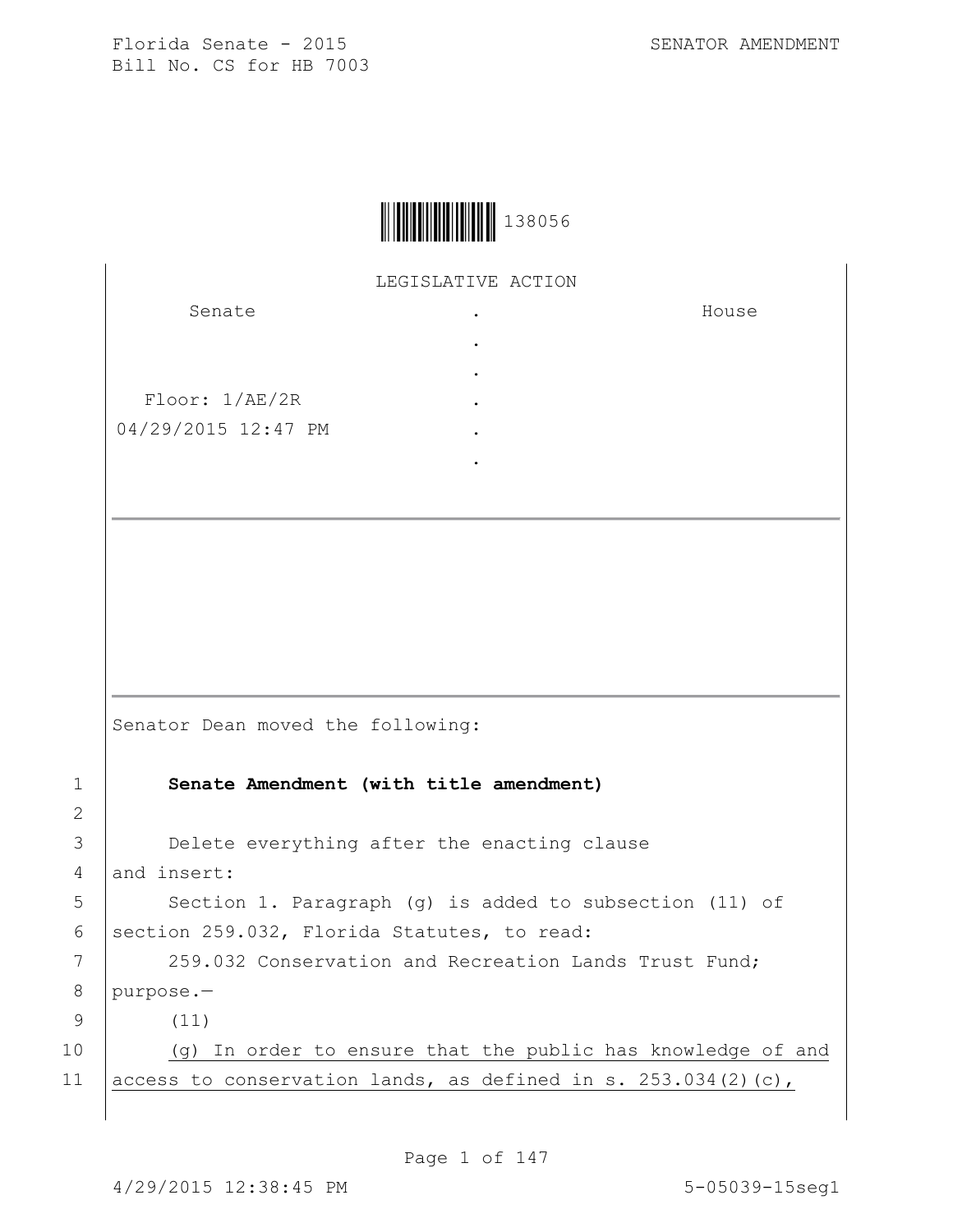Florida Senate - 2015 SENATOR AMENDMENT
Bill No. CS for HB 7003

138056

LEGISLATIVE ACTION

| Senate | . | House |
| --- | --- | --- |
| | . | |
| | . | |
| Floor: 1/AE/2R | . | |
| 04/29/2015 12:47 PM | . | |
| | . | |

Senator Dean moved the following:

1 **Senate Amendment (with title amendment)**

2

3 Delete everything after the enacting clause
4 and insert:
5 Section 1. Paragraph (g) is added to subsection (11) of
6 section 259.032, Florida Statutes, to read:
7 259.032 Conservation and Recreation Lands Trust Fund;
8 purpose.—
9 (11)
10 (g) In order to ensure that the public has knowledge of and
11 access to conservation lands, as defined in s. 253.034(2)(c),

4/29/2015 12:38:45 PM 5-05039-15seg1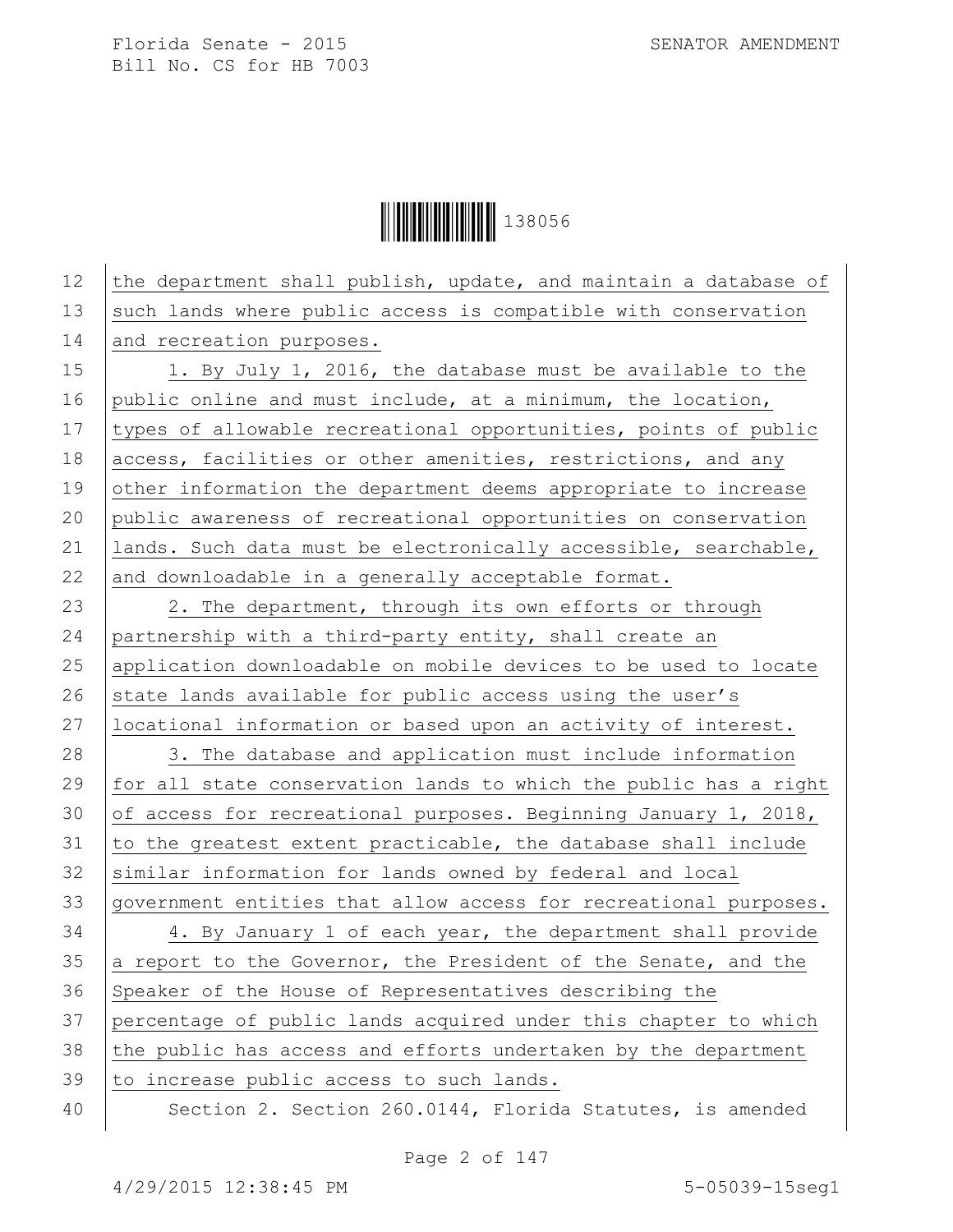the department shall publish, update, and maintain a database of such lands where public access is compatible with conservation and recreation purposes.

1. By July 1, 2016, the database must be available to the public online and must include, at a minimum, the location, types of allowable recreational opportunities, points of public access, facilities or other amenities, restrictions, and any other information the department deems appropriate to increase public awareness of recreational opportunities on conservation lands. Such data must be electronically accessible, searchable, and downloadable in a generally acceptable format.

2. The department, through its own efforts or through partnership with a third-party entity, shall create an application downloadable on mobile devices to be used to locate state lands available for public access using the user's locational information or based upon an activity of interest.

3. The database and application must include information for all state conservation lands to which the public has a right of access for recreational purposes. Beginning January 1, 2018, to the greatest extent practicable, the database shall include similar information for lands owned by federal and local government entities that allow access for recreational purposes.

4. By January 1 of each year, the department shall provide a report to the Governor, the President of the Senate, and the Speaker of the House of Representatives describing the percentage of public lands acquired under this chapter to which the public has access and efforts undertaken by the department to increase public access to such lands.

Section 2. Section 260.0144, Florida Statutes, is amended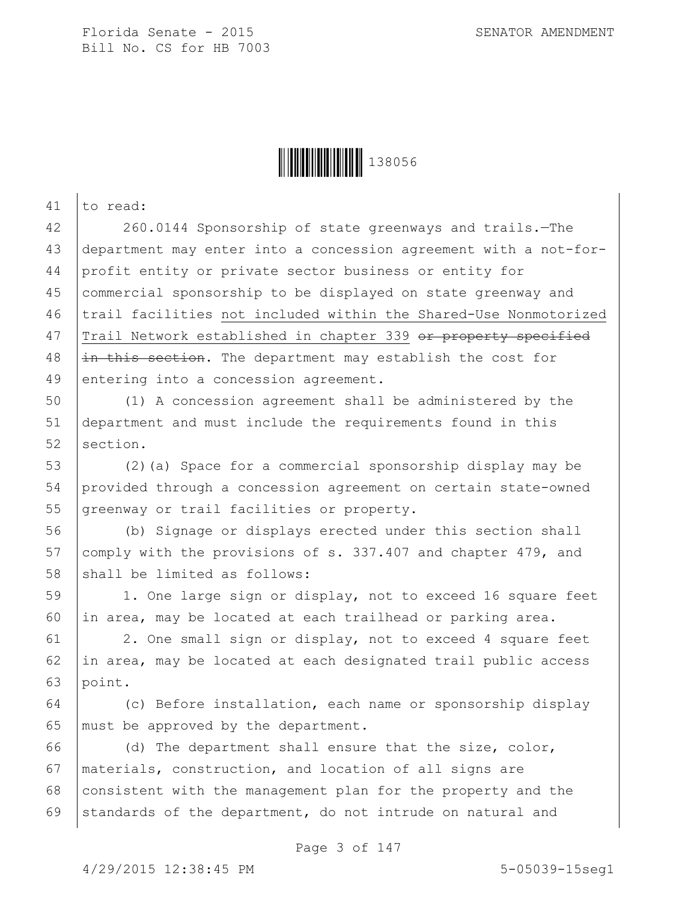to read:

260.0144 Sponsorship of state greenways and trails.—The department may enter into a concession agreement with a not-for-profit entity or private sector business or entity for commercial sponsorship to be displayed on state greenway and trail facilities not included within the Shared-Use Nonmotorized Trail Network established in chapter 339 ~~or property specified in this section~~. The department may establish the cost for entering into a concession agreement.

(1) A concession agreement shall be administered by the department and must include the requirements found in this section.

(2)(a) Space for a commercial sponsorship display may be provided through a concession agreement on certain state-owned greenway or trail facilities or property.

(b) Signage or displays erected under this section shall comply with the provisions of s. 337.407 and chapter 479, and shall be limited as follows:

1. One large sign or display, not to exceed 16 square feet in area, may be located at each trailhead or parking area.

2. One small sign or display, not to exceed 4 square feet in area, may be located at each designated trail public access point.

(c) Before installation, each name or sponsorship display must be approved by the department.

(d) The department shall ensure that the size, color, materials, construction, and location of all signs are consistent with the management plan for the property and the standards of the department, do not intrude on natural and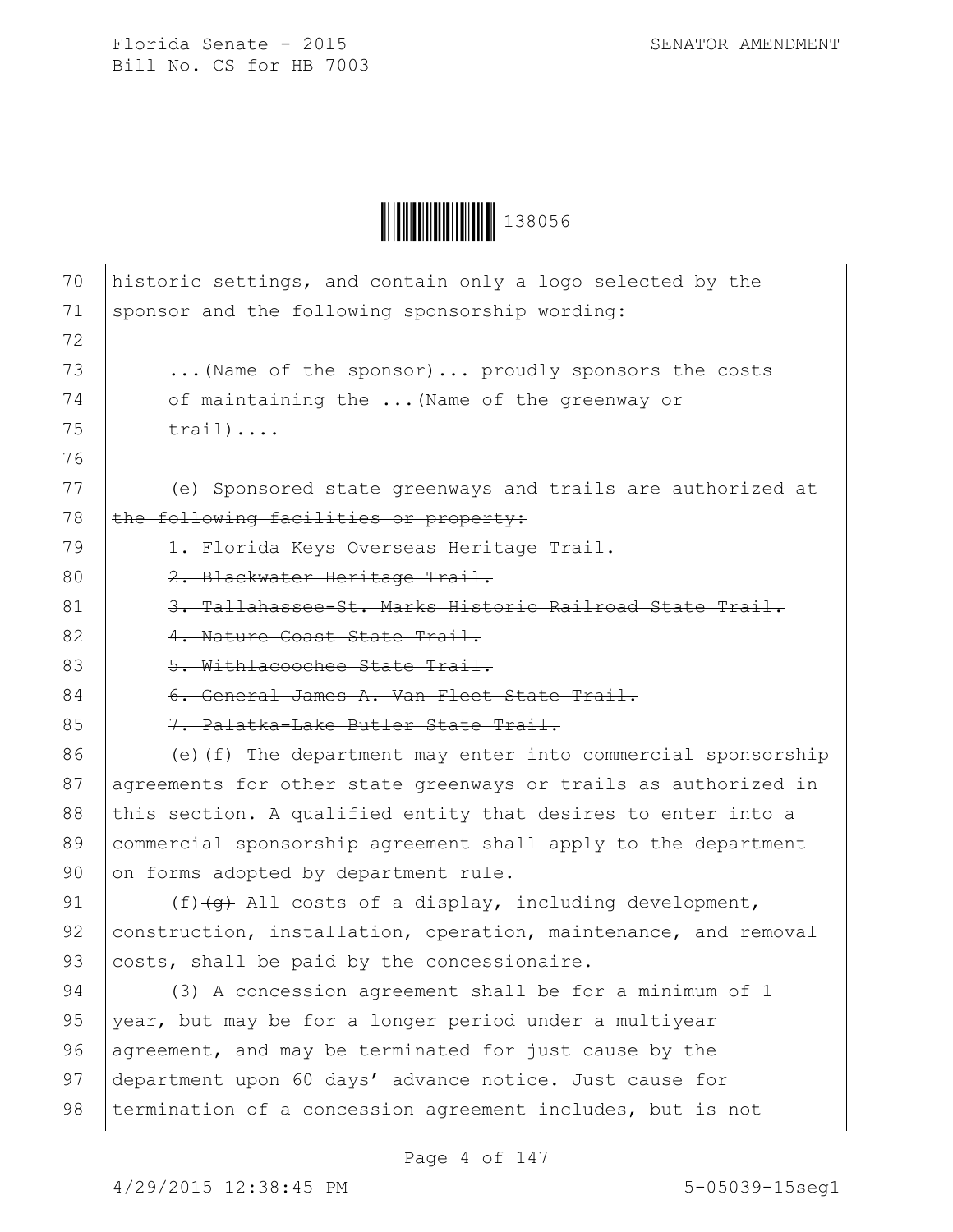historic settings, and contain only a logo selected by the sponsor and the following sponsorship wording:

...(Name of the sponsor)... proudly sponsors the costs of maintaining the ...(Name of the greenway or trail)....

~~(e) Sponsored state greenways and trails are authorized at the following facilities or property:~~

~~1. Florida Keys Overseas Heritage Trail.~~

~~2. Blackwater Heritage Trail.~~

~~3. Tallahassee-St. Marks Historic Railroad State Trail.~~

~~4. Nature Coast State Trail.~~

~~5. Withlacoochee State Trail.~~

~~6. General James A. Van Fleet State Trail.~~

~~7. Palatka-Lake Butler State Trail.~~

(e)~~(f)~~ The department may enter into commercial sponsorship agreements for other state greenways or trails as authorized in this section. A qualified entity that desires to enter into a commercial sponsorship agreement shall apply to the department on forms adopted by department rule.

(f)~~(g)~~ All costs of a display, including development, construction, installation, operation, maintenance, and removal costs, shall be paid by the concessionaire.

(3) A concession agreement shall be for a minimum of 1 year, but may be for a longer period under a multiyear agreement, and may be terminated for just cause by the department upon 60 days' advance notice. Just cause for termination of a concession agreement includes, but is not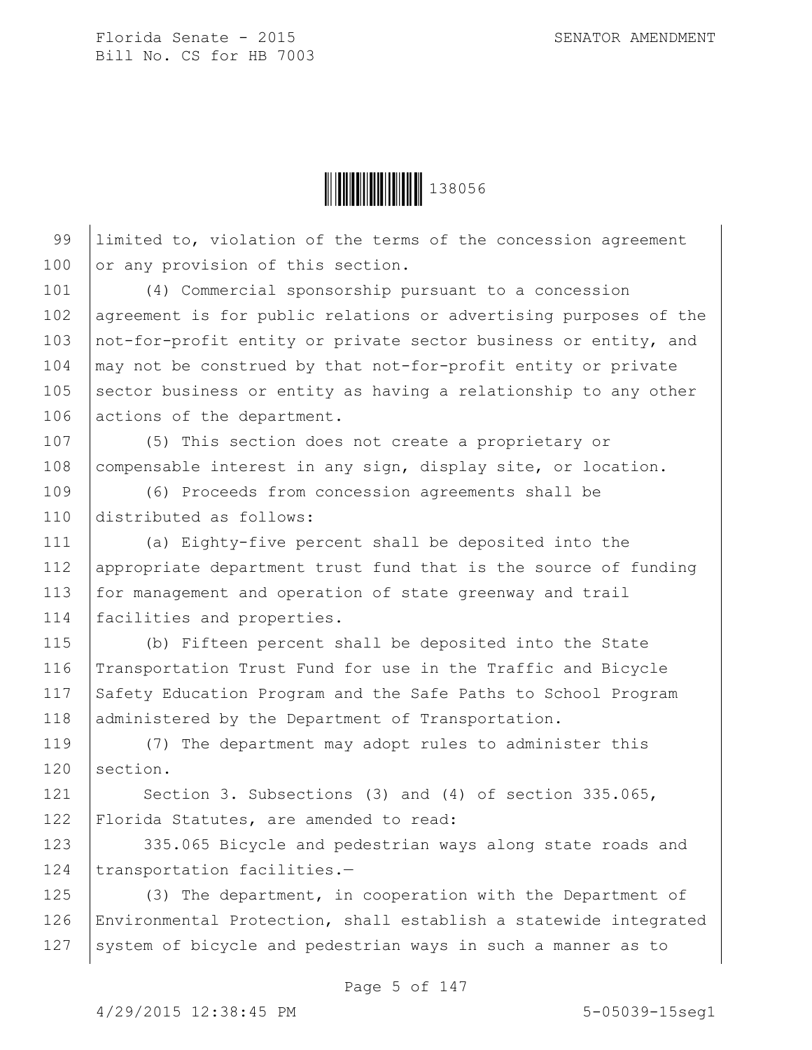limited to, violation of the terms of the concession agreement or any provision of this section.

(4) Commercial sponsorship pursuant to a concession agreement is for public relations or advertising purposes of the not-for-profit entity or private sector business or entity, and may not be construed by that not-for-profit entity or private sector business or entity as having a relationship to any other actions of the department.

(5) This section does not create a proprietary or compensable interest in any sign, display site, or location.

(6) Proceeds from concession agreements shall be distributed as follows:

(a) Eighty-five percent shall be deposited into the appropriate department trust fund that is the source of funding for management and operation of state greenway and trail facilities and properties.

(b) Fifteen percent shall be deposited into the State Transportation Trust Fund for use in the Traffic and Bicycle Safety Education Program and the Safe Paths to School Program administered by the Department of Transportation.

(7) The department may adopt rules to administer this section.

Section 3. Subsections (3) and (4) of section 335.065, Florida Statutes, are amended to read:

335.065 Bicycle and pedestrian ways along state roads and transportation facilities.—

(3) The department, in cooperation with the Department of Environmental Protection, shall establish a statewide integrated system of bicycle and pedestrian ways in such a manner as to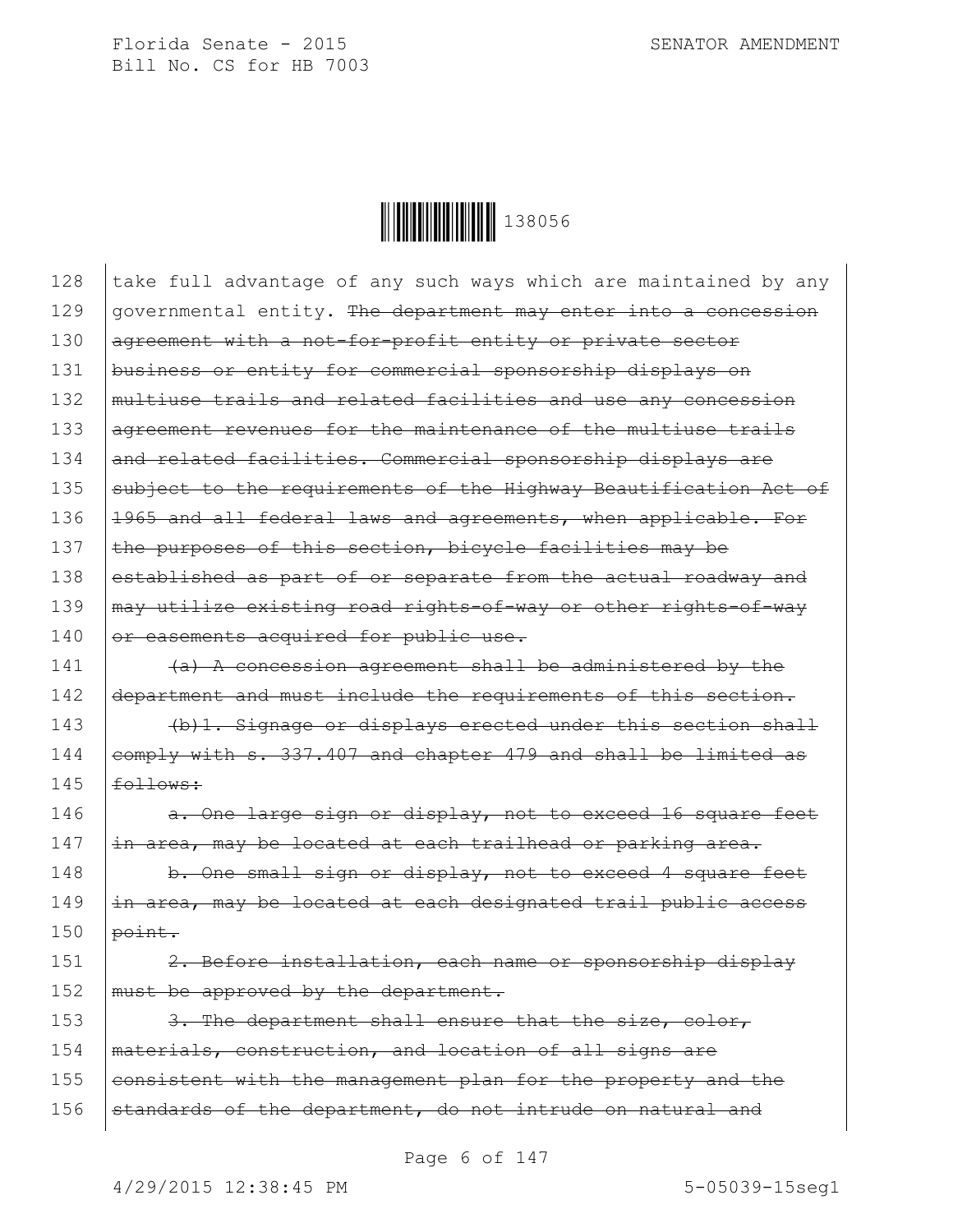take full advantage of any such ways which are maintained by any governmental entity. ~~The department may enter into a concession agreement with a not-for-profit entity or private sector business or entity for commercial sponsorship displays on multiuse trails and related facilities and use any concession agreement revenues for the maintenance of the multiuse trails and related facilities. Commercial sponsorship displays are subject to the requirements of the Highway Beautification Act of 1965 and all federal laws and agreements, when applicable. For the purposes of this section, bicycle facilities may be established as part of or separate from the actual roadway and may utilize existing road rights-of-way or other rights-of-way or easements acquired for public use.~~

~~(a) A concession agreement shall be administered by the department and must include the requirements of this section.~~

~~(b)1. Signage or displays erected under this section shall comply with s. 337.407 and chapter 479 and shall be limited as follows:~~

~~a. One large sign or display, not to exceed 16 square feet in area, may be located at each trailhead or parking area.~~

~~b. One small sign or display, not to exceed 4 square feet in area, may be located at each designated trail public access point.~~

~~2. Before installation, each name or sponsorship display must be approved by the department.~~

~~3. The department shall ensure that the size, color, materials, construction, and location of all signs are consistent with the management plan for the property and the standards of the department, do not intrude on natural and~~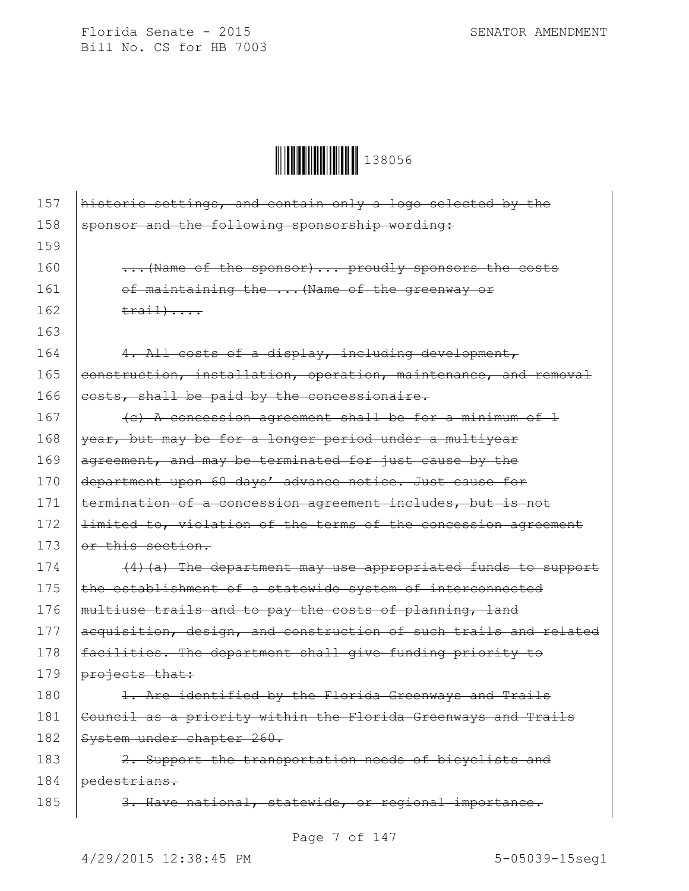157 ~~historic settings, and contain only a logo selected by the~~
158 ~~sponsor and the following sponsorship wording:~~
159
160 ~~...(Name of the sponsor)... proudly sponsors the costs~~
161 ~~of maintaining the ...(Name of the greenway or~~
162 ~~trail)....~~
163
164 ~~4. All costs of a display, including development,~~
165 ~~construction, installation, operation, maintenance, and removal~~
166 ~~costs, shall be paid by the concessionaire.~~
167 ~~(c) A concession agreement shall be for a minimum of 1~~
168 ~~year, but may be for a longer period under a multiyear~~
169 ~~agreement, and may be terminated for just cause by the~~
170 ~~department upon 60 days' advance notice. Just cause for~~
171 ~~termination of a concession agreement includes, but is not~~
172 ~~limited to, violation of the terms of the concession agreement~~
173 ~~or this section.~~
174 ~~(4)(a) The department may use appropriated funds to support~~
175 ~~the establishment of a statewide system of interconnected~~
176 ~~multiuse trails and to pay the costs of planning, land~~
177 ~~acquisition, design, and construction of such trails and related~~
178 ~~facilities. The department shall give funding priority to~~
179 ~~projects that:~~
180 ~~1. Are identified by the Florida Greenways and Trails~~
181 ~~Council as a priority within the Florida Greenways and Trails~~
182 ~~System under chapter 260.~~
183 ~~2. Support the transportation needs of bicyclists and~~
184 ~~pedestrians.~~
185 ~~3. Have national, statewide, or regional importance.~~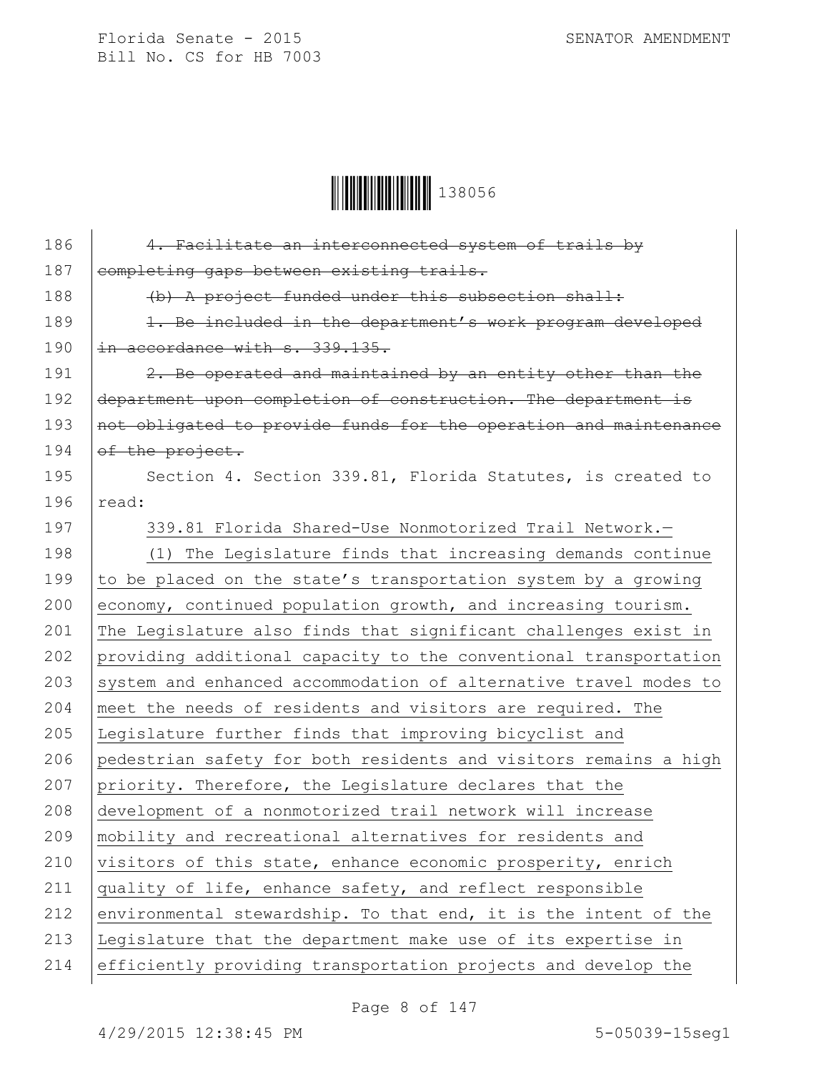~~4. Facilitate an interconnected system of trails by completing gaps between existing trails.~~

~~(b) A project funded under this subsection shall:~~

~~1. Be included in the department's work program developed in accordance with s. 339.135.~~

~~2. Be operated and maintained by an entity other than the department upon completion of construction. The department is not obligated to provide funds for the operation and maintenance of the project.~~

Section 4. Section 339.81, Florida Statutes, is created to read:

<u>339.81 Florida Shared-Use Nonmotorized Trail Network.—</u>

<u>(1) The Legislature finds that increasing demands continue to be placed on the state's transportation system by a growing economy, continued population growth, and increasing tourism. The Legislature also finds that significant challenges exist in providing additional capacity to the conventional transportation system and enhanced accommodation of alternative travel modes to meet the needs of residents and visitors are required. The Legislature further finds that improving bicyclist and pedestrian safety for both residents and visitors remains a high priority. Therefore, the Legislature declares that the development of a nonmotorized trail network will increase mobility and recreational alternatives for residents and visitors of this state, enhance economic prosperity, enrich quality of life, enhance safety, and reflect responsible environmental stewardship. To that end, it is the intent of the Legislature that the department make use of its expertise in efficiently providing transportation projects and develop the</u>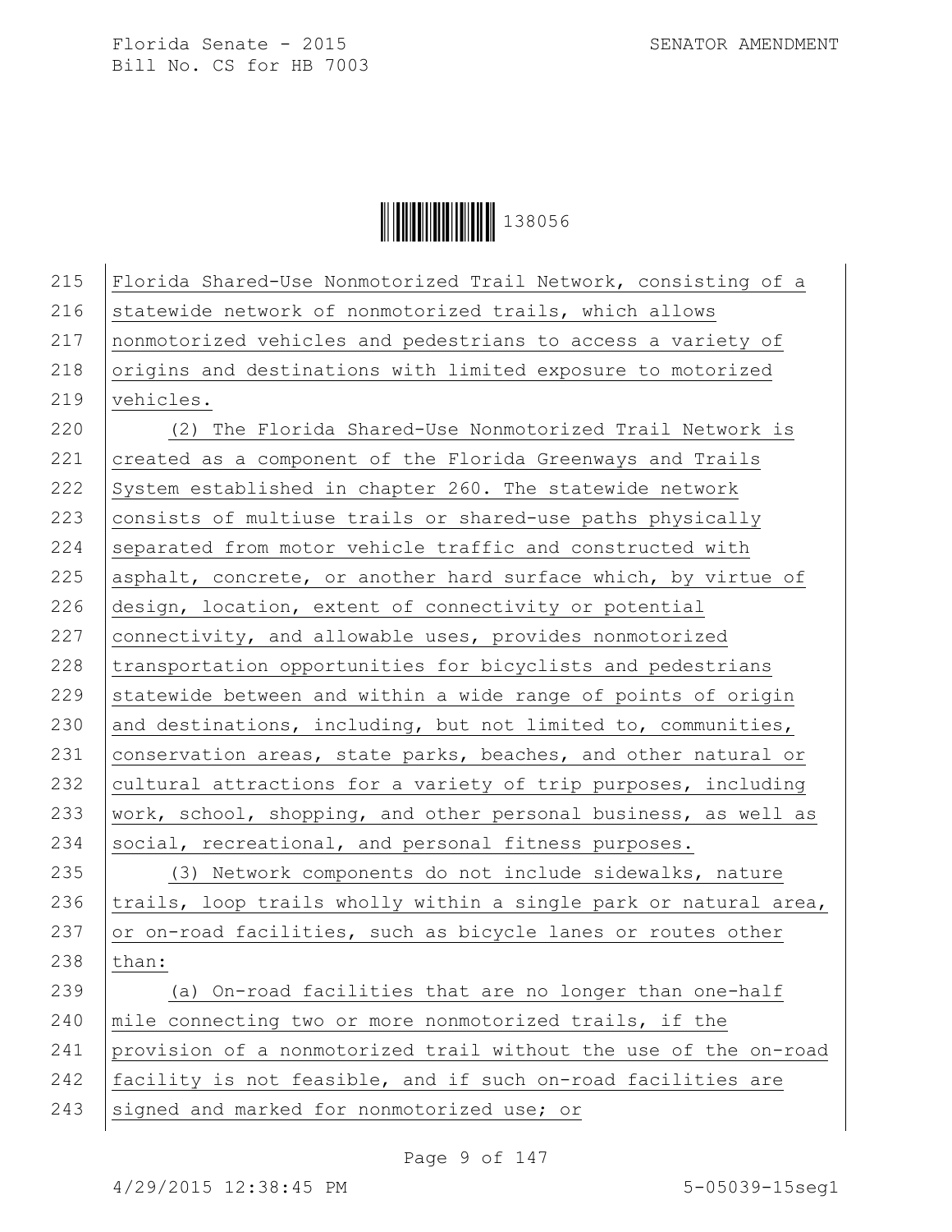Florida Shared-Use Nonmotorized Trail Network, consisting of a statewide network of nonmotorized trails, which allows nonmotorized vehicles and pedestrians to access a variety of origins and destinations with limited exposure to motorized vehicles.

(2) The Florida Shared-Use Nonmotorized Trail Network is created as a component of the Florida Greenways and Trails System established in chapter 260. The statewide network consists of multiuse trails or shared-use paths physically separated from motor vehicle traffic and constructed with asphalt, concrete, or another hard surface which, by virtue of design, location, extent of connectivity or potential connectivity, and allowable uses, provides nonmotorized transportation opportunities for bicyclists and pedestrians statewide between and within a wide range of points of origin and destinations, including, but not limited to, communities, conservation areas, state parks, beaches, and other natural or cultural attractions for a variety of trip purposes, including work, school, shopping, and other personal business, as well as social, recreational, and personal fitness purposes.

(3) Network components do not include sidewalks, nature trails, loop trails wholly within a single park or natural area, or on-road facilities, such as bicycle lanes or routes other than:

(a) On-road facilities that are no longer than one-half mile connecting two or more nonmotorized trails, if the provision of a nonmotorized trail without the use of the on-road facility is not feasible, and if such on-road facilities are signed and marked for nonmotorized use; or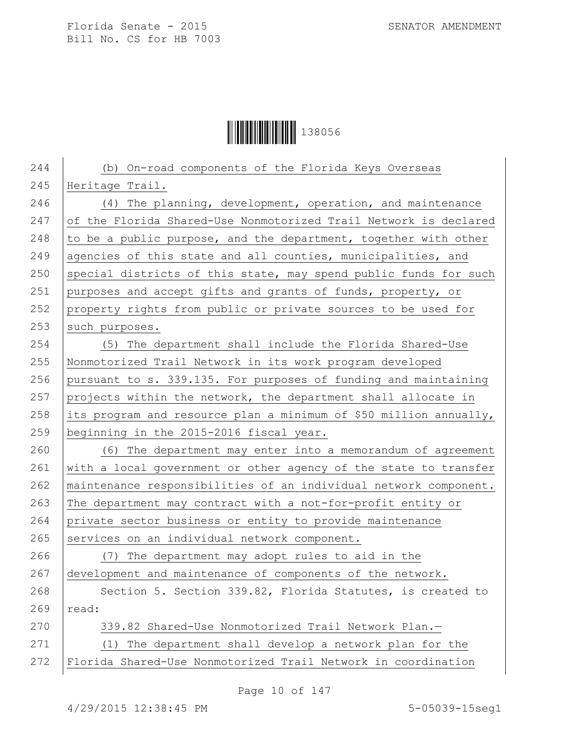(b) On-road components of the Florida Keys Overseas Heritage Trail.

(4) The planning, development, operation, and maintenance of the Florida Shared-Use Nonmotorized Trail Network is declared to be a public purpose, and the department, together with other agencies of this state and all counties, municipalities, and special districts of this state, may spend public funds for such purposes and accept gifts and grants of funds, property, or property rights from public or private sources to be used for such purposes.

(5) The department shall include the Florida Shared-Use Nonmotorized Trail Network in its work program developed pursuant to s. 339.135. For purposes of funding and maintaining projects within the network, the department shall allocate in its program and resource plan a minimum of $50 million annually, beginning in the 2015-2016 fiscal year.

(6) The department may enter into a memorandum of agreement with a local government or other agency of the state to transfer maintenance responsibilities of an individual network component. The department may contract with a not-for-profit entity or private sector business or entity to provide maintenance services on an individual network component.

(7) The department may adopt rules to aid in the development and maintenance of components of the network.

Section 5. Section 339.82, Florida Statutes, is created to read:

339.82 Shared-Use Nonmotorized Trail Network Plan.—

(1) The department shall develop a network plan for the Florida Shared-Use Nonmotorized Trail Network in coordination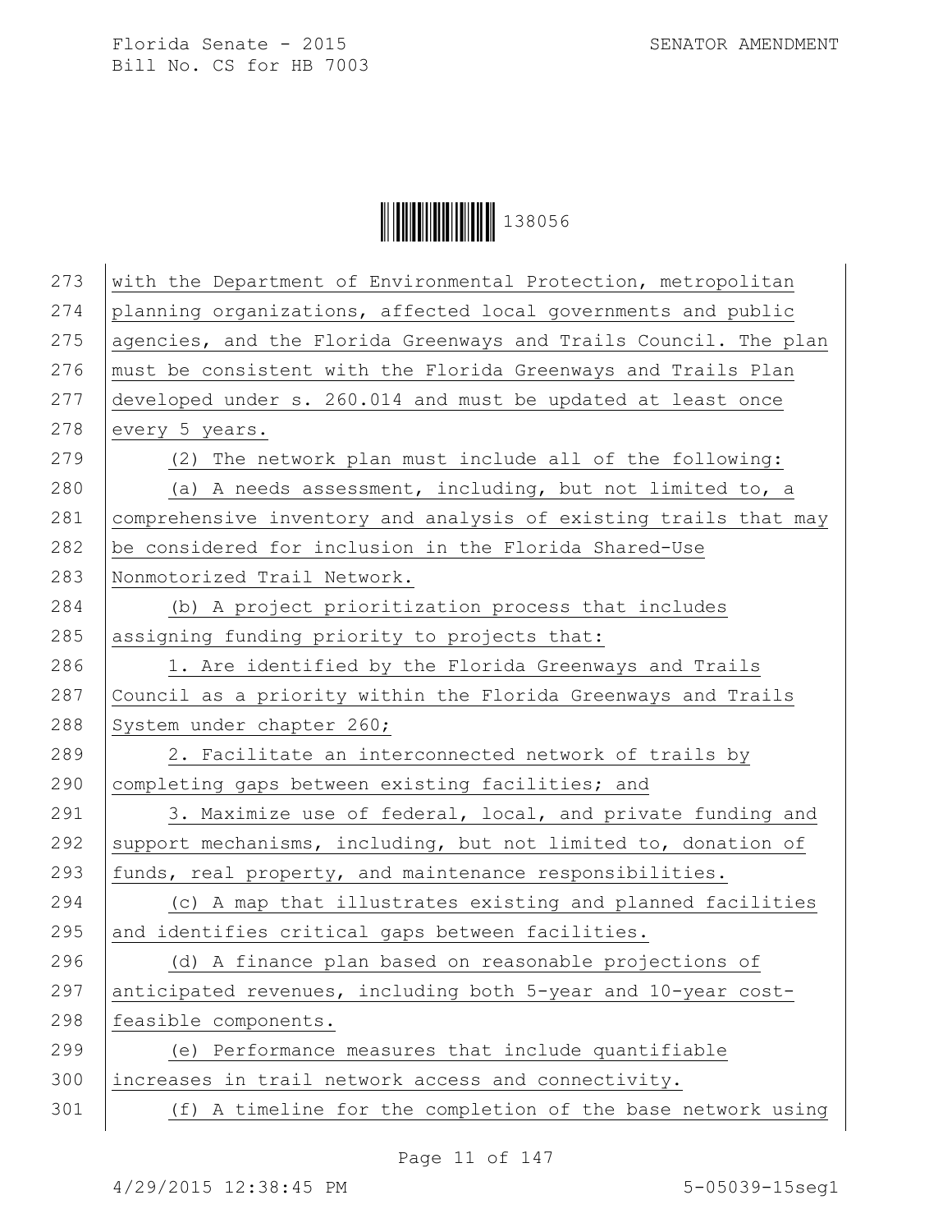with the Department of Environmental Protection, metropolitan planning organizations, affected local governments and public agencies, and the Florida Greenways and Trails Council. The plan must be consistent with the Florida Greenways and Trails Plan developed under s. 260.014 and must be updated at least once every 5 years.

(2) The network plan must include all of the following:

(a) A needs assessment, including, but not limited to, a comprehensive inventory and analysis of existing trails that may be considered for inclusion in the Florida Shared-Use Nonmotorized Trail Network.

(b) A project prioritization process that includes assigning funding priority to projects that:

1. Are identified by the Florida Greenways and Trails Council as a priority within the Florida Greenways and Trails System under chapter 260;

2. Facilitate an interconnected network of trails by completing gaps between existing facilities; and

3. Maximize use of federal, local, and private funding and support mechanisms, including, but not limited to, donation of funds, real property, and maintenance responsibilities.

(c) A map that illustrates existing and planned facilities and identifies critical gaps between facilities.

(d) A finance plan based on reasonable projections of anticipated revenues, including both 5-year and 10-year cost-feasible components.

(e) Performance measures that include quantifiable increases in trail network access and connectivity.

(f) A timeline for the completion of the base network using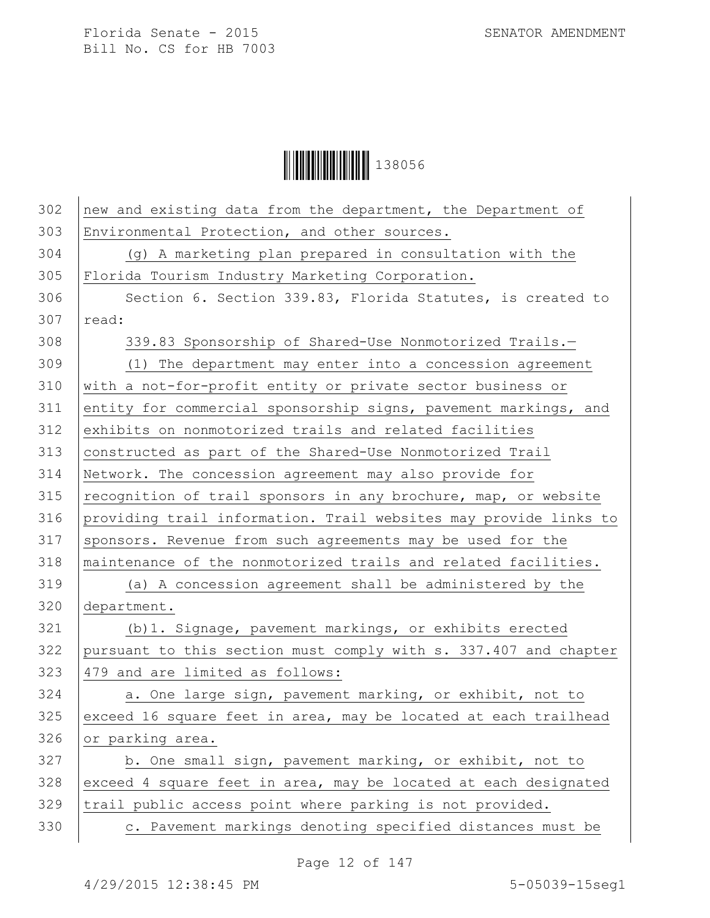new and existing data from the department, the Department of Environmental Protection, and other sources.

(g) A marketing plan prepared in consultation with the Florida Tourism Industry Marketing Corporation.

Section 6. Section 339.83, Florida Statutes, is created to read:

339.83 Sponsorship of Shared-Use Nonmotorized Trails.—

(1) The department may enter into a concession agreement with a not-for-profit entity or private sector business or entity for commercial sponsorship signs, pavement markings, and exhibits on nonmotorized trails and related facilities constructed as part of the Shared-Use Nonmotorized Trail Network. The concession agreement may also provide for recognition of trail sponsors in any brochure, map, or website providing trail information. Trail websites may provide links to sponsors. Revenue from such agreements may be used for the maintenance of the nonmotorized trails and related facilities.

(a) A concession agreement shall be administered by the department.

(b)1. Signage, pavement markings, or exhibits erected pursuant to this section must comply with s. 337.407 and chapter 479 and are limited as follows:

a. One large sign, pavement marking, or exhibit, not to exceed 16 square feet in area, may be located at each trailhead or parking area.

b. One small sign, pavement marking, or exhibit, not to exceed 4 square feet in area, may be located at each designated trail public access point where parking is not provided.

c. Pavement markings denoting specified distances must be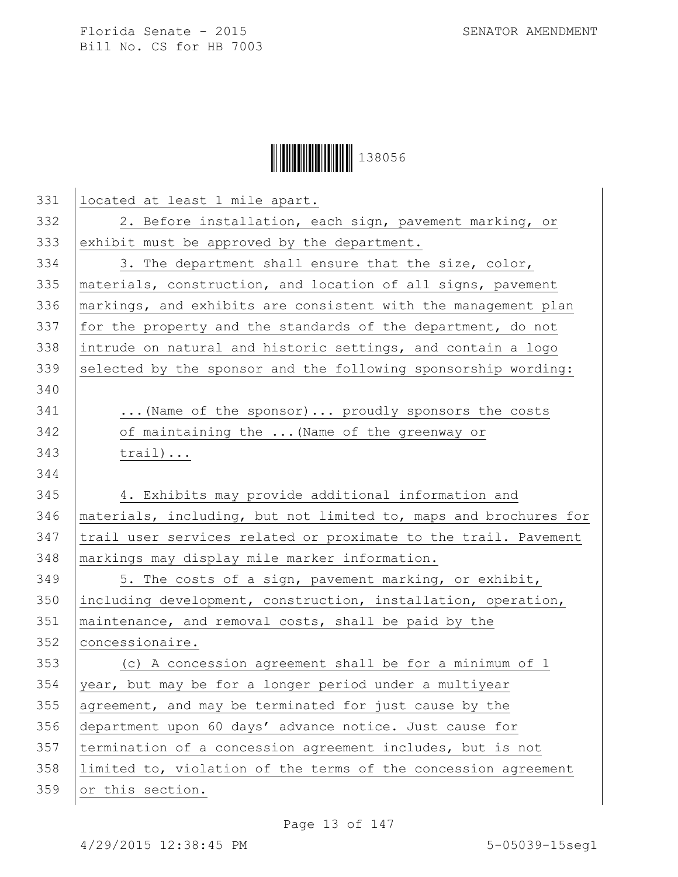located at least 1 mile apart.

2. Before installation, each sign, pavement marking, or exhibit must be approved by the department.

3. The department shall ensure that the size, color, materials, construction, and location of all signs, pavement markings, and exhibits are consistent with the management plan for the property and the standards of the department, do not intrude on natural and historic settings, and contain a logo selected by the sponsor and the following sponsorship wording:

> ...(Name of the sponsor)... proudly sponsors the costs of maintaining the ...(Name of the greenway or trail)...

4. Exhibits may provide additional information and materials, including, but not limited to, maps and brochures for trail user services related or proximate to the trail. Pavement markings may display mile marker information.

5. The costs of a sign, pavement marking, or exhibit, including development, construction, installation, operation, maintenance, and removal costs, shall be paid by the concessionaire.

(c) A concession agreement shall be for a minimum of 1 year, but may be for a longer period under a multiyear agreement, and may be terminated for just cause by the department upon 60 days' advance notice. Just cause for termination of a concession agreement includes, but is not limited to, violation of the terms of the concession agreement or this section.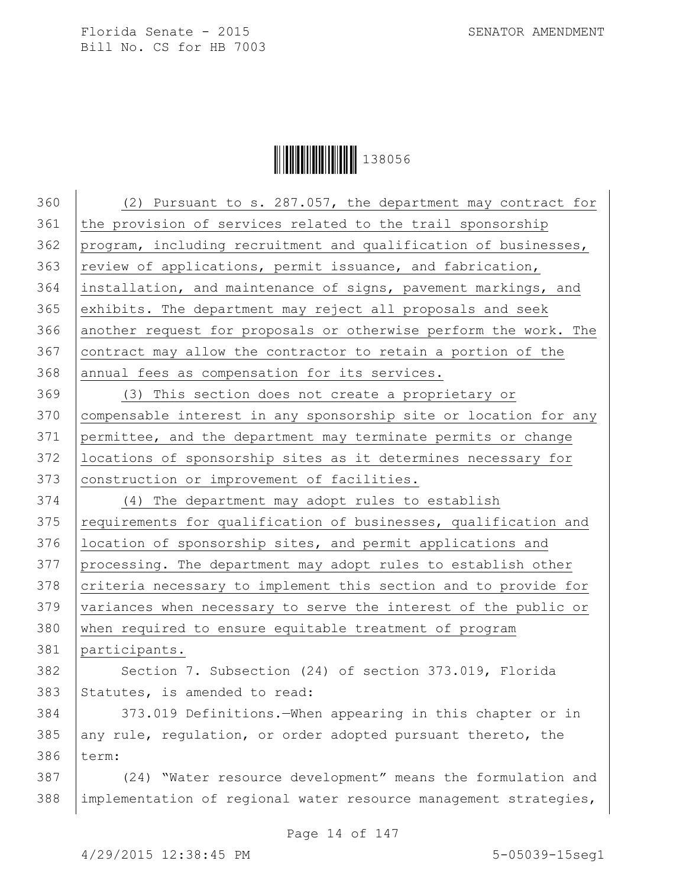(2) Pursuant to s. 287.057, the department may contract for the provision of services related to the trail sponsorship program, including recruitment and qualification of businesses, review of applications, permit issuance, and fabrication, installation, and maintenance of signs, pavement markings, and exhibits. The department may reject all proposals and seek another request for proposals or otherwise perform the work. The contract may allow the contractor to retain a portion of the annual fees as compensation for its services.

(3) This section does not create a proprietary or compensable interest in any sponsorship site or location for any permittee, and the department may terminate permits or change locations of sponsorship sites as it determines necessary for construction or improvement of facilities.

(4) The department may adopt rules to establish requirements for qualification of businesses, qualification and location of sponsorship sites, and permit applications and processing. The department may adopt rules to establish other criteria necessary to implement this section and to provide for variances when necessary to serve the interest of the public or when required to ensure equitable treatment of program participants.

Section 7. Subsection (24) of section 373.019, Florida Statutes, is amended to read:

373.019 Definitions.—When appearing in this chapter or in any rule, regulation, or order adopted pursuant thereto, the term:

(24) "Water resource development" means the formulation and implementation of regional water resource management strategies,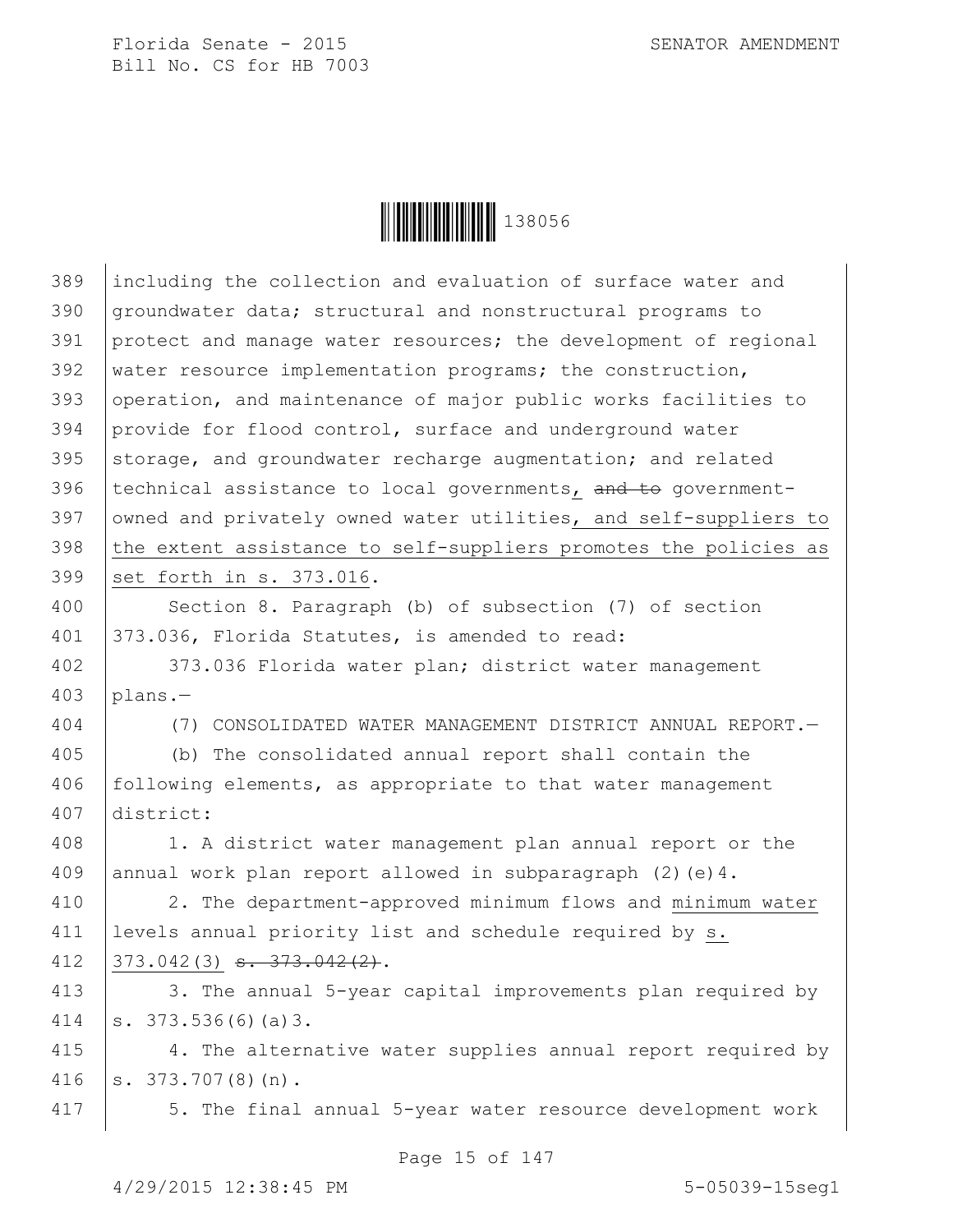including the collection and evaluation of surface water and groundwater data; structural and nonstructural programs to protect and manage water resources; the development of regional water resource implementation programs; the construction, operation, and maintenance of major public works facilities to provide for flood control, surface and underground water storage, and groundwater recharge augmentation; and related technical assistance to local governments, ~~and to~~ government-owned and privately owned water utilities, and self-suppliers to the extent assistance to self-suppliers promotes the policies as set forth in s. 373.016.

Section 8. Paragraph (b) of subsection (7) of section 373.036, Florida Statutes, is amended to read:

373.036 Florida water plan; district water management plans.—

(7) CONSOLIDATED WATER MANAGEMENT DISTRICT ANNUAL REPORT.—

(b) The consolidated annual report shall contain the following elements, as appropriate to that water management district:

1. A district water management plan annual report or the annual work plan report allowed in subparagraph (2)(e)4.

2. The department-approved minimum flows and minimum water levels annual priority list and schedule required by s. 373.042(3) ~~s. 373.042(2)~~.

3. The annual 5-year capital improvements plan required by s. 373.536(6)(a)3.

4. The alternative water supplies annual report required by s. 373.707(8)(n).

5. The final annual 5-year water resource development work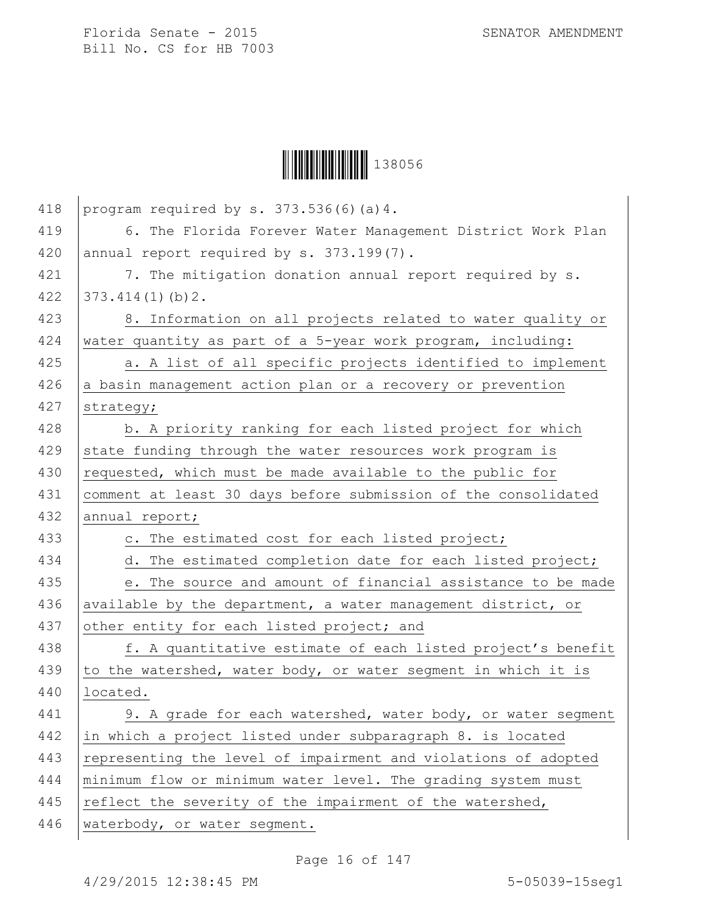program required by s. 373.536(6)(a)4.

6. The Florida Forever Water Management District Work Plan annual report required by s. 373.199(7).

7. The mitigation donation annual report required by s. 373.414(1)(b)2.

8. Information on all projects related to water quality or water quantity as part of a 5-year work program, including:

a. A list of all specific projects identified to implement a basin management action plan or a recovery or prevention strategy;

b. A priority ranking for each listed project for which state funding through the water resources work program is requested, which must be made available to the public for comment at least 30 days before submission of the consolidated annual report;

c. The estimated cost for each listed project;

d. The estimated completion date for each listed project;

e. The source and amount of financial assistance to be made available by the department, a water management district, or other entity for each listed project; and

f. A quantitative estimate of each listed project's benefit to the watershed, water body, or water segment in which it is located.

9. A grade for each watershed, water body, or water segment in which a project listed under subparagraph 8. is located representing the level of impairment and violations of adopted minimum flow or minimum water level. The grading system must reflect the severity of the impairment of the watershed, waterbody, or water segment.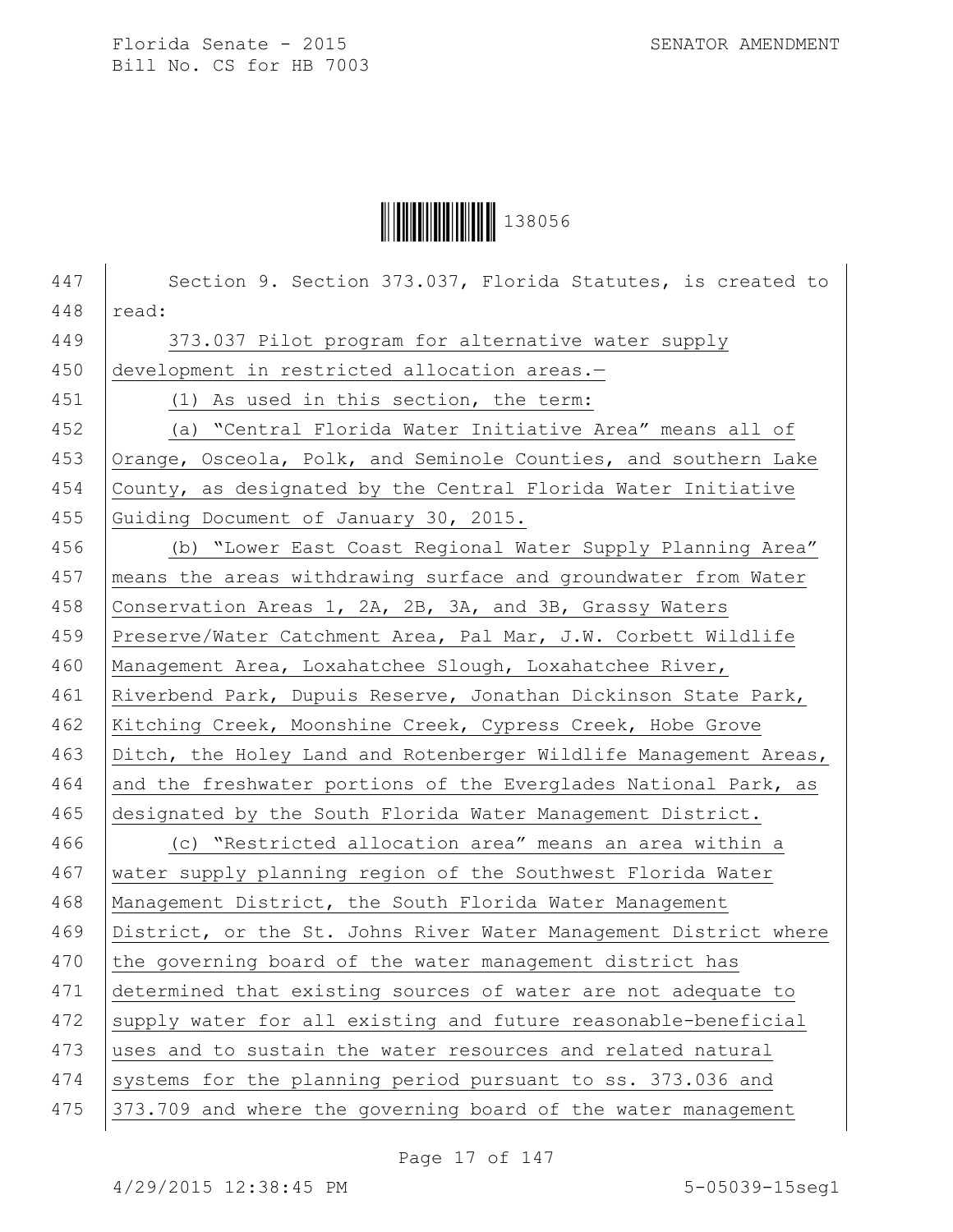Section 9. Section 373.037, Florida Statutes, is created to read:

373.037 Pilot program for alternative water supply development in restricted allocation areas.—

(1) As used in this section, the term:

(a) "Central Florida Water Initiative Area" means all of Orange, Osceola, Polk, and Seminole Counties, and southern Lake County, as designated by the Central Florida Water Initiative Guiding Document of January 30, 2015.

(b) "Lower East Coast Regional Water Supply Planning Area" means the areas withdrawing surface and groundwater from Water Conservation Areas 1, 2A, 2B, 3A, and 3B, Grassy Waters Preserve/Water Catchment Area, Pal Mar, J.W. Corbett Wildlife Management Area, Loxahatchee Slough, Loxahatchee River, Riverbend Park, Dupuis Reserve, Jonathan Dickinson State Park, Kitching Creek, Moonshine Creek, Cypress Creek, Hobe Grove Ditch, the Holey Land and Rotenberger Wildlife Management Areas, and the freshwater portions of the Everglades National Park, as designated by the South Florida Water Management District.

(c) "Restricted allocation area" means an area within a water supply planning region of the Southwest Florida Water Management District, the South Florida Water Management District, or the St. Johns River Water Management District where the governing board of the water management district has determined that existing sources of water are not adequate to supply water for all existing and future reasonable-beneficial uses and to sustain the water resources and related natural systems for the planning period pursuant to ss. 373.036 and 373.709 and where the governing board of the water management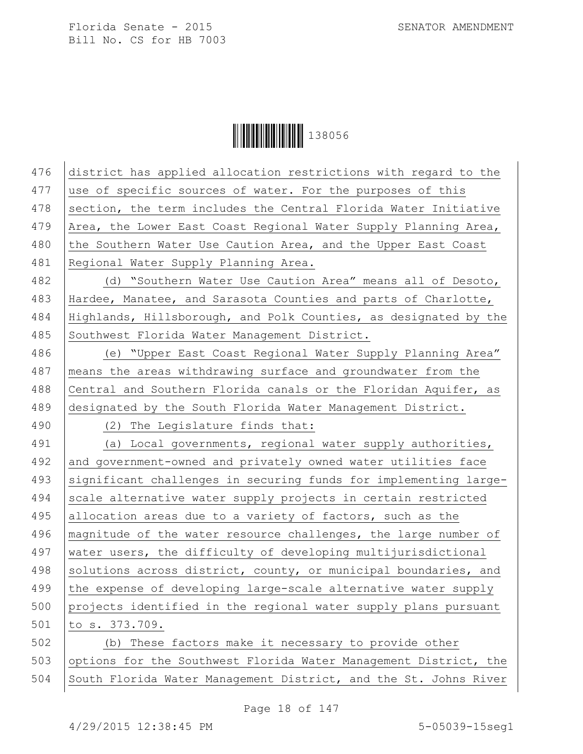district has applied allocation restrictions with regard to the use of specific sources of water. For the purposes of this section, the term includes the Central Florida Water Initiative Area, the Lower East Coast Regional Water Supply Planning Area, the Southern Water Use Caution Area, and the Upper East Coast Regional Water Supply Planning Area.

(d) "Southern Water Use Caution Area" means all of Desoto, Hardee, Manatee, and Sarasota Counties and parts of Charlotte, Highlands, Hillsborough, and Polk Counties, as designated by the Southwest Florida Water Management District.

(e) "Upper East Coast Regional Water Supply Planning Area" means the areas withdrawing surface and groundwater from the Central and Southern Florida canals or the Floridan Aquifer, as designated by the South Florida Water Management District.

(2) The Legislature finds that:

(a) Local governments, regional water supply authorities, and government-owned and privately owned water utilities face significant challenges in securing funds for implementing large-scale alternative water supply projects in certain restricted allocation areas due to a variety of factors, such as the magnitude of the water resource challenges, the large number of water users, the difficulty of developing multijurisdictional solutions across district, county, or municipal boundaries, and the expense of developing large-scale alternative water supply projects identified in the regional water supply plans pursuant to s. 373.709.

(b) These factors make it necessary to provide other options for the Southwest Florida Water Management District, the South Florida Water Management District, and the St. Johns River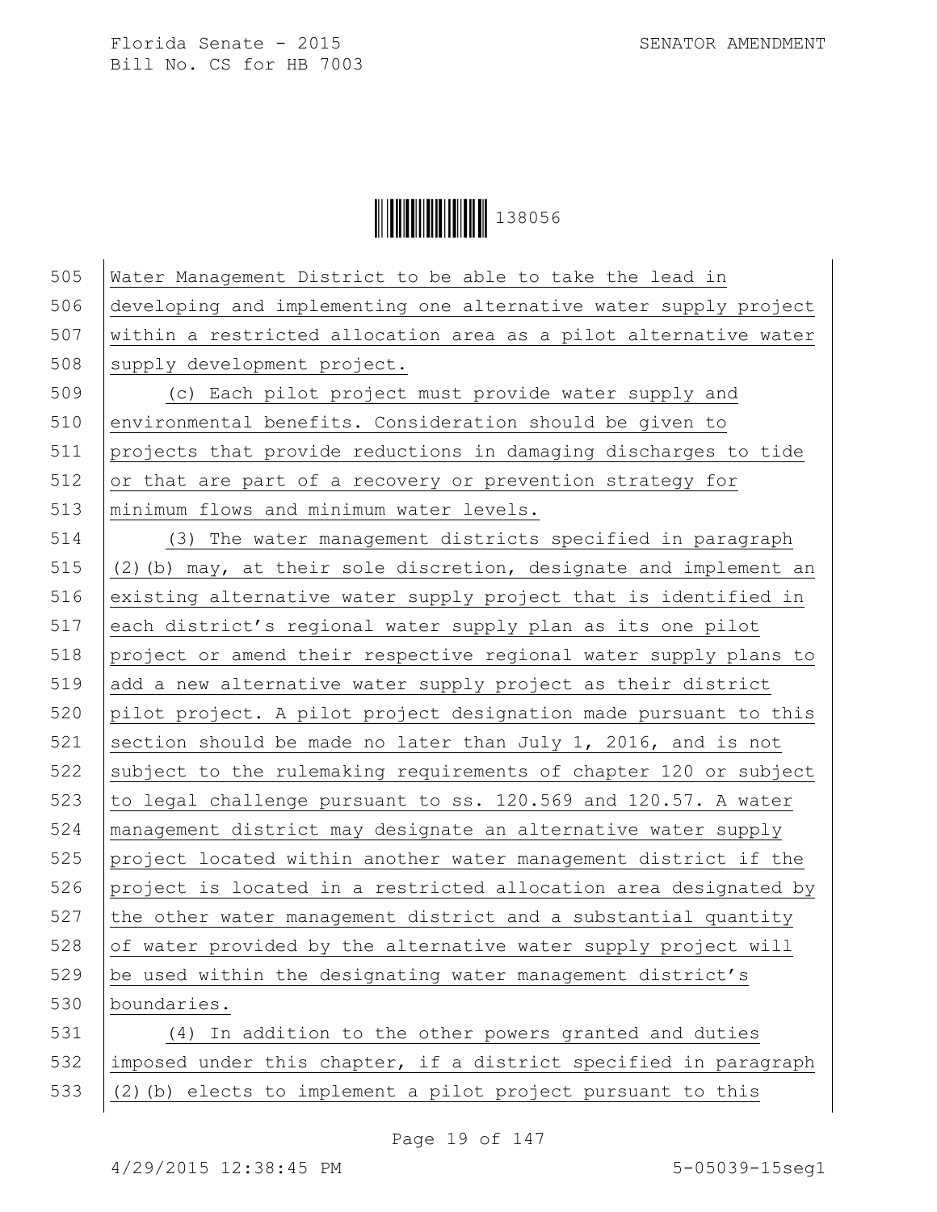Water Management District to be able to take the lead in developing and implementing one alternative water supply project within a restricted allocation area as a pilot alternative water supply development project.

(c) Each pilot project must provide water supply and environmental benefits. Consideration should be given to projects that provide reductions in damaging discharges to tide or that are part of a recovery or prevention strategy for minimum flows and minimum water levels.

(3) The water management districts specified in paragraph (2)(b) may, at their sole discretion, designate and implement an existing alternative water supply project that is identified in each district's regional water supply plan as its one pilot project or amend their respective regional water supply plans to add a new alternative water supply project as their district pilot project. A pilot project designation made pursuant to this section should be made no later than July 1, 2016, and is not subject to the rulemaking requirements of chapter 120 or subject to legal challenge pursuant to ss. 120.569 and 120.57. A water management district may designate an alternative water supply project located within another water management district if the project is located in a restricted allocation area designated by the other water management district and a substantial quantity of water provided by the alternative water supply project will be used within the designating water management district's boundaries.

(4) In addition to the other powers granted and duties imposed under this chapter, if a district specified in paragraph (2)(b) elects to implement a pilot project pursuant to this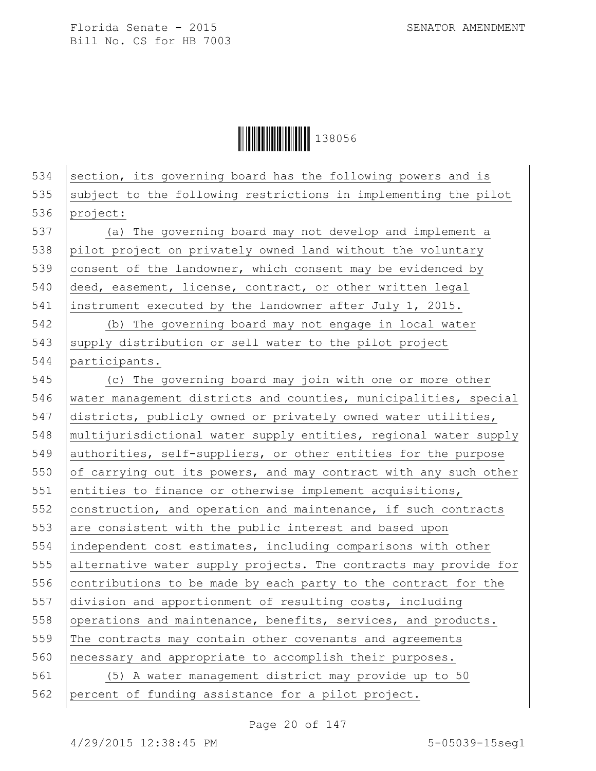section, its governing board has the following powers and is subject to the following restrictions in implementing the pilot project:

(a) The governing board may not develop and implement a pilot project on privately owned land without the voluntary consent of the landowner, which consent may be evidenced by deed, easement, license, contract, or other written legal instrument executed by the landowner after July 1, 2015.

(b) The governing board may not engage in local water supply distribution or sell water to the pilot project participants.

(c) The governing board may join with one or more other water management districts and counties, municipalities, special districts, publicly owned or privately owned water utilities, multijurisdictional water supply entities, regional water supply authorities, self-suppliers, or other entities for the purpose of carrying out its powers, and may contract with any such other entities to finance or otherwise implement acquisitions, construction, and operation and maintenance, if such contracts are consistent with the public interest and based upon independent cost estimates, including comparisons with other alternative water supply projects. The contracts may provide for contributions to be made by each party to the contract for the division and apportionment of resulting costs, including operations and maintenance, benefits, services, and products. The contracts may contain other covenants and agreements necessary and appropriate to accomplish their purposes.

(5) A water management district may provide up to 50 percent of funding assistance for a pilot project.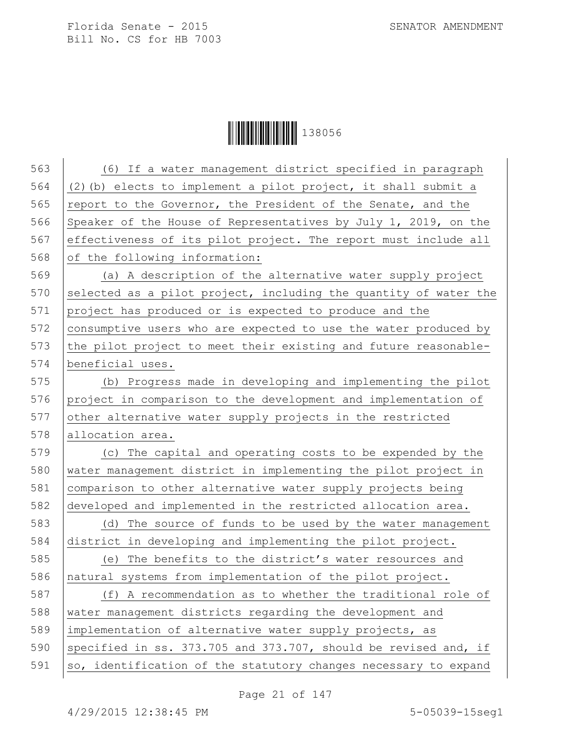(6) If a water management district specified in paragraph (2)(b) elects to implement a pilot project, it shall submit a report to the Governor, the President of the Senate, and the Speaker of the House of Representatives by July 1, 2019, on the effectiveness of its pilot project. The report must include all of the following information:

(a) A description of the alternative water supply project selected as a pilot project, including the quantity of water the project has produced or is expected to produce and the consumptive users who are expected to use the water produced by the pilot project to meet their existing and future reasonable-beneficial uses.

(b) Progress made in developing and implementing the pilot project in comparison to the development and implementation of other alternative water supply projects in the restricted allocation area.

(c) The capital and operating costs to be expended by the water management district in implementing the pilot project in comparison to other alternative water supply projects being developed and implemented in the restricted allocation area.

(d) The source of funds to be used by the water management district in developing and implementing the pilot project.

(e) The benefits to the district's water resources and natural systems from implementation of the pilot project.

(f) A recommendation as to whether the traditional role of water management districts regarding the development and implementation of alternative water supply projects, as specified in ss. 373.705 and 373.707, should be revised and, if so, identification of the statutory changes necessary to expand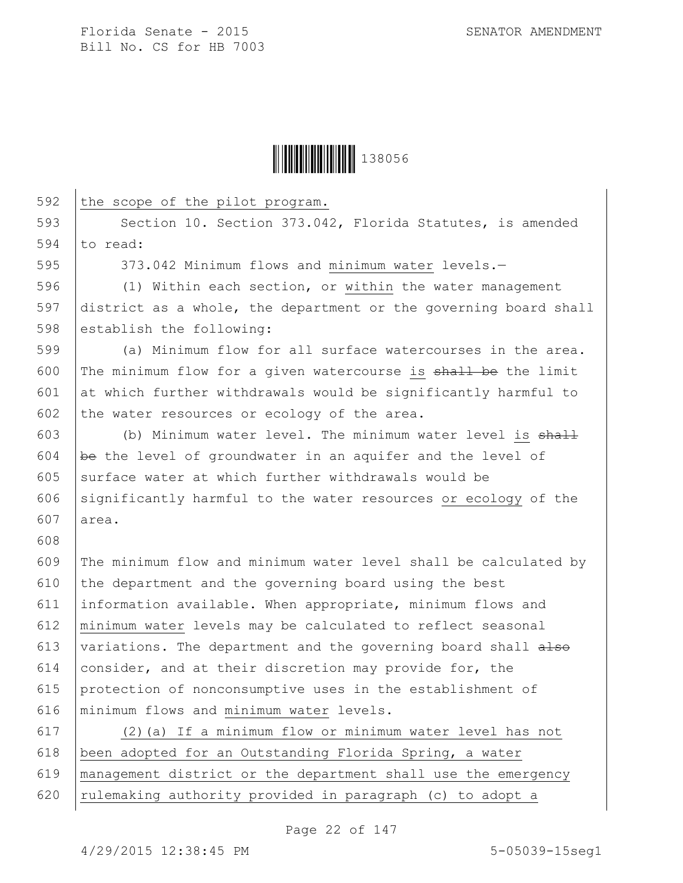the scope of the pilot program.

Section 10. Section 373.042, Florida Statutes, is amended to read:

373.042 Minimum flows and minimum water levels.—

(1) Within each section, or within the water management district as a whole, the department or the governing board shall establish the following:

(a) Minimum flow for all surface watercourses in the area. The minimum flow for a given watercourse is ~~shall be~~ the limit at which further withdrawals would be significantly harmful to the water resources or ecology of the area.

(b) Minimum water level. The minimum water level is ~~shall be~~ the level of groundwater in an aquifer and the level of surface water at which further withdrawals would be significantly harmful to the water resources or ecology of the area.

The minimum flow and minimum water level shall be calculated by the department and the governing board using the best information available. When appropriate, minimum flows and minimum water levels may be calculated to reflect seasonal variations. The department and the governing board shall ~~also~~ consider, and at their discretion may provide for, the protection of nonconsumptive uses in the establishment of minimum flows and minimum water levels.

(2)(a) If a minimum flow or minimum water level has not been adopted for an Outstanding Florida Spring, a water management district or the department shall use the emergency rulemaking authority provided in paragraph (c) to adopt a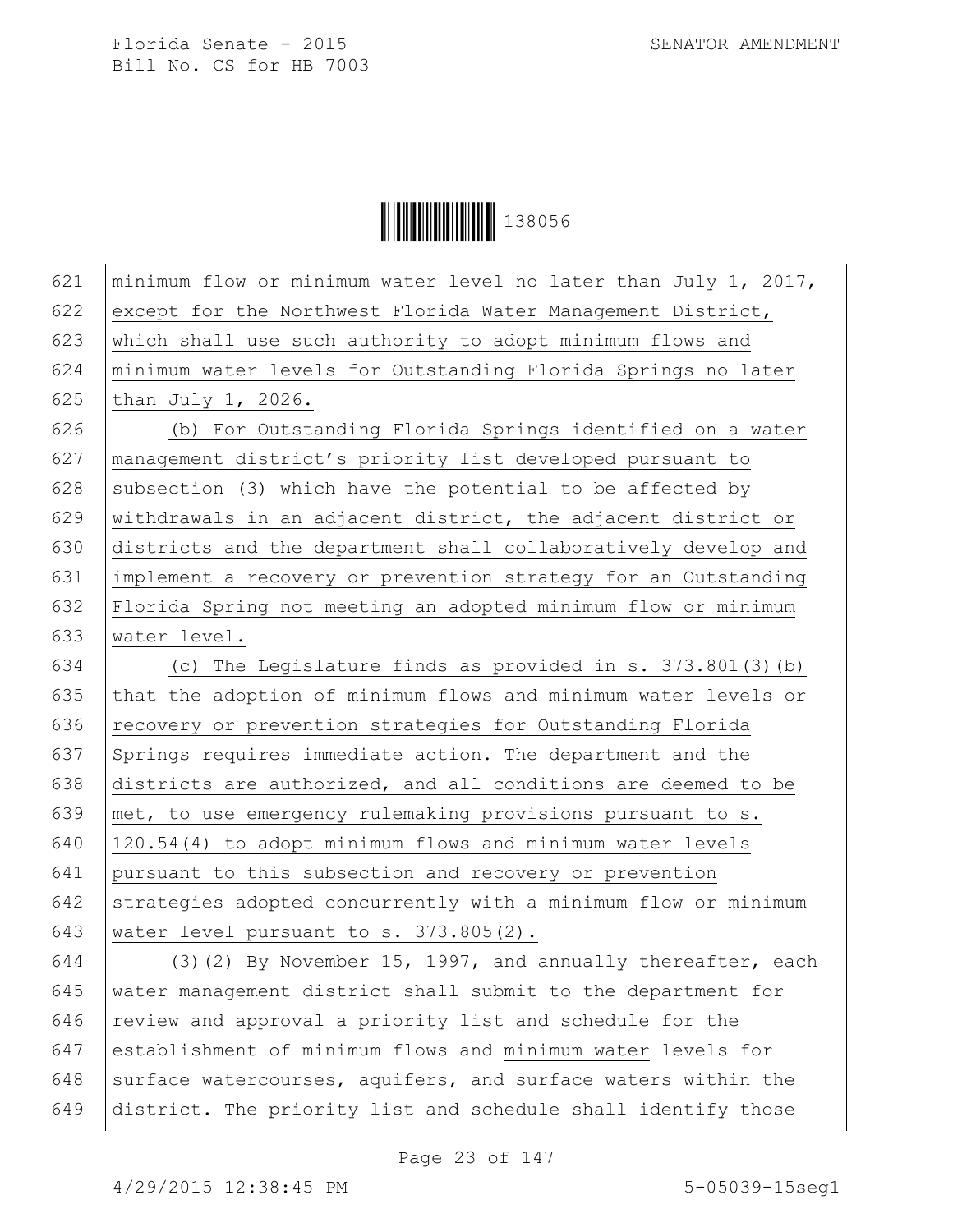minimum flow or minimum water level no later than July 1, 2017, except for the Northwest Florida Water Management District, which shall use such authority to adopt minimum flows and minimum water levels for Outstanding Florida Springs no later than July 1, 2026.

(b) For Outstanding Florida Springs identified on a water management district's priority list developed pursuant to subsection (3) which have the potential to be affected by withdrawals in an adjacent district, the adjacent district or districts and the department shall collaboratively develop and implement a recovery or prevention strategy for an Outstanding Florida Spring not meeting an adopted minimum flow or minimum water level.

(c) The Legislature finds as provided in s. 373.801(3)(b) that the adoption of minimum flows and minimum water levels or recovery or prevention strategies for Outstanding Florida Springs requires immediate action. The department and the districts are authorized, and all conditions are deemed to be met, to use emergency rulemaking provisions pursuant to s. 120.54(4) to adopt minimum flows and minimum water levels pursuant to this subsection and recovery or prevention strategies adopted concurrently with a minimum flow or minimum water level pursuant to s. 373.805(2).

(3)~~(2)~~ By November 15, 1997, and annually thereafter, each water management district shall submit to the department for review and approval a priority list and schedule for the establishment of minimum flows and minimum water levels for surface watercourses, aquifers, and surface waters within the district. The priority list and schedule shall identify those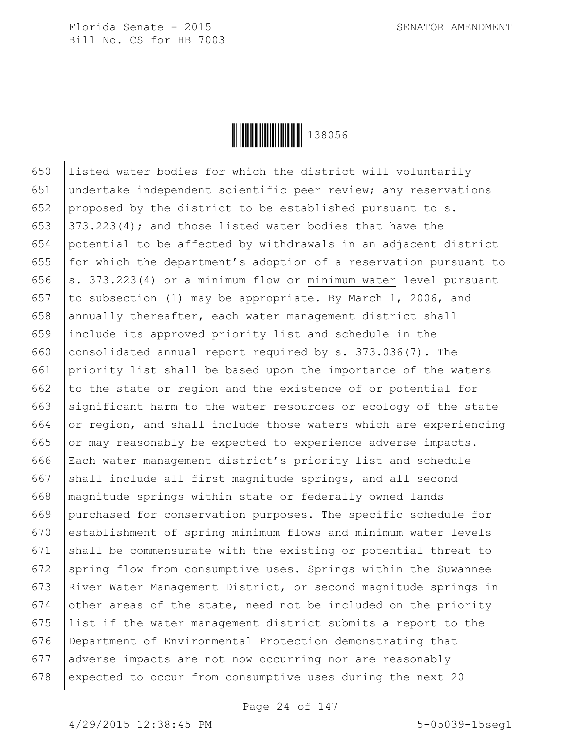listed water bodies for which the district will voluntarily undertake independent scientific peer review; any reservations proposed by the district to be established pursuant to s. 373.223(4); and those listed water bodies that have the potential to be affected by withdrawals in an adjacent district for which the department's adoption of a reservation pursuant to s. 373.223(4) or a minimum flow or minimum water level pursuant to subsection (1) may be appropriate. By March 1, 2006, and annually thereafter, each water management district shall include its approved priority list and schedule in the consolidated annual report required by s. 373.036(7). The priority list shall be based upon the importance of the waters to the state or region and the existence of or potential for significant harm to the water resources or ecology of the state or region, and shall include those waters which are experiencing or may reasonably be expected to experience adverse impacts. Each water management district's priority list and schedule shall include all first magnitude springs, and all second magnitude springs within state or federally owned lands purchased for conservation purposes. The specific schedule for establishment of spring minimum flows and minimum water levels shall be commensurate with the existing or potential threat to spring flow from consumptive uses. Springs within the Suwannee River Water Management District, or second magnitude springs in other areas of the state, need not be included on the priority list if the water management district submits a report to the Department of Environmental Protection demonstrating that adverse impacts are not now occurring nor are reasonably expected to occur from consumptive uses during the next 20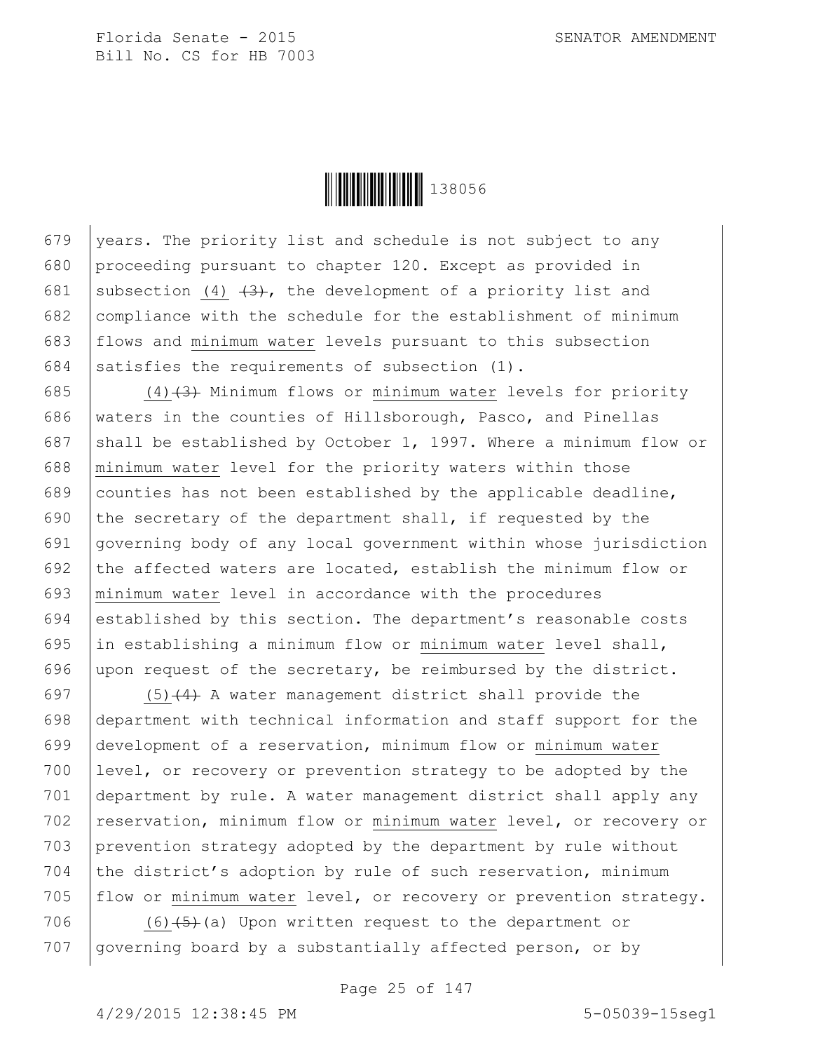years. The priority list and schedule is not subject to any proceeding pursuant to chapter 120. Except as provided in subsection (4) ~~(3)~~, the development of a priority list and compliance with the schedule for the establishment of minimum flows and minimum water levels pursuant to this subsection satisfies the requirements of subsection (1).

(4)~~(3)~~ Minimum flows or minimum water levels for priority waters in the counties of Hillsborough, Pasco, and Pinellas shall be established by October 1, 1997. Where a minimum flow or minimum water level for the priority waters within those counties has not been established by the applicable deadline, the secretary of the department shall, if requested by the governing body of any local government within whose jurisdiction the affected waters are located, establish the minimum flow or minimum water level in accordance with the procedures established by this section. The department's reasonable costs in establishing a minimum flow or minimum water level shall, upon request of the secretary, be reimbursed by the district.

(5)~~(4)~~ A water management district shall provide the department with technical information and staff support for the development of a reservation, minimum flow or minimum water level, or recovery or prevention strategy to be adopted by the department by rule. A water management district shall apply any reservation, minimum flow or minimum water level, or recovery or prevention strategy adopted by the department by rule without the district's adoption by rule of such reservation, minimum flow or minimum water level, or recovery or prevention strategy.

(6)~~(5)~~(a) Upon written request to the department or governing board by a substantially affected person, or by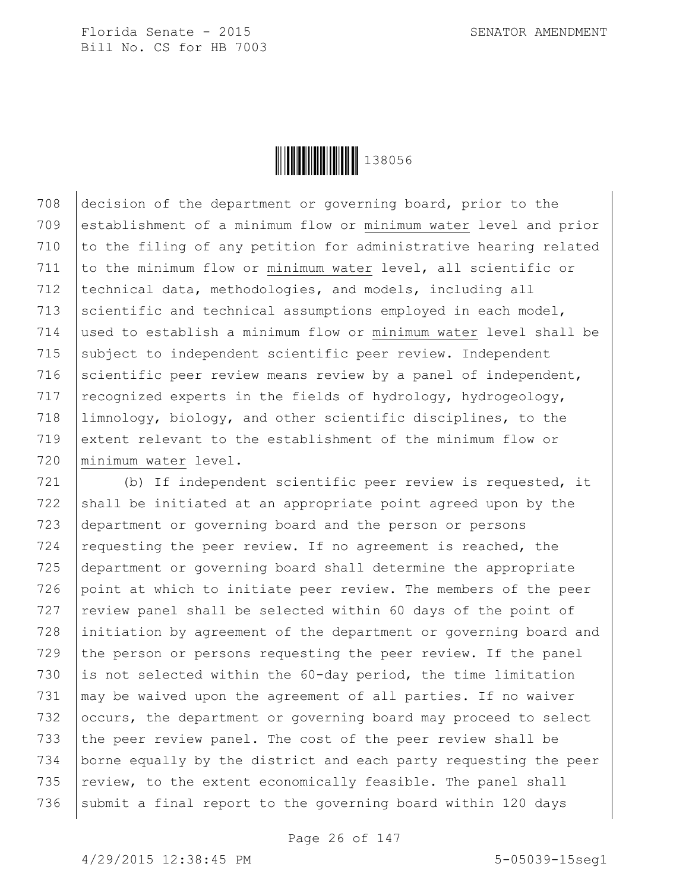decision of the department or governing board, prior to the establishment of a minimum flow or minimum water level and prior to the filing of any petition for administrative hearing related to the minimum flow or minimum water level, all scientific or technical data, methodologies, and models, including all scientific and technical assumptions employed in each model, used to establish a minimum flow or minimum water level shall be subject to independent scientific peer review. Independent scientific peer review means review by a panel of independent, recognized experts in the fields of hydrology, hydrogeology, limnology, biology, and other scientific disciplines, to the extent relevant to the establishment of the minimum flow or minimum water level.

(b) If independent scientific peer review is requested, it shall be initiated at an appropriate point agreed upon by the department or governing board and the person or persons requesting the peer review. If no agreement is reached, the department or governing board shall determine the appropriate point at which to initiate peer review. The members of the peer review panel shall be selected within 60 days of the point of initiation by agreement of the department or governing board and the person or persons requesting the peer review. If the panel is not selected within the 60-day period, the time limitation may be waived upon the agreement of all parties. If no waiver occurs, the department or governing board may proceed to select the peer review panel. The cost of the peer review shall be borne equally by the district and each party requesting the peer review, to the extent economically feasible. The panel shall submit a final report to the governing board within 120 days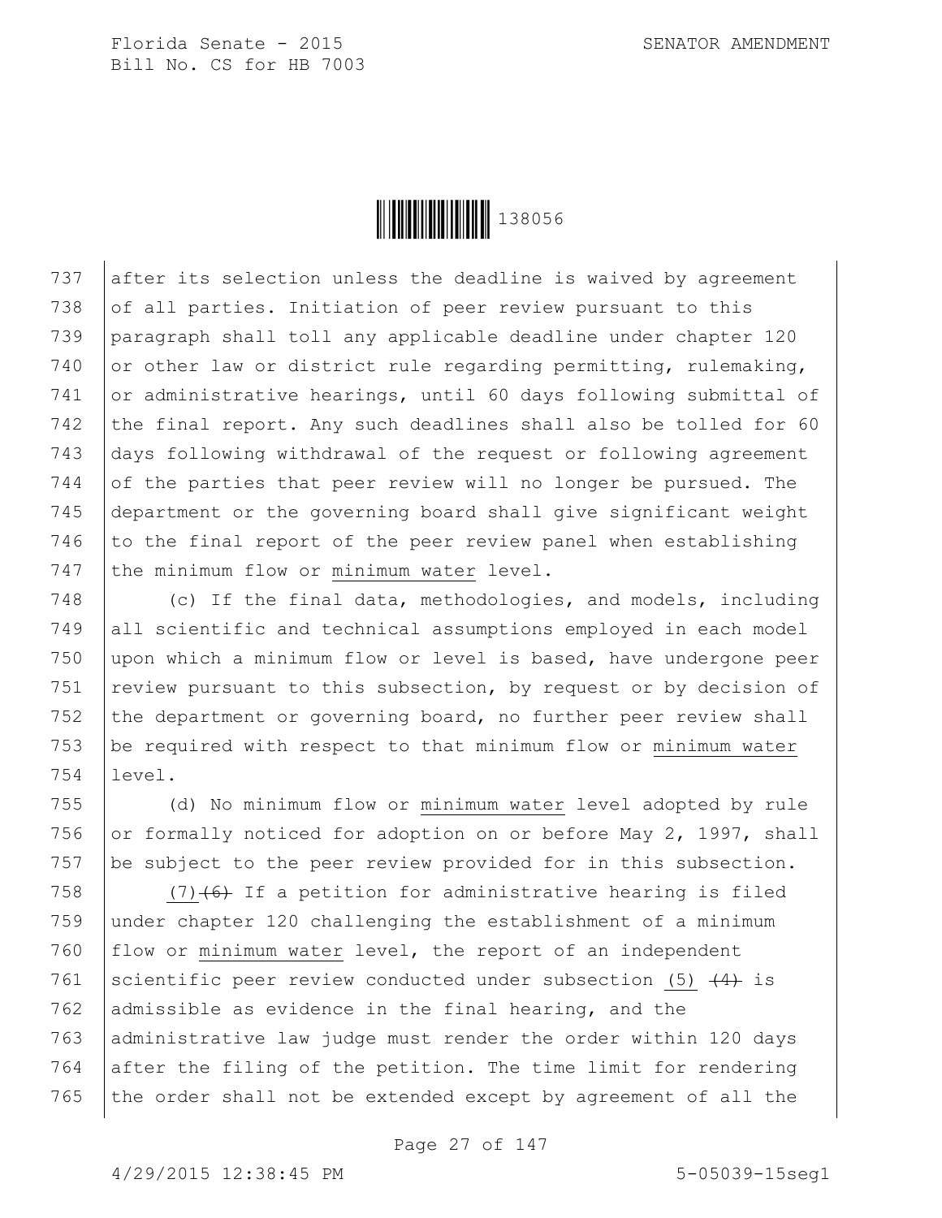after its selection unless the deadline is waived by agreement of all parties. Initiation of peer review pursuant to this paragraph shall toll any applicable deadline under chapter 120 or other law or district rule regarding permitting, rulemaking, or administrative hearings, until 60 days following submittal of the final report. Any such deadlines shall also be tolled for 60 days following withdrawal of the request or following agreement of the parties that peer review will no longer be pursued. The department or the governing board shall give significant weight to the final report of the peer review panel when establishing the minimum flow or <u>minimum water</u> level.

(c) If the final data, methodologies, and models, including all scientific and technical assumptions employed in each model upon which a minimum flow or level is based, have undergone peer review pursuant to this subsection, by request or by decision of the department or governing board, no further peer review shall be required with respect to that minimum flow or <u>minimum water</u> level.

(d) No minimum flow or <u>minimum water</u> level adopted by rule or formally noticed for adoption on or before May 2, 1997, shall be subject to the peer review provided for in this subsection.

<u>(7)</u>~~(6)~~ If a petition for administrative hearing is filed under chapter 120 challenging the establishment of a minimum flow or <u>minimum water</u> level, the report of an independent scientific peer review conducted under subsection <u>(5)</u> ~~(4)~~ is admissible as evidence in the final hearing, and the administrative law judge must render the order within 120 days after the filing of the petition. The time limit for rendering the order shall not be extended except by agreement of all the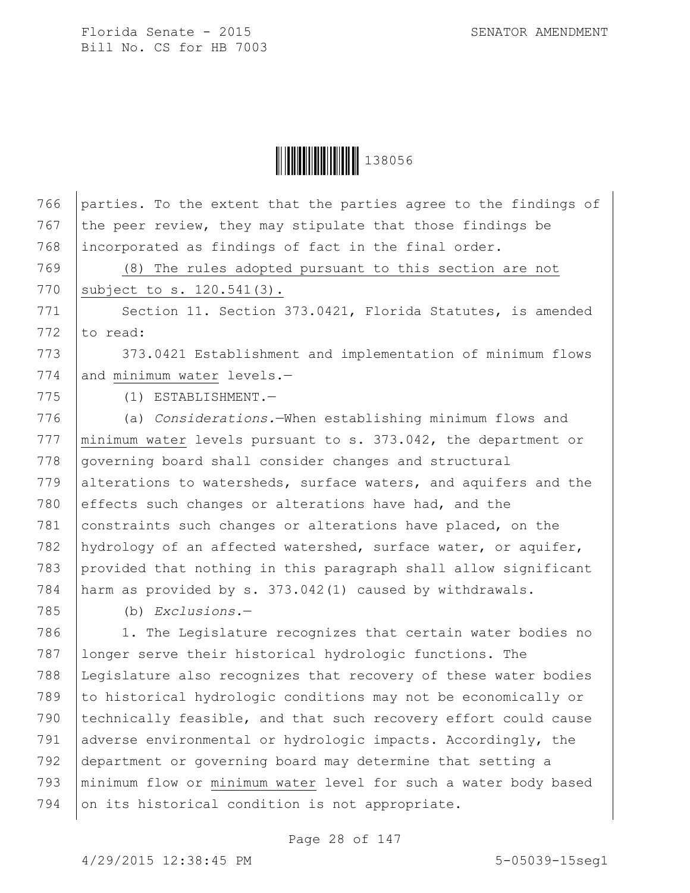parties. To the extent that the parties agree to the findings of the peer review, they may stipulate that those findings be incorporated as findings of fact in the final order.

(8) The rules adopted pursuant to this section are not subject to s. 120.541(3).

Section 11. Section 373.0421, Florida Statutes, is amended to read:

373.0421 Establishment and implementation of minimum flows and minimum water levels.—

(1) ESTABLISHMENT.—

(a) *Considerations.*—When establishing minimum flows and minimum water levels pursuant to s. 373.042, the department or governing board shall consider changes and structural alterations to watersheds, surface waters, and aquifers and the effects such changes or alterations have had, and the constraints such changes or alterations have placed, on the hydrology of an affected watershed, surface water, or aquifer, provided that nothing in this paragraph shall allow significant harm as provided by s. 373.042(1) caused by withdrawals.

(b) *Exclusions.*—

1. The Legislature recognizes that certain water bodies no longer serve their historical hydrologic functions. The Legislature also recognizes that recovery of these water bodies to historical hydrologic conditions may not be economically or technically feasible, and that such recovery effort could cause adverse environmental or hydrologic impacts. Accordingly, the department or governing board may determine that setting a minimum flow or minimum water level for such a water body based on its historical condition is not appropriate.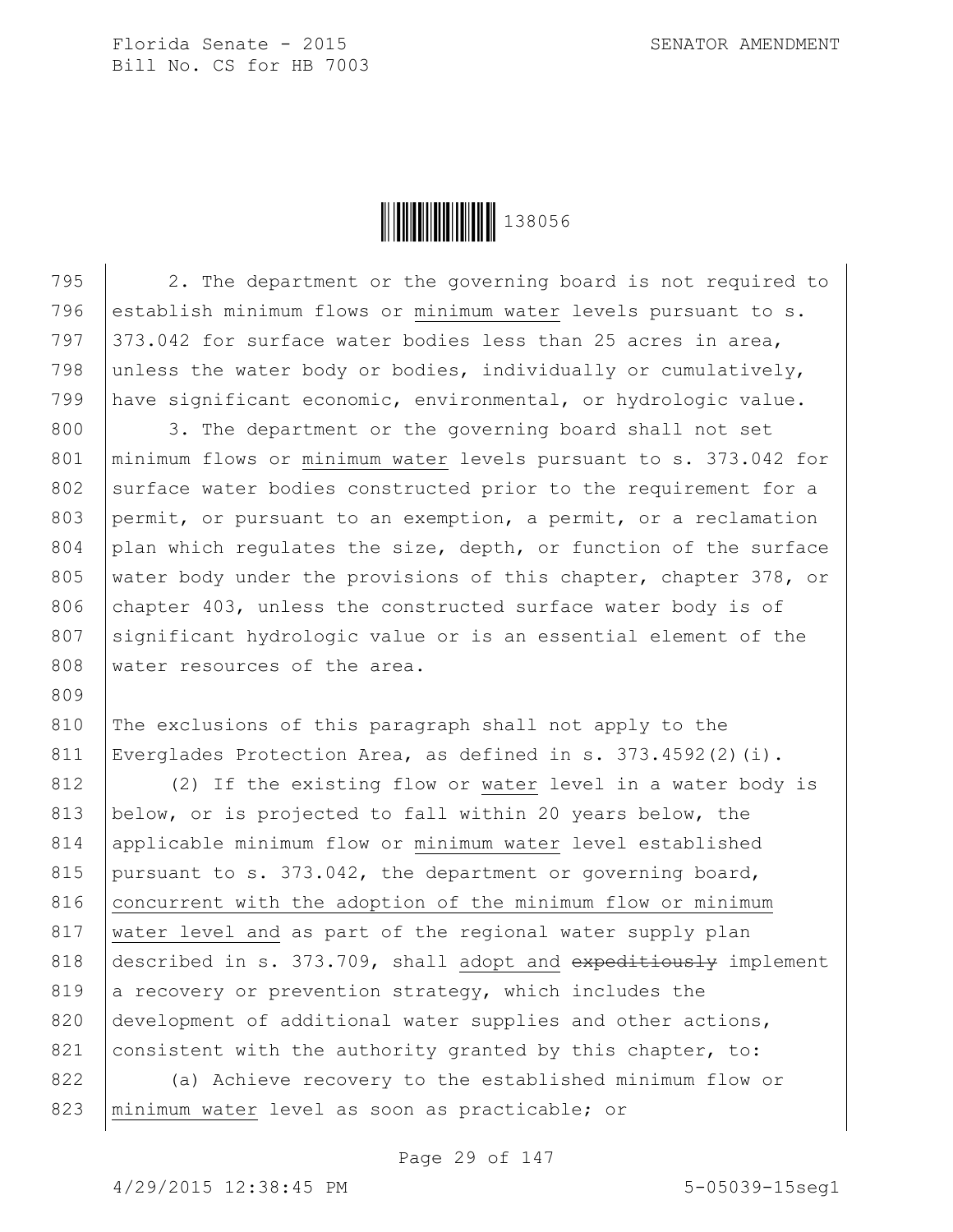2. The department or the governing board is not required to establish minimum flows or minimum water levels pursuant to s. 373.042 for surface water bodies less than 25 acres in area, unless the water body or bodies, individually or cumulatively, have significant economic, environmental, or hydrologic value.

3. The department or the governing board shall not set minimum flows or minimum water levels pursuant to s. 373.042 for surface water bodies constructed prior to the requirement for a permit, or pursuant to an exemption, a permit, or a reclamation plan which regulates the size, depth, or function of the surface water body under the provisions of this chapter, chapter 378, or chapter 403, unless the constructed surface water body is of significant hydrologic value or is an essential element of the water resources of the area.

The exclusions of this paragraph shall not apply to the Everglades Protection Area, as defined in s. 373.4592(2)(i).

(2) If the existing flow or water level in a water body is below, or is projected to fall within 20 years below, the applicable minimum flow or minimum water level established pursuant to s. 373.042, the department or governing board, concurrent with the adoption of the minimum flow or minimum water level and as part of the regional water supply plan described in s. 373.709, shall adopt and ~~expeditiously~~ implement a recovery or prevention strategy, which includes the development of additional water supplies and other actions, consistent with the authority granted by this chapter, to:

(a) Achieve recovery to the established minimum flow or minimum water level as soon as practicable; or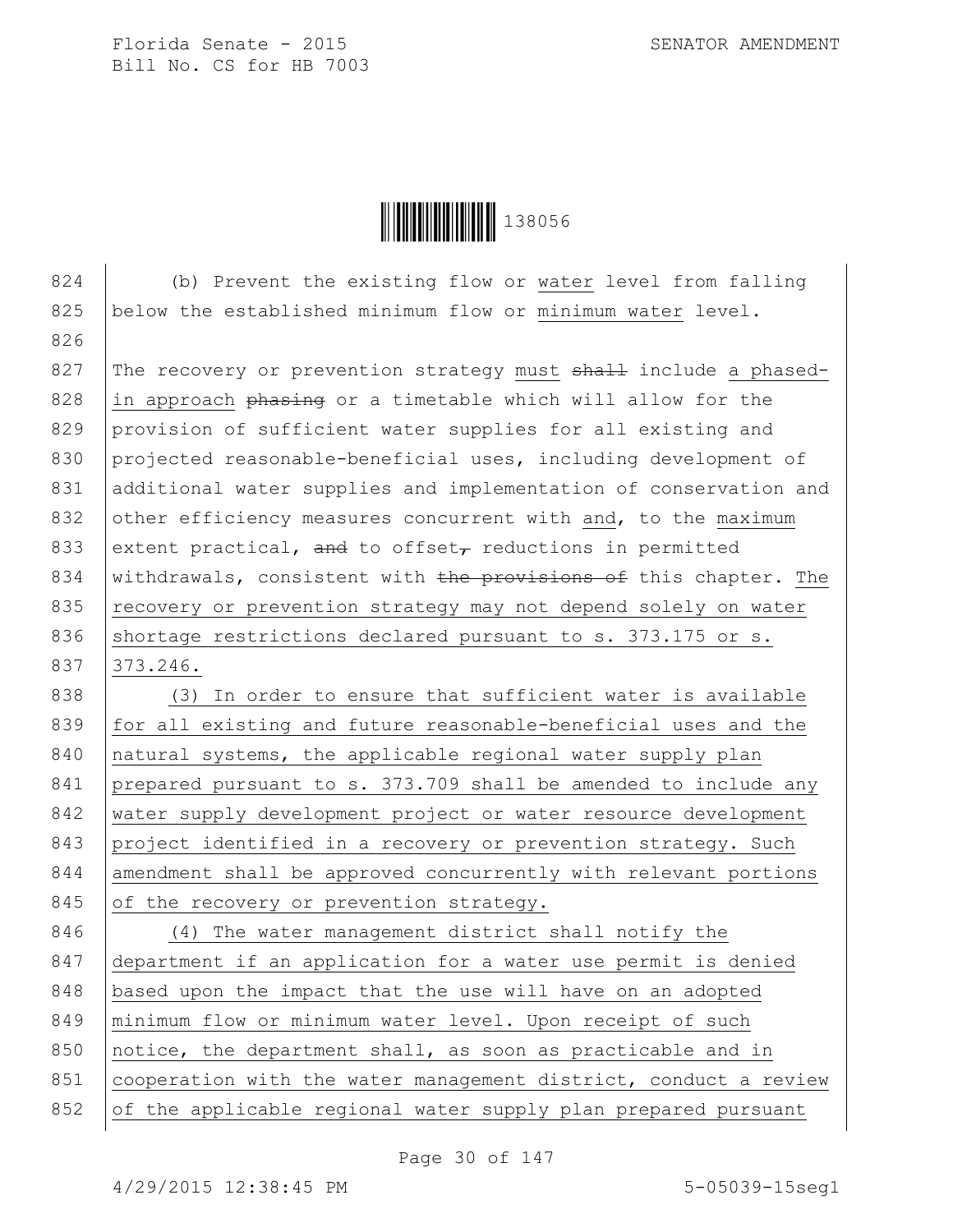(b) Prevent the existing flow or water level from falling below the established minimum flow or minimum water level.

The recovery or prevention strategy must ~~shall~~ include a phased-in approach ~~phasing~~ or a timetable which will allow for the provision of sufficient water supplies for all existing and projected reasonable-beneficial uses, including development of additional water supplies and implementation of conservation and other efficiency measures concurrent with and, to the maximum extent practical, ~~and~~ to offset~~,~~ reductions in permitted withdrawals, consistent with ~~the provisions of~~ this chapter. The recovery or prevention strategy may not depend solely on water shortage restrictions declared pursuant to s. 373.175 or s. 373.246.

(3) In order to ensure that sufficient water is available for all existing and future reasonable-beneficial uses and the natural systems, the applicable regional water supply plan prepared pursuant to s. 373.709 shall be amended to include any water supply development project or water resource development project identified in a recovery or prevention strategy. Such amendment shall be approved concurrently with relevant portions of the recovery or prevention strategy.

(4) The water management district shall notify the department if an application for a water use permit is denied based upon the impact that the use will have on an adopted minimum flow or minimum water level. Upon receipt of such notice, the department shall, as soon as practicable and in cooperation with the water management district, conduct a review of the applicable regional water supply plan prepared pursuant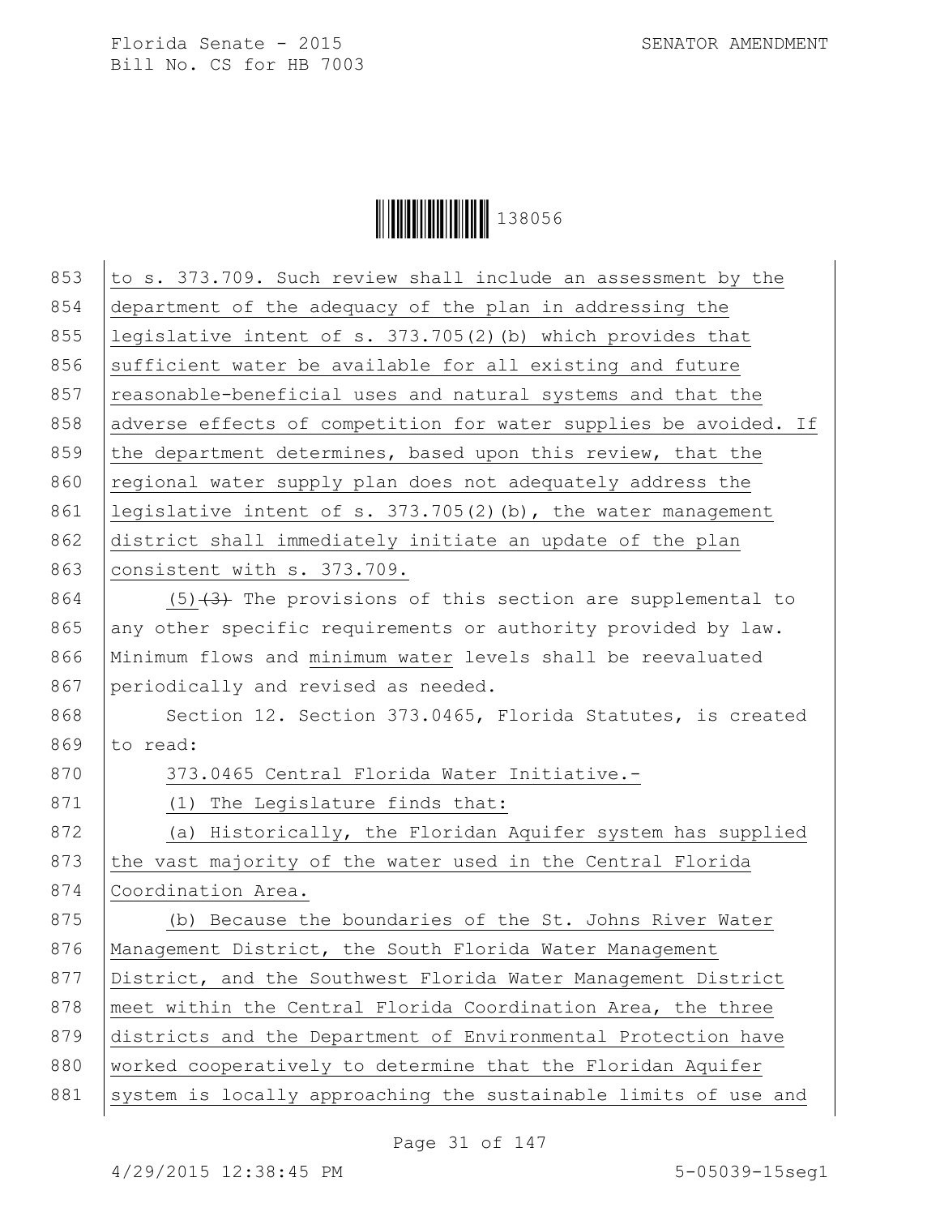to s. 373.709. Such review shall include an assessment by the department of the adequacy of the plan in addressing the legislative intent of s. 373.705(2)(b) which provides that sufficient water be available for all existing and future reasonable-beneficial uses and natural systems and that the adverse effects of competition for water supplies be avoided. If the department determines, based upon this review, that the regional water supply plan does not adequately address the legislative intent of s. 373.705(2)(b), the water management district shall immediately initiate an update of the plan consistent with s. 373.709.

(5) ~~(3)~~ The provisions of this section are supplemental to any other specific requirements or authority provided by law. Minimum flows and minimum water levels shall be reevaluated periodically and revised as needed.

Section 12. Section 373.0465, Florida Statutes, is created to read:

373.0465 Central Florida Water Initiative.—

(1) The Legislature finds that:

(a) Historically, the Floridan Aquifer system has supplied the vast majority of the water used in the Central Florida Coordination Area.

(b) Because the boundaries of the St. Johns River Water Management District, the South Florida Water Management District, and the Southwest Florida Water Management District meet within the Central Florida Coordination Area, the three districts and the Department of Environmental Protection have worked cooperatively to determine that the Floridan Aquifer system is locally approaching the sustainable limits of use and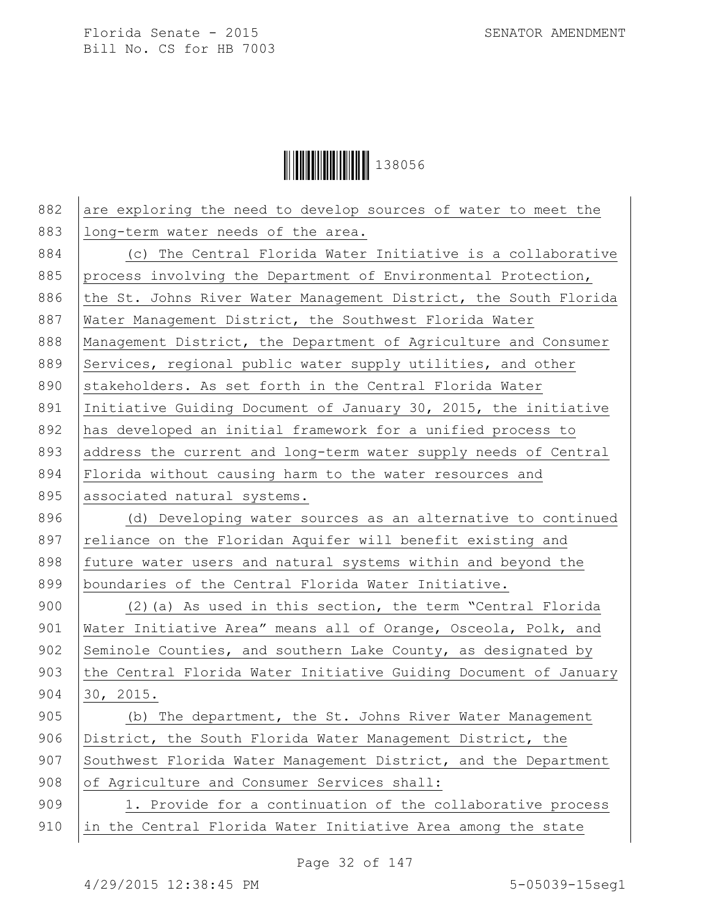are exploring the need to develop sources of water to meet the long-term water needs of the area.

(c) The Central Florida Water Initiative is a collaborative process involving the Department of Environmental Protection, the St. Johns River Water Management District, the South Florida Water Management District, the Southwest Florida Water Management District, the Department of Agriculture and Consumer Services, regional public water supply utilities, and other stakeholders. As set forth in the Central Florida Water Initiative Guiding Document of January 30, 2015, the initiative has developed an initial framework for a unified process to address the current and long-term water supply needs of Central Florida without causing harm to the water resources and associated natural systems.

(d) Developing water sources as an alternative to continued reliance on the Floridan Aquifer will benefit existing and future water users and natural systems within and beyond the boundaries of the Central Florida Water Initiative.

(2)(a) As used in this section, the term "Central Florida Water Initiative Area" means all of Orange, Osceola, Polk, and Seminole Counties, and southern Lake County, as designated by the Central Florida Water Initiative Guiding Document of January 30, 2015.

(b) The department, the St. Johns River Water Management District, the South Florida Water Management District, the Southwest Florida Water Management District, and the Department of Agriculture and Consumer Services shall:

1. Provide for a continuation of the collaborative process in the Central Florida Water Initiative Area among the state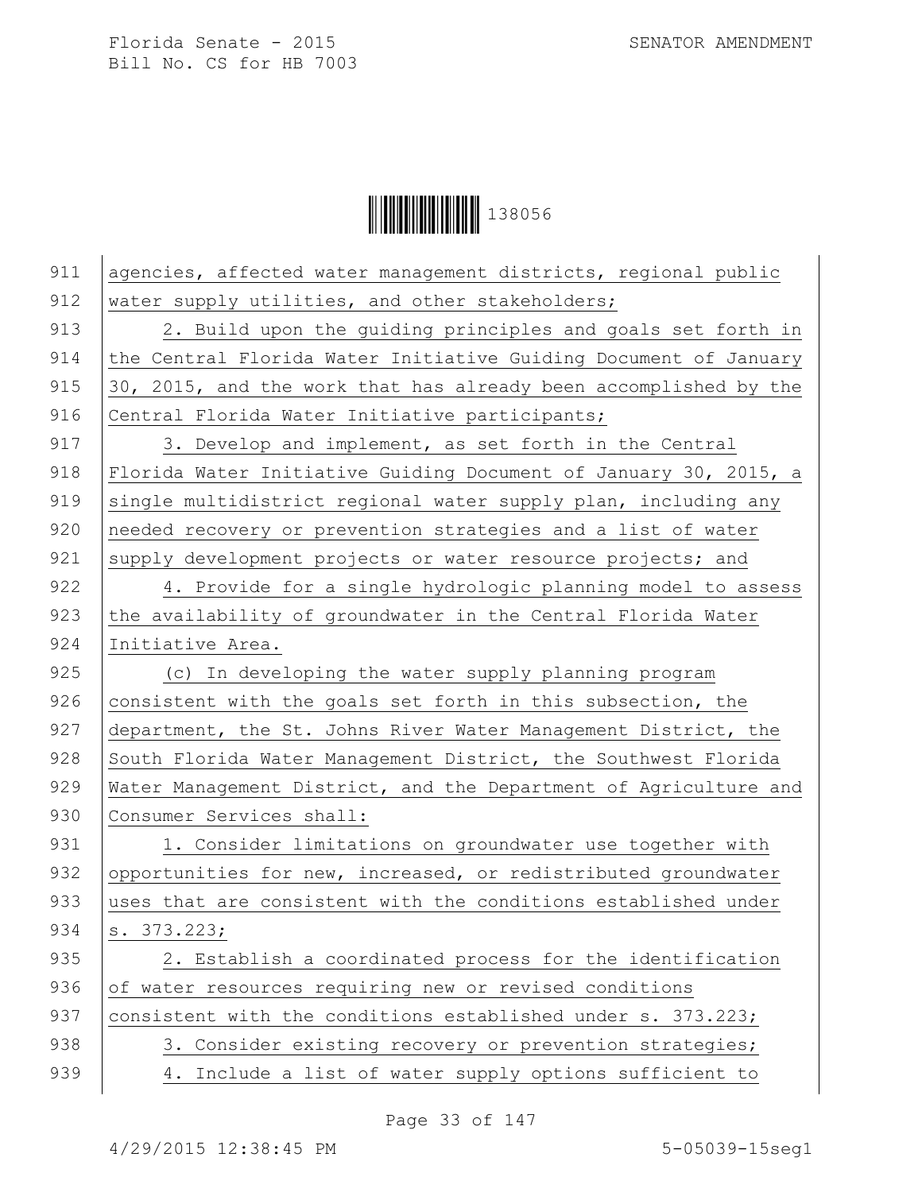agencies, affected water management districts, regional public water supply utilities, and other stakeholders;

2. Build upon the guiding principles and goals set forth in the Central Florida Water Initiative Guiding Document of January 30, 2015, and the work that has already been accomplished by the Central Florida Water Initiative participants;

3. Develop and implement, as set forth in the Central Florida Water Initiative Guiding Document of January 30, 2015, a single multidistrict regional water supply plan, including any needed recovery or prevention strategies and a list of water supply development projects or water resource projects; and

4. Provide for a single hydrologic planning model to assess the availability of groundwater in the Central Florida Water Initiative Area.

(c) In developing the water supply planning program consistent with the goals set forth in this subsection, the department, the St. Johns River Water Management District, the South Florida Water Management District, the Southwest Florida Water Management District, and the Department of Agriculture and Consumer Services shall:

1. Consider limitations on groundwater use together with opportunities for new, increased, or redistributed groundwater uses that are consistent with the conditions established under s. 373.223;

2. Establish a coordinated process for the identification of water resources requiring new or revised conditions consistent with the conditions established under s. 373.223;

3. Consider existing recovery or prevention strategies;

4. Include a list of water supply options sufficient to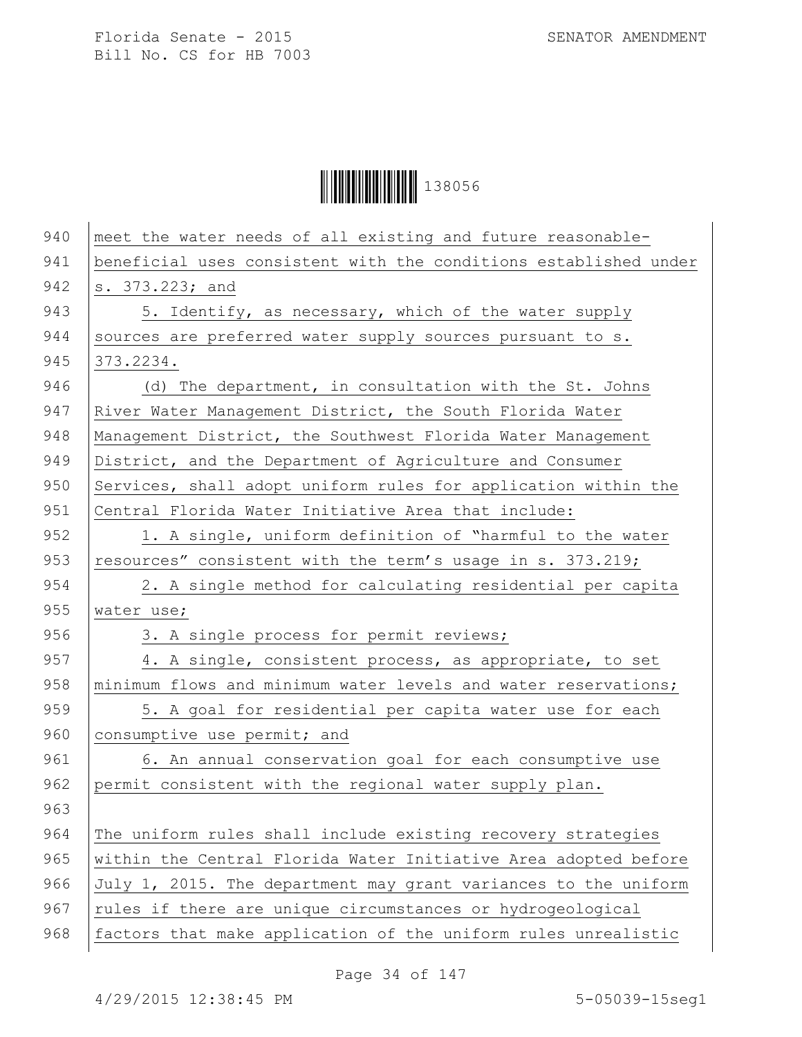meet the water needs of all existing and future reasonable-beneficial uses consistent with the conditions established under s. 373.223; and

5. Identify, as necessary, which of the water supply sources are preferred water supply sources pursuant to s. 373.2234.

(d) The department, in consultation with the St. Johns River Water Management District, the South Florida Water Management District, the Southwest Florida Water Management District, and the Department of Agriculture and Consumer Services, shall adopt uniform rules for application within the Central Florida Water Initiative Area that include:

1. A single, uniform definition of "harmful to the water resources" consistent with the term's usage in s. 373.219;

2. A single method for calculating residential per capita water use;

3. A single process for permit reviews;

4. A single, consistent process, as appropriate, to set minimum flows and minimum water levels and water reservations;

5. A goal for residential per capita water use for each consumptive use permit; and

6. An annual conservation goal for each consumptive use permit consistent with the regional water supply plan.

The uniform rules shall include existing recovery strategies within the Central Florida Water Initiative Area adopted before July 1, 2015. The department may grant variances to the uniform rules if there are unique circumstances or hydrogeological factors that make application of the uniform rules unrealistic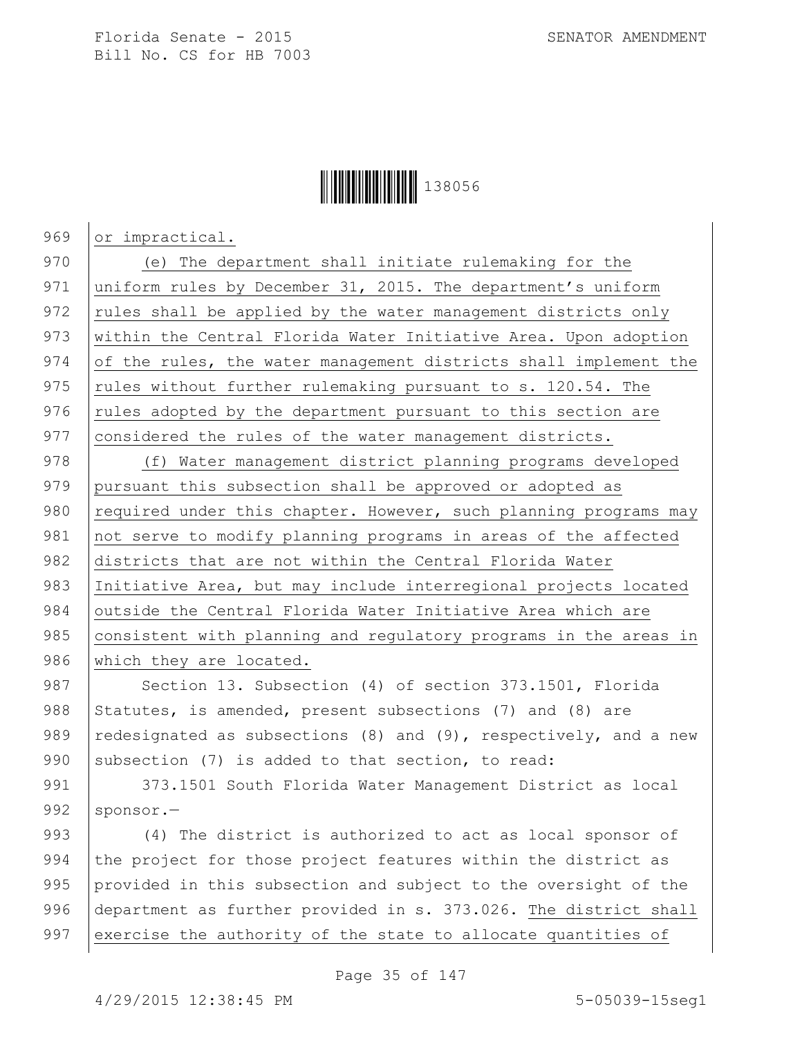or impractical.

(e) The department shall initiate rulemaking for the uniform rules by December 31, 2015. The department's uniform rules shall be applied by the water management districts only within the Central Florida Water Initiative Area. Upon adoption of the rules, the water management districts shall implement the rules without further rulemaking pursuant to s. 120.54. The rules adopted by the department pursuant to this section are considered the rules of the water management districts.

(f) Water management district planning programs developed pursuant this subsection shall be approved or adopted as required under this chapter. However, such planning programs may not serve to modify planning programs in areas of the affected districts that are not within the Central Florida Water Initiative Area, but may include interregional projects located outside the Central Florida Water Initiative Area which are consistent with planning and regulatory programs in the areas in which they are located.

Section 13. Subsection (4) of section 373.1501, Florida Statutes, is amended, present subsections (7) and (8) are redesignated as subsections (8) and (9), respectively, and a new subsection (7) is added to that section, to read:

373.1501 South Florida Water Management District as local sponsor.—

(4) The district is authorized to act as local sponsor of the project for those project features within the district as provided in this subsection and subject to the oversight of the department as further provided in s. 373.026. The district shall exercise the authority of the state to allocate quantities of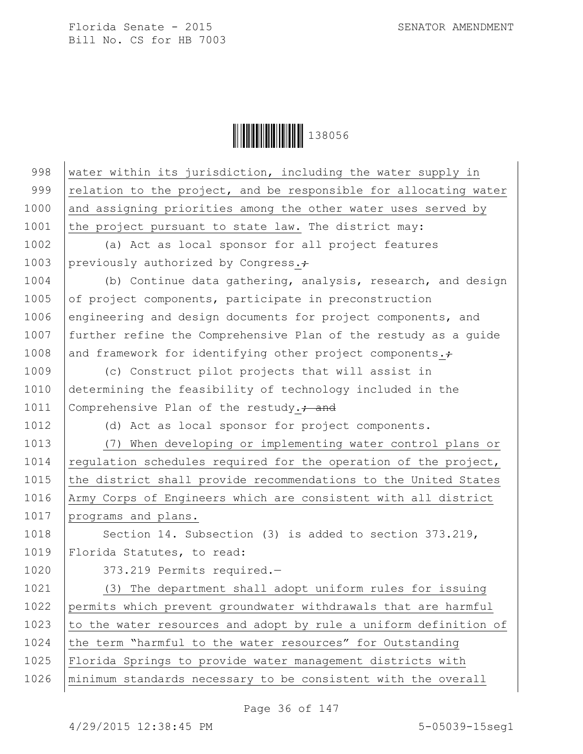water within its jurisdiction, including the water supply in relation to the project, and be responsible for allocating water and assigning priorities among the other water uses served by the project pursuant to state law. The district may:

(a) Act as local sponsor for all project features previously authorized by Congress.;

(b) Continue data gathering, analysis, research, and design of project components, participate in preconstruction engineering and design documents for project components, and further refine the Comprehensive Plan of the restudy as a guide and framework for identifying other project components.;

(c) Construct pilot projects that will assist in determining the feasibility of technology included in the Comprehensive Plan of the restudy.; and

(d) Act as local sponsor for project components.

(7) When developing or implementing water control plans or regulation schedules required for the operation of the project, the district shall provide recommendations to the United States Army Corps of Engineers which are consistent with all district programs and plans.

Section 14. Subsection (3) is added to section 373.219, Florida Statutes, to read:

373.219 Permits required.—

(3) The department shall adopt uniform rules for issuing permits which prevent groundwater withdrawals that are harmful to the water resources and adopt by rule a uniform definition of the term "harmful to the water resources" for Outstanding Florida Springs to provide water management districts with minimum standards necessary to be consistent with the overall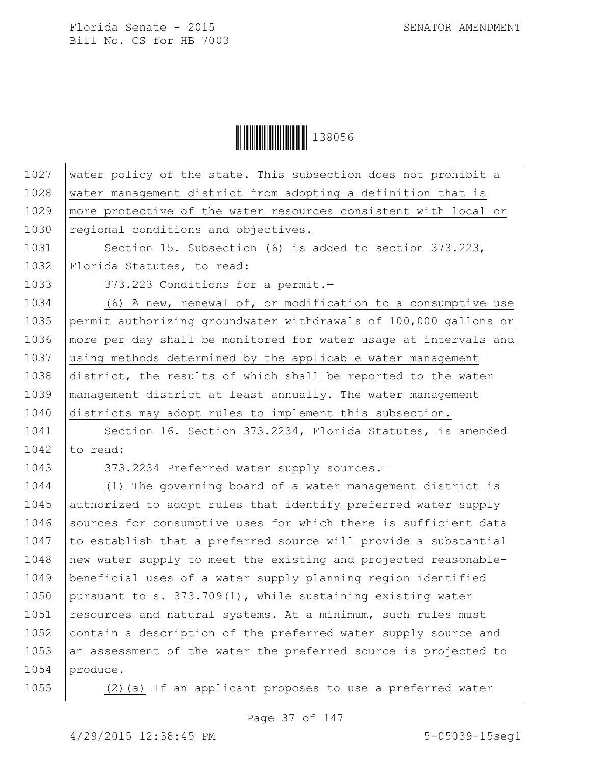water policy of the state. This subsection does not prohibit a water management district from adopting a definition that is more protective of the water resources consistent with local or regional conditions and objectives.

Section 15. Subsection (6) is added to section 373.223, Florida Statutes, to read:

373.223 Conditions for a permit.—

(6) A new, renewal of, or modification to a consumptive use permit authorizing groundwater withdrawals of 100,000 gallons or more per day shall be monitored for water usage at intervals and using methods determined by the applicable water management district, the results of which shall be reported to the water management district at least annually. The water management districts may adopt rules to implement this subsection.

Section 16. Section 373.2234, Florida Statutes, is amended to read:

373.2234 Preferred water supply sources.—

(1) The governing board of a water management district is authorized to adopt rules that identify preferred water supply sources for consumptive uses for which there is sufficient data to establish that a preferred source will provide a substantial new water supply to meet the existing and projected reasonable-beneficial uses of a water supply planning region identified pursuant to s. 373.709(1), while sustaining existing water resources and natural systems. At a minimum, such rules must contain a description of the preferred water supply source and an assessment of the water the preferred source is projected to produce.

(2)(a) If an applicant proposes to use a preferred water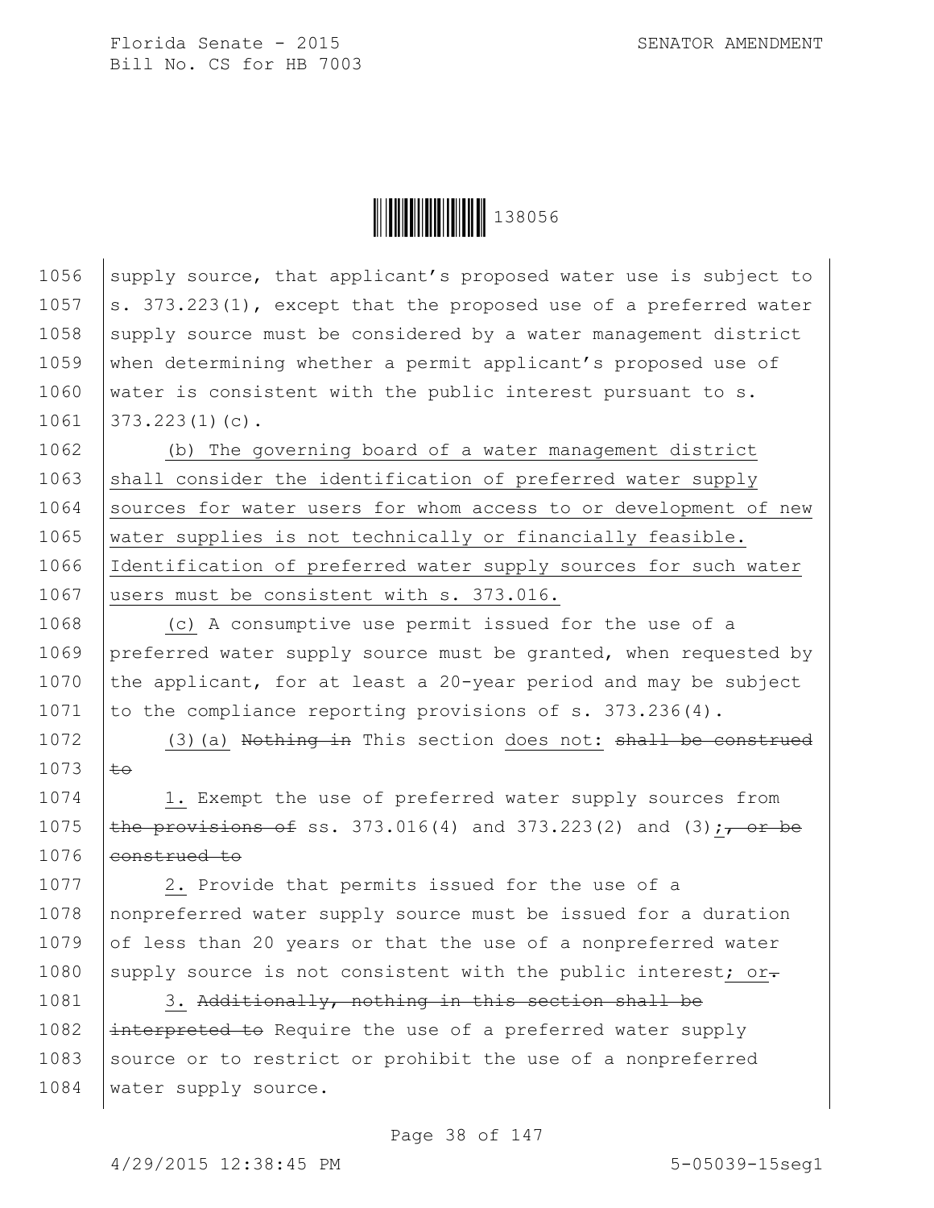supply source, that applicant's proposed water use is subject to s. 373.223(1), except that the proposed use of a preferred water supply source must be considered by a water management district when determining whether a permit applicant's proposed use of water is consistent with the public interest pursuant to s. 373.223(1)(c).

(b) The governing board of a water management district shall consider the identification of preferred water supply sources for water users for whom access to or development of new water supplies is not technically or financially feasible. Identification of preferred water supply sources for such water users must be consistent with s. 373.016.

(c) A consumptive use permit issued for the use of a preferred water supply source must be granted, when requested by the applicant, for at least a 20-year period and may be subject to the compliance reporting provisions of s. 373.236(4).

(3)(a) ~~Nothing in~~ This section does not: ~~shall be construed to~~

1. Exempt the use of preferred water supply sources from ~~the provisions of~~ ss. 373.016(4) and 373.223(2) and (3);~~, or be construed to~~

2. Provide that permits issued for the use of a nonpreferred water supply source must be issued for a duration of less than 20 years or that the use of a nonpreferred water supply source is not consistent with the public interest; or~~.~~

3. ~~Additionally, nothing in this section shall be interpreted to~~ Require the use of a preferred water supply source or to restrict or prohibit the use of a nonpreferred water supply source.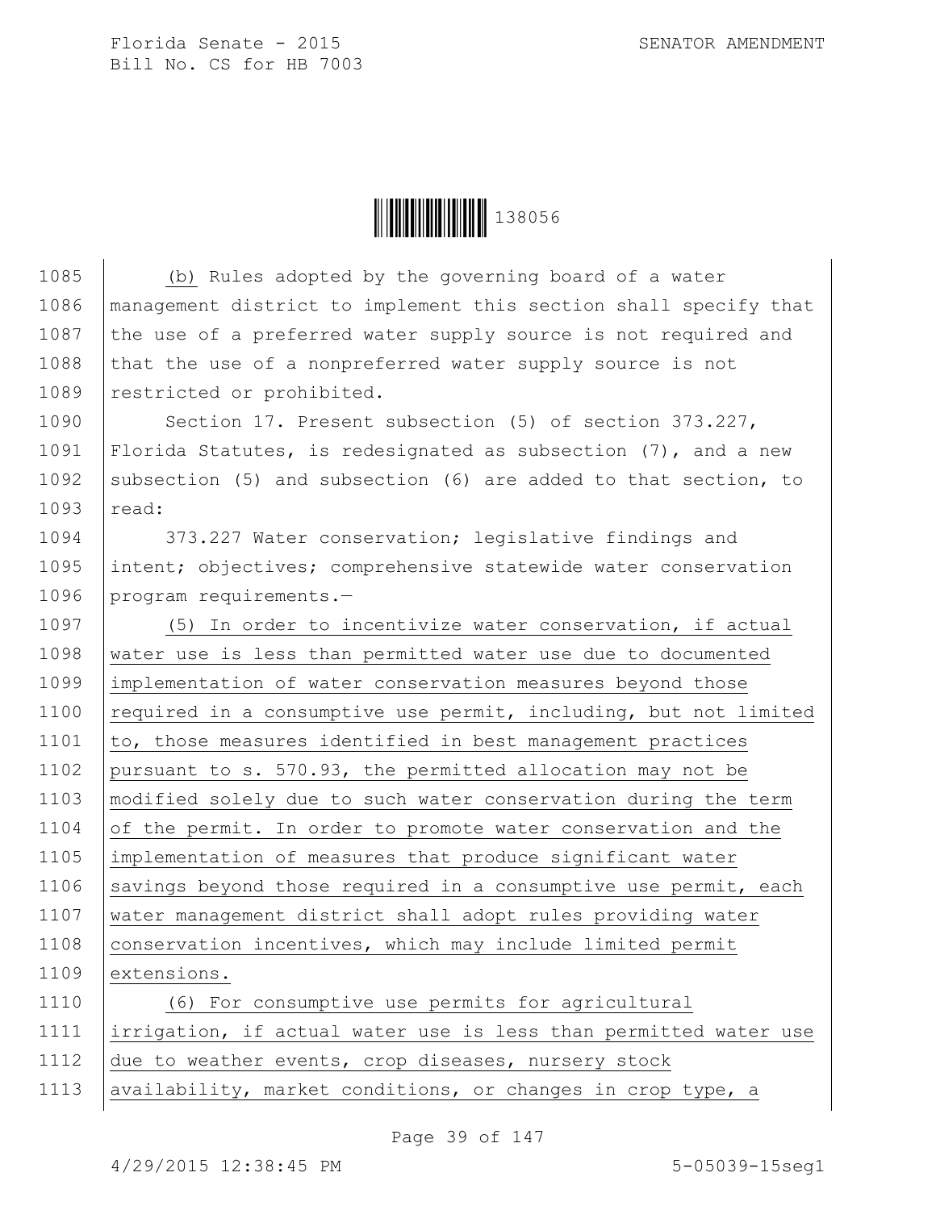(b) Rules adopted by the governing board of a water management district to implement this section shall specify that the use of a preferred water supply source is not required and that the use of a nonpreferred water supply source is not restricted or prohibited.

Section 17. Present subsection (5) of section 373.227, Florida Statutes, is redesignated as subsection (7), and a new subsection (5) and subsection (6) are added to that section, to read:

373.227 Water conservation; legislative findings and intent; objectives; comprehensive statewide water conservation program requirements.—

(5) In order to incentivize water conservation, if actual water use is less than permitted water use due to documented implementation of water conservation measures beyond those required in a consumptive use permit, including, but not limited to, those measures identified in best management practices pursuant to s. 570.93, the permitted allocation may not be modified solely due to such water conservation during the term of the permit. In order to promote water conservation and the implementation of measures that produce significant water savings beyond those required in a consumptive use permit, each water management district shall adopt rules providing water conservation incentives, which may include limited permit extensions.

(6) For consumptive use permits for agricultural irrigation, if actual water use is less than permitted water use due to weather events, crop diseases, nursery stock availability, market conditions, or changes in crop type, a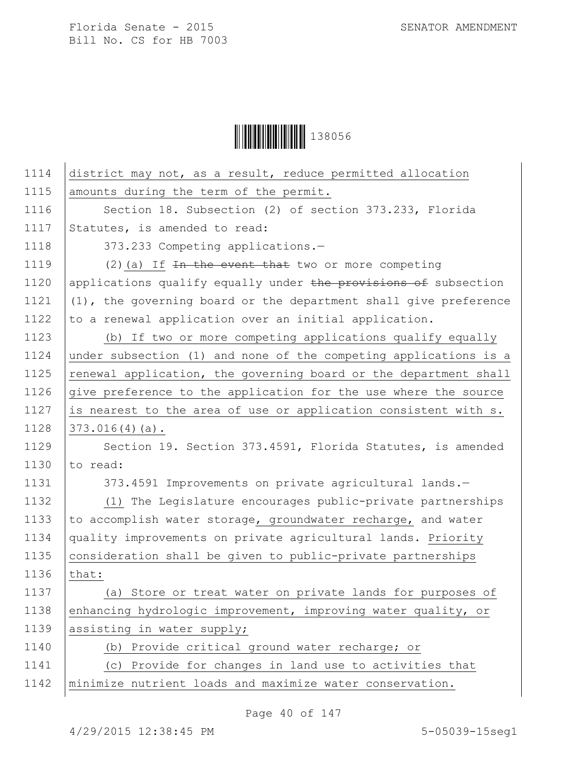district may not, as a result, reduce permitted allocation amounts during the term of the permit.

Section 18. Subsection (2) of section 373.233, Florida Statutes, is amended to read:

373.233 Competing applications.—

(2)(a) If ~~In the event that~~ two or more competing applications qualify equally under ~~the provisions of~~ subsection (1), the governing board or the department shall give preference to a renewal application over an initial application.

(b) If two or more competing applications qualify equally under subsection (1) and none of the competing applications is a renewal application, the governing board or the department shall give preference to the application for the use where the source is nearest to the area of use or application consistent with s. 373.016(4)(a).

Section 19. Section 373.4591, Florida Statutes, is amended to read:

373.4591 Improvements on private agricultural lands.—

(1) The Legislature encourages public-private partnerships to accomplish water storage, groundwater recharge, and water quality improvements on private agricultural lands. Priority consideration shall be given to public-private partnerships that:

(a) Store or treat water on private lands for purposes of enhancing hydrologic improvement, improving water quality, or assisting in water supply;

(b) Provide critical ground water recharge; or

(c) Provide for changes in land use to activities that minimize nutrient loads and maximize water conservation.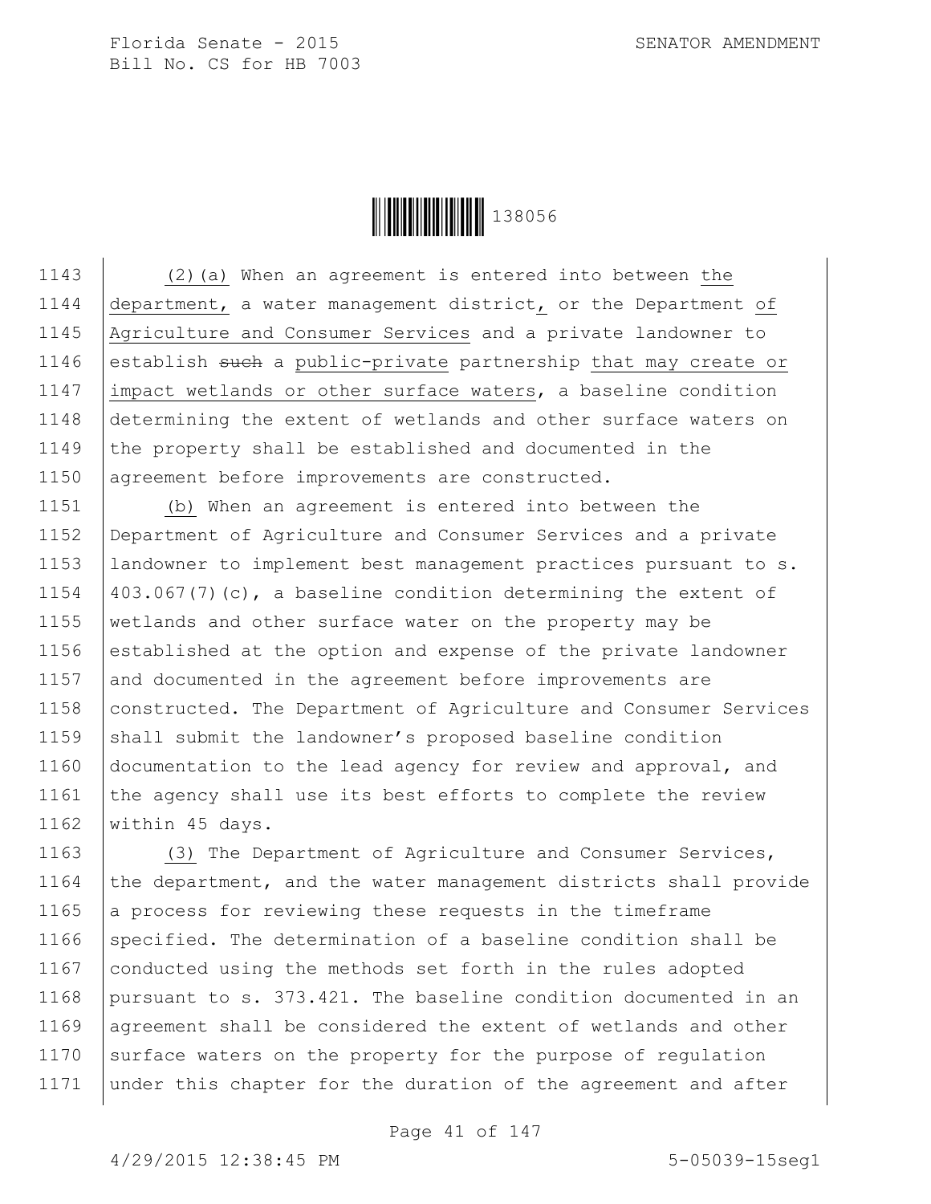(2)(a) When an agreement is entered into between the department, a water management district, or the Department of Agriculture and Consumer Services and a private landowner to establish ~~such~~ a public-private partnership that may create or impact wetlands or other surface waters, a baseline condition determining the extent of wetlands and other surface waters on the property shall be established and documented in the agreement before improvements are constructed.

(b) When an agreement is entered into between the Department of Agriculture and Consumer Services and a private landowner to implement best management practices pursuant to s. 403.067(7)(c), a baseline condition determining the extent of wetlands and other surface water on the property may be established at the option and expense of the private landowner and documented in the agreement before improvements are constructed. The Department of Agriculture and Consumer Services shall submit the landowner's proposed baseline condition documentation to the lead agency for review and approval, and the agency shall use its best efforts to complete the review within 45 days.

(3) The Department of Agriculture and Consumer Services, the department, and the water management districts shall provide a process for reviewing these requests in the timeframe specified. The determination of a baseline condition shall be conducted using the methods set forth in the rules adopted pursuant to s. 373.421. The baseline condition documented in an agreement shall be considered the extent of wetlands and other surface waters on the property for the purpose of regulation under this chapter for the duration of the agreement and after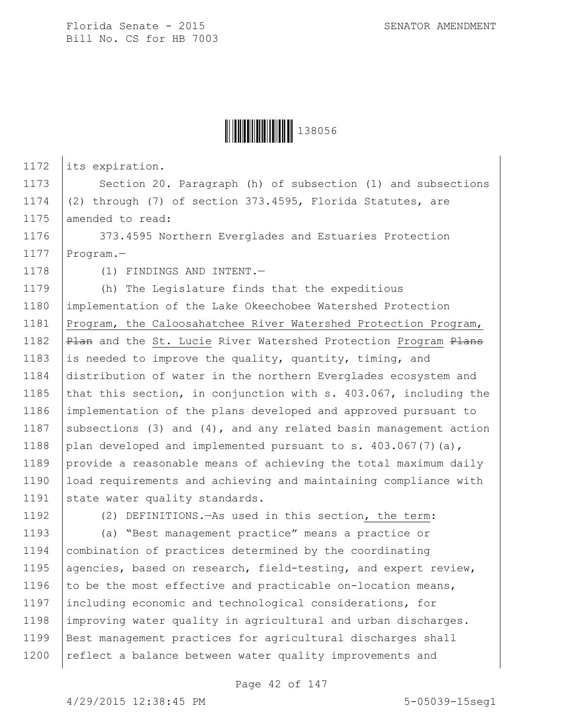its expiration.

Section 20. Paragraph (h) of subsection (1) and subsections (2) through (7) of section 373.4595, Florida Statutes, are amended to read:

373.4595 Northern Everglades and Estuaries Protection Program.—

(1) FINDINGS AND INTENT.—

(h) The Legislature finds that the expeditious implementation of the Lake Okeechobee Watershed Protection Program, the Caloosahatchee River Watershed Protection Program, ~~Plan~~ and the St. Lucie River Watershed Protection Program ~~Plans~~ is needed to improve the quality, quantity, timing, and distribution of water in the northern Everglades ecosystem and that this section, in conjunction with s. 403.067, including the implementation of the plans developed and approved pursuant to subsections (3) and (4), and any related basin management action plan developed and implemented pursuant to s. 403.067(7)(a), provide a reasonable means of achieving the total maximum daily load requirements and achieving and maintaining compliance with state water quality standards.

(2) DEFINITIONS.—As used in this section, the term:

(a) "Best management practice" means a practice or combination of practices determined by the coordinating agencies, based on research, field-testing, and expert review, to be the most effective and practicable on-location means, including economic and technological considerations, for improving water quality in agricultural and urban discharges. Best management practices for agricultural discharges shall reflect a balance between water quality improvements and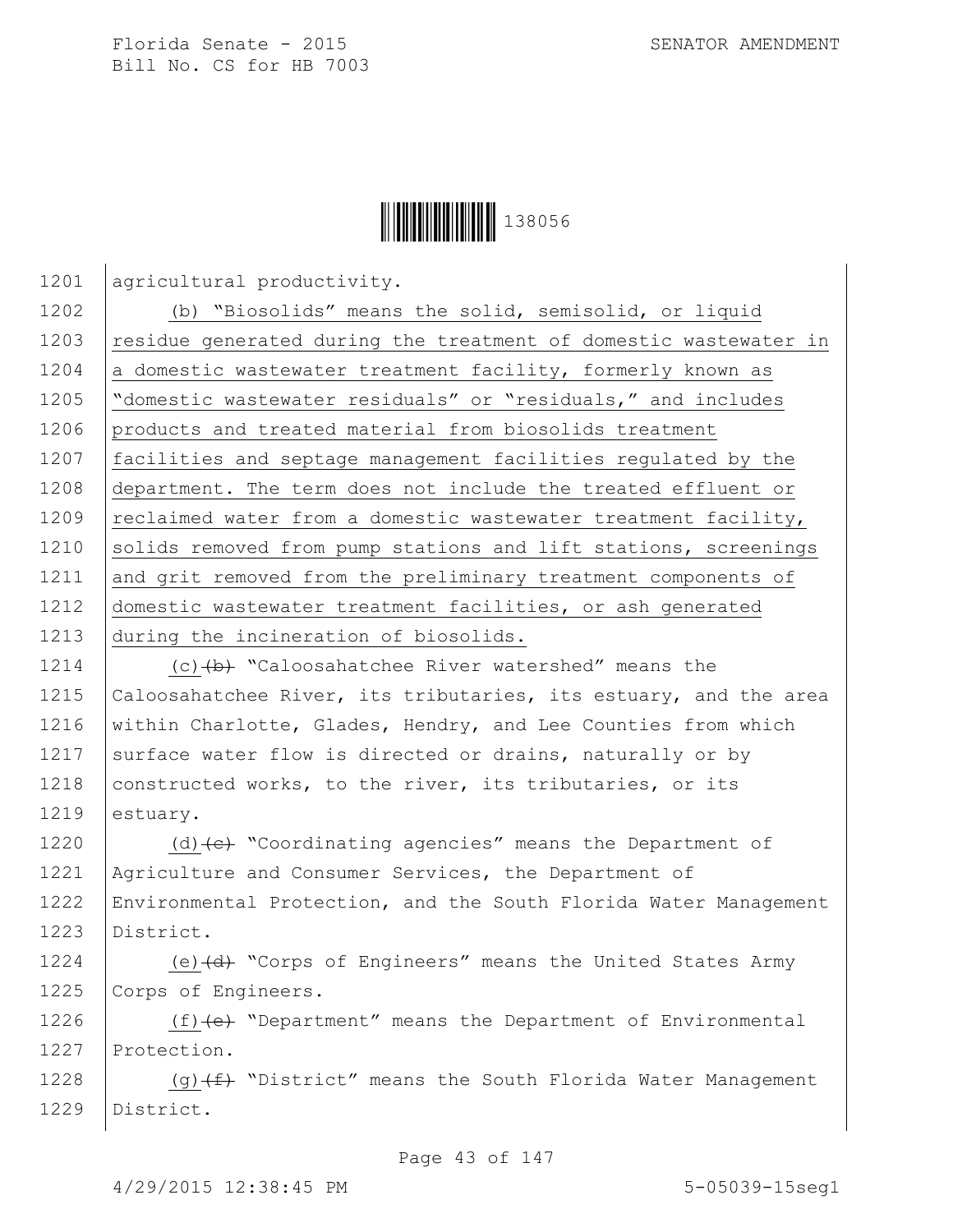agricultural productivity.

(b) "Biosolids" means the solid, semisolid, or liquid residue generated during the treatment of domestic wastewater in a domestic wastewater treatment facility, formerly known as "domestic wastewater residuals" or "residuals," and includes products and treated material from biosolids treatment facilities and septage management facilities regulated by the department. The term does not include the treated effluent or reclaimed water from a domestic wastewater treatment facility, solids removed from pump stations and lift stations, screenings and grit removed from the preliminary treatment components of domestic wastewater treatment facilities, or ash generated during the incineration of biosolids.

(c)~~(b)~~ "Caloosahatchee River watershed" means the Caloosahatchee River, its tributaries, its estuary, and the area within Charlotte, Glades, Hendry, and Lee Counties from which surface water flow is directed or drains, naturally or by constructed works, to the river, its tributaries, or its estuary.

(d)~~(c)~~ "Coordinating agencies" means the Department of Agriculture and Consumer Services, the Department of Environmental Protection, and the South Florida Water Management District.

(e)~~(d)~~ "Corps of Engineers" means the United States Army Corps of Engineers.

(f)~~(e)~~ "Department" means the Department of Environmental Protection.

(g)~~(f)~~ "District" means the South Florida Water Management District.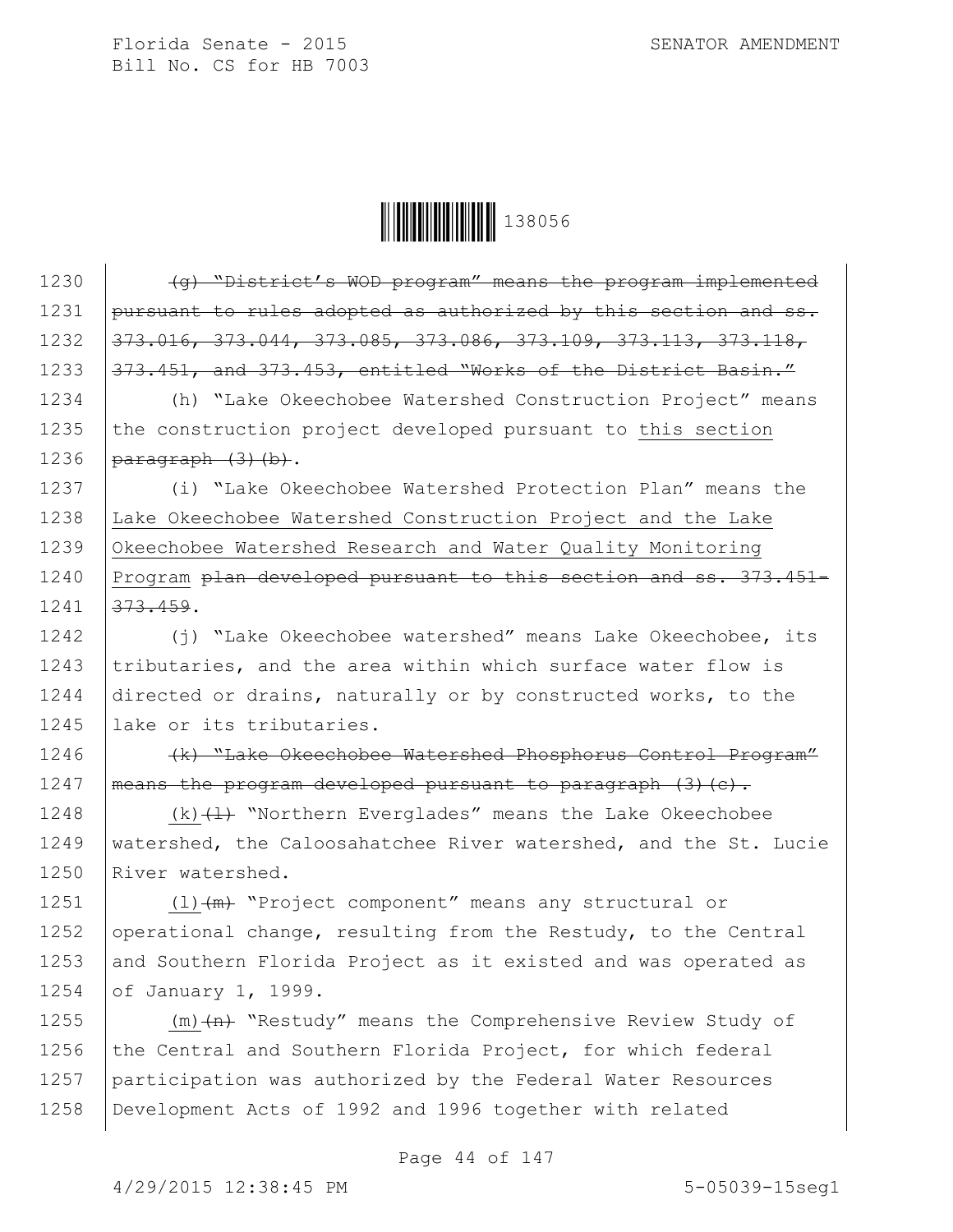1230 ~~(g) "District's WOD program" means the program implemented~~
1231 ~~pursuant to rules adopted as authorized by this section and ss.~~
1232 ~~373.016, 373.044, 373.085, 373.086, 373.109, 373.113, 373.118,~~
1233 ~~373.451, and 373.453, entitled "Works of the District Basin."~~
1234 (h) "Lake Okeechobee Watershed Construction Project" means
1235 the construction project developed pursuant to <u>this section</u>
1236 ~~paragraph (3)(b)~~.
1237 (i) "Lake Okeechobee Watershed Protection Plan" means the
1238 <u>Lake Okeechobee Watershed Construction Project and the Lake</u>
1239 <u>Okeechobee Watershed Research and Water Quality Monitoring</u>
1240 <u>Program</u> ~~plan developed pursuant to this section and ss. 373.451-~~
1241 ~~373.459~~.
1242 (j) "Lake Okeechobee watershed" means Lake Okeechobee, its
1243 tributaries, and the area within which surface water flow is
1244 directed or drains, naturally or by constructed works, to the
1245 lake or its tributaries.
1246 ~~(k) "Lake Okeechobee Watershed Phosphorus Control Program"~~
1247 ~~means the program developed pursuant to paragraph (3)(c).~~
1248 <u>(k)</u>~~(l)~~ "Northern Everglades" means the Lake Okeechobee
1249 watershed, the Caloosahatchee River watershed, and the St. Lucie
1250 River watershed.
1251 <u>(l)</u>~~(m)~~ "Project component" means any structural or
1252 operational change, resulting from the Restudy, to the Central
1253 and Southern Florida Project as it existed and was operated as
1254 of January 1, 1999.
1255 <u>(m)</u>~~(n)~~ "Restudy" means the Comprehensive Review Study of
1256 the Central and Southern Florida Project, for which federal
1257 participation was authorized by the Federal Water Resources
1258 Development Acts of 1992 and 1996 together with related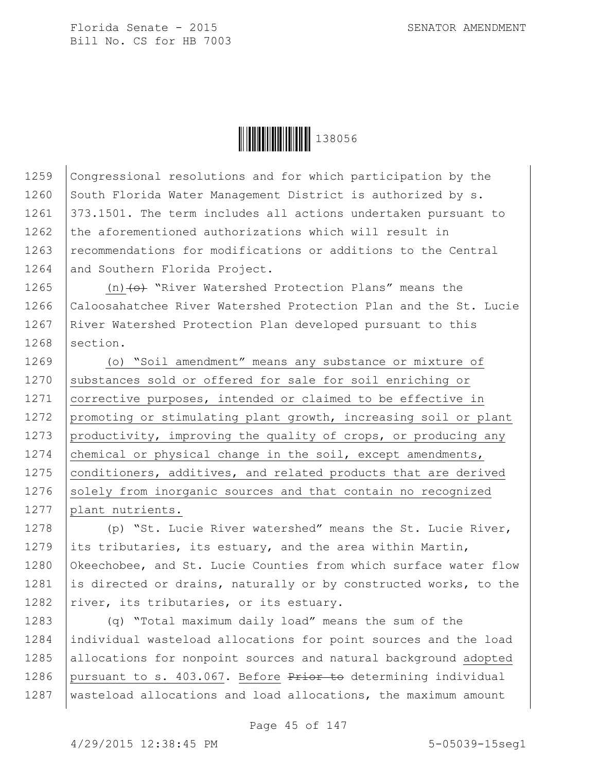Congressional resolutions and for which participation by the South Florida Water Management District is authorized by s. 373.1501. The term includes all actions undertaken pursuant to the aforementioned authorizations which will result in recommendations for modifications or additions to the Central and Southern Florida Project.

(n) ~~(o)~~ "River Watershed Protection Plans" means the Caloosahatchee River Watershed Protection Plan and the St. Lucie River Watershed Protection Plan developed pursuant to this section.

<u>(o) "Soil amendment" means any substance or mixture of substances sold or offered for sale for soil enriching or corrective purposes, intended or claimed to be effective in promoting or stimulating plant growth, increasing soil or plant productivity, improving the quality of crops, or producing any chemical or physical change in the soil, except amendments, conditioners, additives, and related products that are derived solely from inorganic sources and that contain no recognized plant nutrients.</u>

(p) "St. Lucie River watershed" means the St. Lucie River, its tributaries, its estuary, and the area within Martin, Okeechobee, and St. Lucie Counties from which surface water flow is directed or drains, naturally or by constructed works, to the river, its tributaries, or its estuary.

(q) "Total maximum daily load" means the sum of the individual wasteload allocations for point sources and the load allocations for nonpoint sources and natural background <u>adopted pursuant to s. 403.067</u>. <u>Before</u> ~~Prior to~~ determining individual wasteload allocations and load allocations, the maximum amount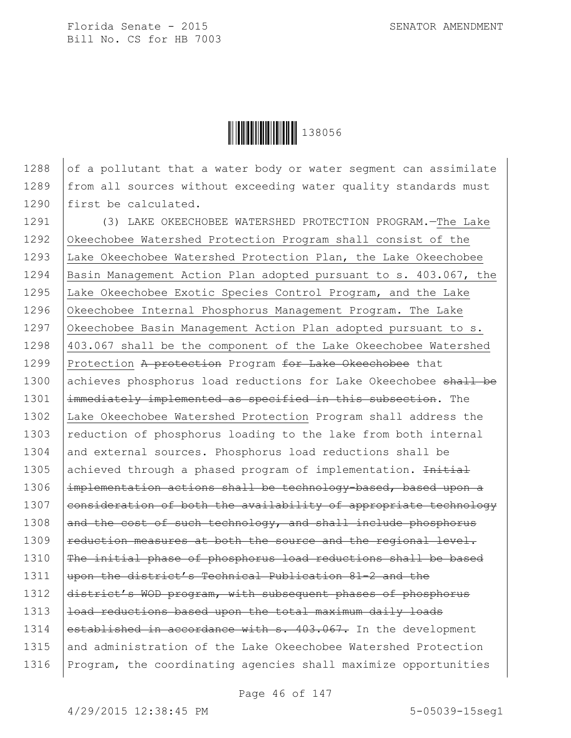of a pollutant that a water body or water segment can assimilate from all sources without exceeding water quality standards must first be calculated.

(3) LAKE OKEECHOBEE WATERSHED PROTECTION PROGRAM.—<u>The Lake Okeechobee Watershed Protection Program shall consist of the Lake Okeechobee Watershed Protection Plan, the Lake Okeechobee Basin Management Action Plan adopted pursuant to s. 403.067, the Lake Okeechobee Exotic Species Control Program, and the Lake Okeechobee Internal Phosphorus Management Program. The Lake Okeechobee Basin Management Action Plan adopted pursuant to s. 403.067 shall be the component of the Lake Okeechobee Watershed Protection</u> ~~A protection~~ Program ~~for Lake Okeechobee~~ that achieves phosphorus load reductions for Lake Okeechobee ~~shall be immediately implemented as specified in this subsection~~. The <u>Lake Okeechobee Watershed Protection</u> Program shall address the reduction of phosphorus loading to the lake from both internal and external sources. Phosphorus load reductions shall be achieved through a phased program of implementation. ~~Initial implementation actions shall be technology-based, based upon a consideration of both the availability of appropriate technology and the cost of such technology, and shall include phosphorus reduction measures at both the source and the regional level. The initial phase of phosphorus load reductions shall be based upon the district's Technical Publication 81-2 and the district's WOD program, with subsequent phases of phosphorus load reductions based upon the total maximum daily loads established in accordance with s. 403.067.~~ In the development and administration of the Lake Okeechobee Watershed Protection Program, the coordinating agencies shall maximize opportunities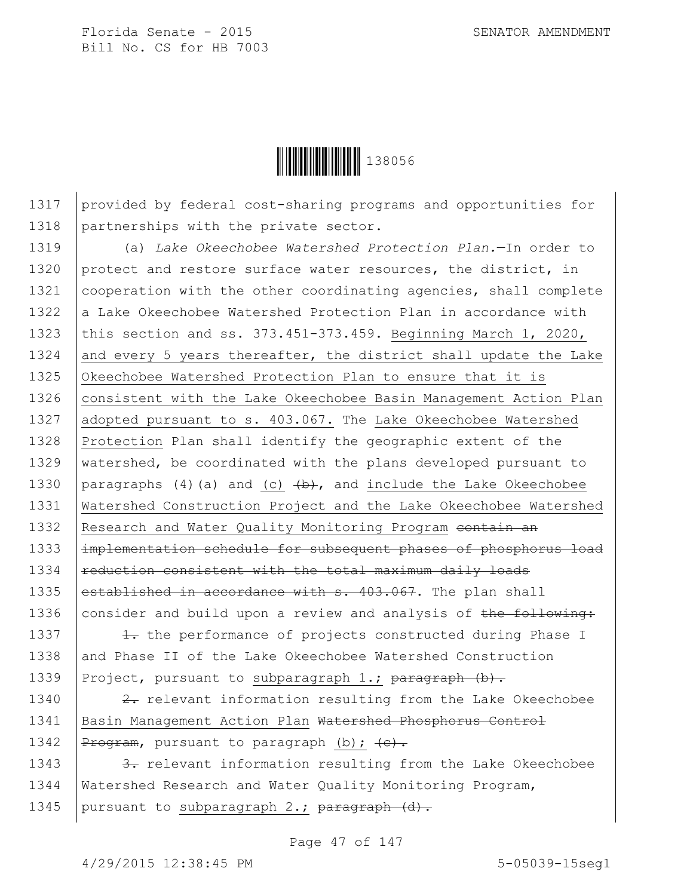provided by federal cost-sharing programs and opportunities for partnerships with the private sector.

(a) *Lake Okeechobee Watershed Protection Plan.*—In order to protect and restore surface water resources, the district, in cooperation with the other coordinating agencies, shall complete a Lake Okeechobee Watershed Protection Plan in accordance with this section and ss. 373.451-373.459. <u>Beginning March 1, 2020, and every 5 years thereafter, the district shall update the Lake Okeechobee Watershed Protection Plan to ensure that it is consistent with the Lake Okeechobee Basin Management Action Plan adopted pursuant to s. 403.067.</u> The <u>Lake Okeechobee Watershed Protection</u> Plan shall identify the geographic extent of the watershed, be coordinated with the plans developed pursuant to paragraphs (4)(a) and <u>(c)</u> ~~(b)~~, and <u>include the Lake Okeechobee Watershed Construction Project and the Lake Okeechobee Watershed Research and Water Quality Monitoring Program</u> ~~contain an implementation schedule for subsequent phases of phosphorus load reduction consistent with the total maximum daily loads established in accordance with s. 403.067~~. The plan shall consider and build upon a review and analysis of ~~the following:~~

~~1.~~ the performance of projects constructed during Phase I and Phase II of the Lake Okeechobee Watershed Construction Project, pursuant to <u>subparagraph 1.;</u> ~~paragraph (b).~~

~~2.~~ relevant information resulting from the Lake Okeechobee <u>Basin Management Action Plan</u> ~~Watershed Phosphorus Control Program~~, pursuant to paragraph <u>(b);</u> ~~(c).~~

~~3.~~ relevant information resulting from the Lake Okeechobee Watershed Research and Water Quality Monitoring Program, pursuant to <u>subparagraph 2.;</u> ~~paragraph (d).~~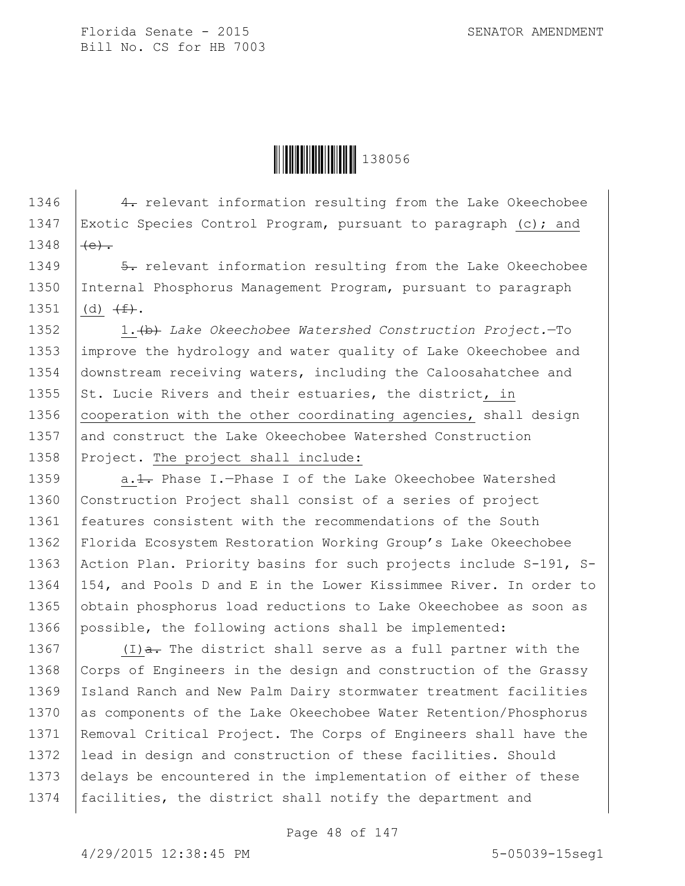1346 4. relevant information resulting from the Lake Okeechobee
1347 Exotic Species Control Program, pursuant to paragraph (c); and
1348 (e).

1349 5. relevant information resulting from the Lake Okeechobee
1350 Internal Phosphorus Management Program, pursuant to paragraph
1351 (d) (f).

1352 1.(b) *Lake Okeechobee Watershed Construction Project.*—To
1353 improve the hydrology and water quality of Lake Okeechobee and
1354 downstream receiving waters, including the Caloosahatchee and
1355 St. Lucie Rivers and their estuaries, the district, in
1356 cooperation with the other coordinating agencies, shall design
1357 and construct the Lake Okeechobee Watershed Construction
1358 Project. The project shall include:

1359 a.1. Phase I.—Phase I of the Lake Okeechobee Watershed
1360 Construction Project shall consist of a series of project
1361 features consistent with the recommendations of the South
1362 Florida Ecosystem Restoration Working Group's Lake Okeechobee
1363 Action Plan. Priority basins for such projects include S-191, S-
1364 154, and Pools D and E in the Lower Kissimmee River. In order to
1365 obtain phosphorus load reductions to Lake Okeechobee as soon as
1366 possible, the following actions shall be implemented:

1367 (I)a. The district shall serve as a full partner with the
1368 Corps of Engineers in the design and construction of the Grassy
1369 Island Ranch and New Palm Dairy stormwater treatment facilities
1370 as components of the Lake Okeechobee Water Retention/Phosphorus
1371 Removal Critical Project. The Corps of Engineers shall have the
1372 lead in design and construction of these facilities. Should
1373 delays be encountered in the implementation of either of these
1374 facilities, the district shall notify the department and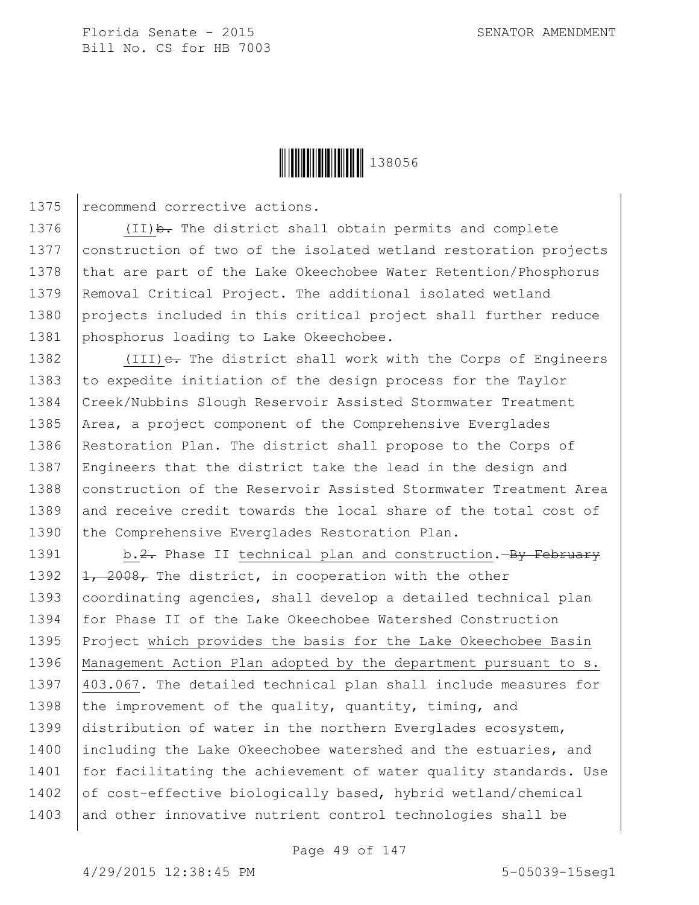recommend corrective actions.

(II)~~b.~~ The district shall obtain permits and complete construction of two of the isolated wetland restoration projects that are part of the Lake Okeechobee Water Retention/Phosphorus Removal Critical Project. The additional isolated wetland projects included in this critical project shall further reduce phosphorus loading to Lake Okeechobee.

(III)~~c.~~ The district shall work with the Corps of Engineers to expedite initiation of the design process for the Taylor Creek/Nubbins Slough Reservoir Assisted Stormwater Treatment Area, a project component of the Comprehensive Everglades Restoration Plan. The district shall propose to the Corps of Engineers that the district take the lead in the design and construction of the Reservoir Assisted Stormwater Treatment Area and receive credit towards the local share of the total cost of the Comprehensive Everglades Restoration Plan.

b.~~2.~~ Phase II technical plan and construction.~~—By February 1, 2008,~~ The district, in cooperation with the other coordinating agencies, shall develop a detailed technical plan for Phase II of the Lake Okeechobee Watershed Construction Project which provides the basis for the Lake Okeechobee Basin Management Action Plan adopted by the department pursuant to s. 403.067. The detailed technical plan shall include measures for the improvement of the quality, quantity, timing, and distribution of water in the northern Everglades ecosystem, including the Lake Okeechobee watershed and the estuaries, and for facilitating the achievement of water quality standards. Use of cost-effective biologically based, hybrid wetland/chemical and other innovative nutrient control technologies shall be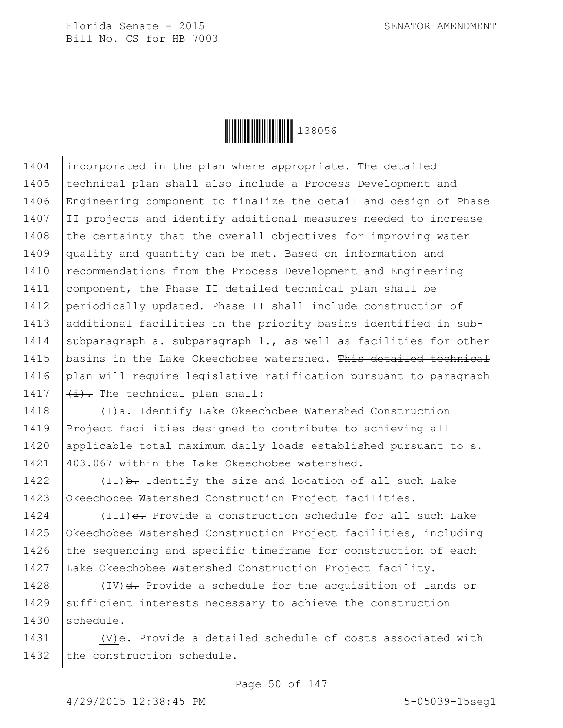incorporated in the plan where appropriate. The detailed technical plan shall also include a Process Development and Engineering component to finalize the detail and design of Phase II projects and identify additional measures needed to increase the certainty that the overall objectives for improving water quality and quantity can be met. Based on information and recommendations from the Process Development and Engineering component, the Phase II detailed technical plan shall be periodically updated. Phase II shall include construction of additional facilities in the priority basins identified in sub-subparagraph a. ~~subparagraph 1.~~, as well as facilities for other basins in the Lake Okeechobee watershed. ~~This detailed technical plan will require legislative ratification pursuant to paragraph (i).~~ The technical plan shall:

(I)~~a.~~ Identify Lake Okeechobee Watershed Construction Project facilities designed to contribute to achieving all applicable total maximum daily loads established pursuant to s. 403.067 within the Lake Okeechobee watershed.

(II)~~b.~~ Identify the size and location of all such Lake Okeechobee Watershed Construction Project facilities.

(III)~~c.~~ Provide a construction schedule for all such Lake Okeechobee Watershed Construction Project facilities, including the sequencing and specific timeframe for construction of each Lake Okeechobee Watershed Construction Project facility.

(IV)~~d.~~ Provide a schedule for the acquisition of lands or sufficient interests necessary to achieve the construction schedule.

(V)~~e.~~ Provide a detailed schedule of costs associated with the construction schedule.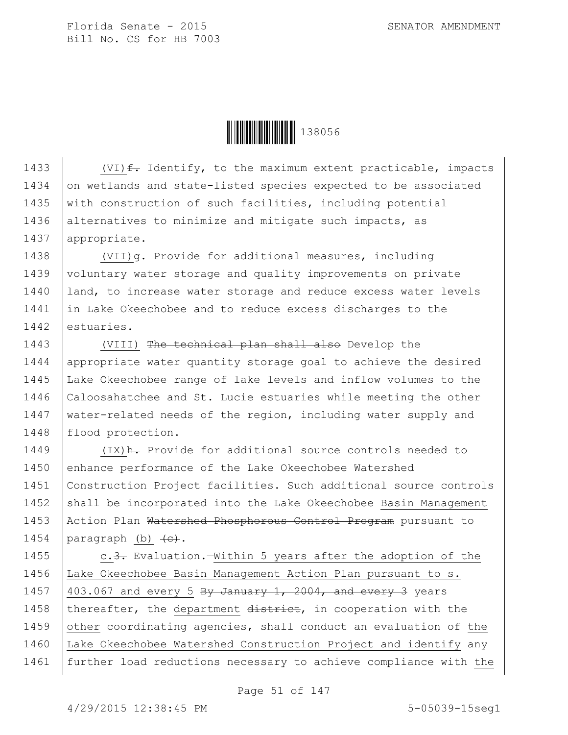1433 (VI)~~f.~~ Identify, to the maximum extent practicable, impacts
1434 on wetlands and state-listed species expected to be associated
1435 with construction of such facilities, including potential
1436 alternatives to minimize and mitigate such impacts, as
1437 appropriate.

1438 (VII)~~g.~~ Provide for additional measures, including
1439 voluntary water storage and quality improvements on private
1440 land, to increase water storage and reduce excess water levels
1441 in Lake Okeechobee and to reduce excess discharges to the
1442 estuaries.

1443 <u>(VIII)</u> ~~The technical plan shall also~~ Develop the
1444 appropriate water quantity storage goal to achieve the desired
1445 Lake Okeechobee range of lake levels and inflow volumes to the
1446 Caloosahatchee and St. Lucie estuaries while meeting the other
1447 water-related needs of the region, including water supply and
1448 flood protection.

1449 <u>(IX)</u>~~h.~~ Provide for additional source controls needed to
1450 enhance performance of the Lake Okeechobee Watershed
1451 Construction Project facilities. Such additional source controls
1452 shall be incorporated into the Lake Okeechobee <u>Basin Management</u>
1453 <u>Action Plan</u> ~~Watershed Phosphorous Control Program~~ pursuant to
1454 paragraph <u>(b)</u> ~~(c)~~.

1455 <u>c.</u>~~3.~~ Evaluation.—<u>Within 5 years after the adoption of the</u>
1456 <u>Lake Okeechobee Basin Management Action Plan pursuant to s.</u>
1457 <u>403.067 and every 5</u> ~~By January 1, 2004, and every 3~~ years
1458 thereafter, the <u>department</u> ~~district~~, in cooperation with the
1459 <u>other</u> coordinating agencies, shall conduct an evaluation of <u>the</u>
1460 <u>Lake Okeechobee Watershed Construction Project and identify</u> any
1461 further load reductions necessary to achieve compliance with <u>the</u>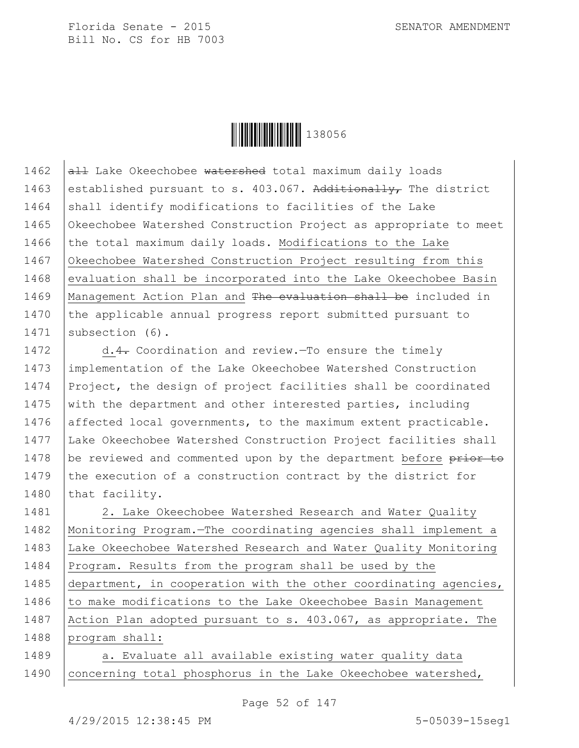all Lake Okeechobee watershed total maximum daily loads established pursuant to s. 403.067. Additionally, The district shall identify modifications to facilities of the Lake Okeechobee Watershed Construction Project as appropriate to meet the total maximum daily loads. Modifications to the Lake Okeechobee Watershed Construction Project resulting from this evaluation shall be incorporated into the Lake Okeechobee Basin Management Action Plan and The evaluation shall be included in the applicable annual progress report submitted pursuant to subsection (6).

d.4. Coordination and review.—To ensure the timely implementation of the Lake Okeechobee Watershed Construction Project, the design of project facilities shall be coordinated with the department and other interested parties, including affected local governments, to the maximum extent practicable. Lake Okeechobee Watershed Construction Project facilities shall be reviewed and commented upon by the department before prior to the execution of a construction contract by the district for that facility.

2. Lake Okeechobee Watershed Research and Water Quality Monitoring Program.—The coordinating agencies shall implement a Lake Okeechobee Watershed Research and Water Quality Monitoring Program. Results from the program shall be used by the department, in cooperation with the other coordinating agencies, to make modifications to the Lake Okeechobee Basin Management Action Plan adopted pursuant to s. 403.067, as appropriate. The program shall:

a. Evaluate all available existing water quality data concerning total phosphorus in the Lake Okeechobee watershed,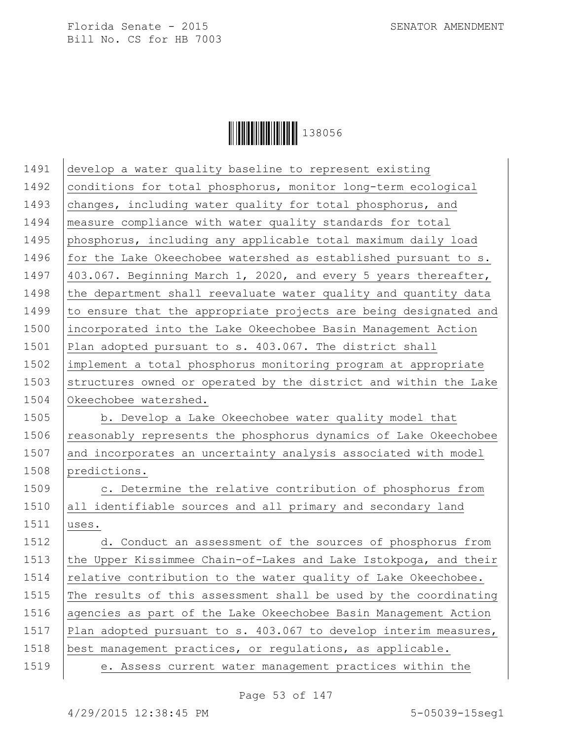develop a water quality baseline to represent existing conditions for total phosphorus, monitor long-term ecological changes, including water quality for total phosphorus, and measure compliance with water quality standards for total phosphorus, including any applicable total maximum daily load for the Lake Okeechobee watershed as established pursuant to s. 403.067. Beginning March 1, 2020, and every 5 years thereafter, the department shall reevaluate water quality and quantity data to ensure that the appropriate projects are being designated and incorporated into the Lake Okeechobee Basin Management Action Plan adopted pursuant to s. 403.067. The district shall implement a total phosphorus monitoring program at appropriate structures owned or operated by the district and within the Lake Okeechobee watershed.

b. Develop a Lake Okeechobee water quality model that reasonably represents the phosphorus dynamics of Lake Okeechobee and incorporates an uncertainty analysis associated with model predictions.

c. Determine the relative contribution of phosphorus from all identifiable sources and all primary and secondary land uses.

d. Conduct an assessment of the sources of phosphorus from the Upper Kissimmee Chain-of-Lakes and Lake Istokpoga, and their relative contribution to the water quality of Lake Okeechobee. The results of this assessment shall be used by the coordinating agencies as part of the Lake Okeechobee Basin Management Action Plan adopted pursuant to s. 403.067 to develop interim measures, best management practices, or regulations, as applicable.

e. Assess current water management practices within the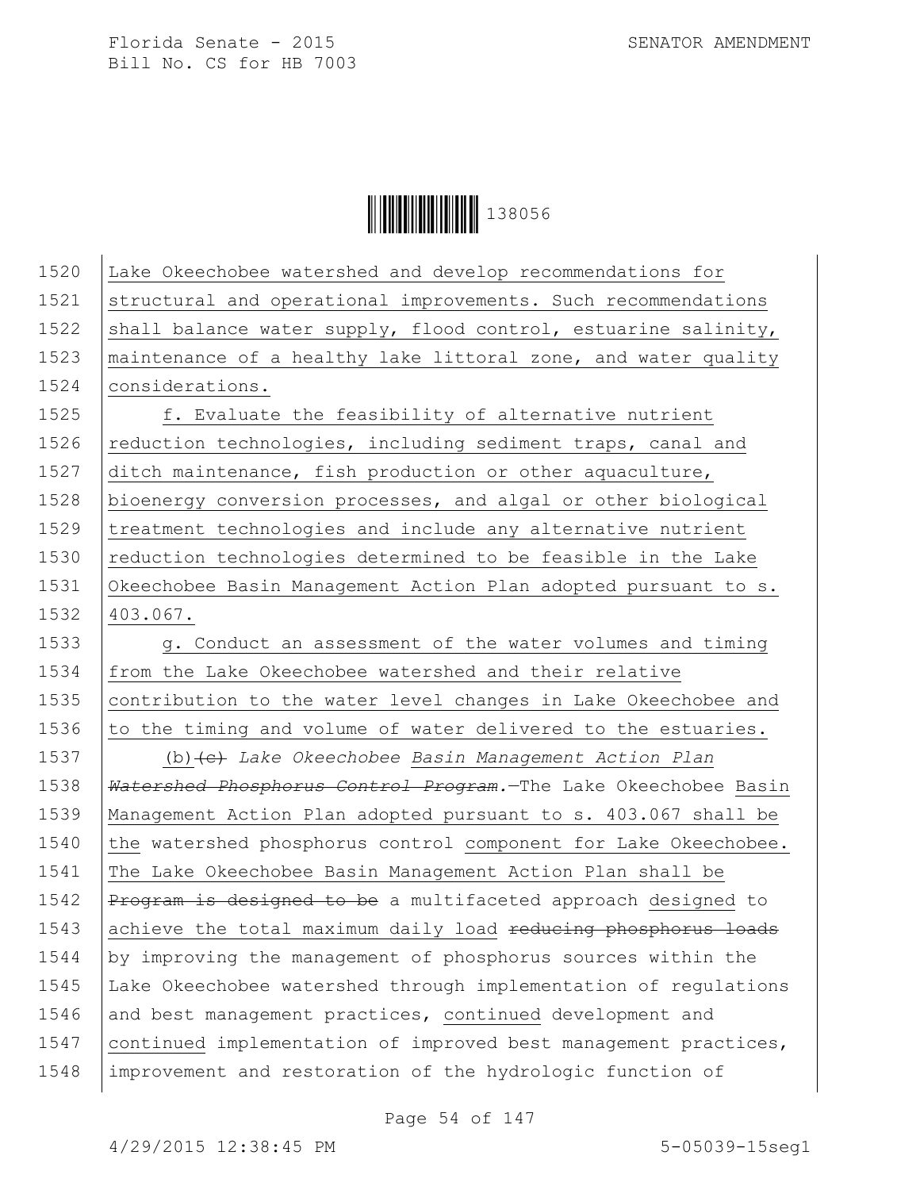Lake Okeechobee watershed and develop recommendations for structural and operational improvements. Such recommendations shall balance water supply, flood control, estuarine salinity, maintenance of a healthy lake littoral zone, and water quality considerations.

f. Evaluate the feasibility of alternative nutrient reduction technologies, including sediment traps, canal and ditch maintenance, fish production or other aquaculture, bioenergy conversion processes, and algal or other biological treatment technologies and include any alternative nutrient reduction technologies determined to be feasible in the Lake Okeechobee Basin Management Action Plan adopted pursuant to s. 403.067.

g. Conduct an assessment of the water volumes and timing from the Lake Okeechobee watershed and their relative contribution to the water level changes in Lake Okeechobee and to the timing and volume of water delivered to the estuaries.

(b)~~(c)~~ *Lake Okeechobee* Basin Management Action Plan ~~*Watershed Phosphorus Control Program.*~~—The Lake Okeechobee Basin Management Action Plan adopted pursuant to s. 403.067 shall be the watershed phosphorus control component for Lake Okeechobee. The Lake Okeechobee Basin Management Action Plan shall be ~~Program is designed to be~~ a multifaceted approach designed to achieve the total maximum daily load ~~reducing phosphorus loads~~ by improving the management of phosphorus sources within the Lake Okeechobee watershed through implementation of regulations and best management practices, continued development and continued implementation of improved best management practices, improvement and restoration of the hydrologic function of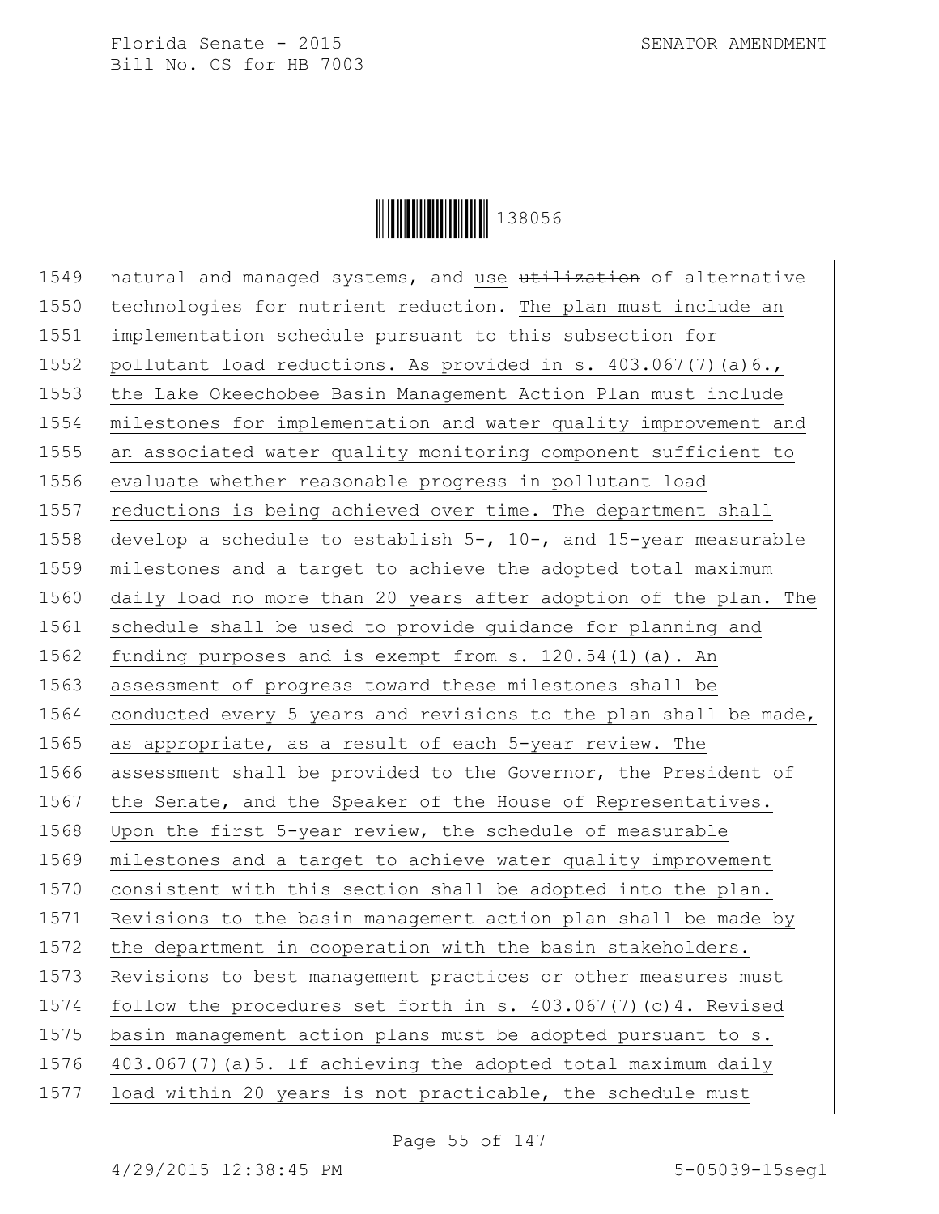1549 natural and managed systems, and use ~~utilization~~ of alternative
1550 technologies for nutrient reduction. The plan must include an
1551 implementation schedule pursuant to this subsection for
1552 pollutant load reductions. As provided in s. 403.067(7)(a)6.,
1553 the Lake Okeechobee Basin Management Action Plan must include
1554 milestones for implementation and water quality improvement and
1555 an associated water quality monitoring component sufficient to
1556 evaluate whether reasonable progress in pollutant load
1557 reductions is being achieved over time. The department shall
1558 develop a schedule to establish 5-, 10-, and 15-year measurable
1559 milestones and a target to achieve the adopted total maximum
1560 daily load no more than 20 years after adoption of the plan. The
1561 schedule shall be used to provide guidance for planning and
1562 funding purposes and is exempt from s. 120.54(1)(a). An
1563 assessment of progress toward these milestones shall be
1564 conducted every 5 years and revisions to the plan shall be made,
1565 as appropriate, as a result of each 5-year review. The
1566 assessment shall be provided to the Governor, the President of
1567 the Senate, and the Speaker of the House of Representatives.
1568 Upon the first 5-year review, the schedule of measurable
1569 milestones and a target to achieve water quality improvement
1570 consistent with this section shall be adopted into the plan.
1571 Revisions to the basin management action plan shall be made by
1572 the department in cooperation with the basin stakeholders.
1573 Revisions to best management practices or other measures must
1574 follow the procedures set forth in s. 403.067(7)(c)4. Revised
1575 basin management action plans must be adopted pursuant to s.
1576 403.067(7)(a)5. If achieving the adopted total maximum daily
1577 load within 20 years is not practicable, the schedule must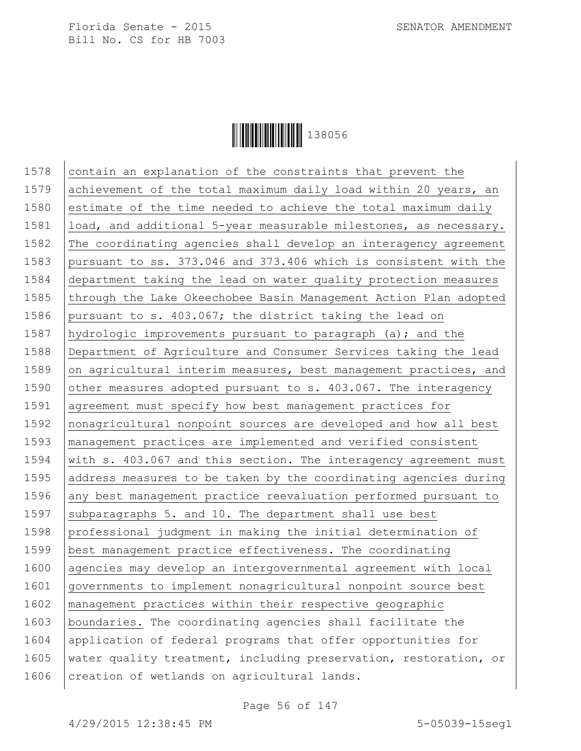contain an explanation of the constraints that prevent the achievement of the total maximum daily load within 20 years, an estimate of the time needed to achieve the total maximum daily load, and additional 5-year measurable milestones, as necessary. The coordinating agencies shall develop an interagency agreement pursuant to ss. 373.046 and 373.406 which is consistent with the department taking the lead on water quality protection measures through the Lake Okeechobee Basin Management Action Plan adopted pursuant to s. 403.067; the district taking the lead on hydrologic improvements pursuant to paragraph (a); and the Department of Agriculture and Consumer Services taking the lead on agricultural interim measures, best management practices, and other measures adopted pursuant to s. 403.067. The interagency agreement must specify how best management practices for nonagricultural nonpoint sources are developed and how all best management practices are implemented and verified consistent with s. 403.067 and this section. The interagency agreement must address measures to be taken by the coordinating agencies during any best management practice reevaluation performed pursuant to subparagraphs 5. and 10. The department shall use best professional judgment in making the initial determination of best management practice effectiveness. The coordinating agencies may develop an intergovernmental agreement with local governments to implement nonagricultural nonpoint source best management practices within their respective geographic boundaries. The coordinating agencies shall facilitate the application of federal programs that offer opportunities for water quality treatment, including preservation, restoration, or creation of wetlands on agricultural lands.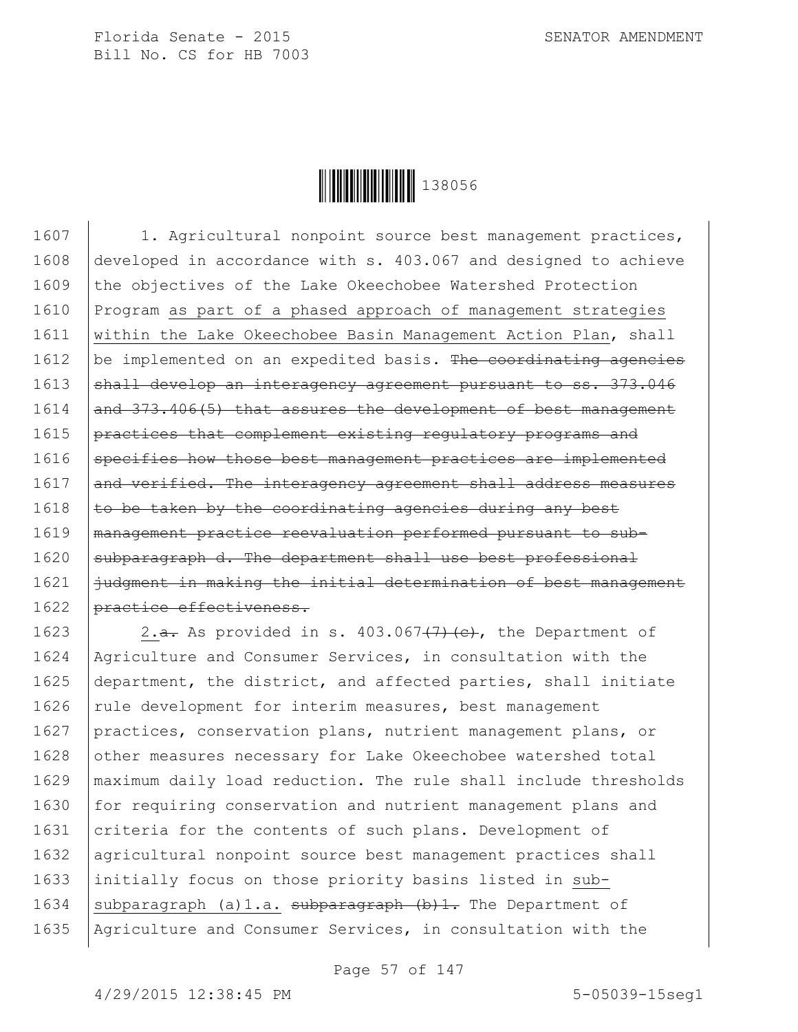1. Agricultural nonpoint source best management practices, developed in accordance with s. 403.067 and designed to achieve the objectives of the Lake Okeechobee Watershed Protection Program as part of a phased approach of management strategies within the Lake Okeechobee Basin Management Action Plan, shall be implemented on an expedited basis. ~~The coordinating agencies shall develop an interagency agreement pursuant to ss. 373.046 and 373.406(5) that assures the development of best management practices that complement existing regulatory programs and specifies how those best management practices are implemented and verified. The interagency agreement shall address measures to be taken by the coordinating agencies during any best management practice reevaluation performed pursuant to sub-subparagraph d. The department shall use best professional judgment in making the initial determination of best management practice effectiveness.~~

2.~~a.~~ As provided in s. 403.067~~(7)(c)~~, the Department of Agriculture and Consumer Services, in consultation with the department, the district, and affected parties, shall initiate rule development for interim measures, best management practices, conservation plans, nutrient management plans, or other measures necessary for Lake Okeechobee watershed total maximum daily load reduction. The rule shall include thresholds for requiring conservation and nutrient management plans and criteria for the contents of such plans. Development of agricultural nonpoint source best management practices shall initially focus on those priority basins listed in sub-subparagraph (a)1.a. ~~subparagraph (b)1.~~ The Department of Agriculture and Consumer Services, in consultation with the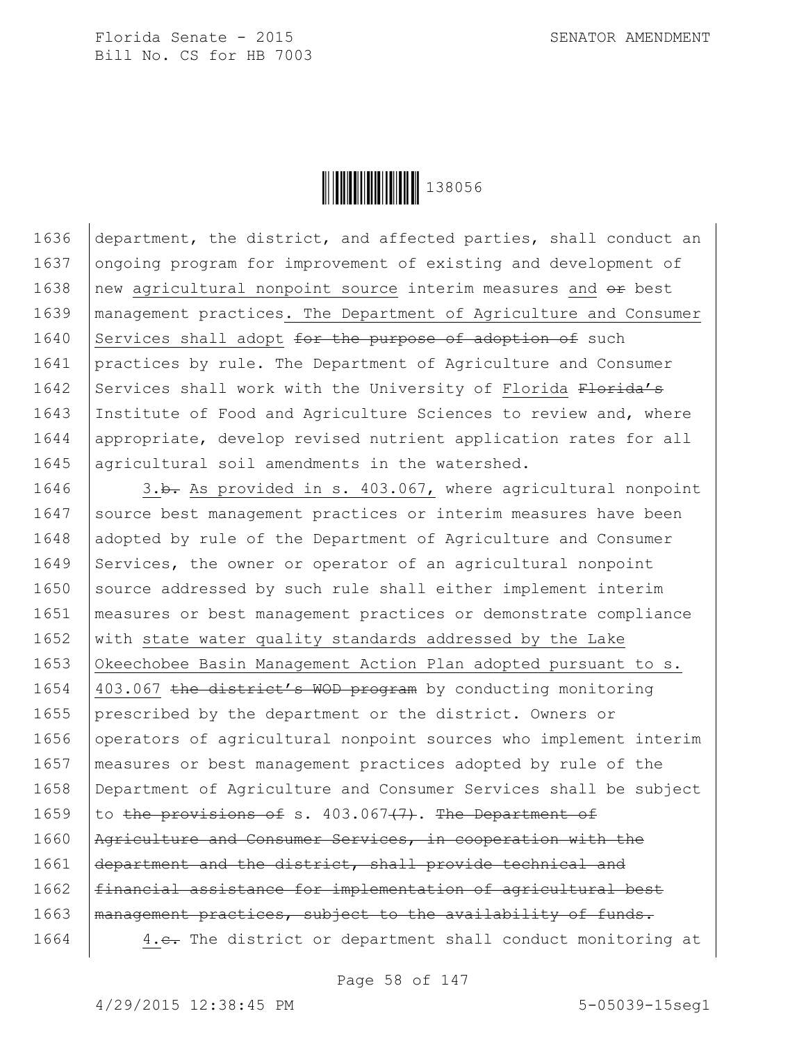1636 department, the district, and affected parties, shall conduct an
1637 ongoing program for improvement of existing and development of
1638 new agricultural nonpoint source interim measures and ~~or~~ best
1639 management practices. The Department of Agriculture and Consumer
1640 Services shall adopt ~~for the purpose of adoption of~~ such
1641 practices by rule. The Department of Agriculture and Consumer
1642 Services shall work with the University of Florida ~~Florida's~~
1643 Institute of Food and Agriculture Sciences to review and, where
1644 appropriate, develop revised nutrient application rates for all
1645 agricultural soil amendments in the watershed.

1646 3.~~b.~~ As provided in s. 403.067, where agricultural nonpoint
1647 source best management practices or interim measures have been
1648 adopted by rule of the Department of Agriculture and Consumer
1649 Services, the owner or operator of an agricultural nonpoint
1650 source addressed by such rule shall either implement interim
1651 measures or best management practices or demonstrate compliance
1652 with state water quality standards addressed by the Lake
1653 Okeechobee Basin Management Action Plan adopted pursuant to s.
1654 403.067 ~~the district's WOD program~~ by conducting monitoring
1655 prescribed by the department or the district. Owners or
1656 operators of agricultural nonpoint sources who implement interim
1657 measures or best management practices adopted by rule of the
1658 Department of Agriculture and Consumer Services shall be subject
1659 to ~~the provisions of~~ s. 403.067~~(7)~~. ~~The Department of~~
1660 ~~Agriculture and Consumer Services, in cooperation with the~~
1661 ~~department and the district, shall provide technical and~~
1662 ~~financial assistance for implementation of agricultural best~~
1663 ~~management practices, subject to the availability of funds.~~

1664 4.~~c.~~ The district or department shall conduct monitoring at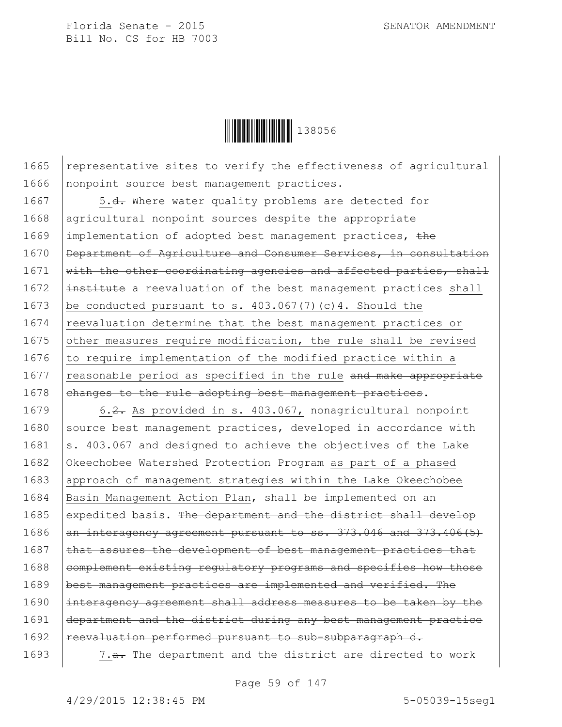representative sites to verify the effectiveness of agricultural nonpoint source best management practices.

5.~~d.~~ Where water quality problems are detected for agricultural nonpoint sources despite the appropriate implementation of adopted best management practices, ~~the Department of Agriculture and Consumer Services, in consultation with the other coordinating agencies and affected parties, shall institute~~ a reevaluation of the best management practices <u>shall be conducted pursuant to s. 403.067(7)(c)4. Should the reevaluation determine that the best management practices or other measures require modification, the rule shall be revised to require implementation of the modified practice within a reasonable period as specified in the rule</u> ~~and make appropriate changes to the rule adopting best management practices~~.

6.~~2.~~ <u>As provided in s. 403.067,</u> nonagricultural nonpoint source best management practices, developed in accordance with s. 403.067 and designed to achieve the objectives of the Lake Okeechobee Watershed Protection Program <u>as part of a phased approach of management strategies within the Lake Okeechobee Basin Management Action Plan</u>, shall be implemented on an expedited basis. ~~The department and the district shall develop an interagency agreement pursuant to ss. 373.046 and 373.406(5) that assures the development of best management practices that complement existing regulatory programs and specifies how those best management practices are implemented and verified. The interagency agreement shall address measures to be taken by the department and the district during any best management practice reevaluation performed pursuant to sub-subparagraph d.~~

7.~~a.~~ The department and the district are directed to work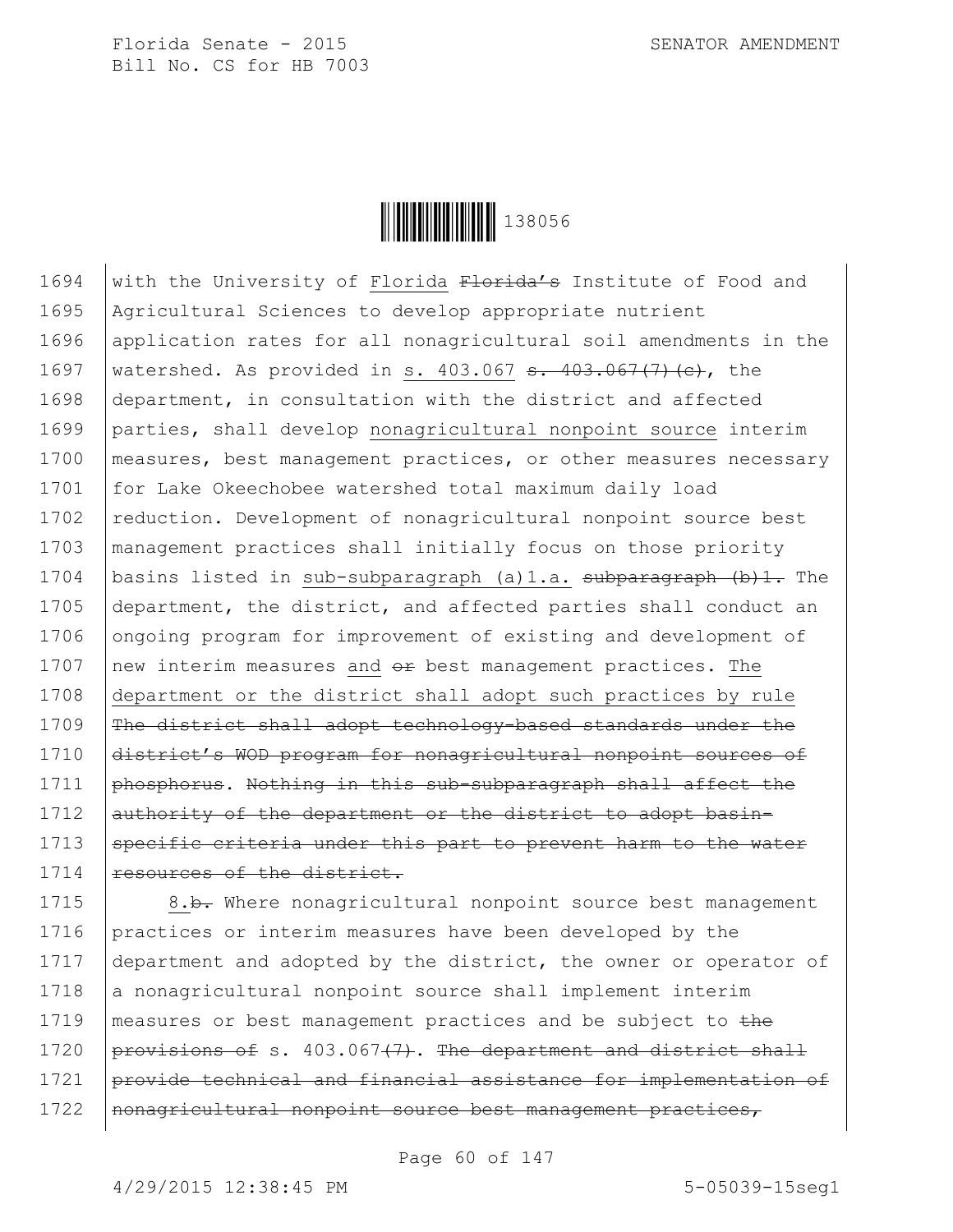1694 with the University of Florida ~~Florida's~~ Institute of Food and
1695 Agricultural Sciences to develop appropriate nutrient
1696 application rates for all nonagricultural soil amendments in the
1697 watershed. As provided in s. 403.067 ~~s. 403.067(7)(c)~~, the
1698 department, in consultation with the district and affected
1699 parties, shall develop nonagricultural nonpoint source interim
1700 measures, best management practices, or other measures necessary
1701 for Lake Okeechobee watershed total maximum daily load
1702 reduction. Development of nonagricultural nonpoint source best
1703 management practices shall initially focus on those priority
1704 basins listed in sub-subparagraph (a)1.a. ~~subparagraph (b)1.~~ The
1705 department, the district, and affected parties shall conduct an
1706 ongoing program for improvement of existing and development of
1707 new interim measures and ~~or~~ best management practices. The
1708 department or the district shall adopt such practices by rule
1709 ~~The district shall adopt technology-based standards under the~~
1710 ~~district's WOD program for nonagricultural nonpoint sources of~~
1711 ~~phosphorus~~. ~~Nothing in this sub-subparagraph shall affect the~~
1712 ~~authority of the department or the district to adopt basin-~~
1713 ~~specific criteria under this part to prevent harm to the water~~
1714 ~~resources of the district.~~

1715 8.~~b.~~ Where nonagricultural nonpoint source best management
1716 practices or interim measures have been developed by the
1717 department and adopted by the district, the owner or operator of
1718 a nonagricultural nonpoint source shall implement interim
1719 measures or best management practices and be subject to ~~the~~
1720 ~~provisions of~~ s. 403.067~~(7)~~. ~~The department and district shall~~
1721 ~~provide technical and financial assistance for implementation of~~
1722 ~~nonagricultural nonpoint source best management practices,~~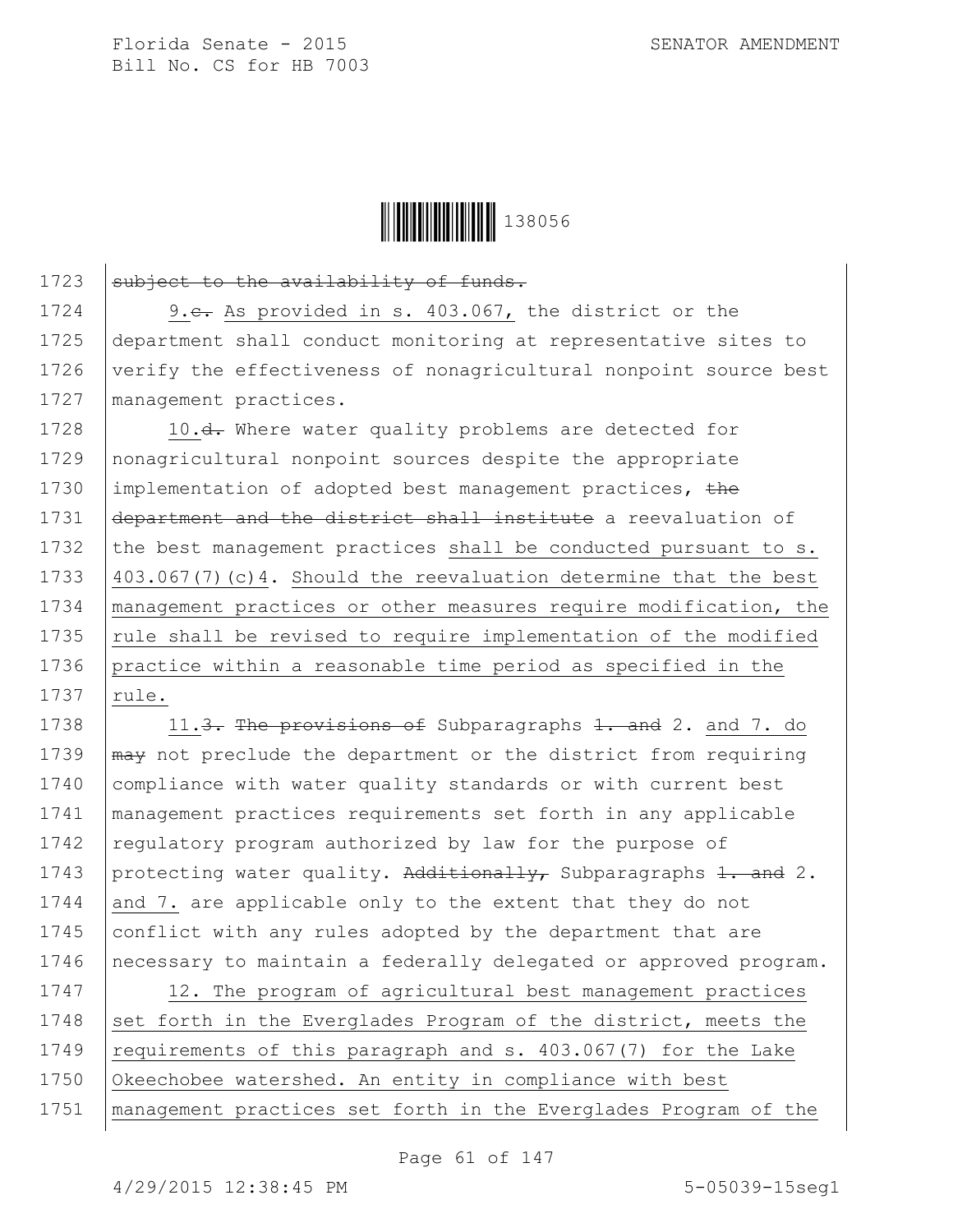1723 ~~subject to the availability of funds.~~

1724 9.~~c.~~ As provided in s. 403.067, the district or the
1725 department shall conduct monitoring at representative sites to
1726 verify the effectiveness of nonagricultural nonpoint source best
1727 management practices.

1728 10.~~d.~~ Where water quality problems are detected for
1729 nonagricultural nonpoint sources despite the appropriate
1730 implementation of adopted best management practices, ~~the~~
1731 ~~department and the district shall institute~~ a reevaluation of
1732 the best management practices shall be conducted pursuant to s.
1733 403.067(7)(c)4. Should the reevaluation determine that the best
1734 management practices or other measures require modification, the
1735 rule shall be revised to require implementation of the modified
1736 practice within a reasonable time period as specified in the
1737 rule.

1738 11.~~3. The provisions of~~ Subparagraphs ~~1. and~~ 2. and 7. do
1739 ~~may~~ not preclude the department or the district from requiring
1740 compliance with water quality standards or with current best
1741 management practices requirements set forth in any applicable
1742 regulatory program authorized by law for the purpose of
1743 protecting water quality. ~~Additionally,~~ Subparagraphs ~~1. and~~ 2.
1744 and 7. are applicable only to the extent that they do not
1745 conflict with any rules adopted by the department that are
1746 necessary to maintain a federally delegated or approved program.

1747 12. The program of agricultural best management practices
1748 set forth in the Everglades Program of the district, meets the
1749 requirements of this paragraph and s. 403.067(7) for the Lake
1750 Okeechobee watershed. An entity in compliance with best
1751 management practices set forth in the Everglades Program of the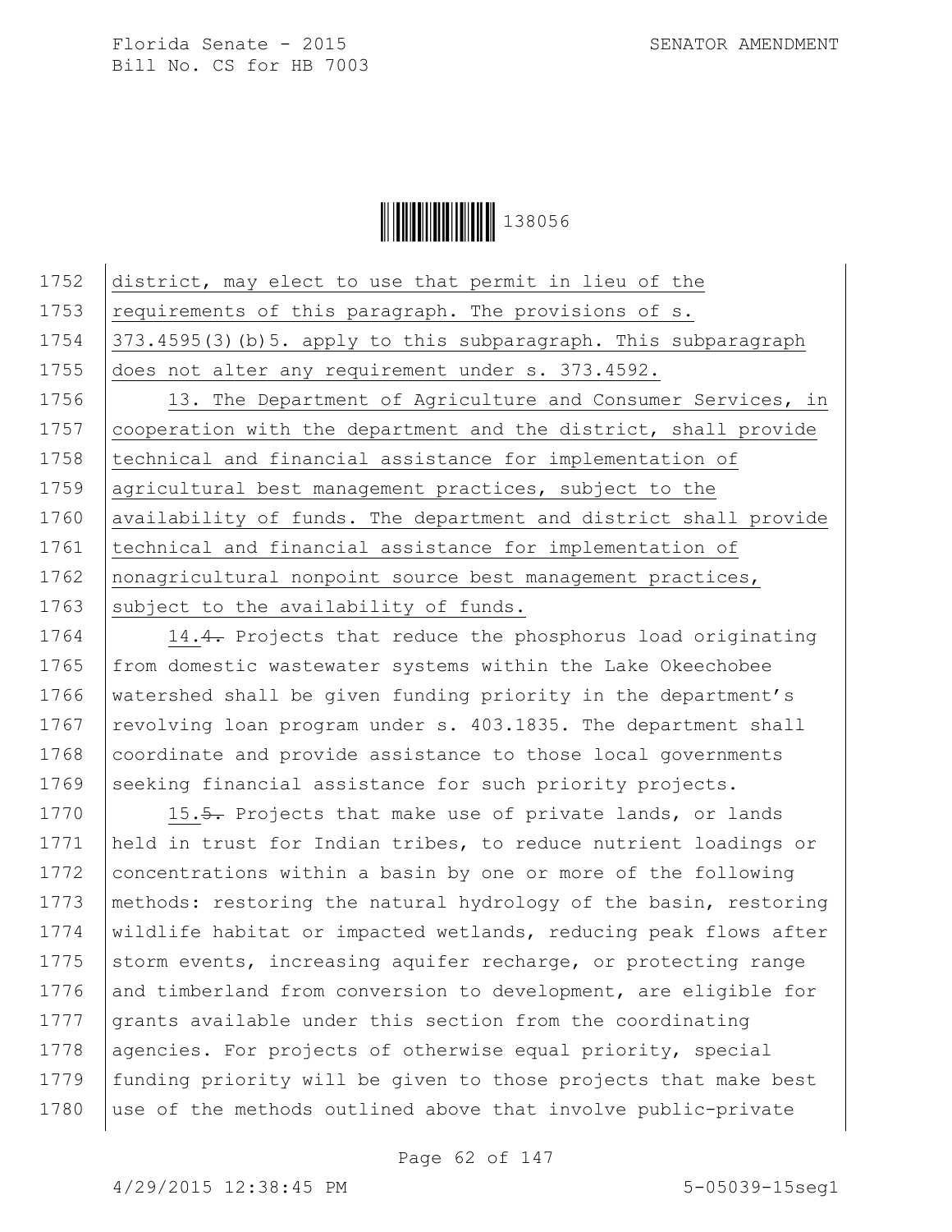district, may elect to use that permit in lieu of the requirements of this paragraph. The provisions of s. 373.4595(3)(b)5. apply to this subparagraph. This subparagraph does not alter any requirement under s. 373.4592.

13. The Department of Agriculture and Consumer Services, in cooperation with the department and the district, shall provide technical and financial assistance for implementation of agricultural best management practices, subject to the availability of funds. The department and district shall provide technical and financial assistance for implementation of nonagricultural nonpoint source best management practices, subject to the availability of funds.

14.~~4.~~ Projects that reduce the phosphorus load originating from domestic wastewater systems within the Lake Okeechobee watershed shall be given funding priority in the department's revolving loan program under s. 403.1835. The department shall coordinate and provide assistance to those local governments seeking financial assistance for such priority projects.

15.~~5.~~ Projects that make use of private lands, or lands held in trust for Indian tribes, to reduce nutrient loadings or concentrations within a basin by one or more of the following methods: restoring the natural hydrology of the basin, restoring wildlife habitat or impacted wetlands, reducing peak flows after storm events, increasing aquifer recharge, or protecting range and timberland from conversion to development, are eligible for grants available under this section from the coordinating agencies. For projects of otherwise equal priority, special funding priority will be given to those projects that make best use of the methods outlined above that involve public-private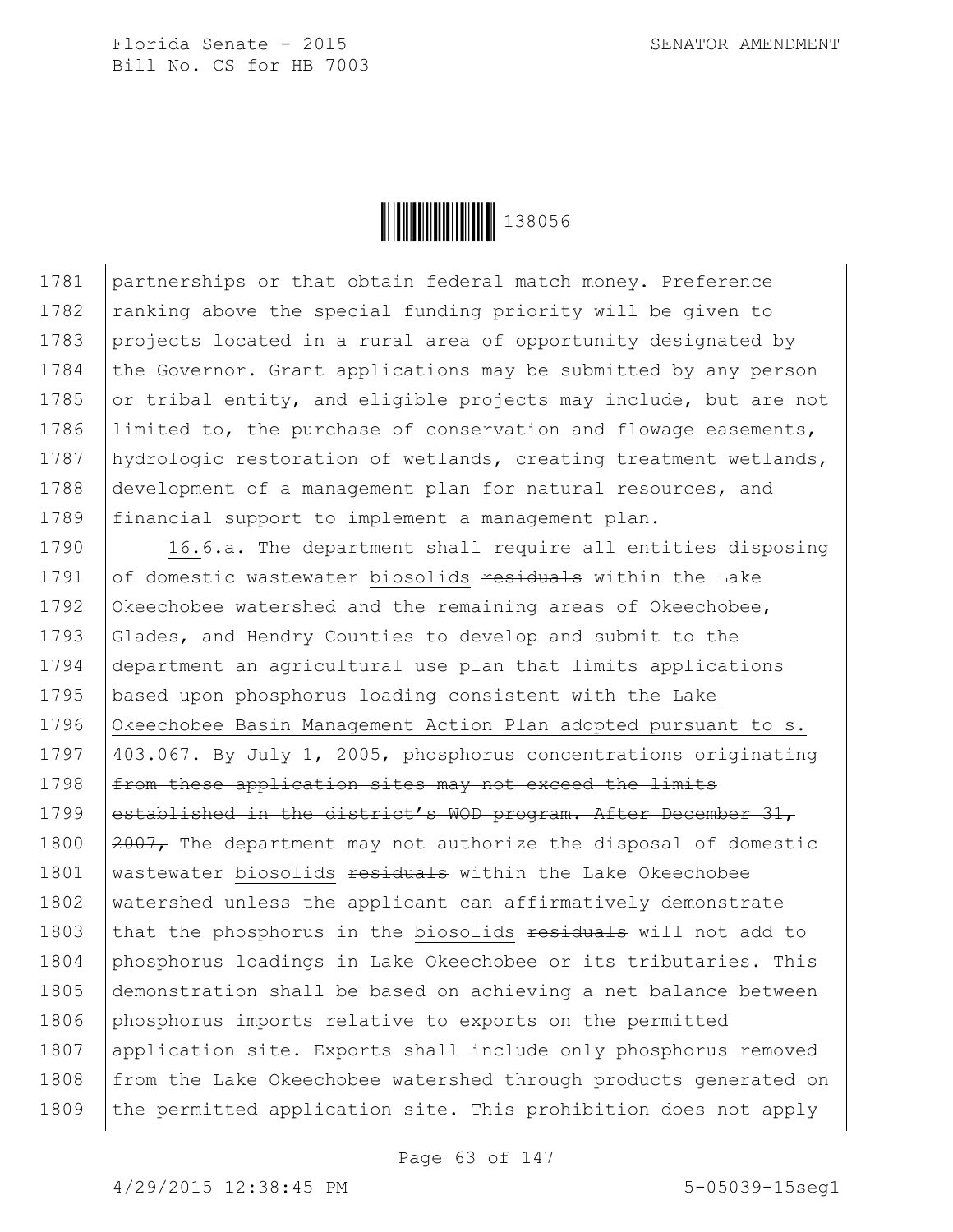partnerships or that obtain federal match money. Preference ranking above the special funding priority will be given to projects located in a rural area of opportunity designated by the Governor. Grant applications may be submitted by any person or tribal entity, and eligible projects may include, but are not limited to, the purchase of conservation and flowage easements, hydrologic restoration of wetlands, creating treatment wetlands, development of a management plan for natural resources, and financial support to implement a management plan.

16.~~6.a.~~ The department shall require all entities disposing of domestic wastewater biosolids ~~residuals~~ within the Lake Okeechobee watershed and the remaining areas of Okeechobee, Glades, and Hendry Counties to develop and submit to the department an agricultural use plan that limits applications based upon phosphorus loading consistent with the Lake Okeechobee Basin Management Action Plan adopted pursuant to s. 403.067. ~~By July 1, 2005, phosphorus concentrations originating from these application sites may not exceed the limits established in the district's WOD program. After December 31, 2007,~~ The department may not authorize the disposal of domestic wastewater biosolids ~~residuals~~ within the Lake Okeechobee watershed unless the applicant can affirmatively demonstrate that the phosphorus in the biosolids ~~residuals~~ will not add to phosphorus loadings in Lake Okeechobee or its tributaries. This demonstration shall be based on achieving a net balance between phosphorus imports relative to exports on the permitted application site. Exports shall include only phosphorus removed from the Lake Okeechobee watershed through products generated on the permitted application site. This prohibition does not apply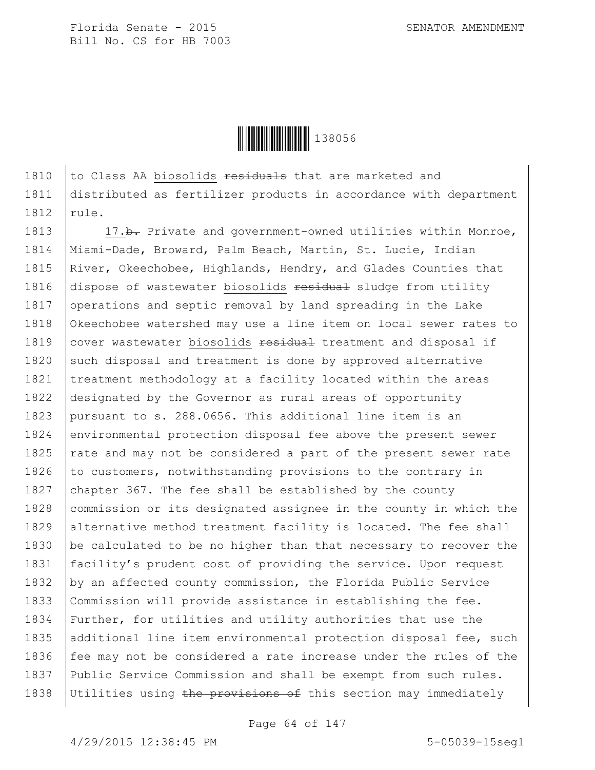to Class AA biosolids ~~residuals~~ that are marketed and distributed as fertilizer products in accordance with department rule.

17.~~b.~~ Private and government-owned utilities within Monroe, Miami-Dade, Broward, Palm Beach, Martin, St. Lucie, Indian River, Okeechobee, Highlands, Hendry, and Glades Counties that dispose of wastewater biosolids ~~residual~~ sludge from utility operations and septic removal by land spreading in the Lake Okeechobee watershed may use a line item on local sewer rates to cover wastewater biosolids ~~residual~~ treatment and disposal if such disposal and treatment is done by approved alternative treatment methodology at a facility located within the areas designated by the Governor as rural areas of opportunity pursuant to s. 288.0656. This additional line item is an environmental protection disposal fee above the present sewer rate and may not be considered a part of the present sewer rate to customers, notwithstanding provisions to the contrary in chapter 367. The fee shall be established by the county commission or its designated assignee in the county in which the alternative method treatment facility is located. The fee shall be calculated to be no higher than that necessary to recover the facility's prudent cost of providing the service. Upon request by an affected county commission, the Florida Public Service Commission will provide assistance in establishing the fee. Further, for utilities and utility authorities that use the additional line item environmental protection disposal fee, such fee may not be considered a rate increase under the rules of the Public Service Commission and shall be exempt from such rules. Utilities using ~~the provisions of~~ this section may immediately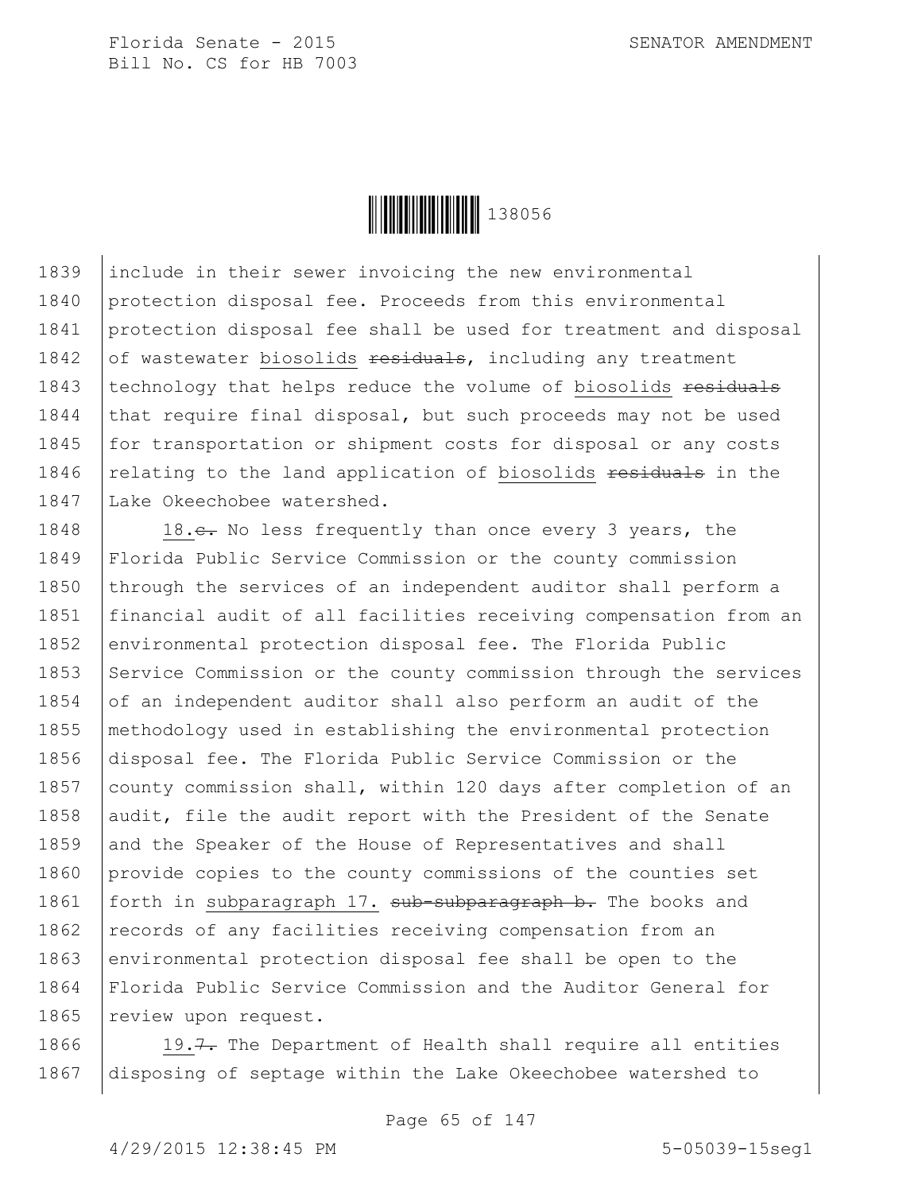include in their sewer invoicing the new environmental protection disposal fee. Proceeds from this environmental protection disposal fee shall be used for treatment and disposal of wastewater biosolids ~~residuals~~, including any treatment technology that helps reduce the volume of biosolids ~~residuals~~ that require final disposal, but such proceeds may not be used for transportation or shipment costs for disposal or any costs relating to the land application of biosolids ~~residuals~~ in the Lake Okeechobee watershed.

18.~~c.~~ No less frequently than once every 3 years, the Florida Public Service Commission or the county commission through the services of an independent auditor shall perform a financial audit of all facilities receiving compensation from an environmental protection disposal fee. The Florida Public Service Commission or the county commission through the services of an independent auditor shall also perform an audit of the methodology used in establishing the environmental protection disposal fee. The Florida Public Service Commission or the county commission shall, within 120 days after completion of an audit, file the audit report with the President of the Senate and the Speaker of the House of Representatives and shall provide copies to the county commissions of the counties set forth in subparagraph 17. ~~sub-subparagraph b.~~ The books and records of any facilities receiving compensation from an environmental protection disposal fee shall be open to the Florida Public Service Commission and the Auditor General for review upon request.

19.~~7.~~ The Department of Health shall require all entities disposing of septage within the Lake Okeechobee watershed to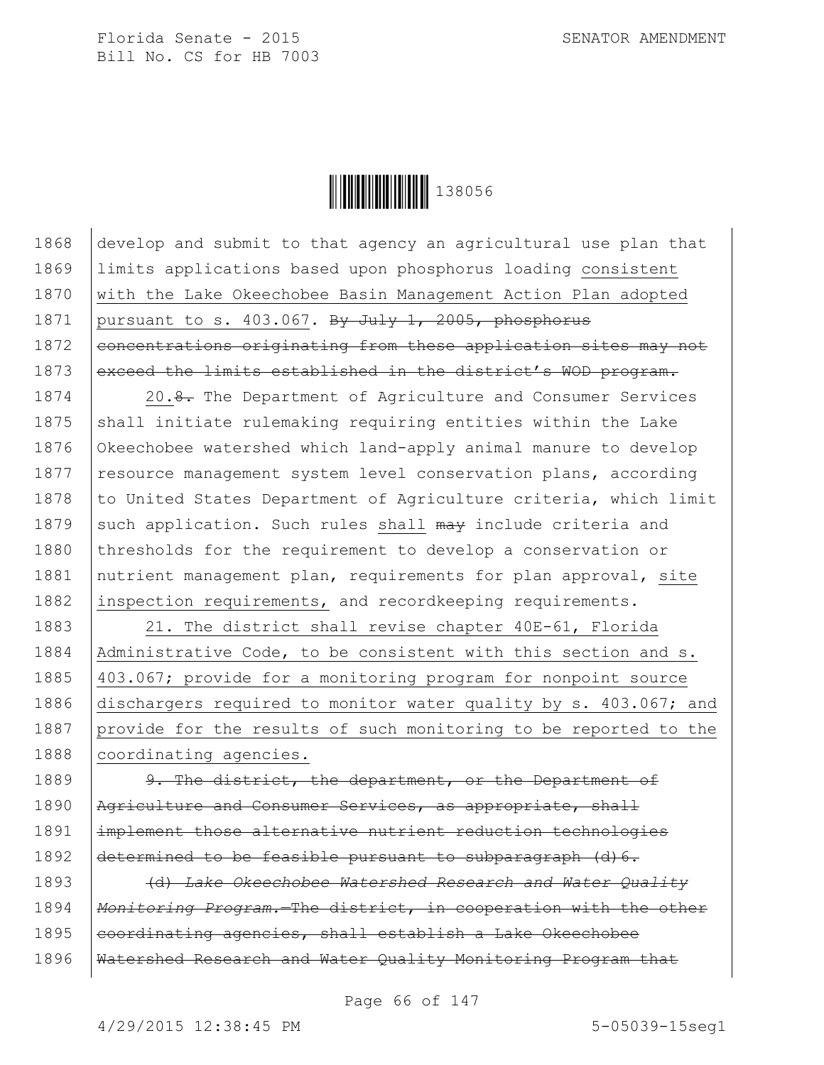develop and submit to that agency an agricultural use plan that limits applications based upon phosphorus loading consistent with the Lake Okeechobee Basin Management Action Plan adopted pursuant to s. 403.067. ~~By July 1, 2005, phosphorus concentrations originating from these application sites may not exceed the limits established in the district's WOD program.~~

20.~~8.~~ The Department of Agriculture and Consumer Services shall initiate rulemaking requiring entities within the Lake Okeechobee watershed which land-apply animal manure to develop resource management system level conservation plans, according to United States Department of Agriculture criteria, which limit such application. Such rules shall ~~may~~ include criteria and thresholds for the requirement to develop a conservation or nutrient management plan, requirements for plan approval, site inspection requirements, and recordkeeping requirements.

21. The district shall revise chapter 40E-61, Florida Administrative Code, to be consistent with this section and s. 403.067; provide for a monitoring program for nonpoint source dischargers required to monitor water quality by s. 403.067; and provide for the results of such monitoring to be reported to the coordinating agencies.

~~9. The district, the department, or the Department of Agriculture and Consumer Services, as appropriate, shall implement those alternative nutrient reduction technologies determined to be feasible pursuant to subparagraph (d)6.~~

~~(d) *Lake Okeechobee Watershed Research and Water Quality Monitoring Program.*—The district, in cooperation with the other coordinating agencies, shall establish a Lake Okeechobee Watershed Research and Water Quality Monitoring Program that~~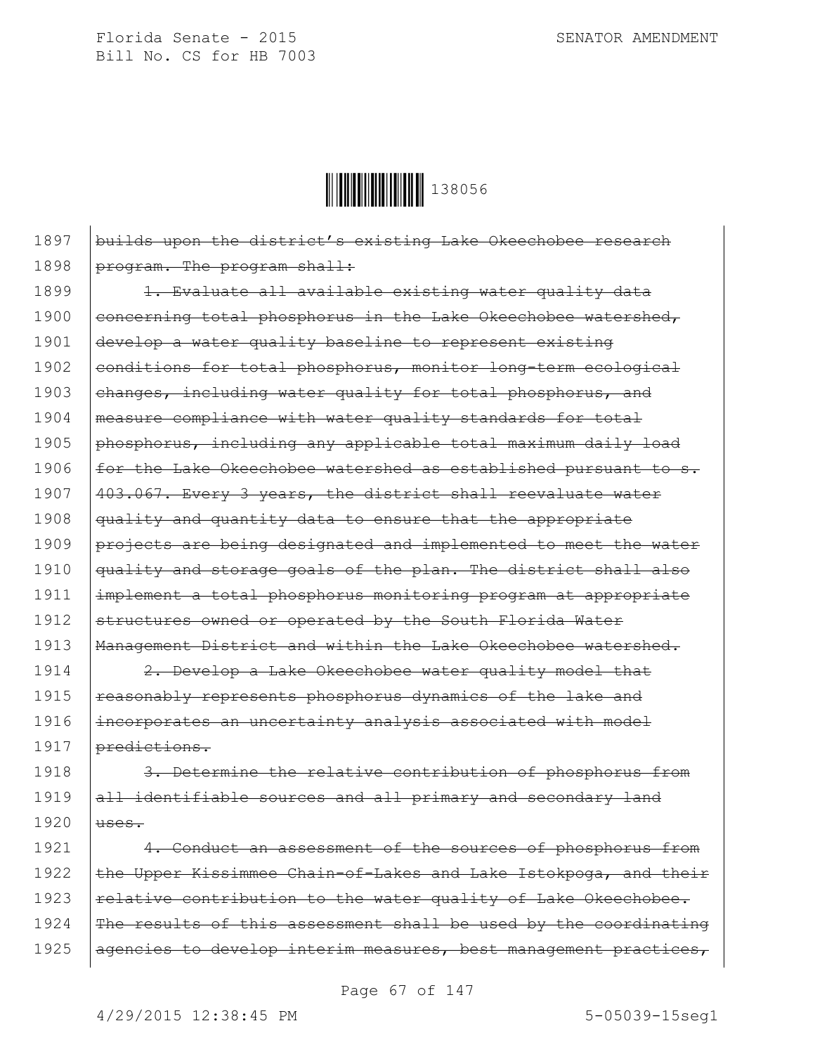~~builds upon the district's existing Lake Okeechobee research program. The program shall:~~

~~1. Evaluate all available existing water quality data concerning total phosphorus in the Lake Okeechobee watershed, develop a water quality baseline to represent existing conditions for total phosphorus, monitor long-term ecological changes, including water quality for total phosphorus, and measure compliance with water quality standards for total phosphorus, including any applicable total maximum daily load for the Lake Okeechobee watershed as established pursuant to s. 403.067. Every 3 years, the district shall reevaluate water quality and quantity data to ensure that the appropriate projects are being designated and implemented to meet the water quality and storage goals of the plan. The district shall also implement a total phosphorus monitoring program at appropriate structures owned or operated by the South Florida Water Management District and within the Lake Okeechobee watershed.~~

~~2. Develop a Lake Okeechobee water quality model that reasonably represents phosphorus dynamics of the lake and incorporates an uncertainty analysis associated with model predictions.~~

~~3. Determine the relative contribution of phosphorus from all identifiable sources and all primary and secondary land uses.~~

~~4. Conduct an assessment of the sources of phosphorus from the Upper Kissimmee Chain-of-Lakes and Lake Istokpoga, and their relative contribution to the water quality of Lake Okeechobee. The results of this assessment shall be used by the coordinating agencies to develop interim measures, best management practices,~~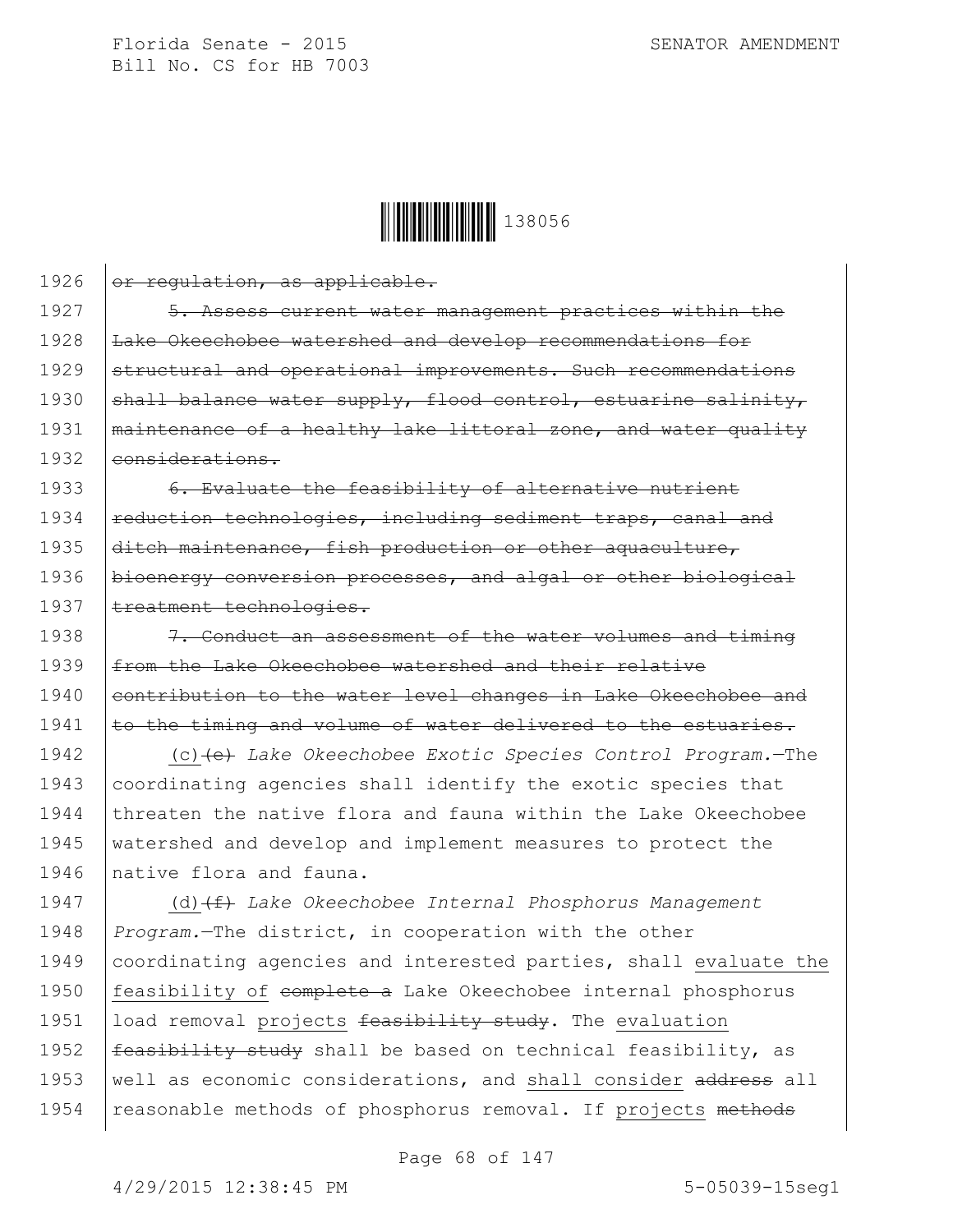~~or regulation, as applicable.~~

~~5. Assess current water management practices within the Lake Okeechobee watershed and develop recommendations for structural and operational improvements. Such recommendations shall balance water supply, flood control, estuarine salinity, maintenance of a healthy lake littoral zone, and water quality considerations.~~

~~6. Evaluate the feasibility of alternative nutrient reduction technologies, including sediment traps, canal and ditch maintenance, fish production or other aquaculture, bioenergy conversion processes, and algal or other biological treatment technologies.~~

~~7. Conduct an assessment of the water volumes and timing from the Lake Okeechobee watershed and their relative contribution to the water level changes in Lake Okeechobee and to the timing and volume of water delivered to the estuaries.~~

<u>(c)</u>~~(e)~~ *Lake Okeechobee Exotic Species Control Program.*—The coordinating agencies shall identify the exotic species that threaten the native flora and fauna within the Lake Okeechobee watershed and develop and implement measures to protect the native flora and fauna.

<u>(d)</u>~~(f)~~ *Lake Okeechobee Internal Phosphorus Management Program.*—The district, in cooperation with the other coordinating agencies and interested parties, shall <u>evaluate the feasibility of</u> ~~complete a~~ Lake Okeechobee internal phosphorus load removal <u>projects</u> ~~feasibility study~~. The <u>evaluation</u> ~~feasibility study~~ shall be based on technical feasibility, as well as economic considerations, and <u>shall consider</u> ~~address~~ all reasonable methods of phosphorus removal. If <u>projects</u> ~~methods~~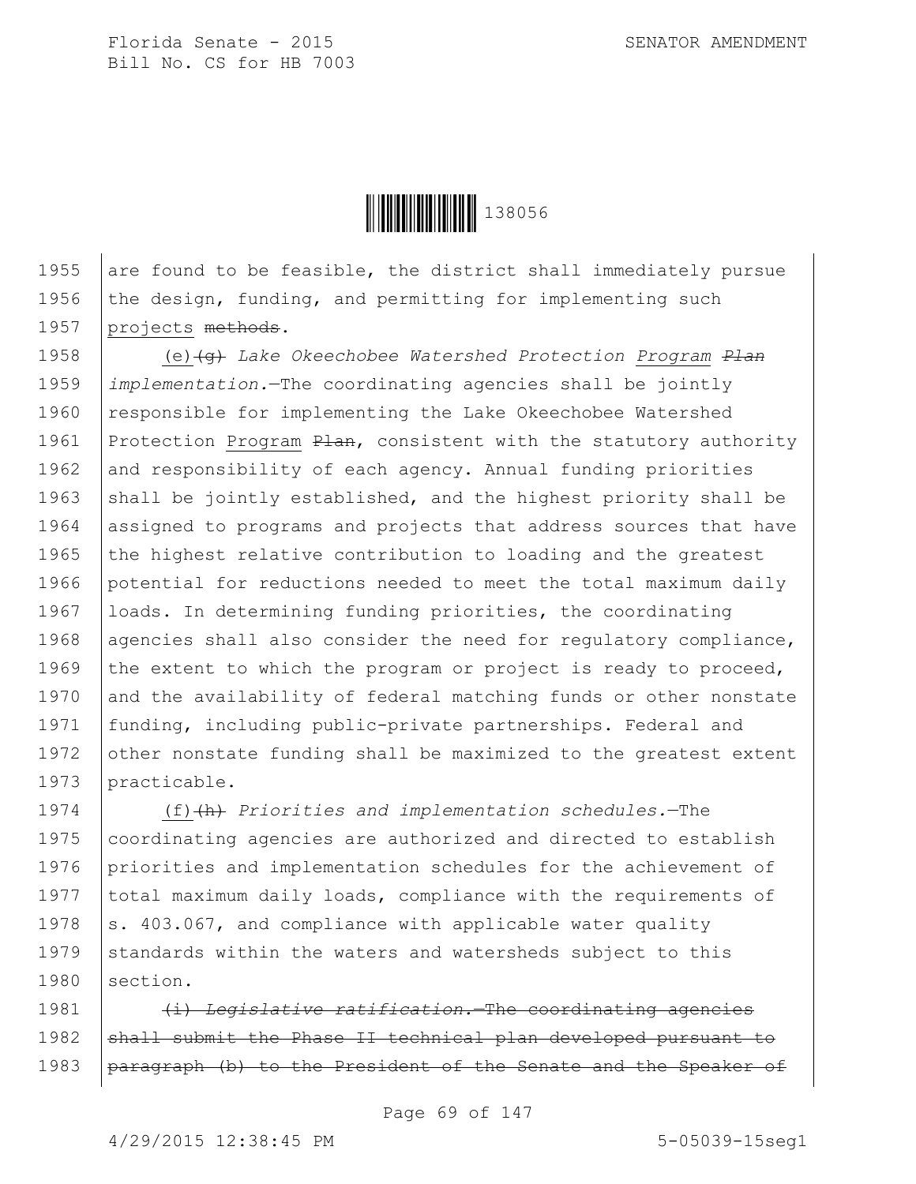are found to be feasible, the district shall immediately pursue the design, funding, and permitting for implementing such projects ~~methods~~.

(e)~~(g)~~ *Lake Okeechobee Watershed Protection Program ~~Plan~~ implementation.*—The coordinating agencies shall be jointly responsible for implementing the Lake Okeechobee Watershed Protection Program ~~Plan~~, consistent with the statutory authority and responsibility of each agency. Annual funding priorities shall be jointly established, and the highest priority shall be assigned to programs and projects that address sources that have the highest relative contribution to loading and the greatest potential for reductions needed to meet the total maximum daily loads. In determining funding priorities, the coordinating agencies shall also consider the need for regulatory compliance, the extent to which the program or project is ready to proceed, and the availability of federal matching funds or other nonstate funding, including public-private partnerships. Federal and other nonstate funding shall be maximized to the greatest extent practicable.

(f)~~(h)~~ *Priorities and implementation schedules.*—The coordinating agencies are authorized and directed to establish priorities and implementation schedules for the achievement of total maximum daily loads, compliance with the requirements of s. 403.067, and compliance with applicable water quality standards within the waters and watersheds subject to this section.

~~(i) *Legislative ratification.*—The coordinating agencies shall submit the Phase II technical plan developed pursuant to paragraph (b) to the President of the Senate and the Speaker of~~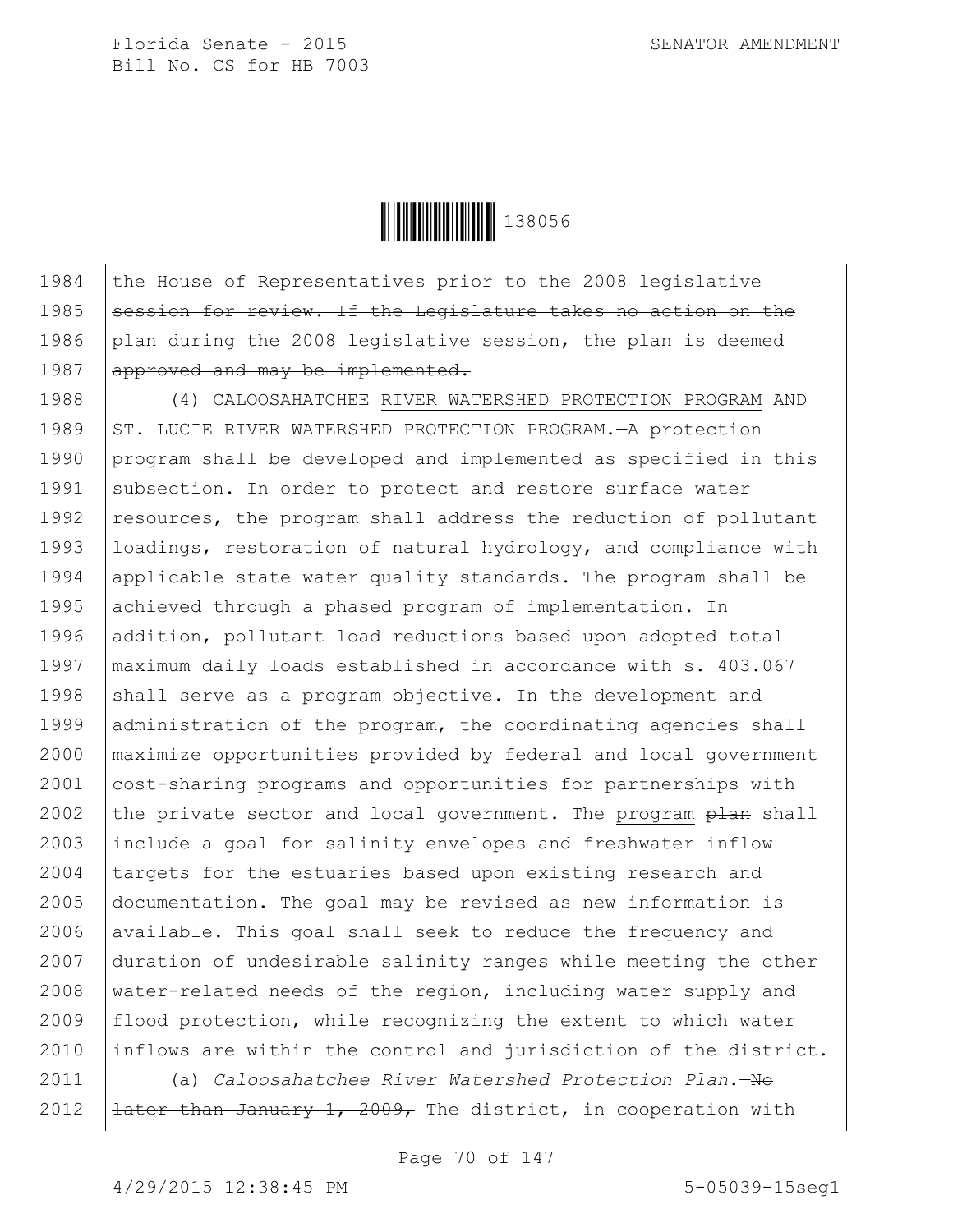1984 ~~the House of Representatives prior to the 2008 legislative~~
1985 ~~session for review. If the Legislature takes no action on the~~
1986 ~~plan during the 2008 legislative session, the plan is deemed~~
1987 ~~approved and may be implemented.~~

1988 (4) CALOOSAHATCHEE <u>RIVER WATERSHED PROTECTION PROGRAM</u> AND
1989 ST. LUCIE RIVER WATERSHED PROTECTION PROGRAM.—A protection
1990 program shall be developed and implemented as specified in this
1991 subsection. In order to protect and restore surface water
1992 resources, the program shall address the reduction of pollutant
1993 loadings, restoration of natural hydrology, and compliance with
1994 applicable state water quality standards. The program shall be
1995 achieved through a phased program of implementation. In
1996 addition, pollutant load reductions based upon adopted total
1997 maximum daily loads established in accordance with s. 403.067
1998 shall serve as a program objective. In the development and
1999 administration of the program, the coordinating agencies shall
2000 maximize opportunities provided by federal and local government
2001 cost-sharing programs and opportunities for partnerships with
2002 the private sector and local government. The <u>program</u> ~~plan~~ shall
2003 include a goal for salinity envelopes and freshwater inflow
2004 targets for the estuaries based upon existing research and
2005 documentation. The goal may be revised as new information is
2006 available. This goal shall seek to reduce the frequency and
2007 duration of undesirable salinity ranges while meeting the other
2008 water-related needs of the region, including water supply and
2009 flood protection, while recognizing the extent to which water
2010 inflows are within the control and jurisdiction of the district.

2011 (a) *Caloosahatchee River Watershed Protection Plan.*—~~No~~
2012 ~~later than January 1, 2009,~~ The district, in cooperation with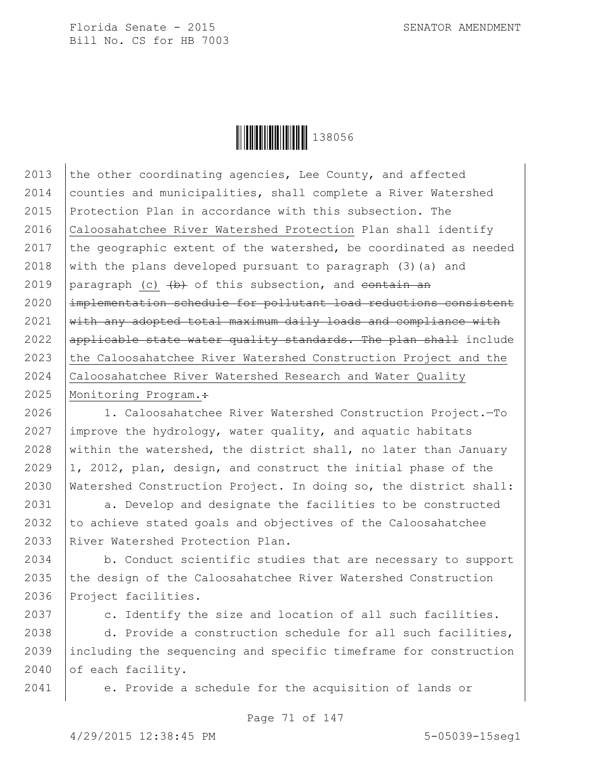2013 the other coordinating agencies, Lee County, and affected
2014 counties and municipalities, shall complete a River Watershed
2015 Protection Plan in accordance with this subsection. The
2016 Caloosahatchee River Watershed Protection Plan shall identify
2017 the geographic extent of the watershed, be coordinated as needed
2018 with the plans developed pursuant to paragraph (3)(a) and
2019 paragraph (c) ~~(b)~~ of this subsection, and ~~contain an~~
2020 ~~implementation schedule for pollutant load reductions consistent~~
2021 ~~with any adopted total maximum daily loads and compliance with~~
2022 ~~applicable state water quality standards. The plan shall~~ include
2023 the Caloosahatchee River Watershed Construction Project and the
2024 Caloosahatchee River Watershed Research and Water Quality
2025 Monitoring Program.~~:~~

2026 1. Caloosahatchee River Watershed Construction Project.—To
2027 improve the hydrology, water quality, and aquatic habitats
2028 within the watershed, the district shall, no later than January
2029 1, 2012, plan, design, and construct the initial phase of the
2030 Watershed Construction Project. In doing so, the district shall:

2031 a. Develop and designate the facilities to be constructed
2032 to achieve stated goals and objectives of the Caloosahatchee
2033 River Watershed Protection Plan.

2034 b. Conduct scientific studies that are necessary to support
2035 the design of the Caloosahatchee River Watershed Construction
2036 Project facilities.

2037 c. Identify the size and location of all such facilities.

2038 d. Provide a construction schedule for all such facilities,
2039 including the sequencing and specific timeframe for construction
2040 of each facility.

2041 e. Provide a schedule for the acquisition of lands or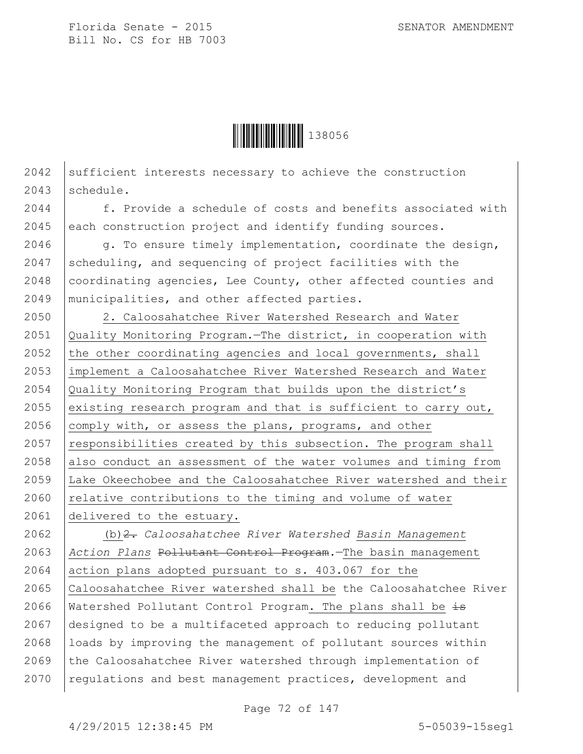sufficient interests necessary to achieve the construction schedule.

f. Provide a schedule of costs and benefits associated with each construction project and identify funding sources.

g. To ensure timely implementation, coordinate the design, scheduling, and sequencing of project facilities with the coordinating agencies, Lee County, other affected counties and municipalities, and other affected parties.

2. Caloosahatchee River Watershed Research and Water Quality Monitoring Program.—The district, in cooperation with the other coordinating agencies and local governments, shall implement a Caloosahatchee River Watershed Research and Water Quality Monitoring Program that builds upon the district's existing research program and that is sufficient to carry out, comply with, or assess the plans, programs, and other responsibilities created by this subsection. The program shall also conduct an assessment of the water volumes and timing from Lake Okeechobee and the Caloosahatchee River watershed and their relative contributions to the timing and volume of water delivered to the estuary.

(b)~~2.~~ *Caloosahatchee River Watershed Basin Management Action Plans* ~~Pollutant Control Program~~.—The basin management action plans adopted pursuant to s. 403.067 for the Caloosahatchee River watershed shall be the Caloosahatchee River Watershed Pollutant Control Program. The plans shall be ~~is~~ designed to be a multifaceted approach to reducing pollutant loads by improving the management of pollutant sources within the Caloosahatchee River watershed through implementation of regulations and best management practices, development and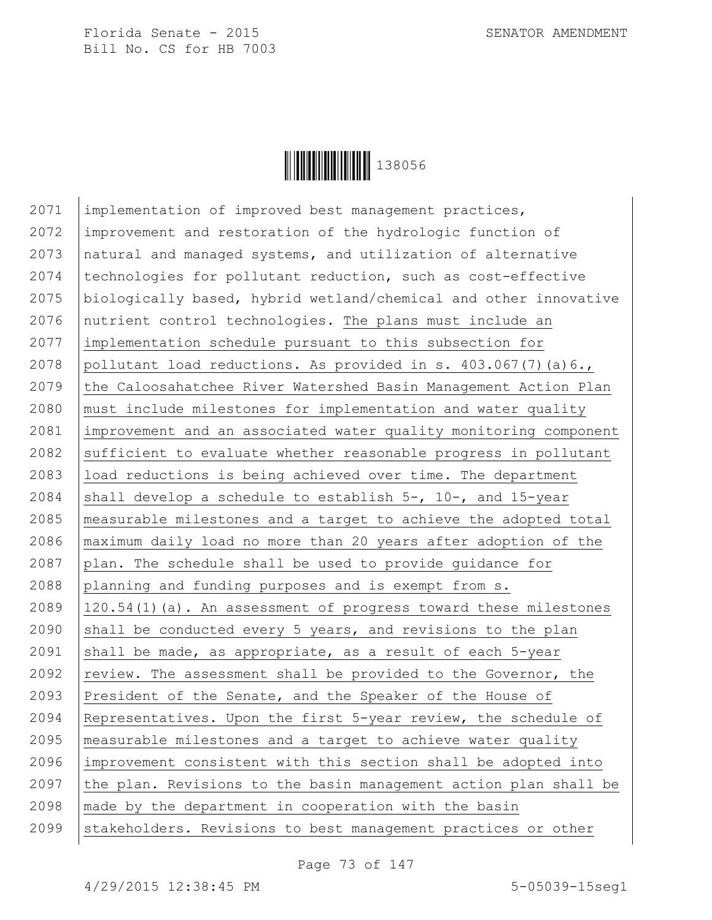2071 implementation of improved best management practices,
2072 improvement and restoration of the hydrologic function of
2073 natural and managed systems, and utilization of alternative
2074 technologies for pollutant reduction, such as cost-effective
2075 biologically based, hybrid wetland/chemical and other innovative
2076 nutrient control technologies. The plans must include an
2077 implementation schedule pursuant to this subsection for
2078 pollutant load reductions. As provided in s. 403.067(7)(a)6.,
2079 the Caloosahatchee River Watershed Basin Management Action Plan
2080 must include milestones for implementation and water quality
2081 improvement and an associated water quality monitoring component
2082 sufficient to evaluate whether reasonable progress in pollutant
2083 load reductions is being achieved over time. The department
2084 shall develop a schedule to establish 5-, 10-, and 15-year
2085 measurable milestones and a target to achieve the adopted total
2086 maximum daily load no more than 20 years after adoption of the
2087 plan. The schedule shall be used to provide guidance for
2088 planning and funding purposes and is exempt from s.
2089 120.54(1)(a). An assessment of progress toward these milestones
2090 shall be conducted every 5 years, and revisions to the plan
2091 shall be made, as appropriate, as a result of each 5-year
2092 review. The assessment shall be provided to the Governor, the
2093 President of the Senate, and the Speaker of the House of
2094 Representatives. Upon the first 5-year review, the schedule of
2095 measurable milestones and a target to achieve water quality
2096 improvement consistent with this section shall be adopted into
2097 the plan. Revisions to the basin management action plan shall be
2098 made by the department in cooperation with the basin
2099 stakeholders. Revisions to best management practices or other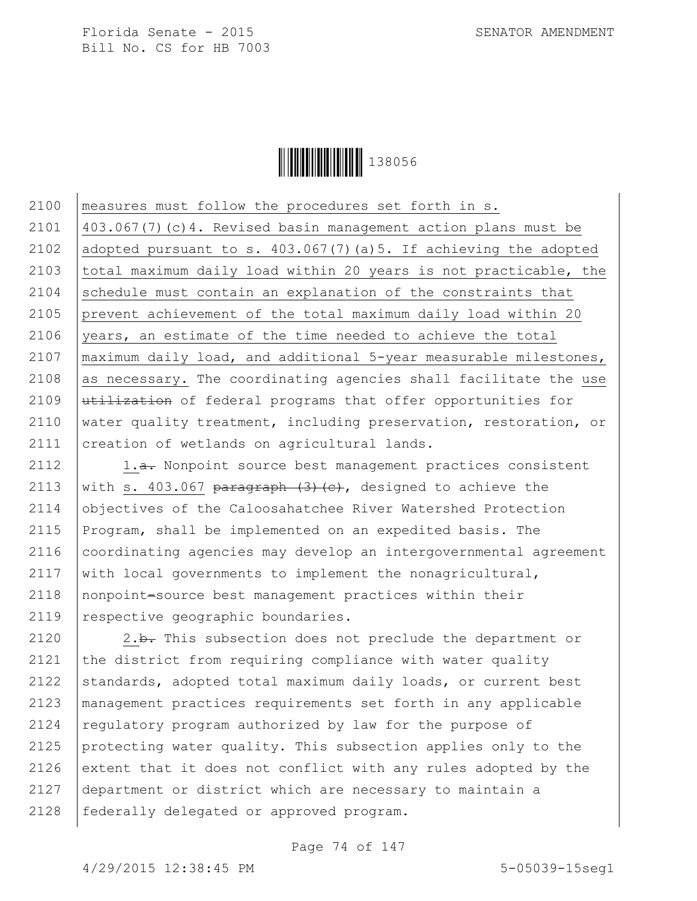2100 measures must follow the procedures set forth in s.
2101 403.067(7)(c)4. Revised basin management action plans must be
2102 adopted pursuant to s. 403.067(7)(a)5. If achieving the adopted
2103 total maximum daily load within 20 years is not practicable, the
2104 schedule must contain an explanation of the constraints that
2105 prevent achievement of the total maximum daily load within 20
2106 years, an estimate of the time needed to achieve the total
2107 maximum daily load, and additional 5-year measurable milestones,
2108 as necessary. The coordinating agencies shall facilitate the use
2109 ~~utilization~~ of federal programs that offer opportunities for
2110 water quality treatment, including preservation, restoration, or
2111 creation of wetlands on agricultural lands.

2112 1.~~a.~~ Nonpoint source best management practices consistent
2113 with s. 403.067 ~~paragraph (3)(c)~~, designed to achieve the
2114 objectives of the Caloosahatchee River Watershed Protection
2115 Program, shall be implemented on an expedited basis. The
2116 coordinating agencies may develop an intergovernmental agreement
2117 with local governments to implement the nonagricultural,
2118 nonpoint~~-~~source best management practices within their
2119 respective geographic boundaries.

2120 2.~~b.~~ This subsection does not preclude the department or
2121 the district from requiring compliance with water quality
2122 standards, adopted total maximum daily loads, or current best
2123 management practices requirements set forth in any applicable
2124 regulatory program authorized by law for the purpose of
2125 protecting water quality. This subsection applies only to the
2126 extent that it does not conflict with any rules adopted by the
2127 department or district which are necessary to maintain a
2128 federally delegated or approved program.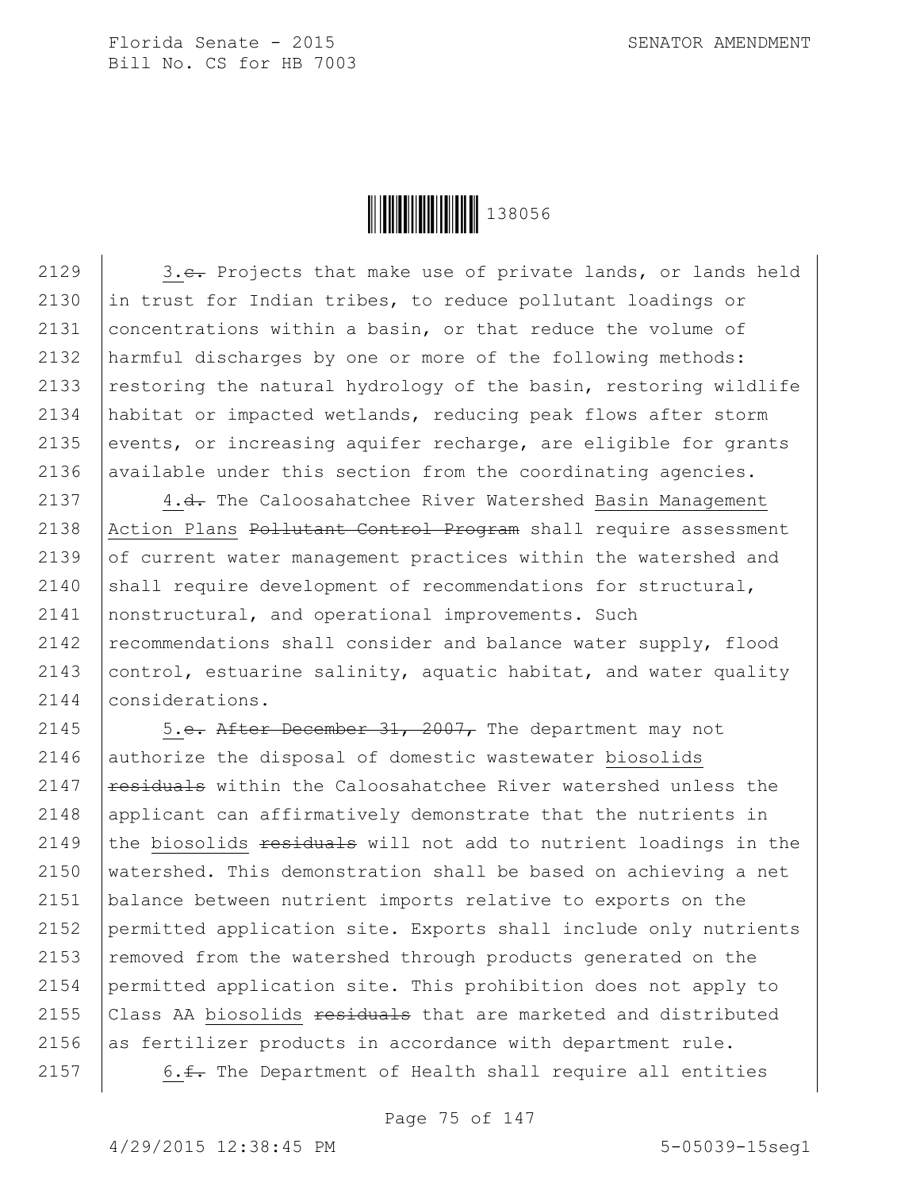3.~~c.~~ Projects that make use of private lands, or lands held in trust for Indian tribes, to reduce pollutant loadings or concentrations within a basin, or that reduce the volume of harmful discharges by one or more of the following methods: restoring the natural hydrology of the basin, restoring wildlife habitat or impacted wetlands, reducing peak flows after storm events, or increasing aquifer recharge, are eligible for grants available under this section from the coordinating agencies.

4.~~d.~~ The Caloosahatchee River Watershed Basin Management Action Plans ~~Pollutant Control Program~~ shall require assessment of current water management practices within the watershed and shall require development of recommendations for structural, nonstructural, and operational improvements. Such recommendations shall consider and balance water supply, flood control, estuarine salinity, aquatic habitat, and water quality considerations.

5.~~e.~~ ~~After December 31, 2007,~~ The department may not authorize the disposal of domestic wastewater biosolids ~~residuals~~ within the Caloosahatchee River watershed unless the applicant can affirmatively demonstrate that the nutrients in the biosolids ~~residuals~~ will not add to nutrient loadings in the watershed. This demonstration shall be based on achieving a net balance between nutrient imports relative to exports on the permitted application site. Exports shall include only nutrients removed from the watershed through products generated on the permitted application site. This prohibition does not apply to Class AA biosolids ~~residuals~~ that are marketed and distributed as fertilizer products in accordance with department rule.

6.~~f.~~ The Department of Health shall require all entities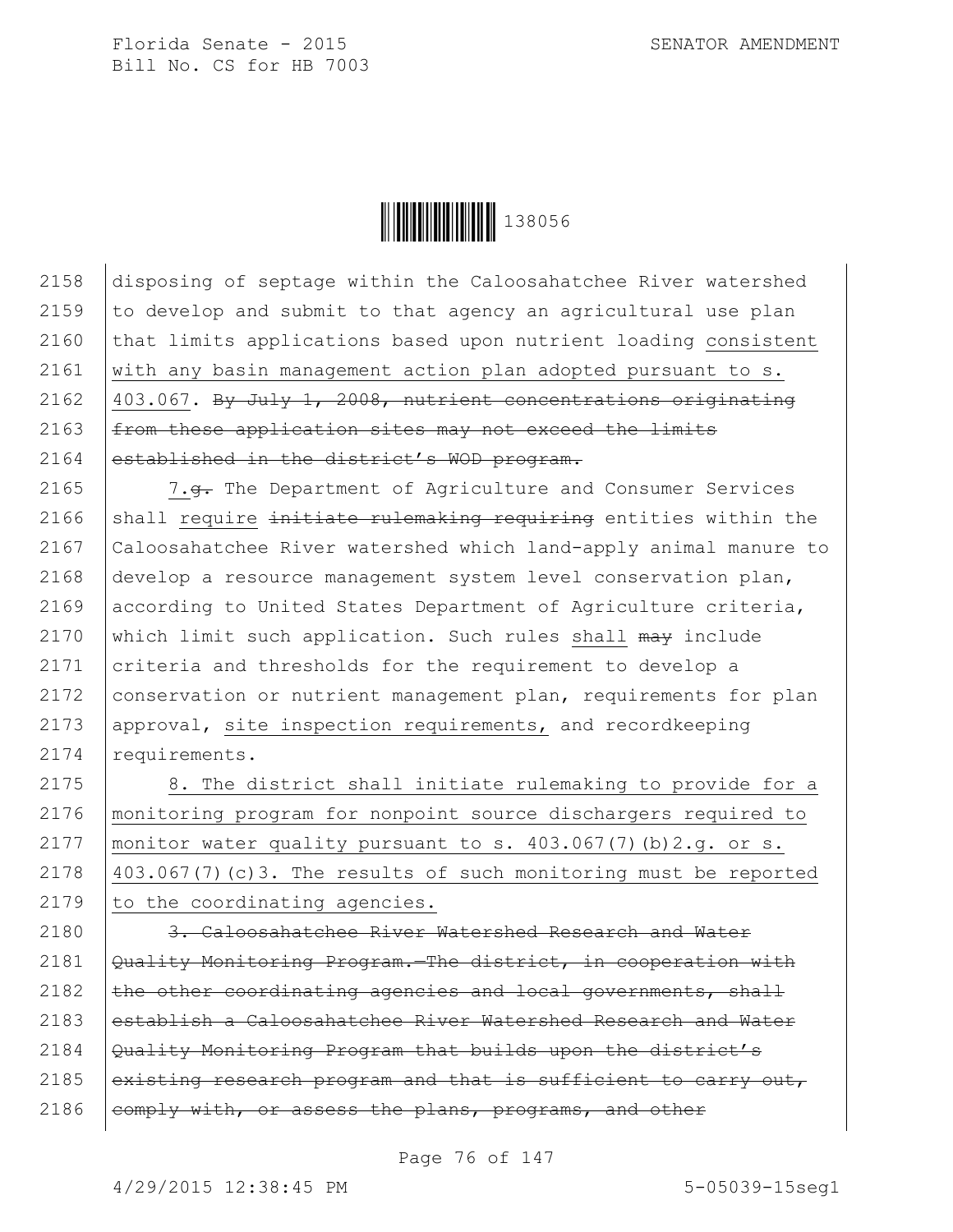disposing of septage within the Caloosahatchee River watershed to develop and submit to that agency an agricultural use plan that limits applications based upon nutrient loading consistent with any basin management action plan adopted pursuant to s. 403.067. ~~By July 1, 2008, nutrient concentrations originating from these application sites may not exceed the limits established in the district's WOD program.~~

7.~~g.~~ The Department of Agriculture and Consumer Services shall require ~~initiate rulemaking requiring~~ entities within the Caloosahatchee River watershed which land-apply animal manure to develop a resource management system level conservation plan, according to United States Department of Agriculture criteria, which limit such application. Such rules shall ~~may~~ include criteria and thresholds for the requirement to develop a conservation or nutrient management plan, requirements for plan approval, site inspection requirements, and recordkeeping requirements.

8. The district shall initiate rulemaking to provide for a monitoring program for nonpoint source dischargers required to monitor water quality pursuant to s. 403.067(7)(b)2.g. or s. 403.067(7)(c)3. The results of such monitoring must be reported to the coordinating agencies.

~~3. Caloosahatchee River Watershed Research and Water Quality Monitoring Program.—The district, in cooperation with the other coordinating agencies and local governments, shall establish a Caloosahatchee River Watershed Research and Water Quality Monitoring Program that builds upon the district's existing research program and that is sufficient to carry out, comply with, or assess the plans, programs, and other~~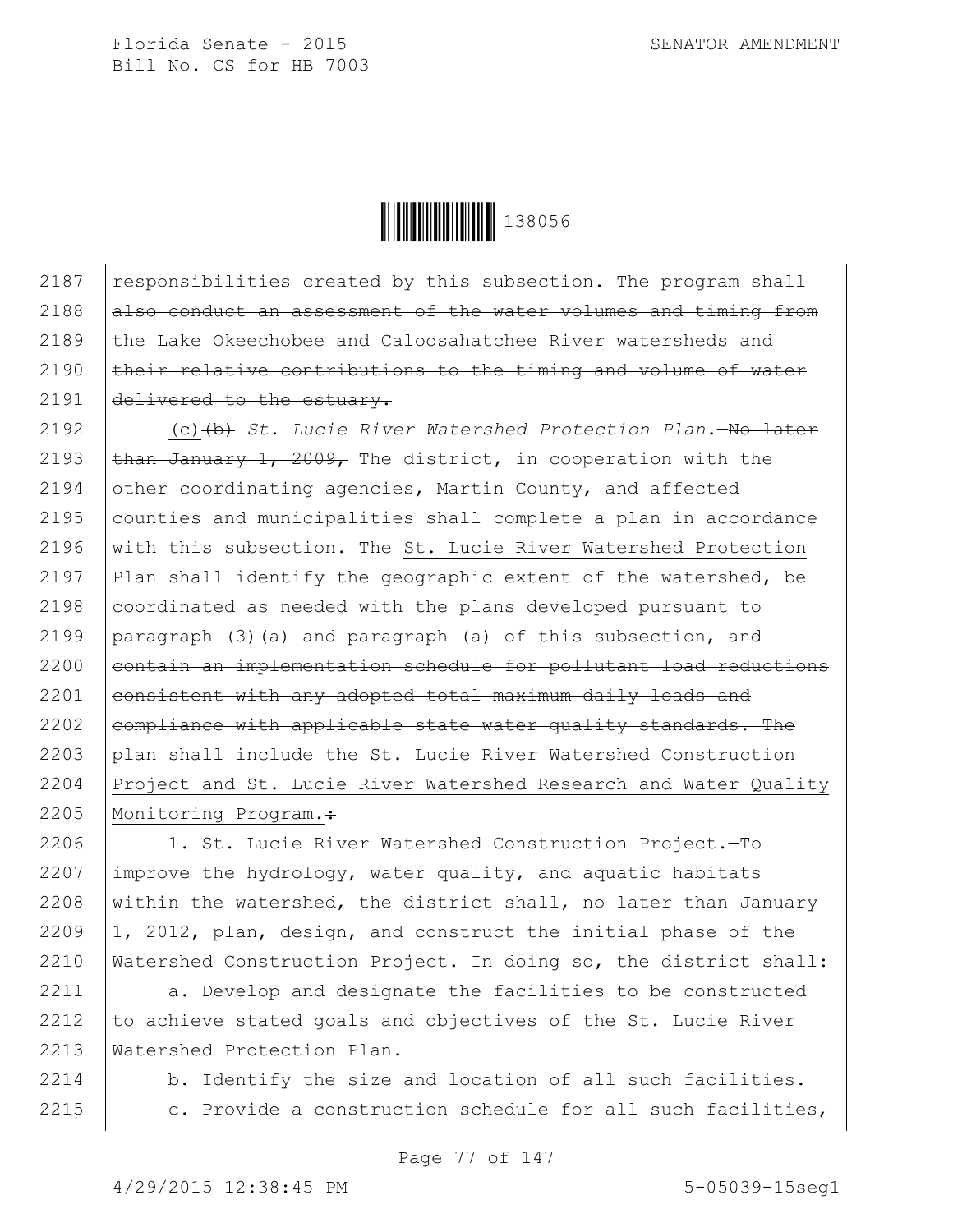~~responsibilities created by this subsection. The program shall also conduct an assessment of the water volumes and timing from the Lake Okeechobee and Caloosahatchee River watersheds and their relative contributions to the timing and volume of water delivered to the estuary.~~

(c)~~(b)~~ *St. Lucie River Watershed Protection Plan.*—~~No later than January 1, 2009,~~ The district, in cooperation with the other coordinating agencies, Martin County, and affected counties and municipalities shall complete a plan in accordance with this subsection. The <u>St. Lucie River Watershed Protection</u> Plan shall identify the geographic extent of the watershed, be coordinated as needed with the plans developed pursuant to paragraph (3)(a) and paragraph (a) of this subsection, and ~~contain an implementation schedule for pollutant load reductions consistent with any adopted total maximum daily loads and compliance with applicable state water quality standards. The plan shall~~ include <u>the St. Lucie River Watershed Construction Project and St. Lucie River Watershed Research and Water Quality Monitoring Program.</u>~~:~~

1. St. Lucie River Watershed Construction Project.—To improve the hydrology, water quality, and aquatic habitats within the watershed, the district shall, no later than January 1, 2012, plan, design, and construct the initial phase of the Watershed Construction Project. In doing so, the district shall:

a. Develop and designate the facilities to be constructed to achieve stated goals and objectives of the St. Lucie River Watershed Protection Plan.

b. Identify the size and location of all such facilities.

c. Provide a construction schedule for all such facilities,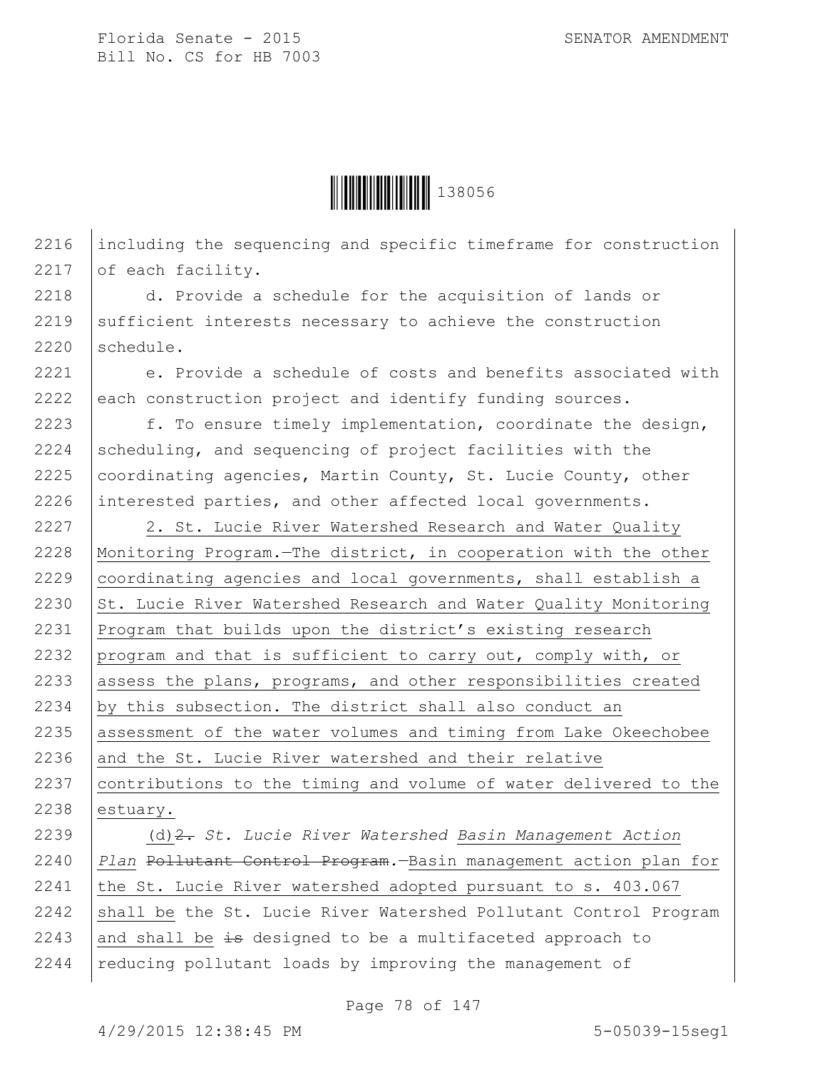including the sequencing and specific timeframe for construction of each facility.

d. Provide a schedule for the acquisition of lands or sufficient interests necessary to achieve the construction schedule.

e. Provide a schedule of costs and benefits associated with each construction project and identify funding sources.

f. To ensure timely implementation, coordinate the design, scheduling, and sequencing of project facilities with the coordinating agencies, Martin County, St. Lucie County, other interested parties, and other affected local governments.

2. St. Lucie River Watershed Research and Water Quality Monitoring Program.—The district, in cooperation with the other coordinating agencies and local governments, shall establish a St. Lucie River Watershed Research and Water Quality Monitoring Program that builds upon the district's existing research program and that is sufficient to carry out, comply with, or assess the plans, programs, and other responsibilities created by this subsection. The district shall also conduct an assessment of the water volumes and timing from Lake Okeechobee and the St. Lucie River watershed and their relative contributions to the timing and volume of water delivered to the estuary.

(d)~~2.~~ *St. Lucie River Watershed Basin Management Action Plan* ~~Pollutant Control Program~~.—Basin management action plan for the St. Lucie River watershed adopted pursuant to s. 403.067 shall be the St. Lucie River Watershed Pollutant Control Program and shall be ~~is~~ designed to be a multifaceted approach to reducing pollutant loads by improving the management of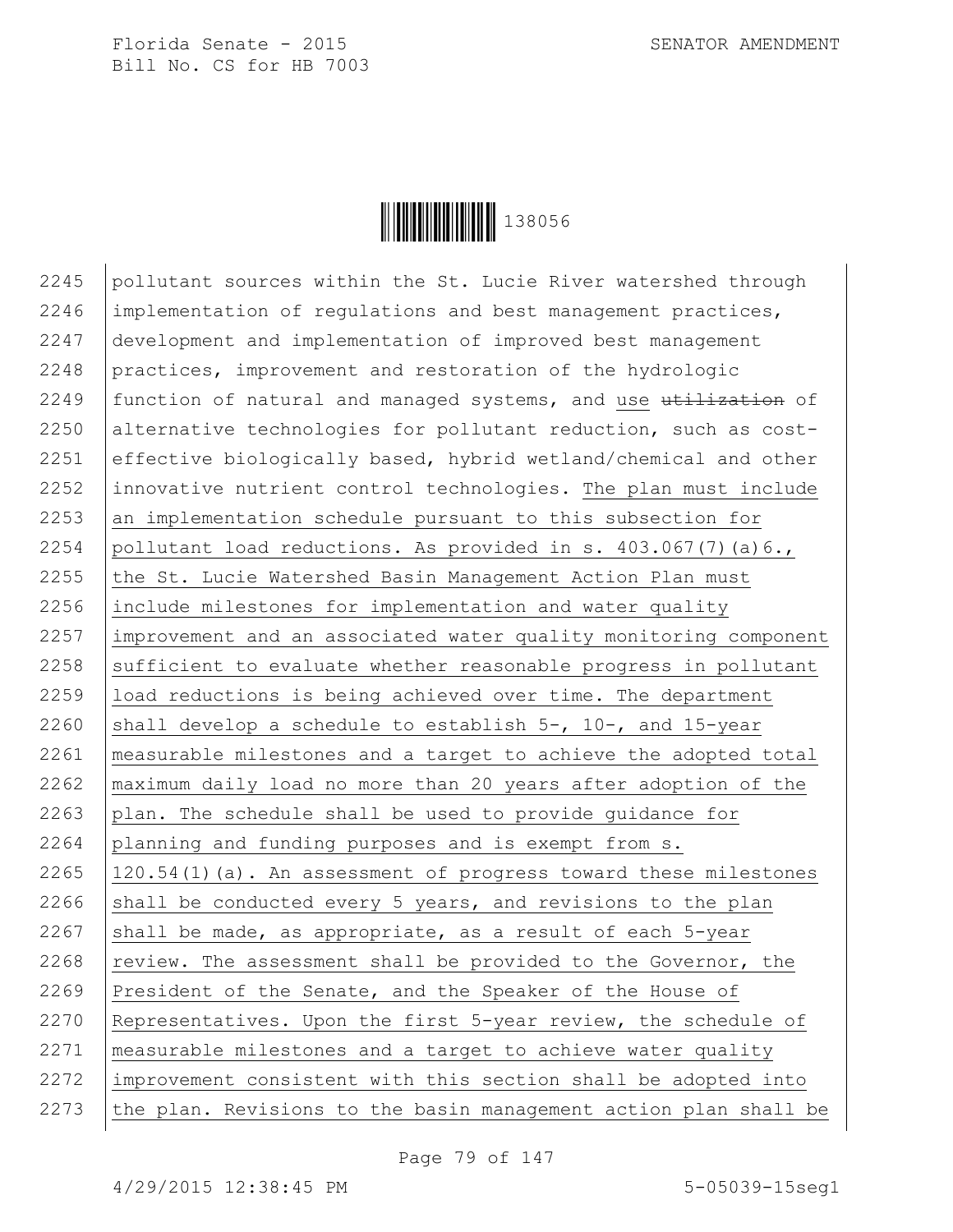pollutant sources within the St. Lucie River watershed through implementation of regulations and best management practices, development and implementation of improved best management practices, improvement and restoration of the hydrologic function of natural and managed systems, and use ~~utilization~~ of alternative technologies for pollutant reduction, such as cost-effective biologically based, hybrid wetland/chemical and other innovative nutrient control technologies. The plan must include an implementation schedule pursuant to this subsection for pollutant load reductions. As provided in s. 403.067(7)(a)6., the St. Lucie Watershed Basin Management Action Plan must include milestones for implementation and water quality improvement and an associated water quality monitoring component sufficient to evaluate whether reasonable progress in pollutant load reductions is being achieved over time. The department shall develop a schedule to establish 5-, 10-, and 15-year measurable milestones and a target to achieve the adopted total maximum daily load no more than 20 years after adoption of the plan. The schedule shall be used to provide guidance for planning and funding purposes and is exempt from s. 120.54(1)(a). An assessment of progress toward these milestones shall be conducted every 5 years, and revisions to the plan shall be made, as appropriate, as a result of each 5-year review. The assessment shall be provided to the Governor, the President of the Senate, and the Speaker of the House of Representatives. Upon the first 5-year review, the schedule of measurable milestones and a target to achieve water quality improvement consistent with this section shall be adopted into the plan. Revisions to the basin management action plan shall be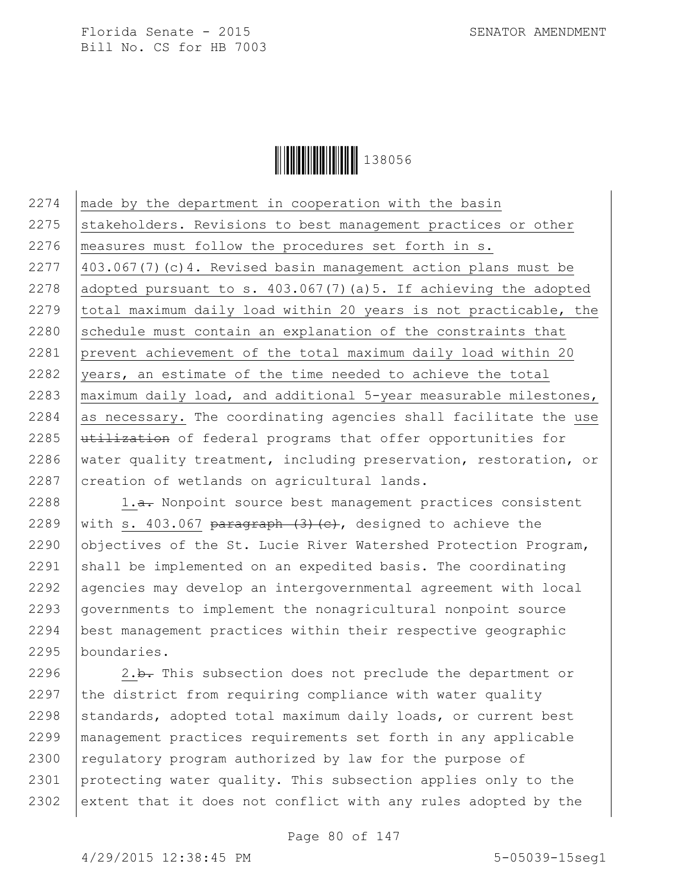2274 made by the department in cooperation with the basin
2275 stakeholders. Revisions to best management practices or other
2276 measures must follow the procedures set forth in s.
2277 403.067(7)(c)4. Revised basin management action plans must be
2278 adopted pursuant to s. 403.067(7)(a)5. If achieving the adopted
2279 total maximum daily load within 20 years is not practicable, the
2280 schedule must contain an explanation of the constraints that
2281 prevent achievement of the total maximum daily load within 20
2282 years, an estimate of the time needed to achieve the total
2283 maximum daily load, and additional 5-year measurable milestones,
2284 as necessary. The coordinating agencies shall facilitate the use
2285 ~~utilization~~ of federal programs that offer opportunities for
2286 water quality treatment, including preservation, restoration, or
2287 creation of wetlands on agricultural lands.

2288 1.~~a.~~ Nonpoint source best management practices consistent
2289 with s. 403.067 ~~paragraph (3)(c)~~, designed to achieve the
2290 objectives of the St. Lucie River Watershed Protection Program,
2291 shall be implemented on an expedited basis. The coordinating
2292 agencies may develop an intergovernmental agreement with local
2293 governments to implement the nonagricultural nonpoint source
2294 best management practices within their respective geographic
2295 boundaries.

2296 2.~~b.~~ This subsection does not preclude the department or
2297 the district from requiring compliance with water quality
2298 standards, adopted total maximum daily loads, or current best
2299 management practices requirements set forth in any applicable
2300 regulatory program authorized by law for the purpose of
2301 protecting water quality. This subsection applies only to the
2302 extent that it does not conflict with any rules adopted by the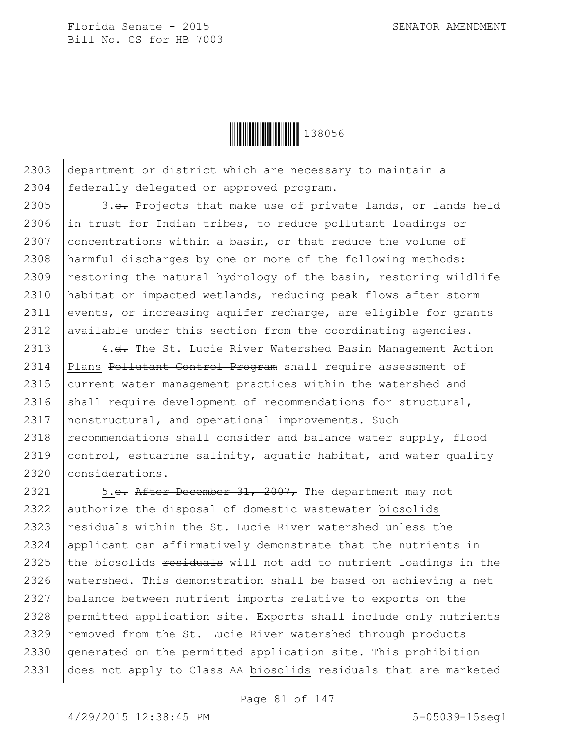2303 department or district which are necessary to maintain a
2304 federally delegated or approved program.

2305 3.~~c.~~ Projects that make use of private lands, or lands held
2306 in trust for Indian tribes, to reduce pollutant loadings or
2307 concentrations within a basin, or that reduce the volume of
2308 harmful discharges by one or more of the following methods:
2309 restoring the natural hydrology of the basin, restoring wildlife
2310 habitat or impacted wetlands, reducing peak flows after storm
2311 events, or increasing aquifer recharge, are eligible for grants
2312 available under this section from the coordinating agencies.

2313 4.~~d.~~ The St. Lucie River Watershed <u>Basin Management Action</u>
2314 <u>Plans</u> ~~Pollutant Control Program~~ shall require assessment of
2315 current water management practices within the watershed and
2316 shall require development of recommendations for structural,
2317 nonstructural, and operational improvements. Such
2318 recommendations shall consider and balance water supply, flood
2319 control, estuarine salinity, aquatic habitat, and water quality
2320 considerations.

2321 5.~~e.~~ ~~After December 31, 2007,~~ The department may not
2322 authorize the disposal of domestic wastewater <u>biosolids</u>
2323 ~~residuals~~ within the St. Lucie River watershed unless the
2324 applicant can affirmatively demonstrate that the nutrients in
2325 the <u>biosolids</u> ~~residuals~~ will not add to nutrient loadings in the
2326 watershed. This demonstration shall be based on achieving a net
2327 balance between nutrient imports relative to exports on the
2328 permitted application site. Exports shall include only nutrients
2329 removed from the St. Lucie River watershed through products
2330 generated on the permitted application site. This prohibition
2331 does not apply to Class AA <u>biosolids</u> ~~residuals~~ that are marketed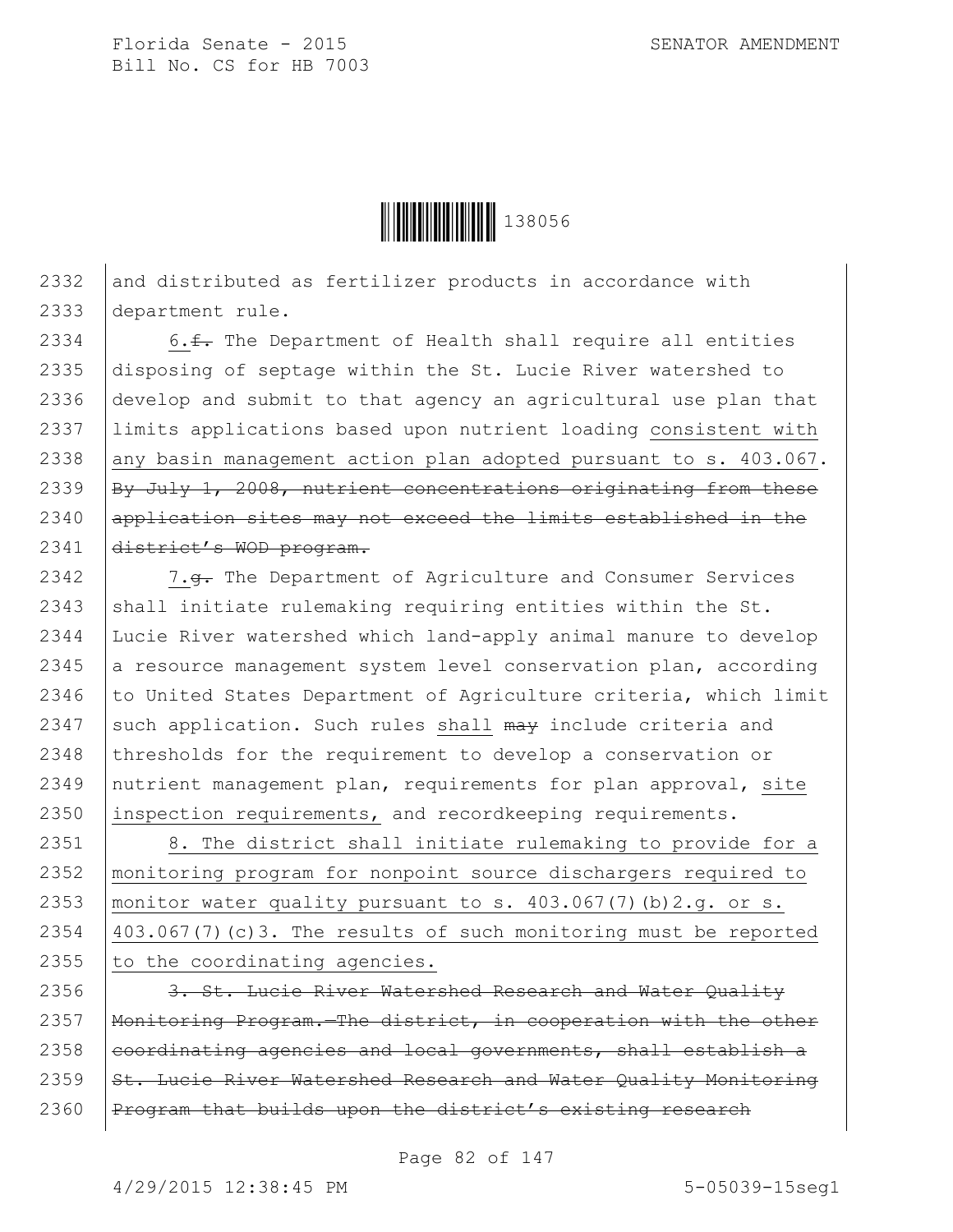and distributed as fertilizer products in accordance with department rule.

6.~~f.~~ The Department of Health shall require all entities disposing of septage within the St. Lucie River watershed to develop and submit to that agency an agricultural use plan that limits applications based upon nutrient loading <u>consistent with any basin management action plan adopted pursuant to s. 403.067</u>. ~~By July 1, 2008, nutrient concentrations originating from these application sites may not exceed the limits established in the district's WOD program.~~

7.~~g.~~ The Department of Agriculture and Consumer Services shall initiate rulemaking requiring entities within the St. Lucie River watershed which land-apply animal manure to develop a resource management system level conservation plan, according to United States Department of Agriculture criteria, which limit such application. Such rules <u>shall</u> ~~may~~ include criteria and thresholds for the requirement to develop a conservation or nutrient management plan, requirements for plan approval, <u>site inspection requirements,</u> and recordkeeping requirements.

<u>8. The district shall initiate rulemaking to provide for a monitoring program for nonpoint source dischargers required to monitor water quality pursuant to s. 403.067(7)(b)2.g. or s. 403.067(7)(c)3. The results of such monitoring must be reported to the coordinating agencies.</u>

~~3. St. Lucie River Watershed Research and Water Quality Monitoring Program.—The district, in cooperation with the other coordinating agencies and local governments, shall establish a St. Lucie River Watershed Research and Water Quality Monitoring Program that builds upon the district's existing research~~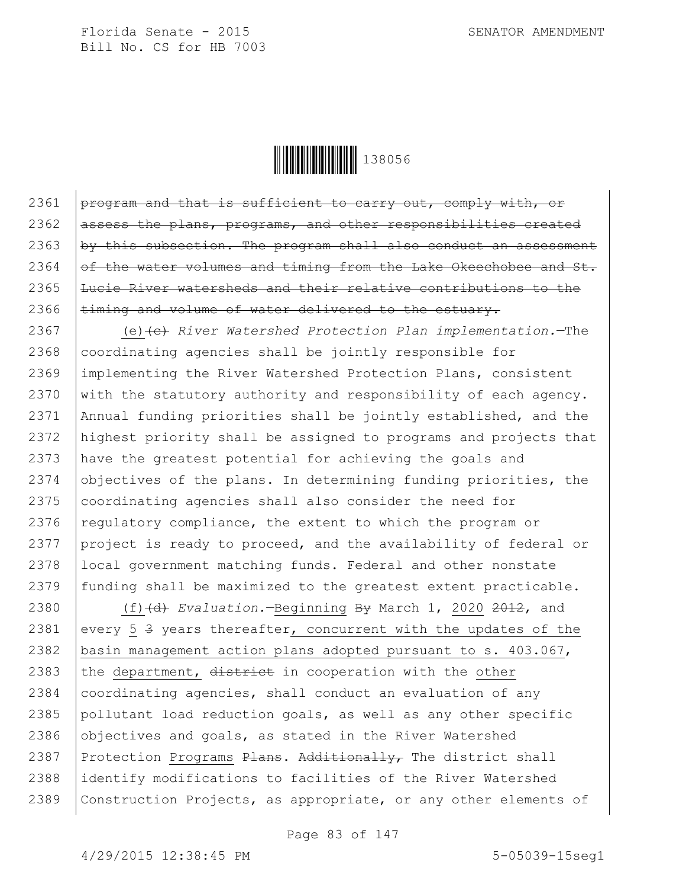~~program and that is sufficient to carry out, comply with, or assess the plans, programs, and other responsibilities created by this subsection. The program shall also conduct an assessment of the water volumes and timing from the Lake Okeechobee and St. Lucie River watersheds and their relative contributions to the timing and volume of water delivered to the estuary.~~

(e)~~(c)~~ *River Watershed Protection Plan implementation.*—The coordinating agencies shall be jointly responsible for implementing the River Watershed Protection Plans, consistent with the statutory authority and responsibility of each agency. Annual funding priorities shall be jointly established, and the highest priority shall be assigned to programs and projects that have the greatest potential for achieving the goals and objectives of the plans. In determining funding priorities, the coordinating agencies shall also consider the need for regulatory compliance, the extent to which the program or project is ready to proceed, and the availability of federal or local government matching funds. Federal and other nonstate funding shall be maximized to the greatest extent practicable.

(f)~~(d)~~ *Evaluation.*—<u>Beginning</u> ~~By~~ March 1, <u>2020</u> ~~2012~~, and every <u>5</u> ~~3~~ years thereafter<u>, concurrent with the updates of the basin management action plans adopted pursuant to s. 403.067</u>, the <u>department,</u> ~~district~~ in cooperation with the <u>other</u> coordinating agencies, shall conduct an evaluation of any pollutant load reduction goals, as well as any other specific objectives and goals, as stated in the River Watershed Protection <u>Programs</u> ~~Plans~~. ~~Additionally,~~ The district shall identify modifications to facilities of the River Watershed Construction Projects, as appropriate, or any other elements of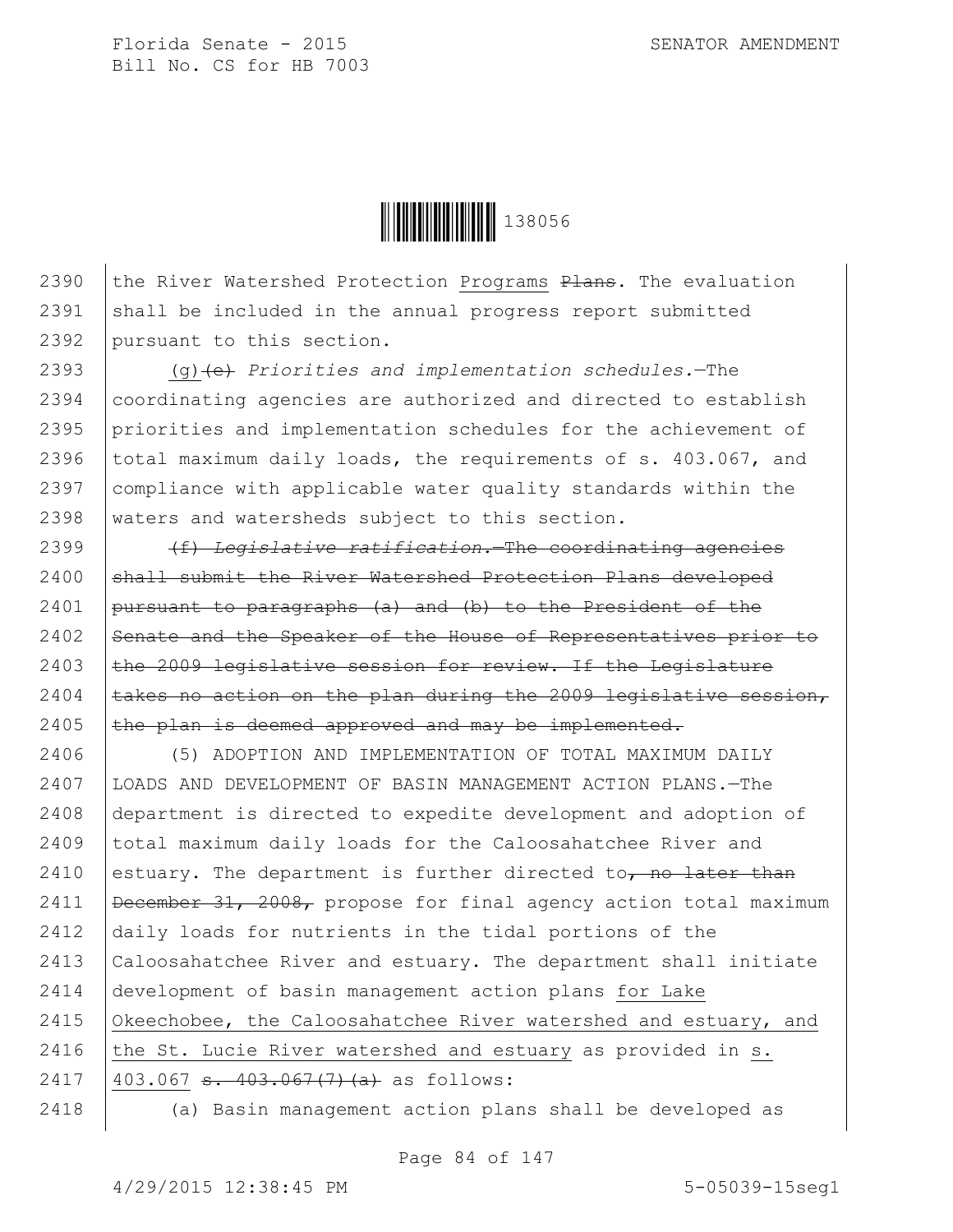the River Watershed Protection Programs ~~Plans~~. The evaluation shall be included in the annual progress report submitted pursuant to this section.

(g) ~~(e)~~ *Priorities and implementation schedules.*—The coordinating agencies are authorized and directed to establish priorities and implementation schedules for the achievement of total maximum daily loads, the requirements of s. 403.067, and compliance with applicable water quality standards within the waters and watersheds subject to this section.

~~(f) *Legislative ratification.*—The coordinating agencies shall submit the River Watershed Protection Plans developed pursuant to paragraphs (a) and (b) to the President of the Senate and the Speaker of the House of Representatives prior to the 2009 legislative session for review. If the Legislature takes no action on the plan during the 2009 legislative session, the plan is deemed approved and may be implemented.~~

(5) ADOPTION AND IMPLEMENTATION OF TOTAL MAXIMUM DAILY LOADS AND DEVELOPMENT OF BASIN MANAGEMENT ACTION PLANS.—The department is directed to expedite development and adoption of total maximum daily loads for the Caloosahatchee River and estuary. The department is further directed to~~, no later than December 31, 2008,~~ propose for final agency action total maximum daily loads for nutrients in the tidal portions of the Caloosahatchee River and estuary. The department shall initiate development of basin management action plans for Lake Okeechobee, the Caloosahatchee River watershed and estuary, and the St. Lucie River watershed and estuary as provided in s. 403.067 ~~s. 403.067(7)(a)~~ as follows:

(a) Basin management action plans shall be developed as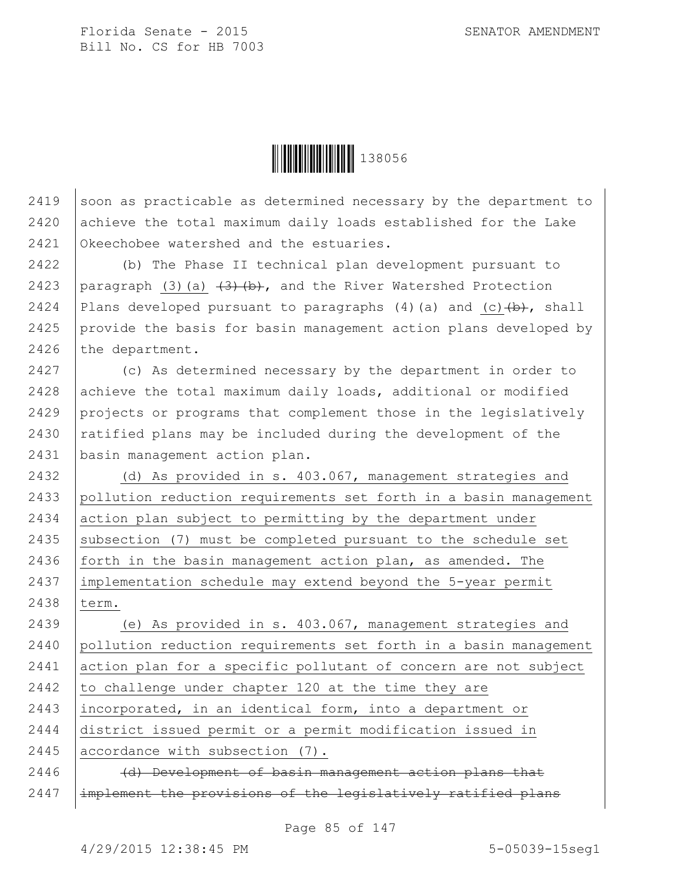soon as practicable as determined necessary by the department to achieve the total maximum daily loads established for the Lake Okeechobee watershed and the estuaries.

(b) The Phase II technical plan development pursuant to paragraph (3)(a) ~~(3)(b)~~, and the River Watershed Protection Plans developed pursuant to paragraphs (4)(a) and (c) ~~(b)~~, shall provide the basis for basin management action plans developed by the department.

(c) As determined necessary by the department in order to achieve the total maximum daily loads, additional or modified projects or programs that complement those in the legislatively ratified plans may be included during the development of the basin management action plan.

(d) As provided in s. 403.067, management strategies and pollution reduction requirements set forth in a basin management action plan subject to permitting by the department under subsection (7) must be completed pursuant to the schedule set forth in the basin management action plan, as amended. The implementation schedule may extend beyond the 5-year permit term.

(e) As provided in s. 403.067, management strategies and pollution reduction requirements set forth in a basin management action plan for a specific pollutant of concern are not subject to challenge under chapter 120 at the time they are incorporated, in an identical form, into a department or district issued permit or a permit modification issued in accordance with subsection (7).

~~(d) Development of basin management action plans that implement the provisions of the legislatively ratified plans~~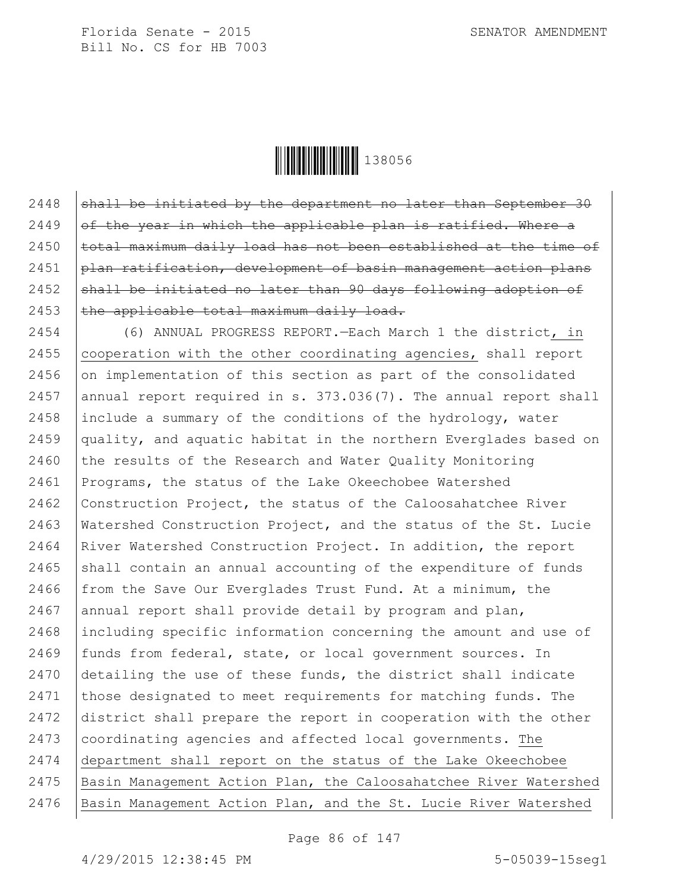~~shall be initiated by the department no later than September 30 of the year in which the applicable plan is ratified. Where a total maximum daily load has not been established at the time of plan ratification, development of basin management action plans shall be initiated no later than 90 days following adoption of the applicable total maximum daily load.~~

(6) ANNUAL PROGRESS REPORT.—Each March 1 the district, in cooperation with the other coordinating agencies, shall report on implementation of this section as part of the consolidated annual report required in s. 373.036(7). The annual report shall include a summary of the conditions of the hydrology, water quality, and aquatic habitat in the northern Everglades based on the results of the Research and Water Quality Monitoring Programs, the status of the Lake Okeechobee Watershed Construction Project, the status of the Caloosahatchee River Watershed Construction Project, and the status of the St. Lucie River Watershed Construction Project. In addition, the report shall contain an annual accounting of the expenditure of funds from the Save Our Everglades Trust Fund. At a minimum, the annual report shall provide detail by program and plan, including specific information concerning the amount and use of funds from federal, state, or local government sources. In detailing the use of these funds, the district shall indicate those designated to meet requirements for matching funds. The district shall prepare the report in cooperation with the other coordinating agencies and affected local governments. The department shall report on the status of the Lake Okeechobee Basin Management Action Plan, the Caloosahatchee River Watershed Basin Management Action Plan, and the St. Lucie River Watershed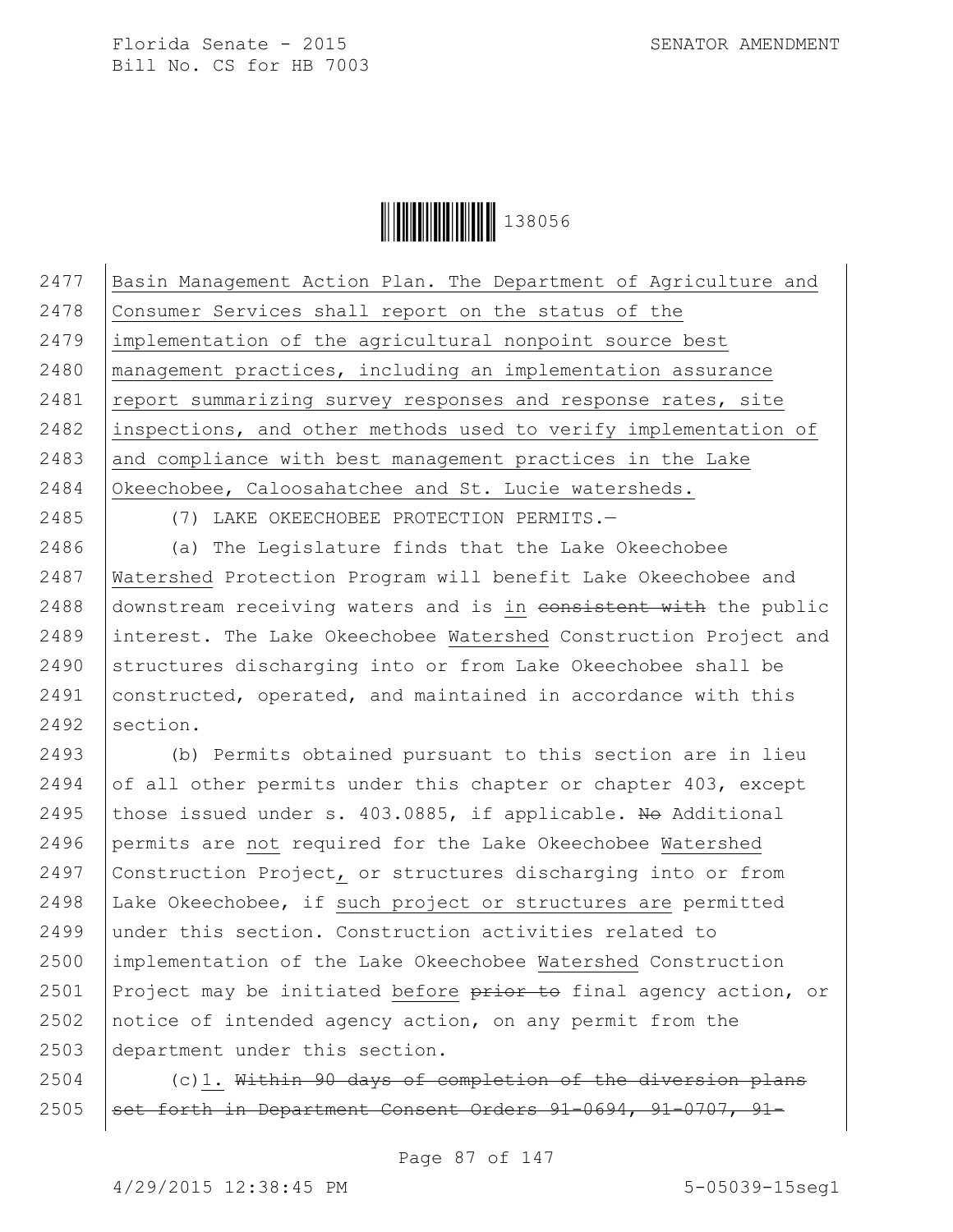Basin Management Action Plan. The Department of Agriculture and Consumer Services shall report on the status of the implementation of the agricultural nonpoint source best management practices, including an implementation assurance report summarizing survey responses and response rates, site inspections, and other methods used to verify implementation of and compliance with best management practices in the Lake Okeechobee, Caloosahatchee and St. Lucie watersheds.

(7) LAKE OKEECHOBEE PROTECTION PERMITS.—

(a) The Legislature finds that the Lake Okeechobee Watershed Protection Program will benefit Lake Okeechobee and downstream receiving waters and is in ~~consistent with~~ the public interest. The Lake Okeechobee Watershed Construction Project and structures discharging into or from Lake Okeechobee shall be constructed, operated, and maintained in accordance with this section.

(b) Permits obtained pursuant to this section are in lieu of all other permits under this chapter or chapter 403, except those issued under s. 403.0885, if applicable. ~~No~~ Additional permits are not required for the Lake Okeechobee Watershed Construction Project, or structures discharging into or from Lake Okeechobee, if such project or structures are permitted under this section. Construction activities related to implementation of the Lake Okeechobee Watershed Construction Project may be initiated before ~~prior to~~ final agency action, or notice of intended agency action, on any permit from the department under this section.

(c)1. ~~Within 90 days of completion of the diversion plans set forth in Department Consent Orders 91-0694, 91-0707, 91-~~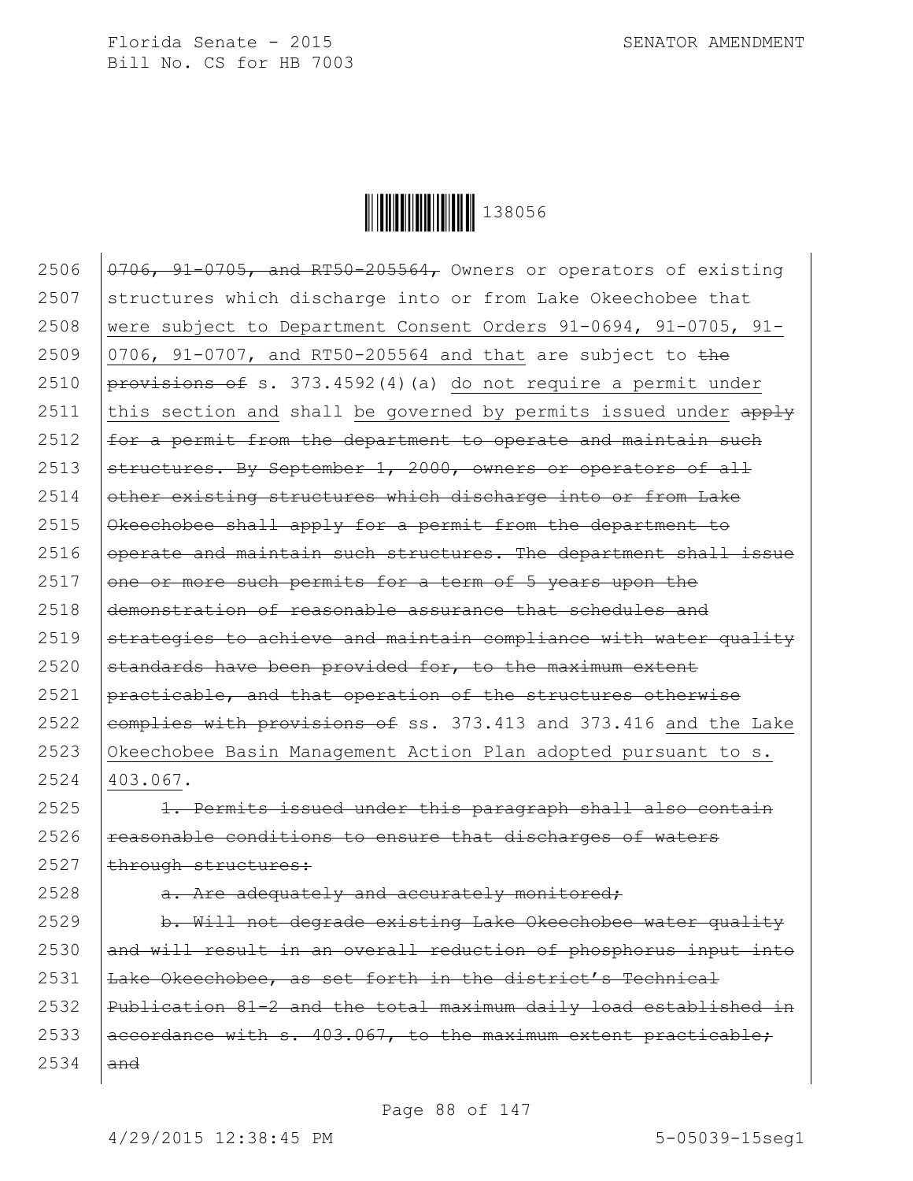2506 ~~0706, 91-0705, and RT50-205564,~~ Owners or operators of existing
2507 structures which discharge into or from Lake Okeechobee that
2508 were subject to Department Consent Orders 91-0694, 91-0705, 91-
2509 0706, 91-0707, and RT50-205564 and that are subject to ~~the~~
2510 ~~provisions of~~ s. 373.4592(4)(a) do not require a permit under
2511 this section and shall be governed by permits issued under ~~apply~~
2512 ~~for a permit from the department to operate and maintain such~~
2513 ~~structures. By September 1, 2000, owners or operators of all~~
2514 ~~other existing structures which discharge into or from Lake~~
2515 ~~Okeechobee shall apply for a permit from the department to~~
2516 ~~operate and maintain such structures. The department shall issue~~
2517 ~~one or more such permits for a term of 5 years upon the~~
2518 ~~demonstration of reasonable assurance that schedules and~~
2519 ~~strategies to achieve and maintain compliance with water quality~~
2520 ~~standards have been provided for, to the maximum extent~~
2521 ~~practicable, and that operation of the structures otherwise~~
2522 ~~complies with provisions of~~ ss. 373.413 and 373.416 and the Lake
2523 Okeechobee Basin Management Action Plan adopted pursuant to s.
2524 403.067.

2525 ~~1. Permits issued under this paragraph shall also contain~~
2526 ~~reasonable conditions to ensure that discharges of waters~~
2527 ~~through structures:~~

2528 ~~a. Are adequately and accurately monitored;~~

2529 ~~b. Will not degrade existing Lake Okeechobee water quality~~
2530 ~~and will result in an overall reduction of phosphorus input into~~
2531 ~~Lake Okeechobee, as set forth in the district's Technical~~
2532 ~~Publication 81-2 and the total maximum daily load established in~~
2533 ~~accordance with s. 403.067, to the maximum extent practicable;~~
2534 ~~and~~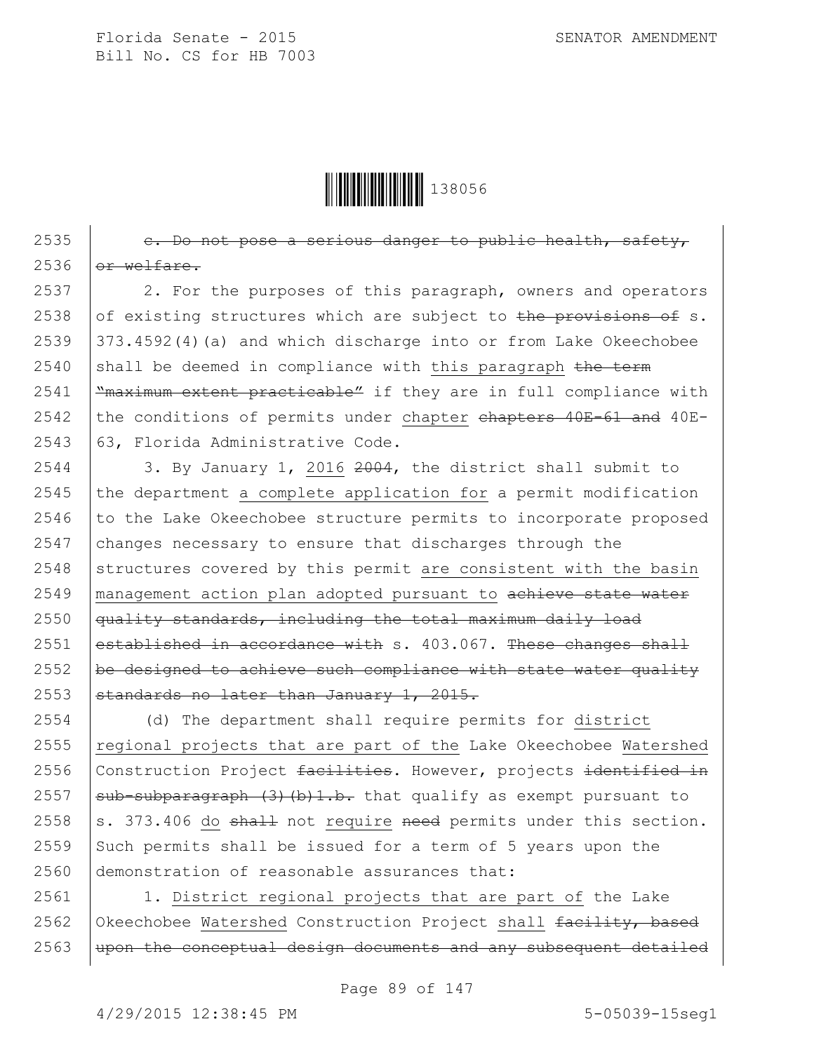c. Do not pose a serious danger to public health, safety, or welfare.

2. For the purposes of this paragraph, owners and operators of existing structures which are subject to the provisions of s. 373.4592(4)(a) and which discharge into or from Lake Okeechobee shall be deemed in compliance with this paragraph the term "maximum extent practicable" if they are in full compliance with the conditions of permits under chapter chapters 40E-61 and 40E-63, Florida Administrative Code.

3. By January 1, 2016 2004, the district shall submit to the department a complete application for a permit modification to the Lake Okeechobee structure permits to incorporate proposed changes necessary to ensure that discharges through the structures covered by this permit are consistent with the basin management action plan adopted pursuant to achieve state water quality standards, including the total maximum daily load established in accordance with s. 403.067. These changes shall be designed to achieve such compliance with state water quality standards no later than January 1, 2015.

(d) The department shall require permits for district regional projects that are part of the Lake Okeechobee Watershed Construction Project facilities. However, projects identified in sub-subparagraph (3)(b)1.b. that qualify as exempt pursuant to s. 373.406 do shall not require need permits under this section. Such permits shall be issued for a term of 5 years upon the demonstration of reasonable assurances that:

1. District regional projects that are part of the Lake Okeechobee Watershed Construction Project shall facility, based upon the conceptual design documents and any subsequent detailed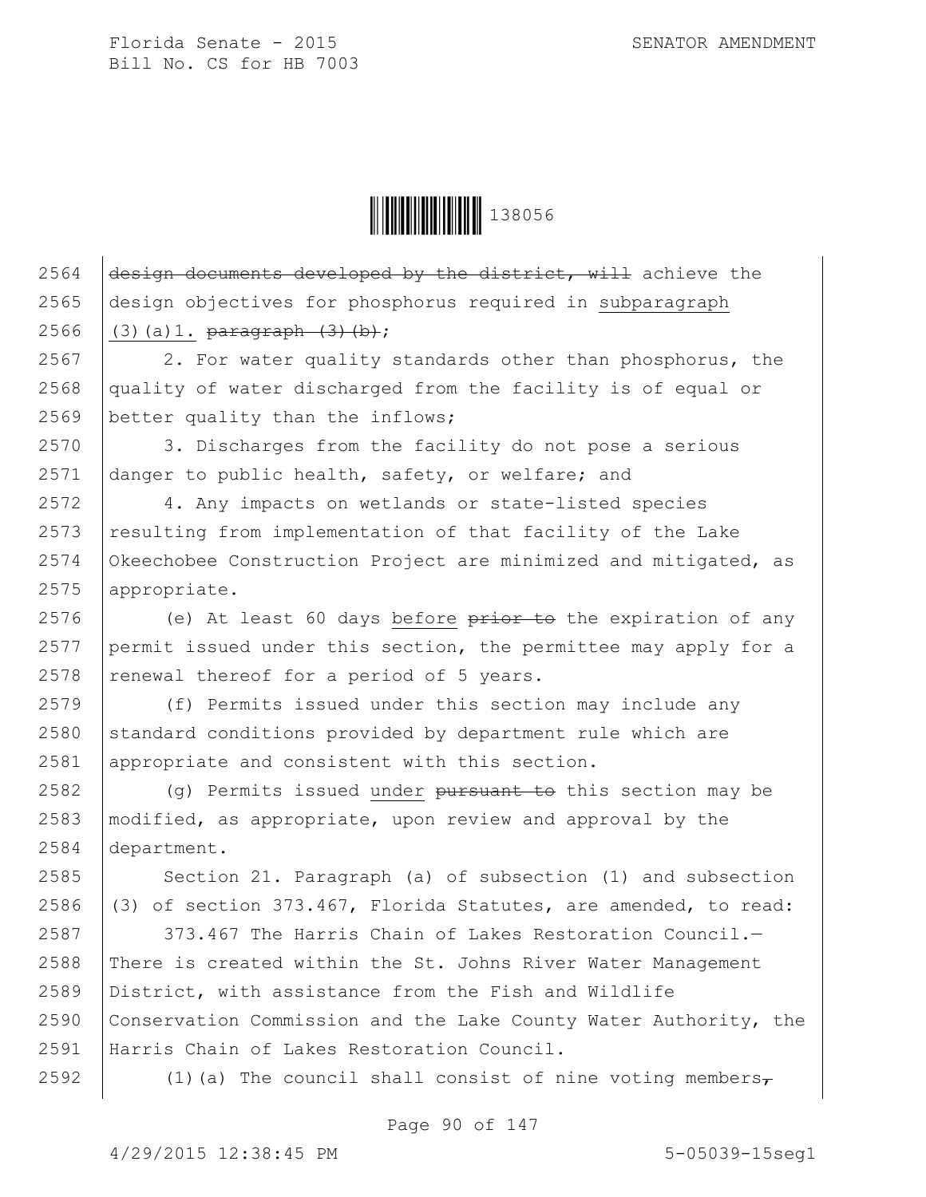2564 ~~design documents developed by the district, will~~ achieve the
2565 design objectives for phosphorus required in subparagraph
2566 (3)(a)1. ~~paragraph (3)(b)~~;

2567 2. For water quality standards other than phosphorus, the
2568 quality of water discharged from the facility is of equal or
2569 better quality than the inflows;

2570 3. Discharges from the facility do not pose a serious
2571 danger to public health, safety, or welfare; and

2572 4. Any impacts on wetlands or state-listed species
2573 resulting from implementation of that facility of the Lake
2574 Okeechobee Construction Project are minimized and mitigated, as
2575 appropriate.

2576 (e) At least 60 days before ~~prior to~~ the expiration of any
2577 permit issued under this section, the permittee may apply for a
2578 renewal thereof for a period of 5 years.

2579 (f) Permits issued under this section may include any
2580 standard conditions provided by department rule which are
2581 appropriate and consistent with this section.

2582 (g) Permits issued under ~~pursuant to~~ this section may be
2583 modified, as appropriate, upon review and approval by the
2584 department.

2585 Section 21. Paragraph (a) of subsection (1) and subsection
2586 (3) of section 373.467, Florida Statutes, are amended, to read:

2587 373.467 The Harris Chain of Lakes Restoration Council.—
2588 There is created within the St. Johns River Water Management
2589 District, with assistance from the Fish and Wildlife
2590 Conservation Commission and the Lake County Water Authority, the
2591 Harris Chain of Lakes Restoration Council.

2592 (1)(a) The council shall consist of nine voting members~~,~~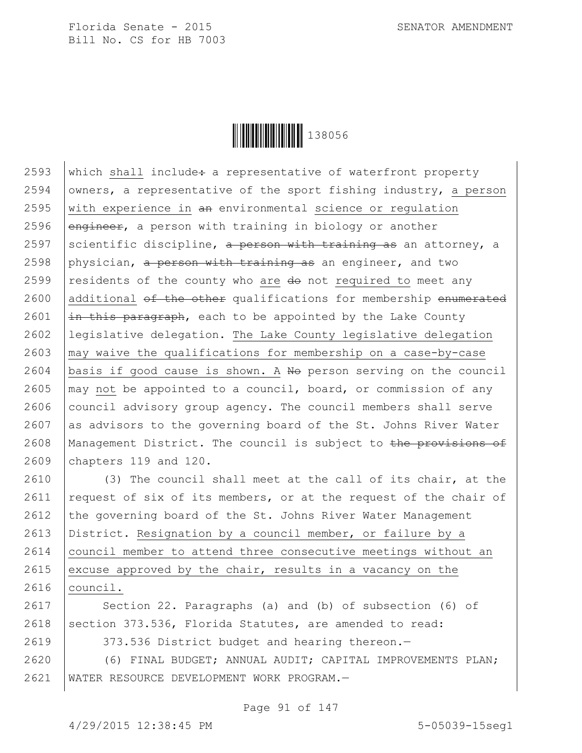which shall include: a representative of waterfront property owners, a representative of the sport fishing industry, a person with experience in an environmental science or regulation engineer, a person with training in biology or another scientific discipline, a person with training as an attorney, a physician, a person with training as an engineer, and two residents of the county who are do not required to meet any additional of the other qualifications for membership enumerated in this paragraph, each to be appointed by the Lake County legislative delegation. The Lake County legislative delegation may waive the qualifications for membership on a case-by-case basis if good cause is shown. A No person serving on the council may not be appointed to a council, board, or commission of any council advisory group agency. The council members shall serve as advisors to the governing board of the St. Johns River Water Management District. The council is subject to the provisions of chapters 119 and 120.

(3) The council shall meet at the call of its chair, at the request of six of its members, or at the request of the chair of the governing board of the St. Johns River Water Management District. Resignation by a council member, or failure by a council member to attend three consecutive meetings without an excuse approved by the chair, results in a vacancy on the council.

Section 22. Paragraphs (a) and (b) of subsection (6) of section 373.536, Florida Statutes, are amended to read:

373.536 District budget and hearing thereon.—

(6) FINAL BUDGET; ANNUAL AUDIT; CAPITAL IMPROVEMENTS PLAN; WATER RESOURCE DEVELOPMENT WORK PROGRAM.—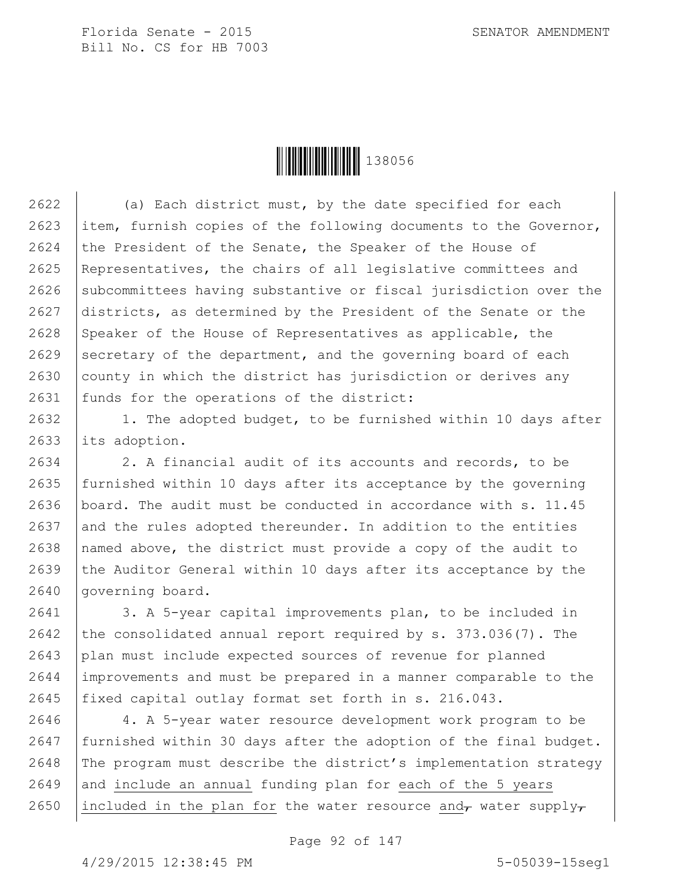(a) Each district must, by the date specified for each item, furnish copies of the following documents to the Governor, the President of the Senate, the Speaker of the House of Representatives, the chairs of all legislative committees and subcommittees having substantive or fiscal jurisdiction over the districts, as determined by the President of the Senate or the Speaker of the House of Representatives as applicable, the secretary of the department, and the governing board of each county in which the district has jurisdiction or derives any funds for the operations of the district:

1. The adopted budget, to be furnished within 10 days after its adoption.

2. A financial audit of its accounts and records, to be furnished within 10 days after its acceptance by the governing board. The audit must be conducted in accordance with s. 11.45 and the rules adopted thereunder. In addition to the entities named above, the district must provide a copy of the audit to the Auditor General within 10 days after its acceptance by the governing board.

3. A 5-year capital improvements plan, to be included in the consolidated annual report required by s. 373.036(7). The plan must include expected sources of revenue for planned improvements and must be prepared in a manner comparable to the fixed capital outlay format set forth in s. 216.043.

4. A 5-year water resource development work program to be furnished within 30 days after the adoption of the final budget. The program must describe the district's implementation strategy and include an annual funding plan for each of the 5 years included in the plan for the water resource and ~~,~~ water supply ~~,~~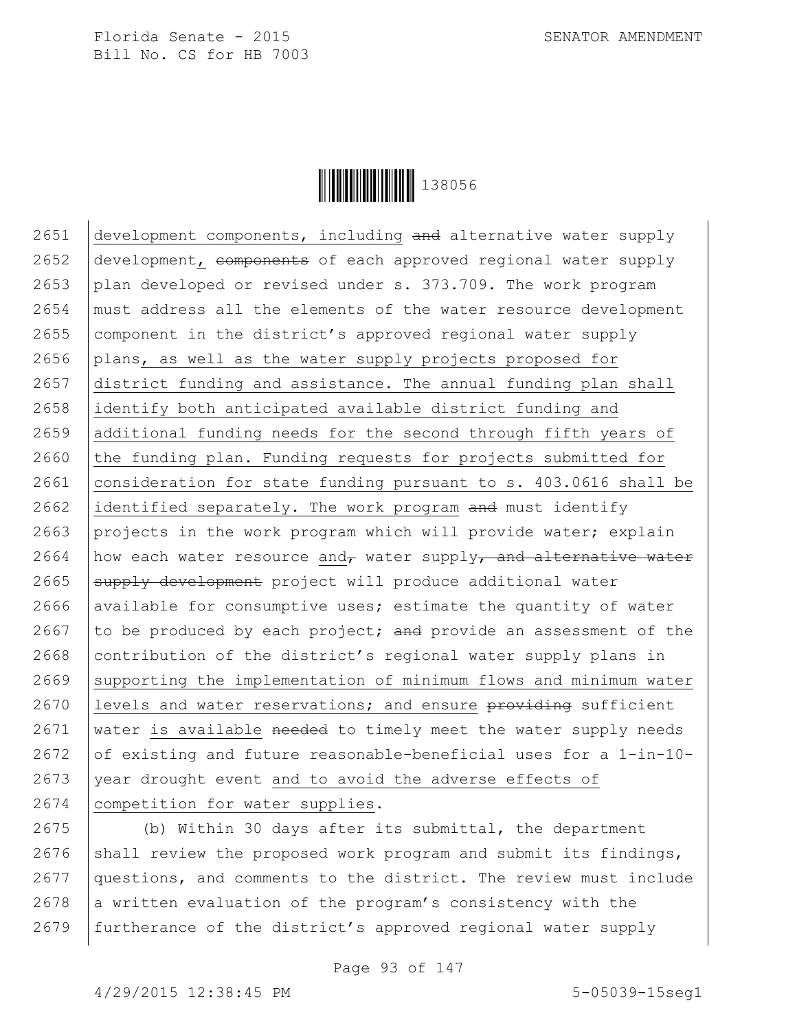development components, including ~~and~~ alternative water supply development, ~~components~~ of each approved regional water supply plan developed or revised under s. 373.709. The work program must address all the elements of the water resource development component in the district's approved regional water supply plans, as well as the water supply projects proposed for district funding and assistance. The annual funding plan shall identify both anticipated available district funding and additional funding needs for the second through fifth years of the funding plan. Funding requests for projects submitted for consideration for state funding pursuant to s. 403.0616 shall be identified separately. The work program ~~and~~ must identify projects in the work program which will provide water; explain how each water resource and~~,~~ water supply~~, and alternative water supply development~~ project will produce additional water available for consumptive uses; estimate the quantity of water to be produced by each project; ~~and~~ provide an assessment of the contribution of the district's regional water supply plans in supporting the implementation of minimum flows and minimum water levels and water reservations; and ensure ~~providing~~ sufficient water is available ~~needed~~ to timely meet the water supply needs of existing and future reasonable-beneficial uses for a 1-in-10-year drought event and to avoid the adverse effects of competition for water supplies.

(b) Within 30 days after its submittal, the department shall review the proposed work program and submit its findings, questions, and comments to the district. The review must include a written evaluation of the program's consistency with the furtherance of the district's approved regional water supply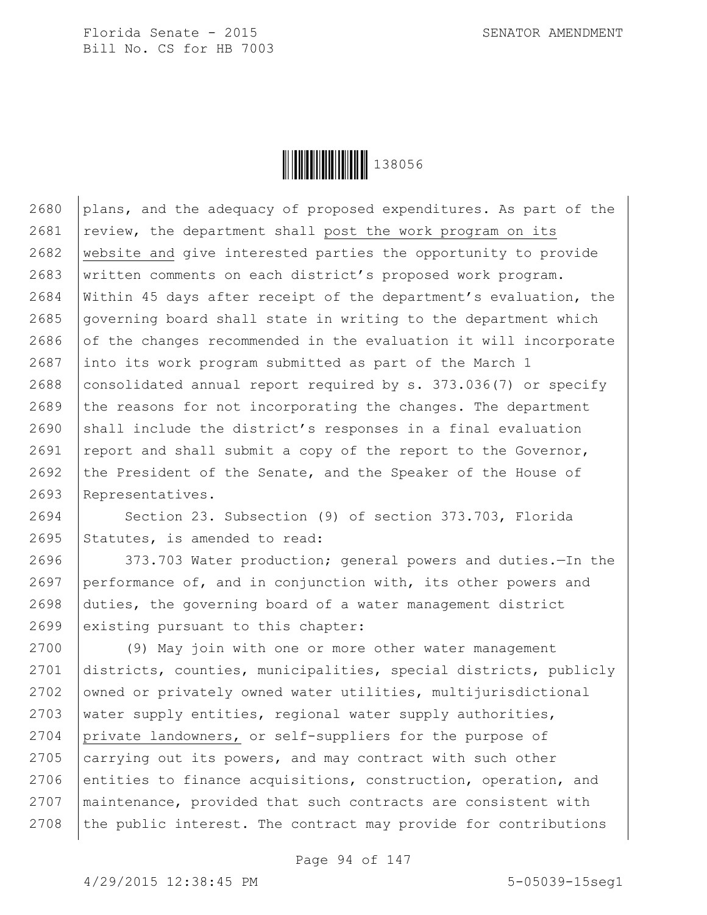plans, and the adequacy of proposed expenditures. As part of the review, the department shall post the work program on its website and give interested parties the opportunity to provide written comments on each district's proposed work program. Within 45 days after receipt of the department's evaluation, the governing board shall state in writing to the department which of the changes recommended in the evaluation it will incorporate into its work program submitted as part of the March 1 consolidated annual report required by s. 373.036(7) or specify the reasons for not incorporating the changes. The department shall include the district's responses in a final evaluation report and shall submit a copy of the report to the Governor, the President of the Senate, and the Speaker of the House of Representatives.

Section 23. Subsection (9) of section 373.703, Florida Statutes, is amended to read:

373.703 Water production; general powers and duties.—In the performance of, and in conjunction with, its other powers and duties, the governing board of a water management district existing pursuant to this chapter:

(9) May join with one or more other water management districts, counties, municipalities, special districts, publicly owned or privately owned water utilities, multijurisdictional water supply entities, regional water supply authorities, private landowners, or self-suppliers for the purpose of carrying out its powers, and may contract with such other entities to finance acquisitions, construction, operation, and maintenance, provided that such contracts are consistent with the public interest. The contract may provide for contributions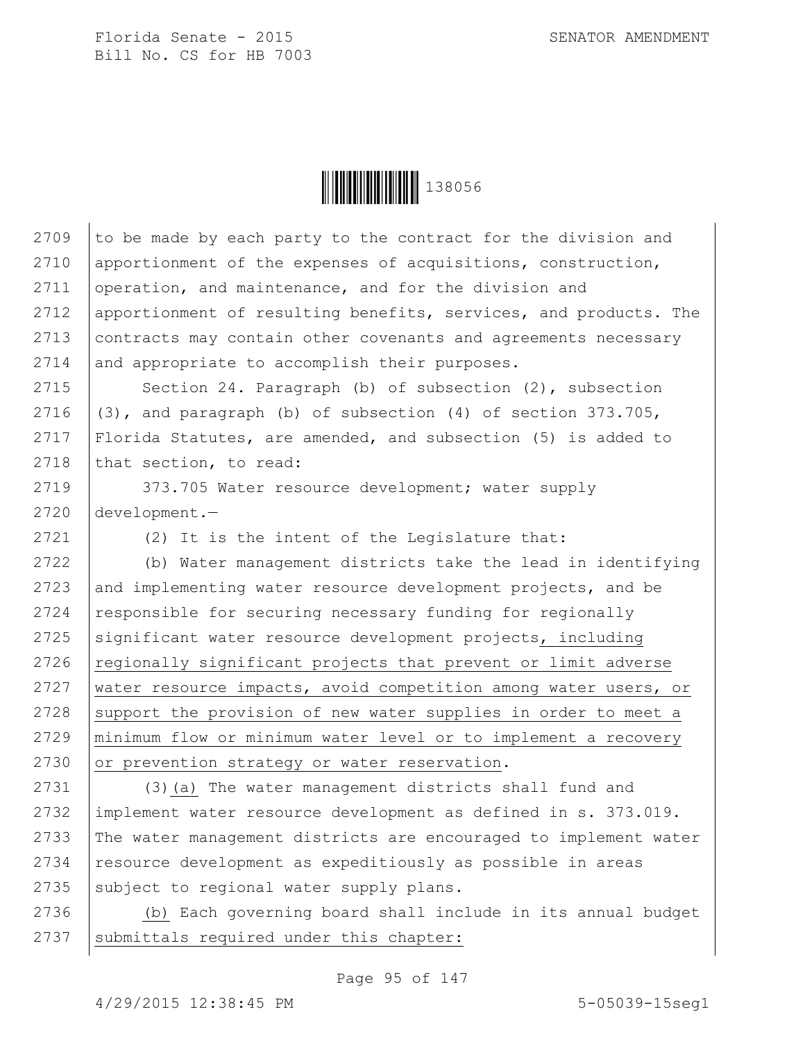to be made by each party to the contract for the division and apportionment of the expenses of acquisitions, construction, operation, and maintenance, and for the division and apportionment of resulting benefits, services, and products. The contracts may contain other covenants and agreements necessary and appropriate to accomplish their purposes.

Section 24. Paragraph (b) of subsection (2), subsection (3), and paragraph (b) of subsection (4) of section 373.705, Florida Statutes, are amended, and subsection (5) is added to that section, to read:

373.705 Water resource development; water supply development.—

(2) It is the intent of the Legislature that:

(b) Water management districts take the lead in identifying and implementing water resource development projects, and be responsible for securing necessary funding for regionally significant water resource development projects, including regionally significant projects that prevent or limit adverse water resource impacts, avoid competition among water users, or support the provision of new water supplies in order to meet a minimum flow or minimum water level or to implement a recovery or prevention strategy or water reservation.

(3)(a) The water management districts shall fund and implement water resource development as defined in s. 373.019. The water management districts are encouraged to implement water resource development as expeditiously as possible in areas subject to regional water supply plans.

(b) Each governing board shall include in its annual budget submittals required under this chapter: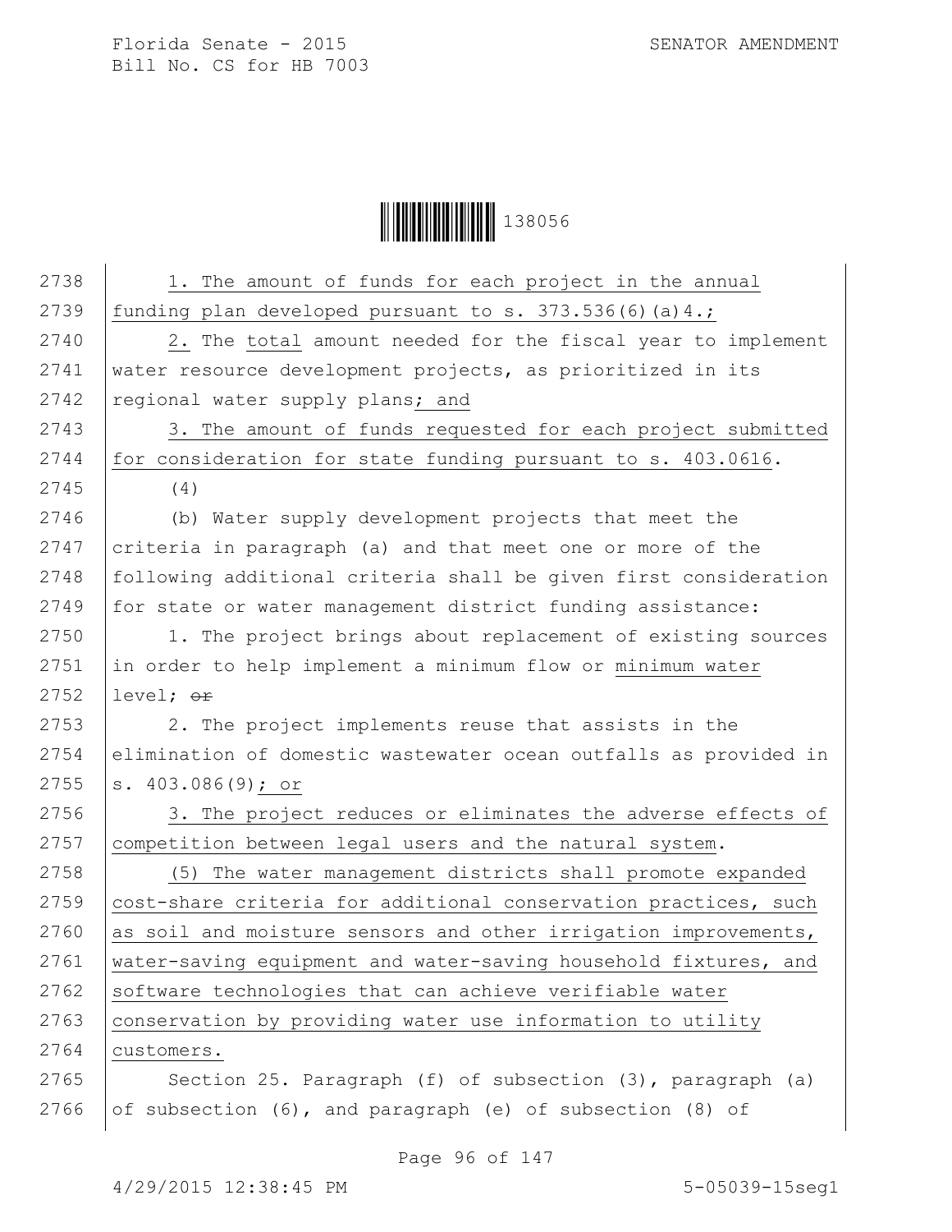1. The amount of funds for each project in the annual funding plan developed pursuant to s. 373.536(6)(a)4.;

2. The total amount needed for the fiscal year to implement water resource development projects, as prioritized in its regional water supply plans; and

3. The amount of funds requested for each project submitted for consideration for state funding pursuant to s. 403.0616.

(4)

(b) Water supply development projects that meet the criteria in paragraph (a) and that meet one or more of the following additional criteria shall be given first consideration for state or water management district funding assistance:

1. The project brings about replacement of existing sources in order to help implement a minimum flow or minimum water level; ~~or~~

2. The project implements reuse that assists in the elimination of domestic wastewater ocean outfalls as provided in s. 403.086(9); or

3. The project reduces or eliminates the adverse effects of competition between legal users and the natural system.

(5) The water management districts shall promote expanded cost-share criteria for additional conservation practices, such as soil and moisture sensors and other irrigation improvements, water-saving equipment and water-saving household fixtures, and software technologies that can achieve verifiable water conservation by providing water use information to utility customers.

Section 25. Paragraph (f) of subsection (3), paragraph (a) of subsection (6), and paragraph (e) of subsection (8) of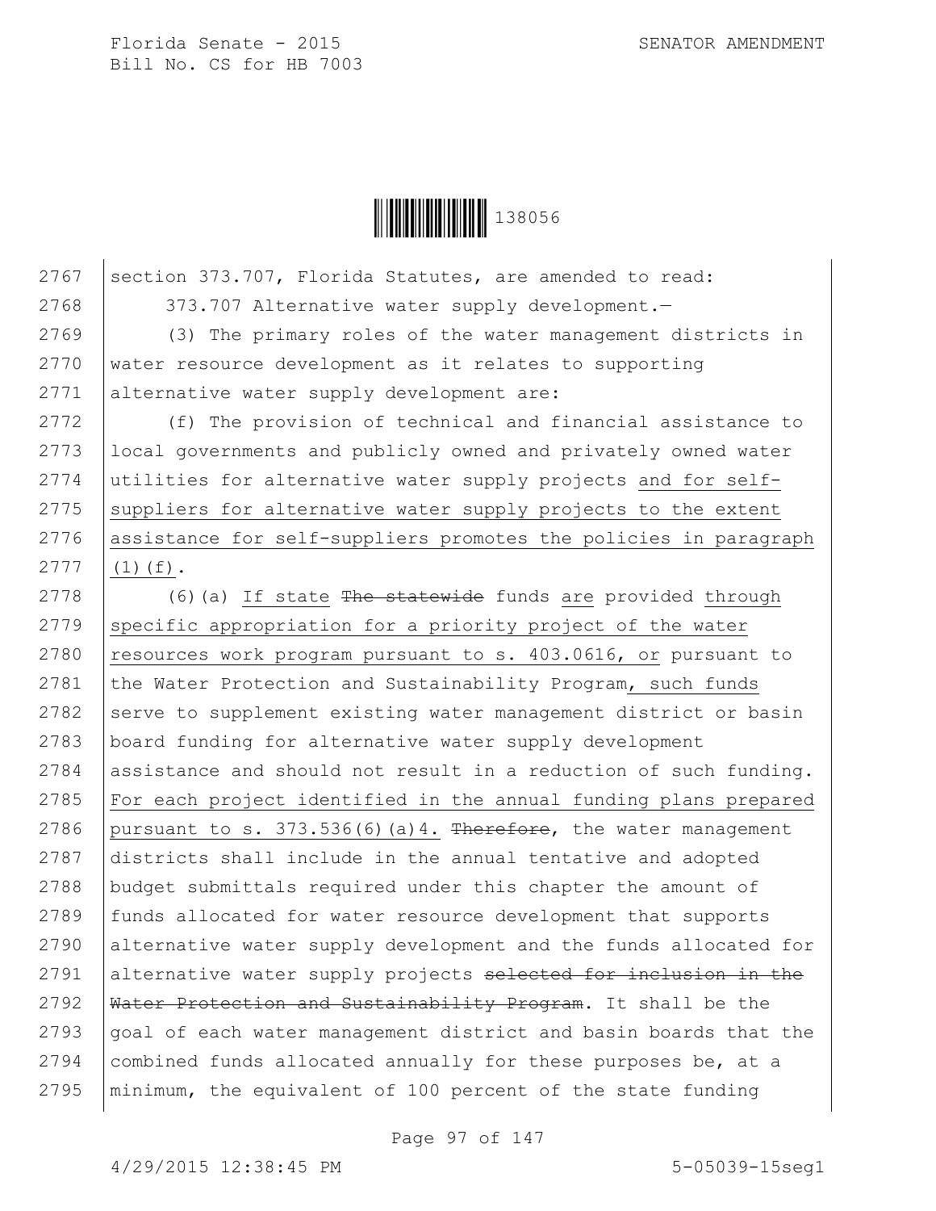section 373.707, Florida Statutes, are amended to read:

373.707 Alternative water supply development.—

(3) The primary roles of the water management districts in water resource development as it relates to supporting alternative water supply development are:

(f) The provision of technical and financial assistance to local governments and publicly owned and privately owned water utilities for alternative water supply projects and for self-suppliers for alternative water supply projects to the extent assistance for self-suppliers promotes the policies in paragraph (1)(f).

(6)(a) If state ~~The statewide~~ funds are provided through specific appropriation for a priority project of the water resources work program pursuant to s. 403.0616, or pursuant to the Water Protection and Sustainability Program, such funds serve to supplement existing water management district or basin board funding for alternative water supply development assistance and should not result in a reduction of such funding. For each project identified in the annual funding plans prepared pursuant to s. 373.536(6)(a)4. ~~Therefore~~, the water management districts shall include in the annual tentative and adopted budget submittals required under this chapter the amount of funds allocated for water resource development that supports alternative water supply development and the funds allocated for alternative water supply projects ~~selected for inclusion in the Water Protection and Sustainability Program~~. It shall be the goal of each water management district and basin boards that the combined funds allocated annually for these purposes be, at a minimum, the equivalent of 100 percent of the state funding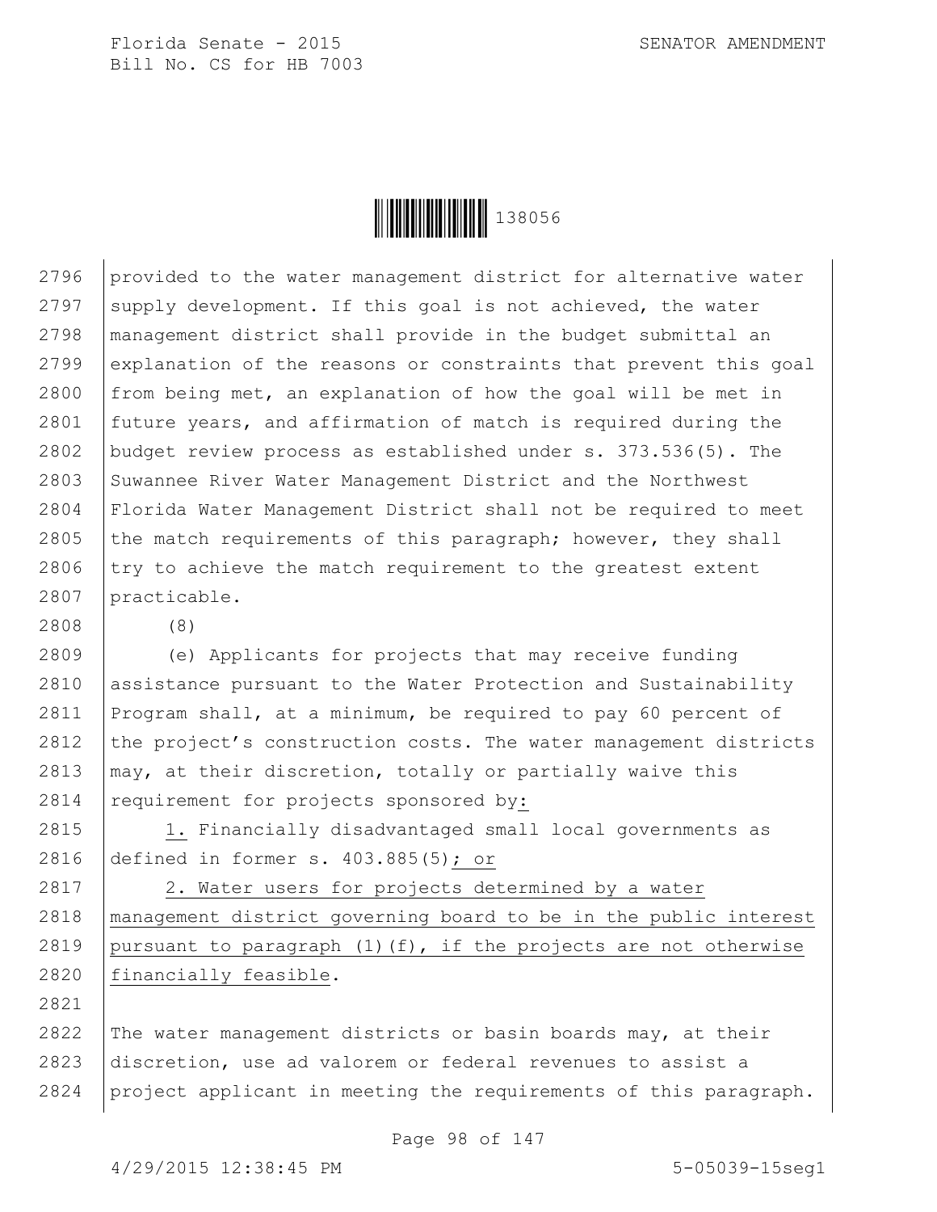provided to the water management district for alternative water supply development. If this goal is not achieved, the water management district shall provide in the budget submittal an explanation of the reasons or constraints that prevent this goal from being met, an explanation of how the goal will be met in future years, and affirmation of match is required during the budget review process as established under s. 373.536(5). The Suwannee River Water Management District and the Northwest Florida Water Management District shall not be required to meet the match requirements of this paragraph; however, they shall try to achieve the match requirement to the greatest extent practicable.

(8)

(e) Applicants for projects that may receive funding assistance pursuant to the Water Protection and Sustainability Program shall, at a minimum, be required to pay 60 percent of the project's construction costs. The water management districts may, at their discretion, totally or partially waive this requirement for projects sponsored by:

1. Financially disadvantaged small local governments as defined in former s. 403.885(5); or

2. Water users for projects determined by a water management district governing board to be in the public interest pursuant to paragraph (1)(f), if the projects are not otherwise financially feasible.

The water management districts or basin boards may, at their discretion, use ad valorem or federal revenues to assist a project applicant in meeting the requirements of this paragraph.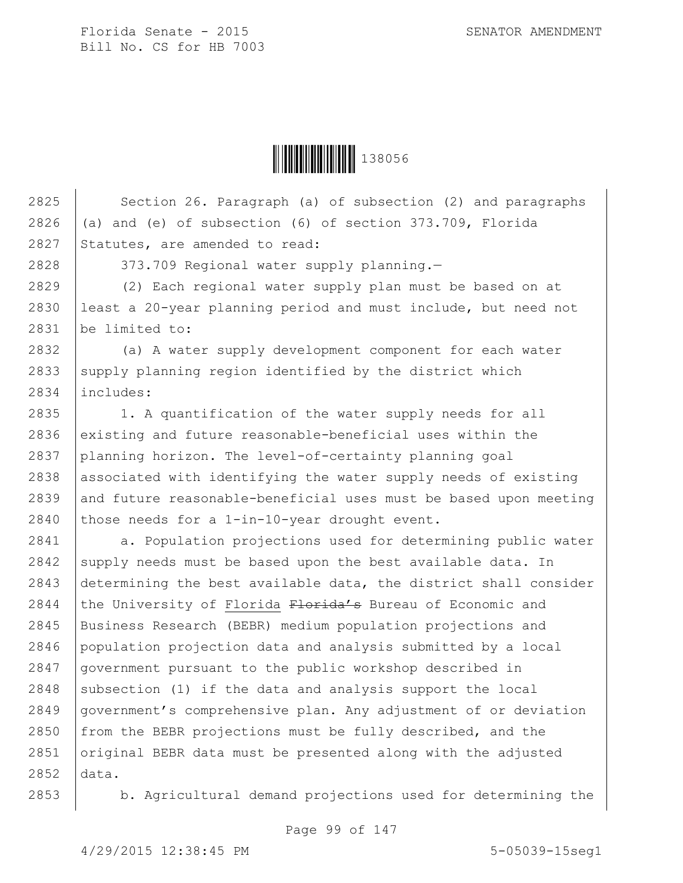Section 26. Paragraph (a) of subsection (2) and paragraphs (a) and (e) of subsection (6) of section 373.709, Florida Statutes, are amended to read:

373.709 Regional water supply planning.—

(2) Each regional water supply plan must be based on at least a 20-year planning period and must include, but need not be limited to:

(a) A water supply development component for each water supply planning region identified by the district which includes:

1. A quantification of the water supply needs for all existing and future reasonable-beneficial uses within the planning horizon. The level-of-certainty planning goal associated with identifying the water supply needs of existing and future reasonable-beneficial uses must be based upon meeting those needs for a 1-in-10-year drought event.

a. Population projections used for determining public water supply needs must be based upon the best available data. In determining the best available data, the district shall consider the University of Florida ~~Florida's~~ Bureau of Economic and Business Research (BEBR) medium population projections and population projection data and analysis submitted by a local government pursuant to the public workshop described in subsection (1) if the data and analysis support the local government's comprehensive plan. Any adjustment of or deviation from the BEBR projections must be fully described, and the original BEBR data must be presented along with the adjusted data.

b. Agricultural demand projections used for determining the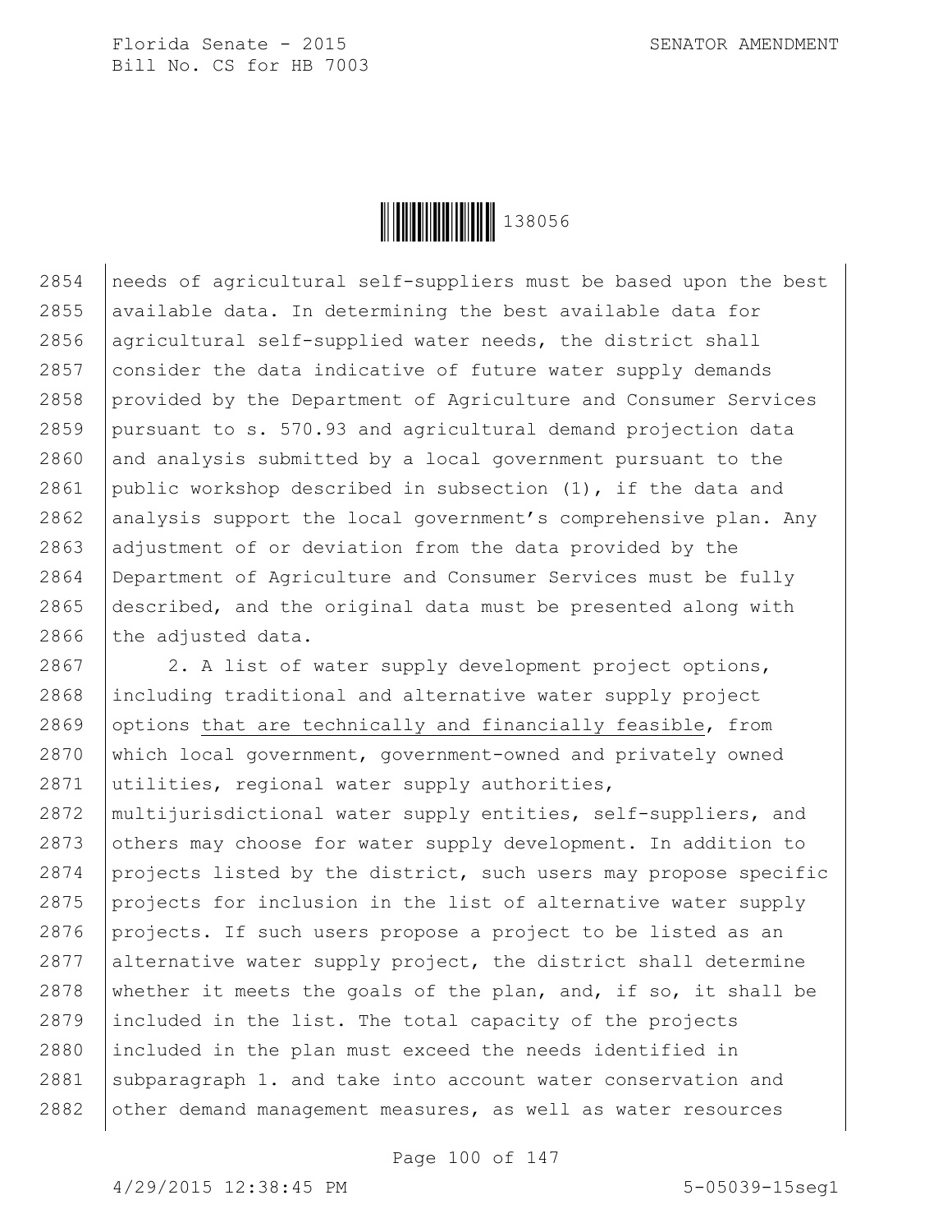needs of agricultural self-suppliers must be based upon the best available data. In determining the best available data for agricultural self-supplied water needs, the district shall consider the data indicative of future water supply demands provided by the Department of Agriculture and Consumer Services pursuant to s. 570.93 and agricultural demand projection data and analysis submitted by a local government pursuant to the public workshop described in subsection (1), if the data and analysis support the local government's comprehensive plan. Any adjustment of or deviation from the data provided by the Department of Agriculture and Consumer Services must be fully described, and the original data must be presented along with the adjusted data.

2. A list of water supply development project options, including traditional and alternative water supply project options <u>that are technically and financially feasible</u>, from which local government, government-owned and privately owned utilities, regional water supply authorities, multijurisdictional water supply entities, self-suppliers, and others may choose for water supply development. In addition to projects listed by the district, such users may propose specific projects for inclusion in the list of alternative water supply projects. If such users propose a project to be listed as an alternative water supply project, the district shall determine whether it meets the goals of the plan, and, if so, it shall be included in the list. The total capacity of the projects included in the plan must exceed the needs identified in subparagraph 1. and take into account water conservation and other demand management measures, as well as water resources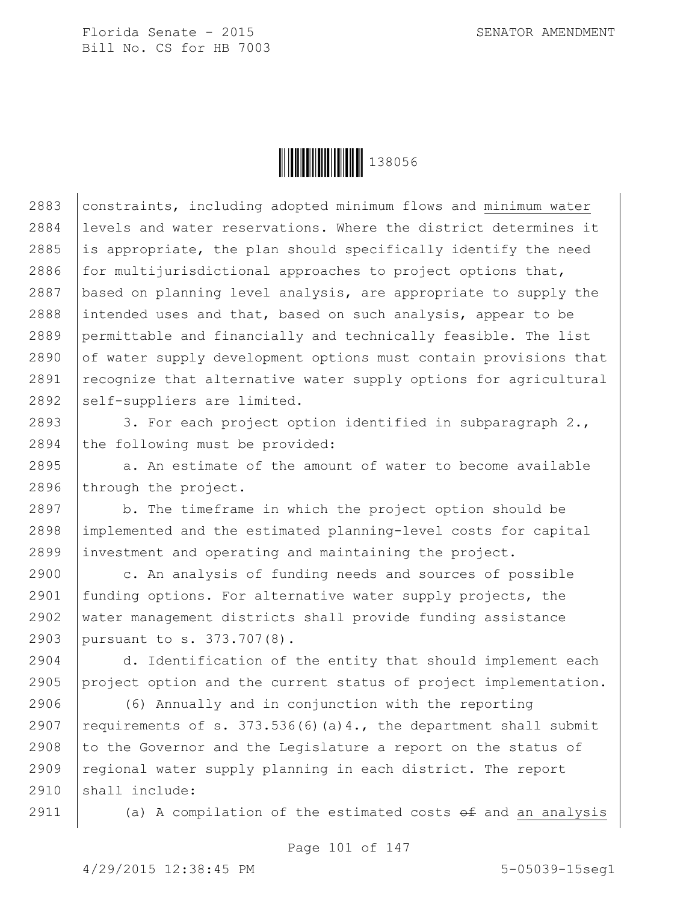constraints, including adopted minimum flows and minimum water levels and water reservations. Where the district determines it is appropriate, the plan should specifically identify the need for multijurisdictional approaches to project options that, based on planning level analysis, are appropriate to supply the intended uses and that, based on such analysis, appear to be permittable and financially and technically feasible. The list of water supply development options must contain provisions that recognize that alternative water supply options for agricultural self-suppliers are limited.

3. For each project option identified in subparagraph 2., the following must be provided:

a. An estimate of the amount of water to become available through the project.

b. The timeframe in which the project option should be implemented and the estimated planning-level costs for capital investment and operating and maintaining the project.

c. An analysis of funding needs and sources of possible funding options. For alternative water supply projects, the water management districts shall provide funding assistance pursuant to s. 373.707(8).

d. Identification of the entity that should implement each project option and the current status of project implementation.

(6) Annually and in conjunction with the reporting requirements of s. 373.536(6)(a)4., the department shall submit to the Governor and the Legislature a report on the status of regional water supply planning in each district. The report shall include:

(a) A compilation of the estimated costs ~~of~~ and an analysis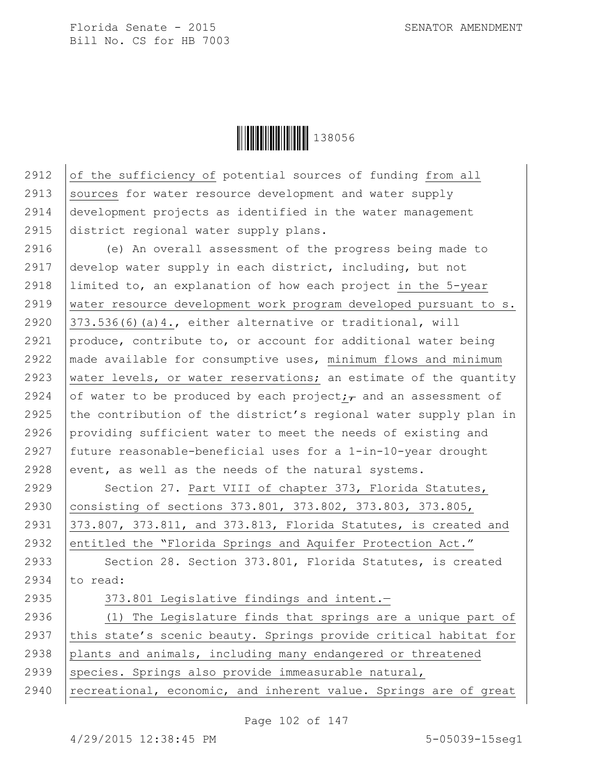of the sufficiency of potential sources of funding from all sources for water resource development and water supply development projects as identified in the water management district regional water supply plans.

(e) An overall assessment of the progress being made to develop water supply in each district, including, but not limited to, an explanation of how each project in the 5-year water resource development work program developed pursuant to s. 373.536(6)(a)4., either alternative or traditional, will produce, contribute to, or account for additional water being made available for consumptive uses, minimum flows and minimum water levels, or water reservations; an estimate of the quantity of water to be produced by each project;, and an assessment of the contribution of the district's regional water supply plan in providing sufficient water to meet the needs of existing and future reasonable-beneficial uses for a 1-in-10-year drought event, as well as the needs of the natural systems.

Section 27. Part VIII of chapter 373, Florida Statutes, consisting of sections 373.801, 373.802, 373.803, 373.805, 373.807, 373.811, and 373.813, Florida Statutes, is created and entitled the "Florida Springs and Aquifer Protection Act."

Section 28. Section 373.801, Florida Statutes, is created to read:

373.801 Legislative findings and intent.—

(1) The Legislature finds that springs are a unique part of this state's scenic beauty. Springs provide critical habitat for plants and animals, including many endangered or threatened species. Springs also provide immeasurable natural, recreational, economic, and inherent value. Springs are of great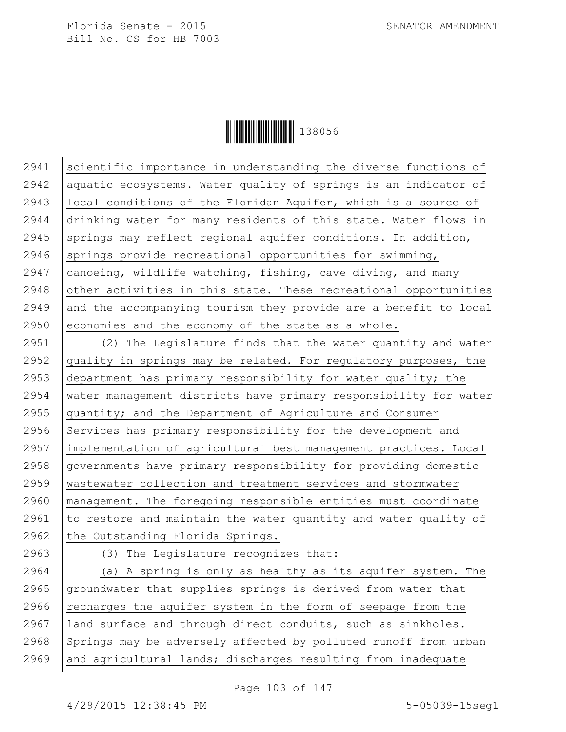scientific importance in understanding the diverse functions of aquatic ecosystems. Water quality of springs is an indicator of local conditions of the Floridan Aquifer, which is a source of drinking water for many residents of this state. Water flows in springs may reflect regional aquifer conditions. In addition, springs provide recreational opportunities for swimming, canoeing, wildlife watching, fishing, cave diving, and many other activities in this state. These recreational opportunities and the accompanying tourism they provide are a benefit to local economies and the economy of the state as a whole.

(2) The Legislature finds that the water quantity and water quality in springs may be related. For regulatory purposes, the department has primary responsibility for water quality; the water management districts have primary responsibility for water quantity; and the Department of Agriculture and Consumer Services has primary responsibility for the development and implementation of agricultural best management practices. Local governments have primary responsibility for providing domestic wastewater collection and treatment services and stormwater management. The foregoing responsible entities must coordinate to restore and maintain the water quantity and water quality of the Outstanding Florida Springs.

(3) The Legislature recognizes that:

(a) A spring is only as healthy as its aquifer system. The groundwater that supplies springs is derived from water that recharges the aquifer system in the form of seepage from the land surface and through direct conduits, such as sinkholes. Springs may be adversely affected by polluted runoff from urban and agricultural lands; discharges resulting from inadequate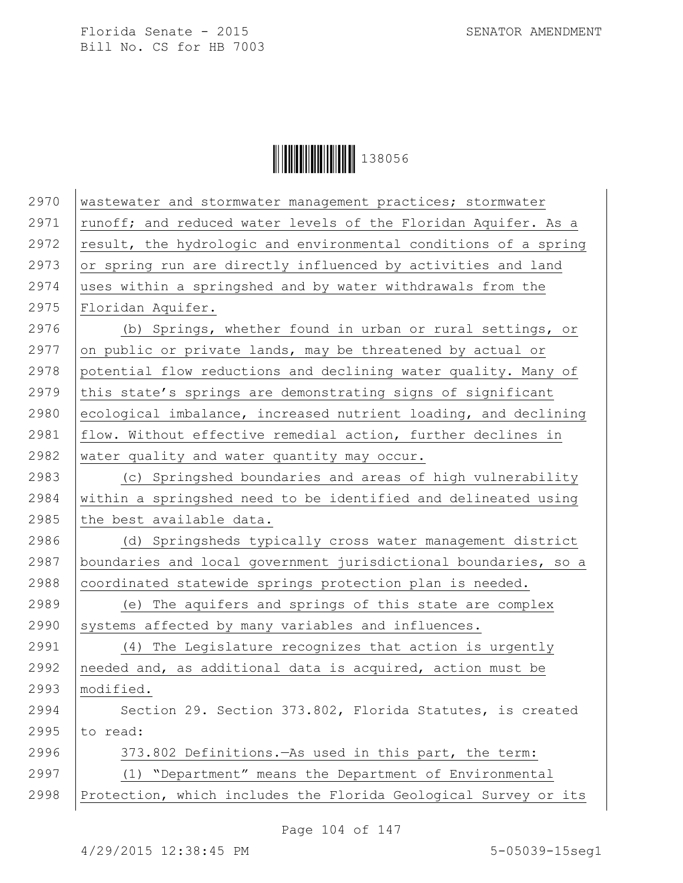wastewater and stormwater management practices; stormwater runoff; and reduced water levels of the Floridan Aquifer. As a result, the hydrologic and environmental conditions of a spring or spring run are directly influenced by activities and land uses within a springshed and by water withdrawals from the Floridan Aquifer.

(b) Springs, whether found in urban or rural settings, or on public or private lands, may be threatened by actual or potential flow reductions and declining water quality. Many of this state's springs are demonstrating signs of significant ecological imbalance, increased nutrient loading, and declining flow. Without effective remedial action, further declines in water quality and water quantity may occur.

(c) Springshed boundaries and areas of high vulnerability within a springshed need to be identified and delineated using the best available data.

(d) Springsheds typically cross water management district boundaries and local government jurisdictional boundaries, so a coordinated statewide springs protection plan is needed.

(e) The aquifers and springs of this state are complex systems affected by many variables and influences.

(4) The Legislature recognizes that action is urgently needed and, as additional data is acquired, action must be modified.

Section 29. Section 373.802, Florida Statutes, is created to read:

373.802 Definitions.—As used in this part, the term:

(1) "Department" means the Department of Environmental Protection, which includes the Florida Geological Survey or its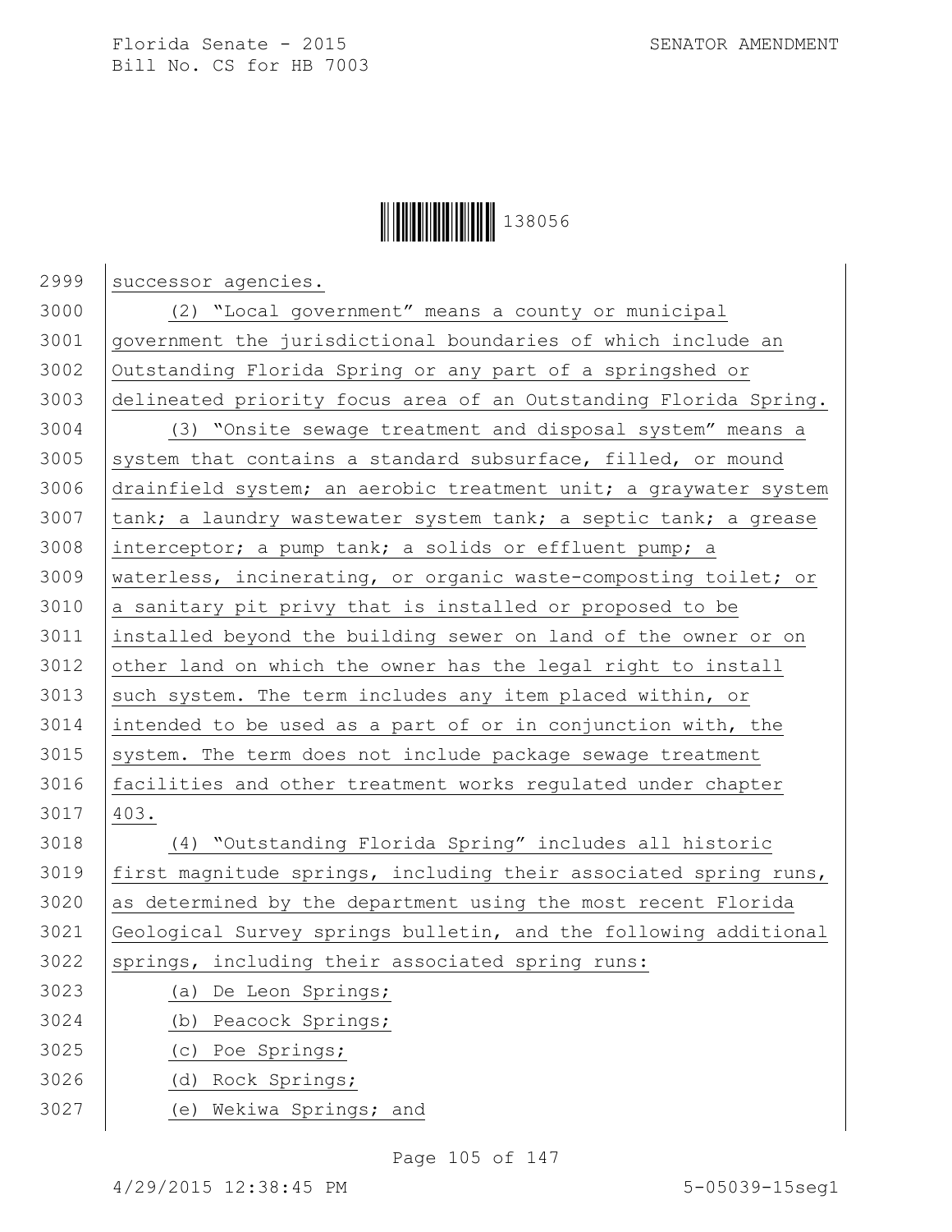successor agencies.

(2) “Local government” means a county or municipal government the jurisdictional boundaries of which include an Outstanding Florida Spring or any part of a springshed or delineated priority focus area of an Outstanding Florida Spring.

(3) “Onsite sewage treatment and disposal system” means a system that contains a standard subsurface, filled, or mound drainfield system; an aerobic treatment unit; a graywater system tank; a laundry wastewater system tank; a septic tank; a grease interceptor; a pump tank; a solids or effluent pump; a waterless, incinerating, or organic waste-composting toilet; or a sanitary pit privy that is installed or proposed to be installed beyond the building sewer on land of the owner or on other land on which the owner has the legal right to install such system. The term includes any item placed within, or intended to be used as a part of or in conjunction with, the system. The term does not include package sewage treatment facilities and other treatment works regulated under chapter 403.

(4) “Outstanding Florida Spring” includes all historic first magnitude springs, including their associated spring runs, as determined by the department using the most recent Florida Geological Survey springs bulletin, and the following additional springs, including their associated spring runs:

(a) De Leon Springs;

(b) Peacock Springs;

(c) Poe Springs;

(d) Rock Springs;

(e) Wekiwa Springs; and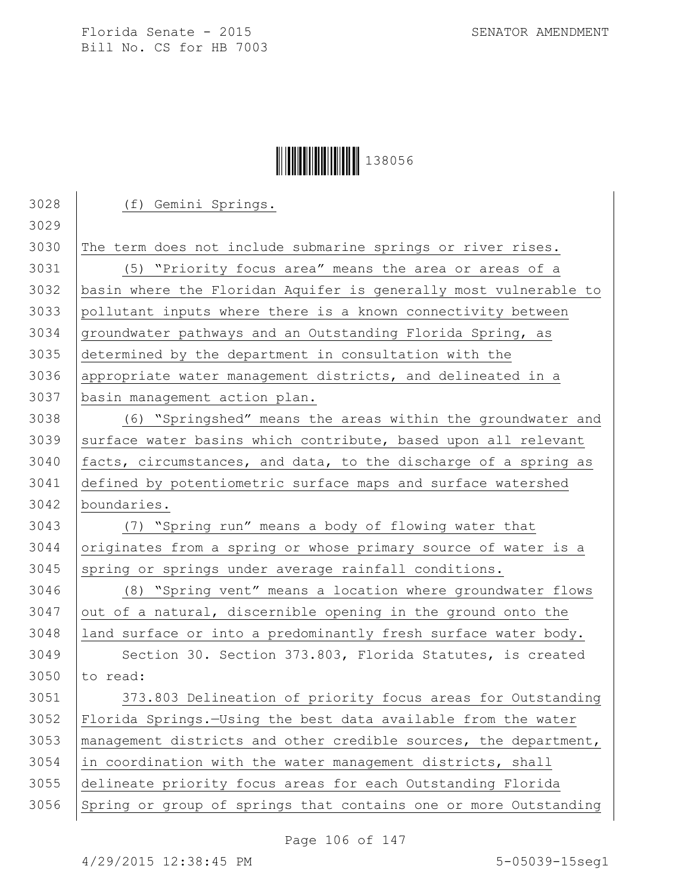(f) Gemini Springs.

The term does not include submarine springs or river rises.

(5) "Priority focus area" means the area or areas of a basin where the Floridan Aquifer is generally most vulnerable to pollutant inputs where there is a known connectivity between groundwater pathways and an Outstanding Florida Spring, as determined by the department in consultation with the appropriate water management districts, and delineated in a basin management action plan.

(6) "Springshed" means the areas within the groundwater and surface water basins which contribute, based upon all relevant facts, circumstances, and data, to the discharge of a spring as defined by potentiometric surface maps and surface watershed boundaries.

(7) "Spring run" means a body of flowing water that originates from a spring or whose primary source of water is a spring or springs under average rainfall conditions.

(8) "Spring vent" means a location where groundwater flows out of a natural, discernible opening in the ground onto the land surface or into a predominantly fresh surface water body.

Section 30. Section 373.803, Florida Statutes, is created to read:

373.803 Delineation of priority focus areas for Outstanding Florida Springs.—Using the best data available from the water management districts and other credible sources, the department, in coordination with the water management districts, shall delineate priority focus areas for each Outstanding Florida Spring or group of springs that contains one or more Outstanding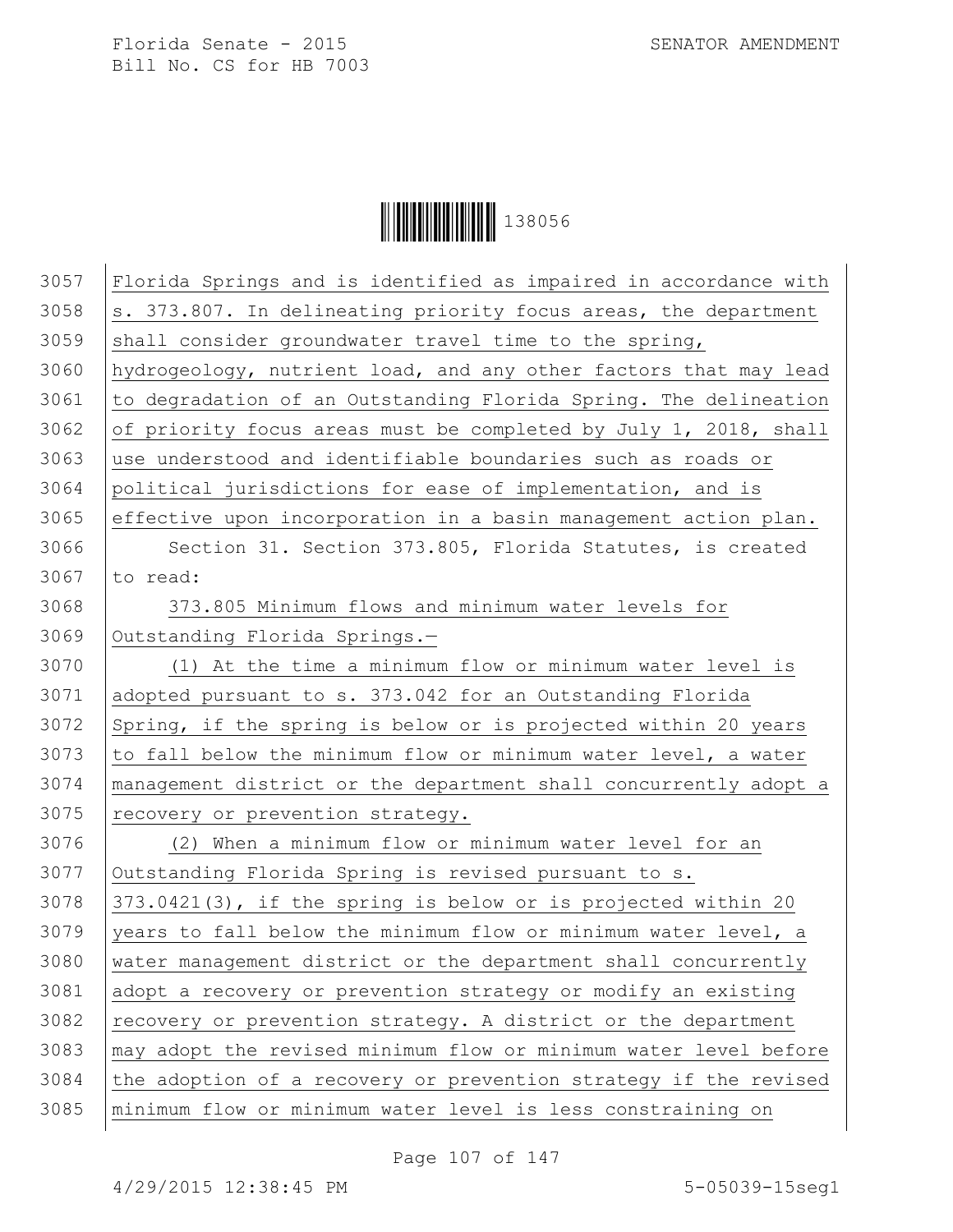Florida Springs and is identified as impaired in accordance with s. 373.807. In delineating priority focus areas, the department shall consider groundwater travel time to the spring, hydrogeology, nutrient load, and any other factors that may lead to degradation of an Outstanding Florida Spring. The delineation of priority focus areas must be completed by July 1, 2018, shall use understood and identifiable boundaries such as roads or political jurisdictions for ease of implementation, and is effective upon incorporation in a basin management action plan.

Section 31. Section 373.805, Florida Statutes, is created to read:

373.805 Minimum flows and minimum water levels for Outstanding Florida Springs.—

(1) At the time a minimum flow or minimum water level is adopted pursuant to s. 373.042 for an Outstanding Florida Spring, if the spring is below or is projected within 20 years to fall below the minimum flow or minimum water level, a water management district or the department shall concurrently adopt a recovery or prevention strategy.

(2) When a minimum flow or minimum water level for an Outstanding Florida Spring is revised pursuant to s. 373.0421(3), if the spring is below or is projected within 20 years to fall below the minimum flow or minimum water level, a water management district or the department shall concurrently adopt a recovery or prevention strategy or modify an existing recovery or prevention strategy. A district or the department may adopt the revised minimum flow or minimum water level before the adoption of a recovery or prevention strategy if the revised minimum flow or minimum water level is less constraining on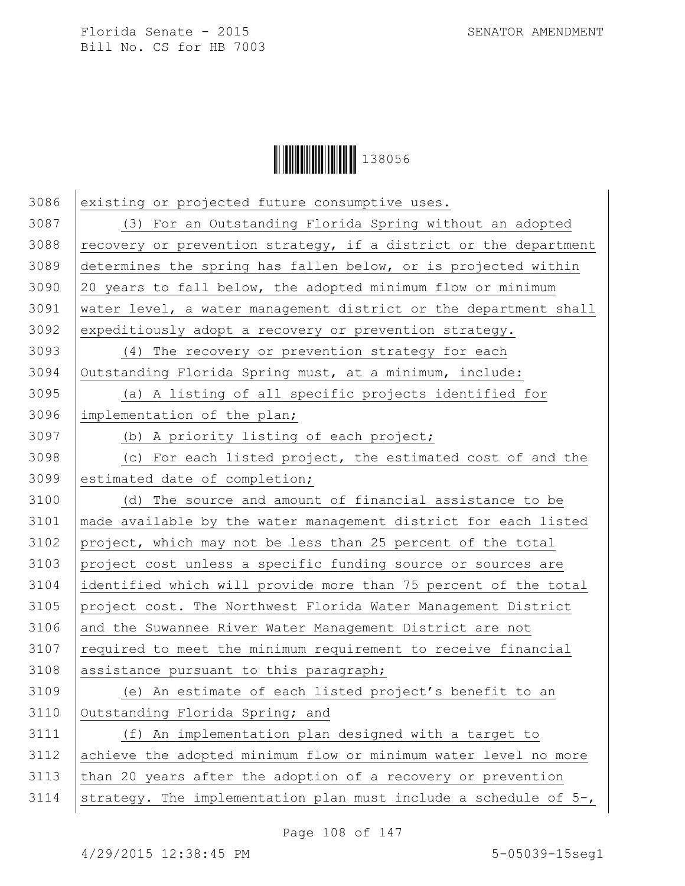existing or projected future consumptive uses.

(3) For an Outstanding Florida Spring without an adopted recovery or prevention strategy, if a district or the department determines the spring has fallen below, or is projected within 20 years to fall below, the adopted minimum flow or minimum water level, a water management district or the department shall expeditiously adopt a recovery or prevention strategy.

(4) The recovery or prevention strategy for each Outstanding Florida Spring must, at a minimum, include:

(a) A listing of all specific projects identified for implementation of the plan;

(b) A priority listing of each project;

(c) For each listed project, the estimated cost of and the estimated date of completion;

(d) The source and amount of financial assistance to be made available by the water management district for each listed project, which may not be less than 25 percent of the total project cost unless a specific funding source or sources are identified which will provide more than 75 percent of the total project cost. The Northwest Florida Water Management District and the Suwannee River Water Management District are not required to meet the minimum requirement to receive financial assistance pursuant to this paragraph;

(e) An estimate of each listed project's benefit to an Outstanding Florida Spring; and

(f) An implementation plan designed with a target to achieve the adopted minimum flow or minimum water level no more than 20 years after the adoption of a recovery or prevention strategy. The implementation plan must include a schedule of 5-,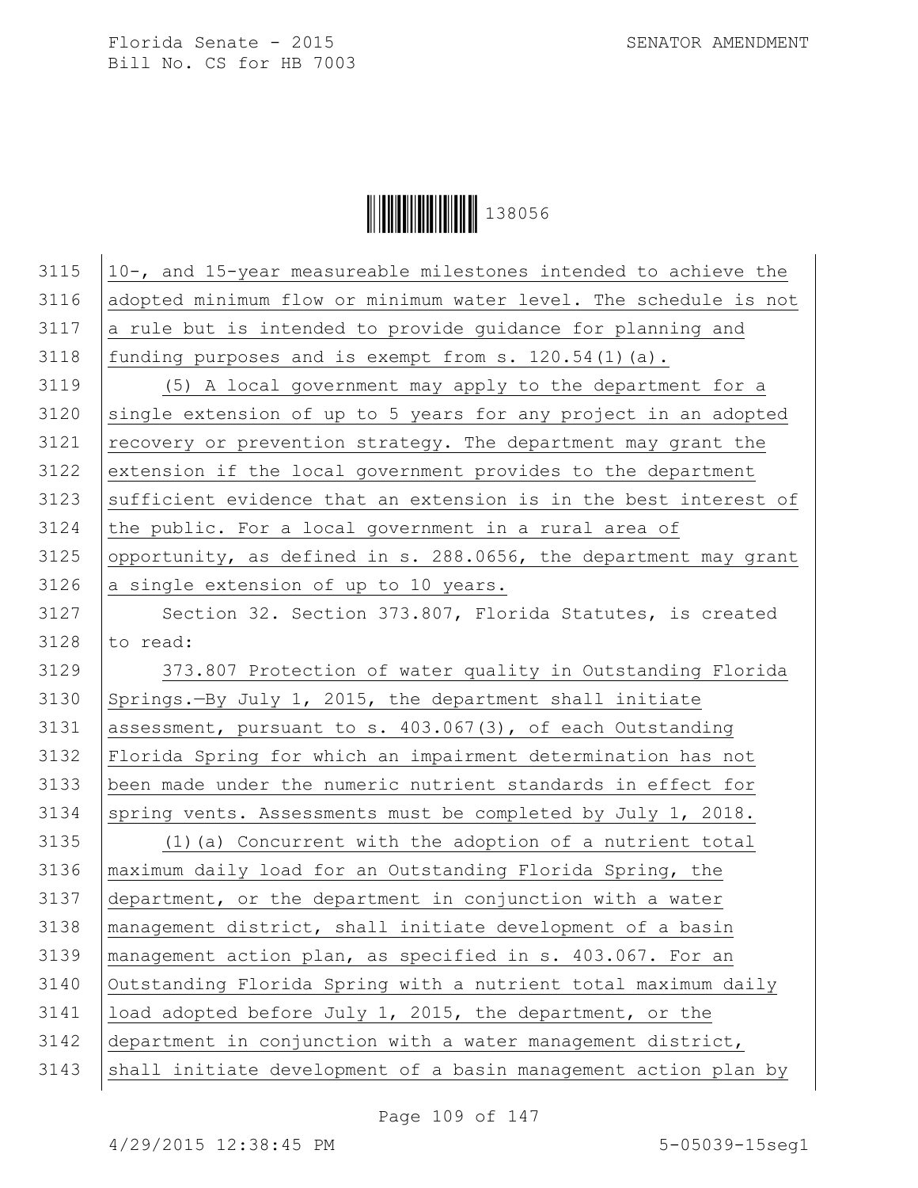10-, and 15-year measureable milestones intended to achieve the adopted minimum flow or minimum water level. The schedule is not a rule but is intended to provide guidance for planning and funding purposes and is exempt from s. 120.54(1)(a).

(5) A local government may apply to the department for a single extension of up to 5 years for any project in an adopted recovery or prevention strategy. The department may grant the extension if the local government provides to the department sufficient evidence that an extension is in the best interest of the public. For a local government in a rural area of opportunity, as defined in s. 288.0656, the department may grant a single extension of up to 10 years.

Section 32. Section 373.807, Florida Statutes, is created to read:

373.807 Protection of water quality in Outstanding Florida Springs.—By July 1, 2015, the department shall initiate assessment, pursuant to s. 403.067(3), of each Outstanding Florida Spring for which an impairment determination has not been made under the numeric nutrient standards in effect for spring vents. Assessments must be completed by July 1, 2018.

(1)(a) Concurrent with the adoption of a nutrient total maximum daily load for an Outstanding Florida Spring, the department, or the department in conjunction with a water management district, shall initiate development of a basin management action plan, as specified in s. 403.067. For an Outstanding Florida Spring with a nutrient total maximum daily load adopted before July 1, 2015, the department, or the department in conjunction with a water management district, shall initiate development of a basin management action plan by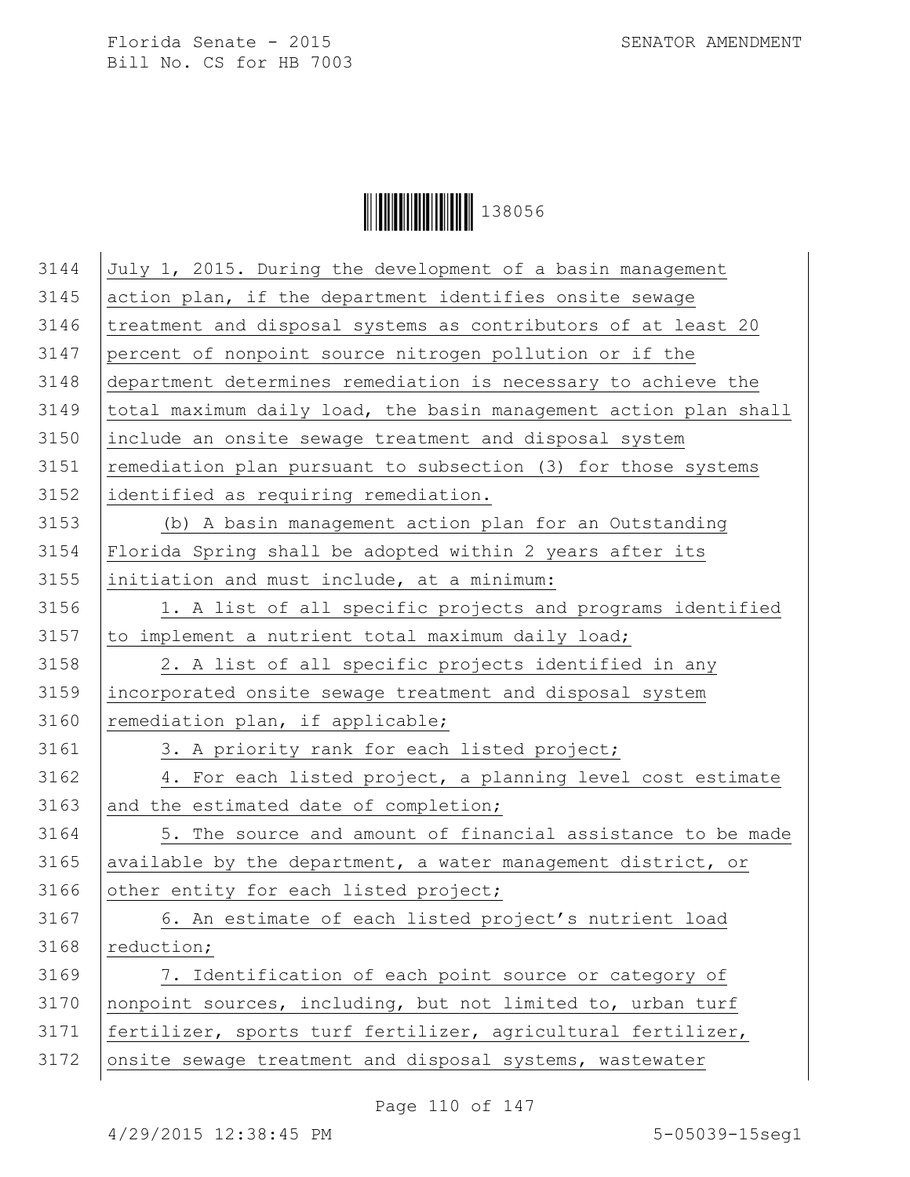July 1, 2015. During the development of a basin management action plan, if the department identifies onsite sewage treatment and disposal systems as contributors of at least 20 percent of nonpoint source nitrogen pollution or if the department determines remediation is necessary to achieve the total maximum daily load, the basin management action plan shall include an onsite sewage treatment and disposal system remediation plan pursuant to subsection (3) for those systems identified as requiring remediation.

(b) A basin management action plan for an Outstanding Florida Spring shall be adopted within 2 years after its initiation and must include, at a minimum:

1. A list of all specific projects and programs identified to implement a nutrient total maximum daily load;

2. A list of all specific projects identified in any incorporated onsite sewage treatment and disposal system remediation plan, if applicable;

3. A priority rank for each listed project;

4. For each listed project, a planning level cost estimate and the estimated date of completion;

5. The source and amount of financial assistance to be made available by the department, a water management district, or other entity for each listed project;

6. An estimate of each listed project's nutrient load reduction;

7. Identification of each point source or category of nonpoint sources, including, but not limited to, urban turf fertilizer, sports turf fertilizer, agricultural fertilizer, onsite sewage treatment and disposal systems, wastewater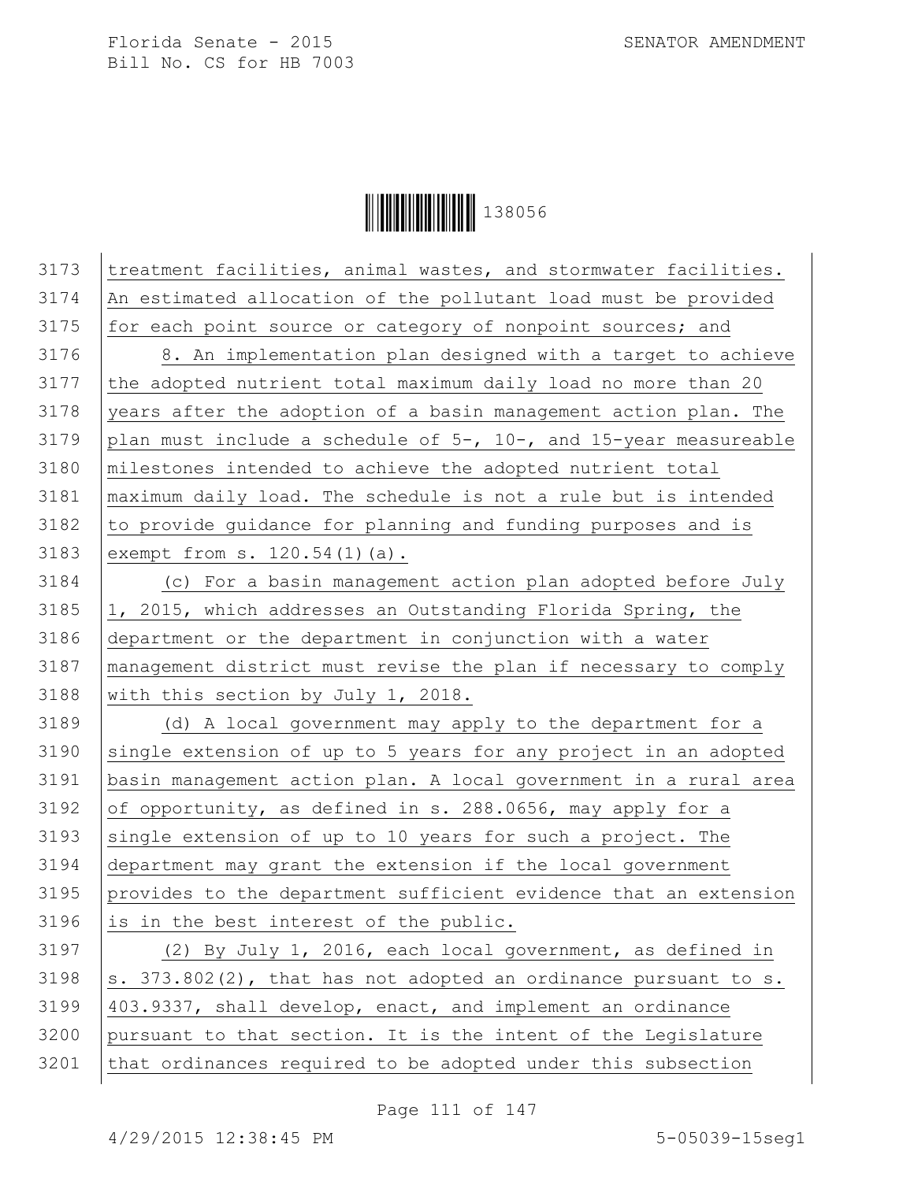treatment facilities, animal wastes, and stormwater facilities. An estimated allocation of the pollutant load must be provided for each point source or category of nonpoint sources; and

8. An implementation plan designed with a target to achieve the adopted nutrient total maximum daily load no more than 20 years after the adoption of a basin management action plan. The plan must include a schedule of 5-, 10-, and 15-year measureable milestones intended to achieve the adopted nutrient total maximum daily load. The schedule is not a rule but is intended to provide guidance for planning and funding purposes and is exempt from s. 120.54(1)(a).

(c) For a basin management action plan adopted before July 1, 2015, which addresses an Outstanding Florida Spring, the department or the department in conjunction with a water management district must revise the plan if necessary to comply with this section by July 1, 2018.

(d) A local government may apply to the department for a single extension of up to 5 years for any project in an adopted basin management action plan. A local government in a rural area of opportunity, as defined in s. 288.0656, may apply for a single extension of up to 10 years for such a project. The department may grant the extension if the local government provides to the department sufficient evidence that an extension is in the best interest of the public.

(2) By July 1, 2016, each local government, as defined in s. 373.802(2), that has not adopted an ordinance pursuant to s. 403.9337, shall develop, enact, and implement an ordinance pursuant to that section. It is the intent of the Legislature that ordinances required to be adopted under this subsection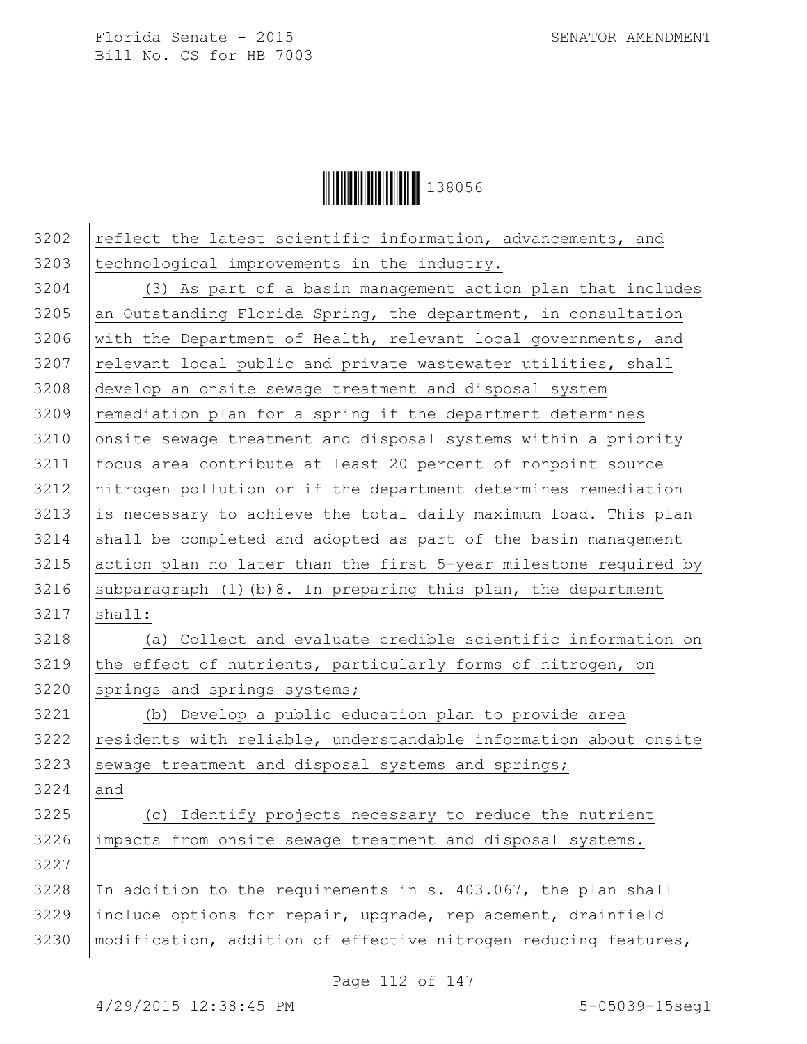reflect the latest scientific information, advancements, and technological improvements in the industry.

(3) As part of a basin management action plan that includes an Outstanding Florida Spring, the department, in consultation with the Department of Health, relevant local governments, and relevant local public and private wastewater utilities, shall develop an onsite sewage treatment and disposal system remediation plan for a spring if the department determines onsite sewage treatment and disposal systems within a priority focus area contribute at least 20 percent of nonpoint source nitrogen pollution or if the department determines remediation is necessary to achieve the total daily maximum load. This plan shall be completed and adopted as part of the basin management action plan no later than the first 5-year milestone required by subparagraph (1)(b)8. In preparing this plan, the department shall:

(a) Collect and evaluate credible scientific information on the effect of nutrients, particularly forms of nitrogen, on springs and springs systems;

(b) Develop a public education plan to provide area residents with reliable, understandable information about onsite sewage treatment and disposal systems and springs; and

(c) Identify projects necessary to reduce the nutrient impacts from onsite sewage treatment and disposal systems.

In addition to the requirements in s. 403.067, the plan shall include options for repair, upgrade, replacement, drainfield modification, addition of effective nitrogen reducing features,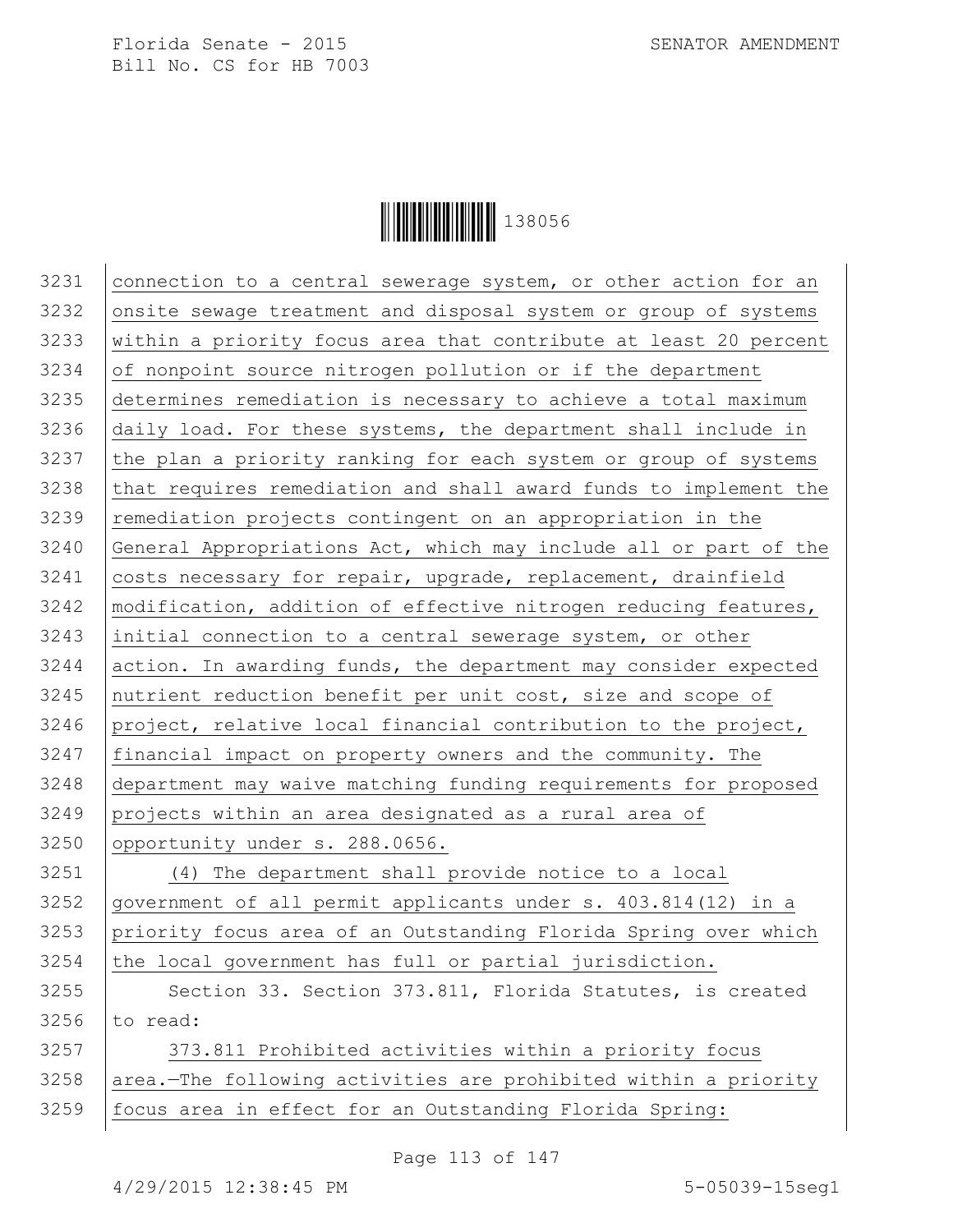connection to a central sewerage system, or other action for an onsite sewage treatment and disposal system or group of systems within a priority focus area that contribute at least 20 percent of nonpoint source nitrogen pollution or if the department determines remediation is necessary to achieve a total maximum daily load. For these systems, the department shall include in the plan a priority ranking for each system or group of systems that requires remediation and shall award funds to implement the remediation projects contingent on an appropriation in the General Appropriations Act, which may include all or part of the costs necessary for repair, upgrade, replacement, drainfield modification, addition of effective nitrogen reducing features, initial connection to a central sewerage system, or other action. In awarding funds, the department may consider expected nutrient reduction benefit per unit cost, size and scope of project, relative local financial contribution to the project, financial impact on property owners and the community. The department may waive matching funding requirements for proposed projects within an area designated as a rural area of opportunity under s. 288.0656.

(4) The department shall provide notice to a local government of all permit applicants under s. 403.814(12) in a priority focus area of an Outstanding Florida Spring over which the local government has full or partial jurisdiction.

Section 33. Section 373.811, Florida Statutes, is created to read:

373.811 Prohibited activities within a priority focus area.—The following activities are prohibited within a priority focus area in effect for an Outstanding Florida Spring: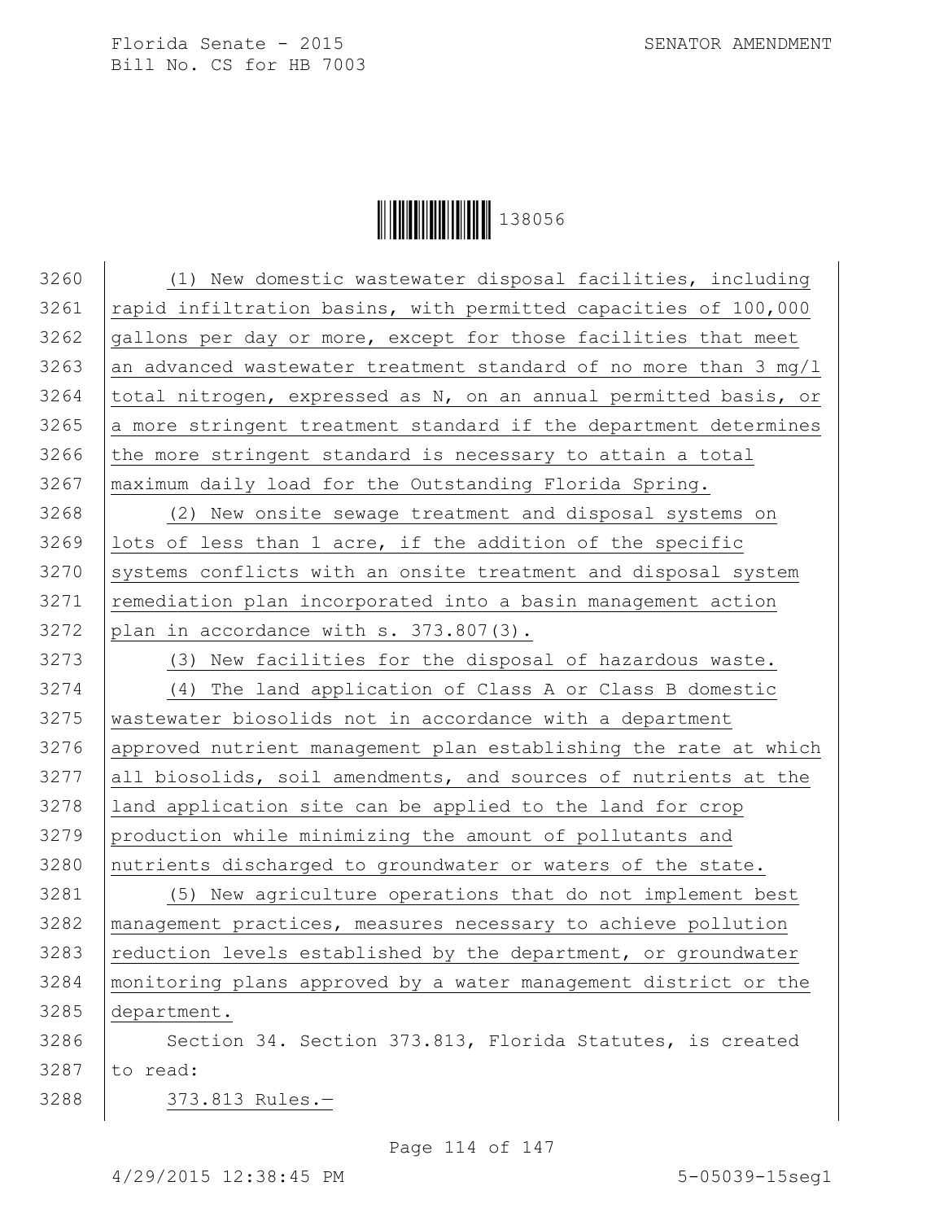(1) New domestic wastewater disposal facilities, including rapid infiltration basins, with permitted capacities of 100,000 gallons per day or more, except for those facilities that meet an advanced wastewater treatment standard of no more than 3 mg/l total nitrogen, expressed as N, on an annual permitted basis, or a more stringent treatment standard if the department determines the more stringent standard is necessary to attain a total maximum daily load for the Outstanding Florida Spring.

(2) New onsite sewage treatment and disposal systems on lots of less than 1 acre, if the addition of the specific systems conflicts with an onsite treatment and disposal system remediation plan incorporated into a basin management action plan in accordance with s. 373.807(3).

(3) New facilities for the disposal of hazardous waste.

(4) The land application of Class A or Class B domestic wastewater biosolids not in accordance with a department approved nutrient management plan establishing the rate at which all biosolids, soil amendments, and sources of nutrients at the land application site can be applied to the land for crop production while minimizing the amount of pollutants and nutrients discharged to groundwater or waters of the state.

(5) New agriculture operations that do not implement best management practices, measures necessary to achieve pollution reduction levels established by the department, or groundwater monitoring plans approved by a water management district or the department.

Section 34. Section 373.813, Florida Statutes, is created to read:

373.813 Rules.—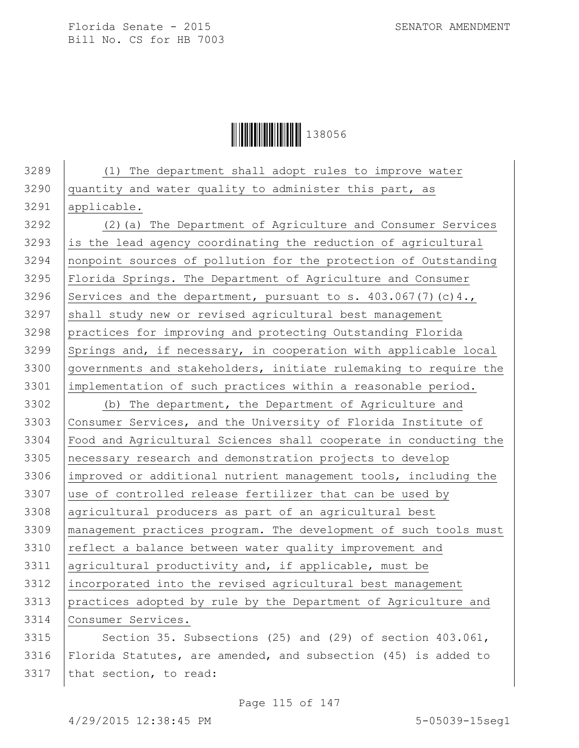(1) The department shall adopt rules to improve water quantity and water quality to administer this part, as applicable.

(2)(a) The Department of Agriculture and Consumer Services is the lead agency coordinating the reduction of agricultural nonpoint sources of pollution for the protection of Outstanding Florida Springs. The Department of Agriculture and Consumer Services and the department, pursuant to s. 403.067(7)(c)4., shall study new or revised agricultural best management practices for improving and protecting Outstanding Florida Springs and, if necessary, in cooperation with applicable local governments and stakeholders, initiate rulemaking to require the implementation of such practices within a reasonable period.

(b) The department, the Department of Agriculture and Consumer Services, and the University of Florida Institute of Food and Agricultural Sciences shall cooperate in conducting the necessary research and demonstration projects to develop improved or additional nutrient management tools, including the use of controlled release fertilizer that can be used by agricultural producers as part of an agricultural best management practices program. The development of such tools must reflect a balance between water quality improvement and agricultural productivity and, if applicable, must be incorporated into the revised agricultural best management practices adopted by rule by the Department of Agriculture and Consumer Services.

Section 35. Subsections (25) and (29) of section 403.061, Florida Statutes, are amended, and subsection (45) is added to that section, to read: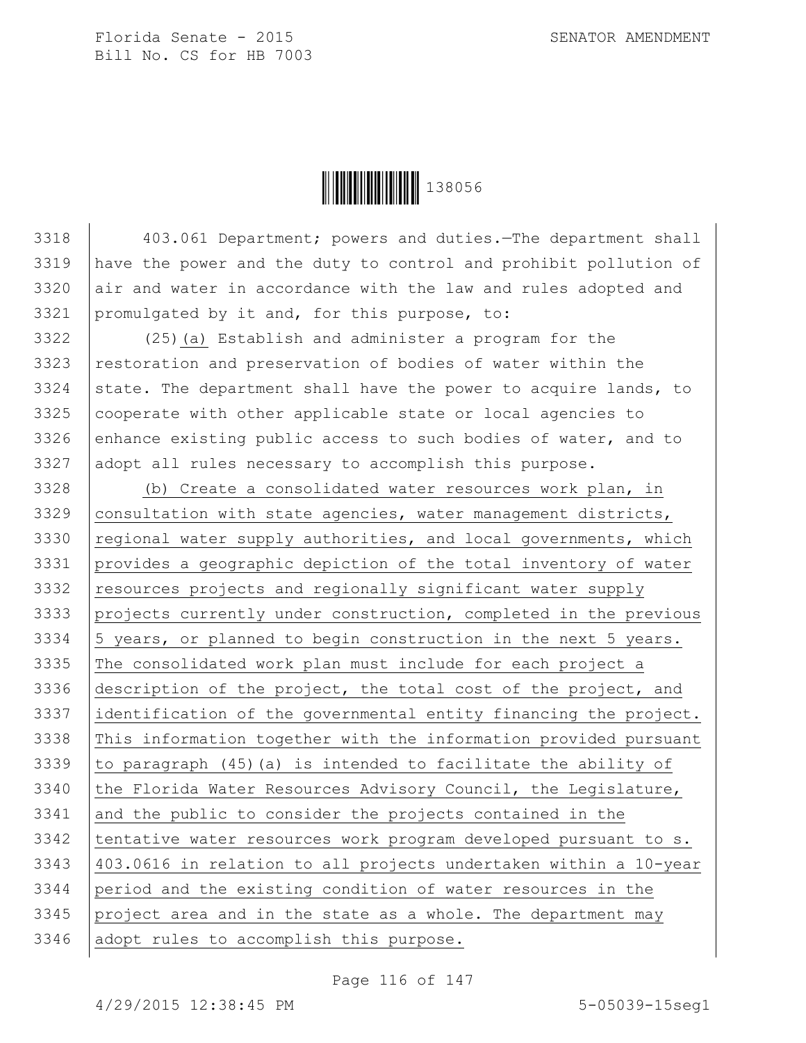403.061 Department; powers and duties.—The department shall have the power and the duty to control and prohibit pollution of air and water in accordance with the law and rules adopted and promulgated by it and, for this purpose, to:

(25)(a) Establish and administer a program for the restoration and preservation of bodies of water within the state. The department shall have the power to acquire lands, to cooperate with other applicable state or local agencies to enhance existing public access to such bodies of water, and to adopt all rules necessary to accomplish this purpose.

(b) Create a consolidated water resources work plan, in consultation with state agencies, water management districts, regional water supply authorities, and local governments, which provides a geographic depiction of the total inventory of water resources projects and regionally significant water supply projects currently under construction, completed in the previous 5 years, or planned to begin construction in the next 5 years. The consolidated work plan must include for each project a description of the project, the total cost of the project, and identification of the governmental entity financing the project. This information together with the information provided pursuant to paragraph (45)(a) is intended to facilitate the ability of the Florida Water Resources Advisory Council, the Legislature, and the public to consider the projects contained in the tentative water resources work program developed pursuant to s. 403.0616 in relation to all projects undertaken within a 10-year period and the existing condition of water resources in the project area and in the state as a whole. The department may adopt rules to accomplish this purpose.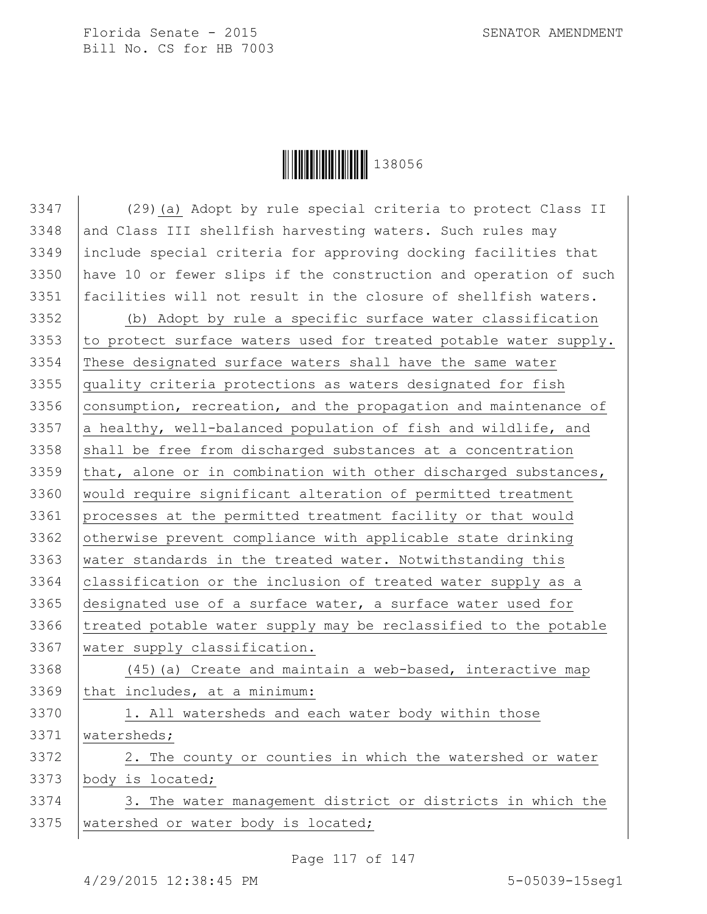(29)(a) Adopt by rule special criteria to protect Class II and Class III shellfish harvesting waters. Such rules may include special criteria for approving docking facilities that have 10 or fewer slips if the construction and operation of such facilities will not result in the closure of shellfish waters.

(b) Adopt by rule a specific surface water classification to protect surface waters used for treated potable water supply. These designated surface waters shall have the same water quality criteria protections as waters designated for fish consumption, recreation, and the propagation and maintenance of a healthy, well-balanced population of fish and wildlife, and shall be free from discharged substances at a concentration that, alone or in combination with other discharged substances, would require significant alteration of permitted treatment processes at the permitted treatment facility or that would otherwise prevent compliance with applicable state drinking water standards in the treated water. Notwithstanding this classification or the inclusion of treated water supply as a designated use of a surface water, a surface water used for treated potable water supply may be reclassified to the potable water supply classification.

(45)(a) Create and maintain a web-based, interactive map that includes, at a minimum:

1. All watersheds and each water body within those watersheds;

2. The county or counties in which the watershed or water body is located;

3. The water management district or districts in which the watershed or water body is located;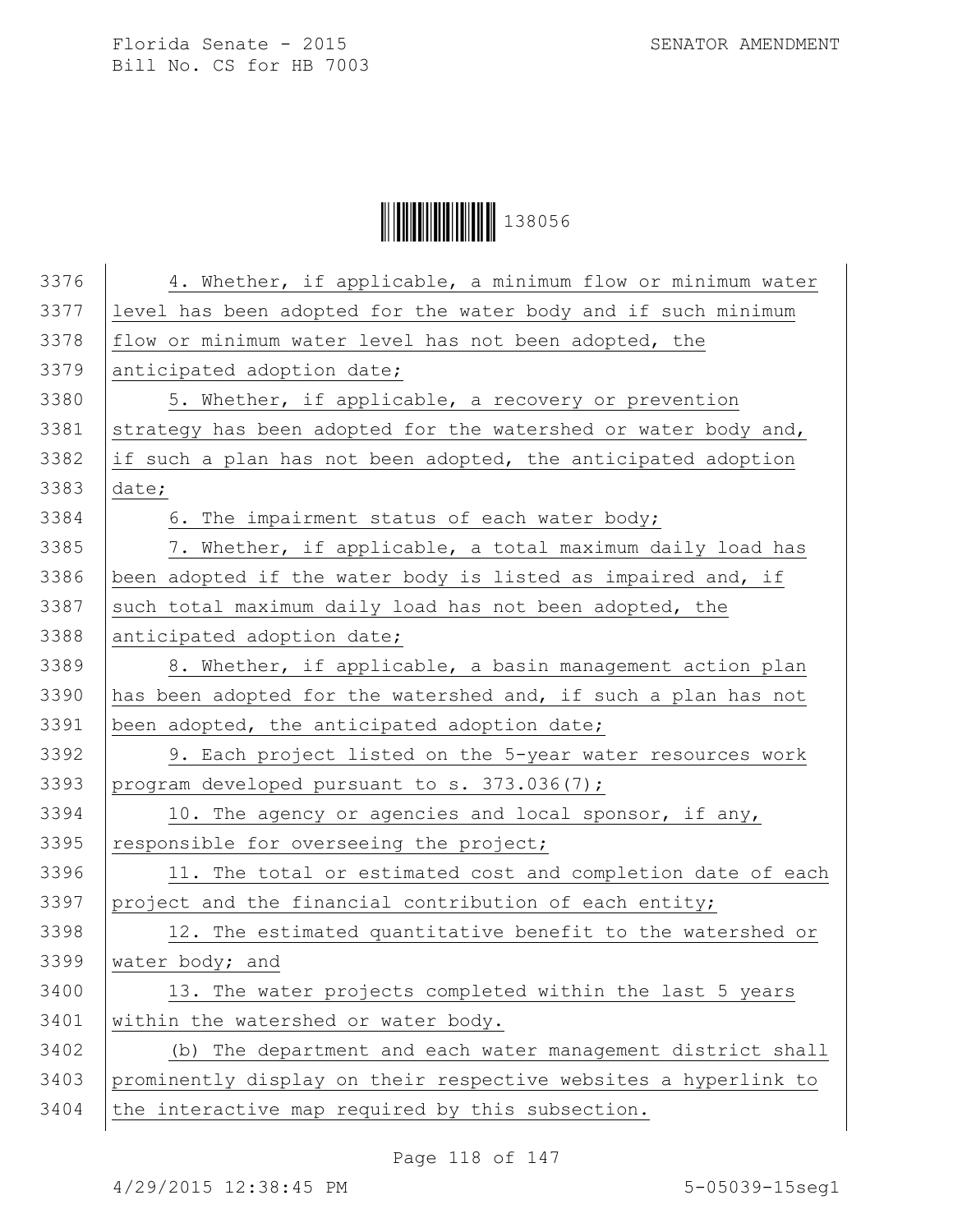4. Whether, if applicable, a minimum flow or minimum water level has been adopted for the water body and if such minimum flow or minimum water level has not been adopted, the anticipated adoption date;

5. Whether, if applicable, a recovery or prevention strategy has been adopted for the watershed or water body and, if such a plan has not been adopted, the anticipated adoption date;

6. The impairment status of each water body;

7. Whether, if applicable, a total maximum daily load has been adopted if the water body is listed as impaired and, if such total maximum daily load has not been adopted, the anticipated adoption date;

8. Whether, if applicable, a basin management action plan has been adopted for the watershed and, if such a plan has not been adopted, the anticipated adoption date;

9. Each project listed on the 5-year water resources work program developed pursuant to s. 373.036(7);

10. The agency or agencies and local sponsor, if any, responsible for overseeing the project;

11. The total or estimated cost and completion date of each project and the financial contribution of each entity;

12. The estimated quantitative benefit to the watershed or water body; and

13. The water projects completed within the last 5 years within the watershed or water body.

(b) The department and each water management district shall prominently display on their respective websites a hyperlink to the interactive map required by this subsection.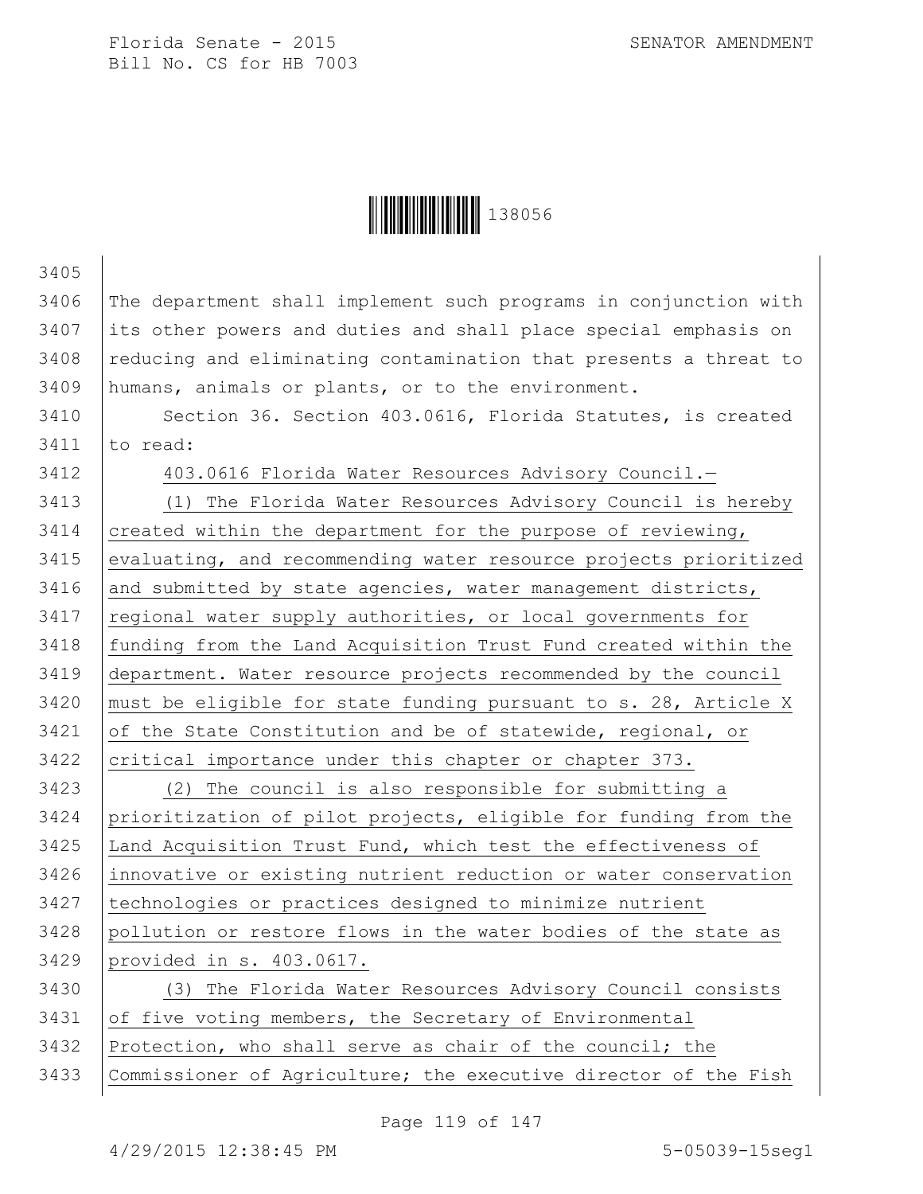The department shall implement such programs in conjunction with its other powers and duties and shall place special emphasis on reducing and eliminating contamination that presents a threat to humans, animals or plants, or to the environment.

Section 36. Section 403.0616, Florida Statutes, is created to read:

403.0616 Florida Water Resources Advisory Council.—

(1) The Florida Water Resources Advisory Council is hereby created within the department for the purpose of reviewing, evaluating, and recommending water resource projects prioritized and submitted by state agencies, water management districts, regional water supply authorities, or local governments for funding from the Land Acquisition Trust Fund created within the department. Water resource projects recommended by the council must be eligible for state funding pursuant to s. 28, Article X of the State Constitution and be of statewide, regional, or critical importance under this chapter or chapter 373.

(2) The council is also responsible for submitting a prioritization of pilot projects, eligible for funding from the Land Acquisition Trust Fund, which test the effectiveness of innovative or existing nutrient reduction or water conservation technologies or practices designed to minimize nutrient pollution or restore flows in the water bodies of the state as provided in s. 403.0617.

(3) The Florida Water Resources Advisory Council consists of five voting members, the Secretary of Environmental Protection, who shall serve as chair of the council; the Commissioner of Agriculture; the executive director of the Fish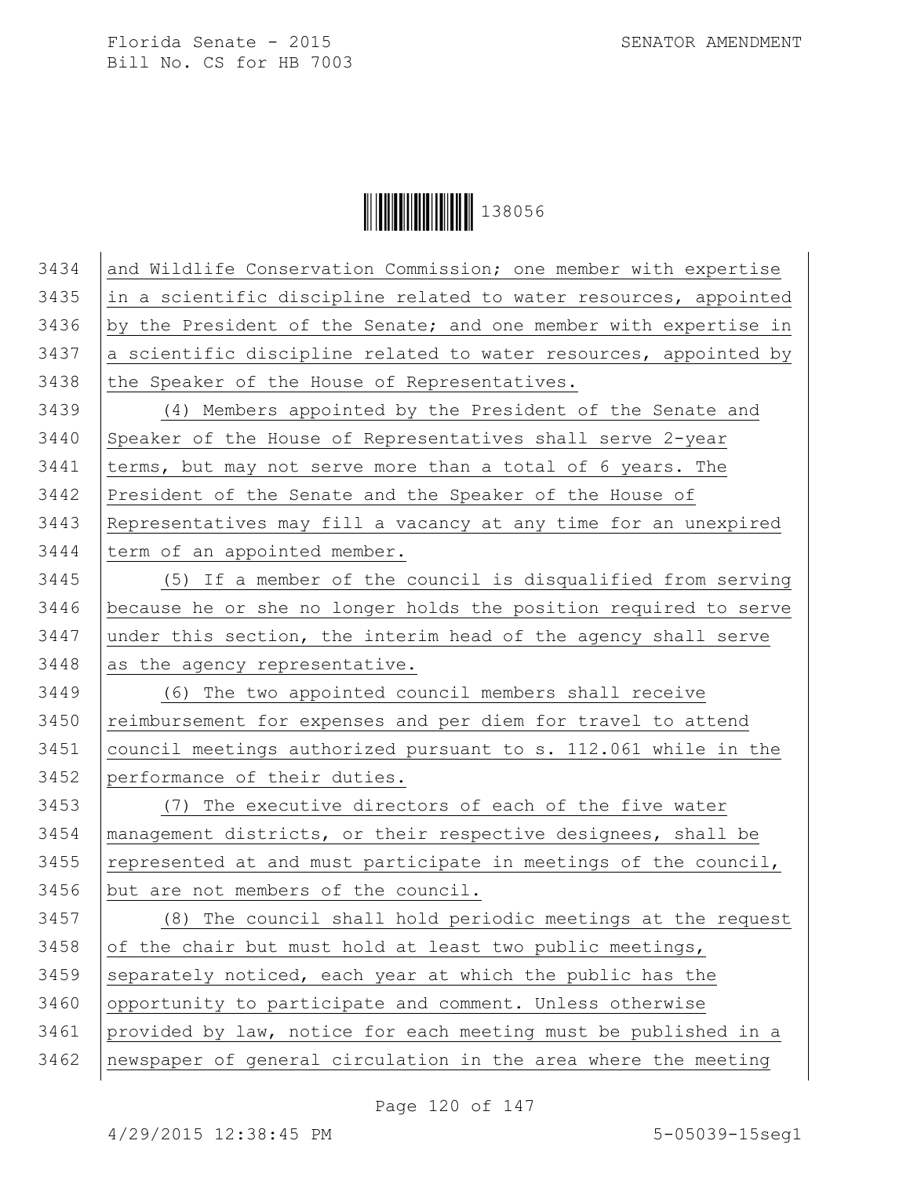and Wildlife Conservation Commission; one member with expertise in a scientific discipline related to water resources, appointed by the President of the Senate; and one member with expertise in a scientific discipline related to water resources, appointed by the Speaker of the House of Representatives.

(4) Members appointed by the President of the Senate and Speaker of the House of Representatives shall serve 2-year terms, but may not serve more than a total of 6 years. The President of the Senate and the Speaker of the House of Representatives may fill a vacancy at any time for an unexpired term of an appointed member.

(5) If a member of the council is disqualified from serving because he or she no longer holds the position required to serve under this section, the interim head of the agency shall serve as the agency representative.

(6) The two appointed council members shall receive reimbursement for expenses and per diem for travel to attend council meetings authorized pursuant to s. 112.061 while in the performance of their duties.

(7) The executive directors of each of the five water management districts, or their respective designees, shall be represented at and must participate in meetings of the council, but are not members of the council.

(8) The council shall hold periodic meetings at the request of the chair but must hold at least two public meetings, separately noticed, each year at which the public has the opportunity to participate and comment. Unless otherwise provided by law, notice for each meeting must be published in a newspaper of general circulation in the area where the meeting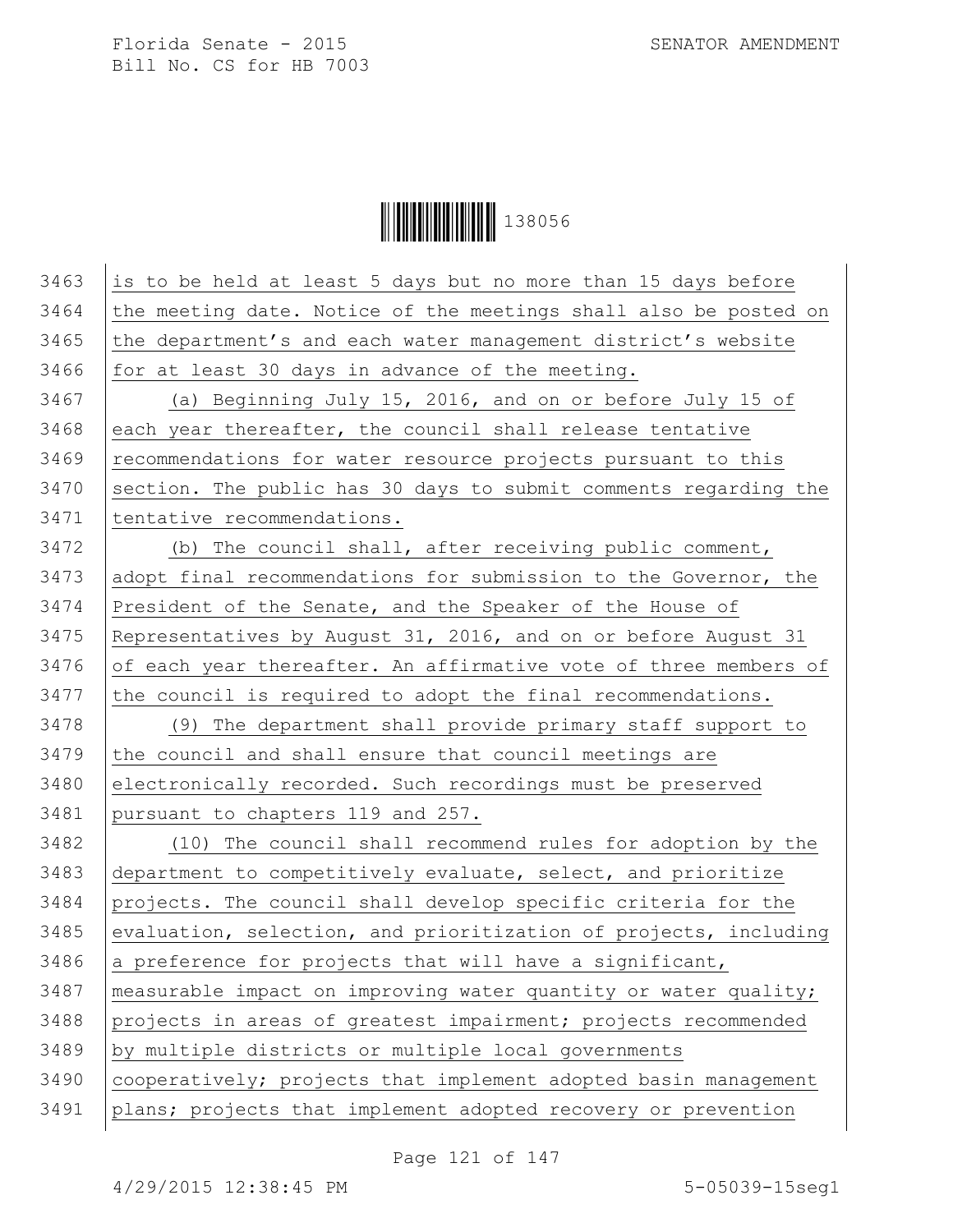is to be held at least 5 days but no more than 15 days before the meeting date. Notice of the meetings shall also be posted on the department's and each water management district's website for at least 30 days in advance of the meeting.

(a) Beginning July 15, 2016, and on or before July 15 of each year thereafter, the council shall release tentative recommendations for water resource projects pursuant to this section. The public has 30 days to submit comments regarding the tentative recommendations.

(b) The council shall, after receiving public comment, adopt final recommendations for submission to the Governor, the President of the Senate, and the Speaker of the House of Representatives by August 31, 2016, and on or before August 31 of each year thereafter. An affirmative vote of three members of the council is required to adopt the final recommendations.

(9) The department shall provide primary staff support to the council and shall ensure that council meetings are electronically recorded. Such recordings must be preserved pursuant to chapters 119 and 257.

(10) The council shall recommend rules for adoption by the department to competitively evaluate, select, and prioritize projects. The council shall develop specific criteria for the evaluation, selection, and prioritization of projects, including a preference for projects that will have a significant, measurable impact on improving water quantity or water quality; projects in areas of greatest impairment; projects recommended by multiple districts or multiple local governments cooperatively; projects that implement adopted basin management plans; projects that implement adopted recovery or prevention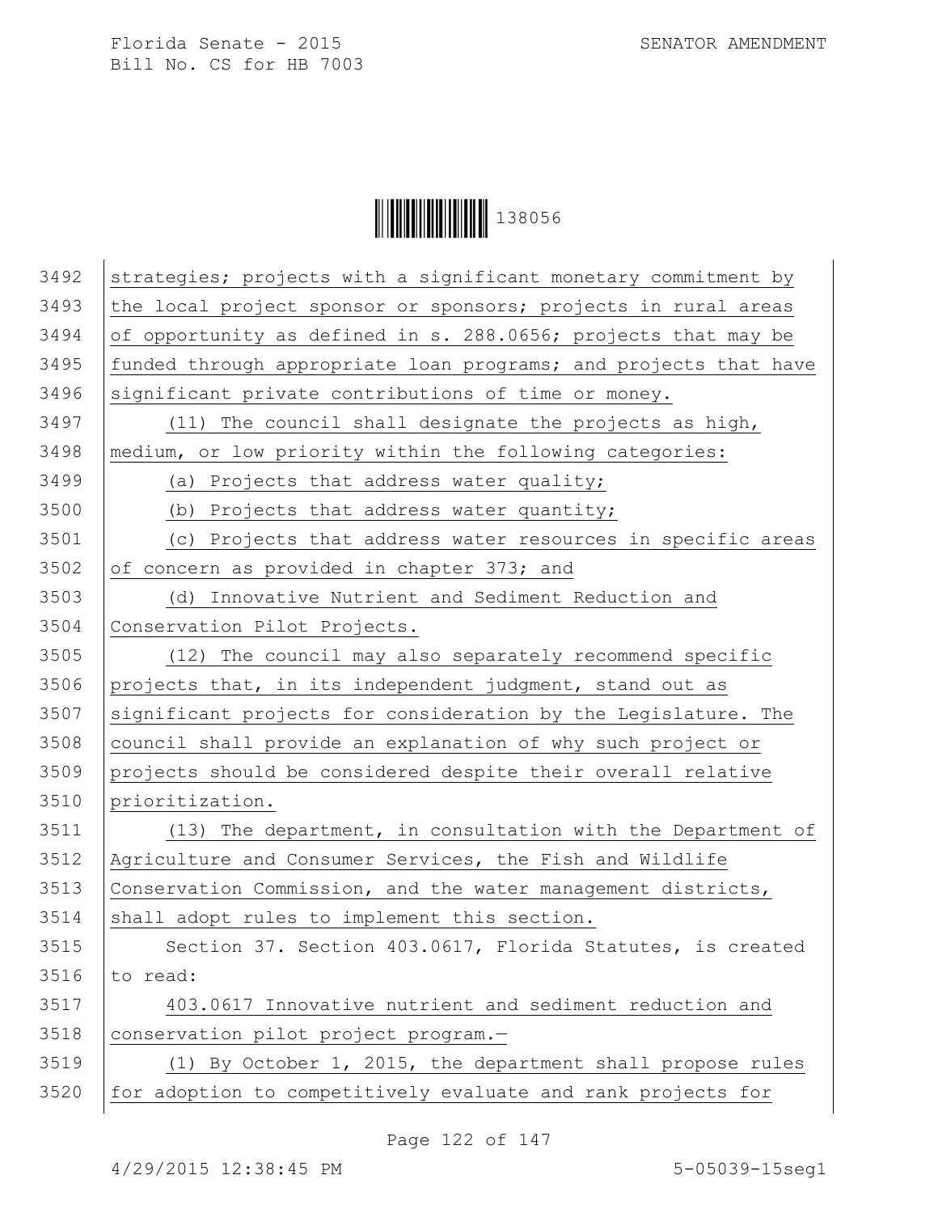strategies; projects with a significant monetary commitment by the local project sponsor or sponsors; projects in rural areas of opportunity as defined in s. 288.0656; projects that may be funded through appropriate loan programs; and projects that have significant private contributions of time or money.

(11) The council shall designate the projects as high, medium, or low priority within the following categories:

(a) Projects that address water quality;

(b) Projects that address water quantity;

(c) Projects that address water resources in specific areas of concern as provided in chapter 373; and

(d) Innovative Nutrient and Sediment Reduction and Conservation Pilot Projects.

(12) The council may also separately recommend specific projects that, in its independent judgment, stand out as significant projects for consideration by the Legislature. The council shall provide an explanation of why such project or projects should be considered despite their overall relative prioritization.

(13) The department, in consultation with the Department of Agriculture and Consumer Services, the Fish and Wildlife Conservation Commission, and the water management districts, shall adopt rules to implement this section.

Section 37. Section 403.0617, Florida Statutes, is created to read:

403.0617 Innovative nutrient and sediment reduction and conservation pilot project program.—

(1) By October 1, 2015, the department shall propose rules for adoption to competitively evaluate and rank projects for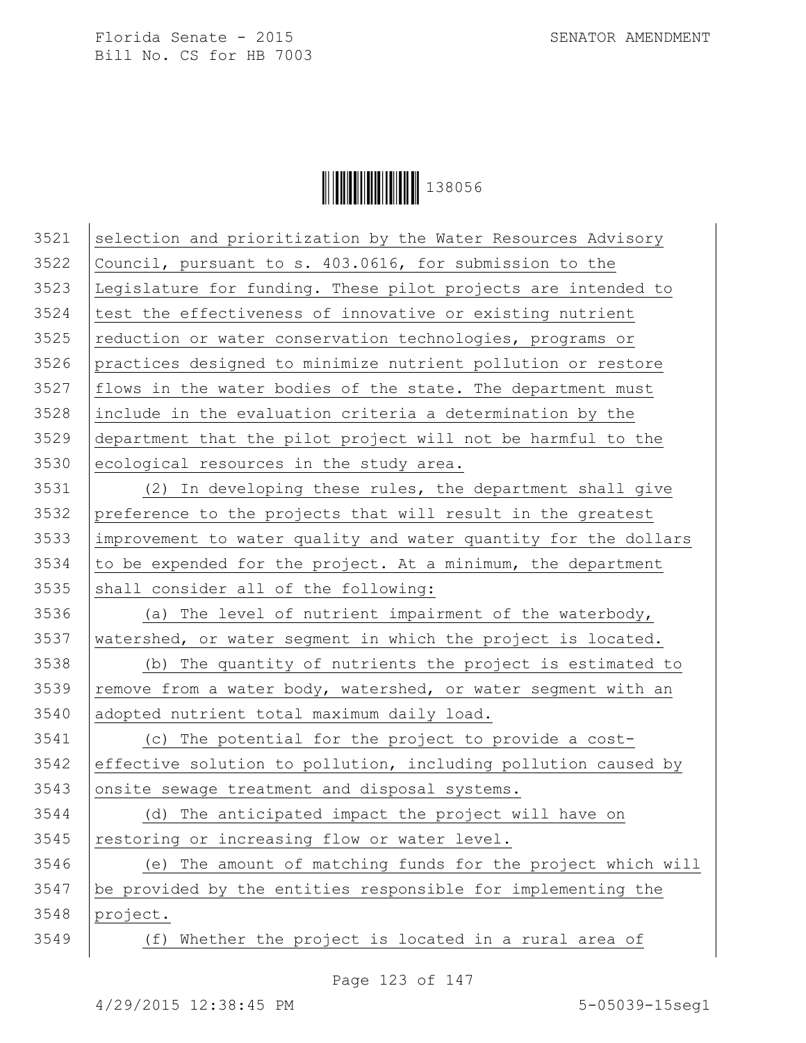selection and prioritization by the Water Resources Advisory Council, pursuant to s. 403.0616, for submission to the Legislature for funding. These pilot projects are intended to test the effectiveness of innovative or existing nutrient reduction or water conservation technologies, programs or practices designed to minimize nutrient pollution or restore flows in the water bodies of the state. The department must include in the evaluation criteria a determination by the department that the pilot project will not be harmful to the ecological resources in the study area.

(2) In developing these rules, the department shall give preference to the projects that will result in the greatest improvement to water quality and water quantity for the dollars to be expended for the project. At a minimum, the department shall consider all of the following:

(a) The level of nutrient impairment of the waterbody, watershed, or water segment in which the project is located.

(b) The quantity of nutrients the project is estimated to remove from a water body, watershed, or water segment with an adopted nutrient total maximum daily load.

(c) The potential for the project to provide a cost-effective solution to pollution, including pollution caused by onsite sewage treatment and disposal systems.

(d) The anticipated impact the project will have on restoring or increasing flow or water level.

(e) The amount of matching funds for the project which will be provided by the entities responsible for implementing the project.

(f) Whether the project is located in a rural area of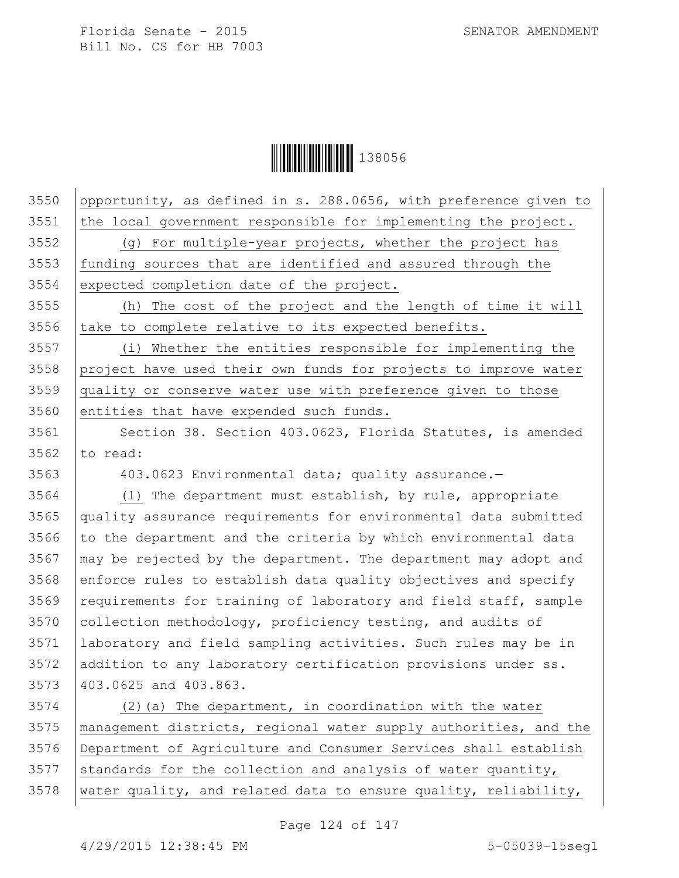opportunity, as defined in s. 288.0656, with preference given to the local government responsible for implementing the project.

(g) For multiple-year projects, whether the project has funding sources that are identified and assured through the expected completion date of the project.

(h) The cost of the project and the length of time it will take to complete relative to its expected benefits.

(i) Whether the entities responsible for implementing the project have used their own funds for projects to improve water quality or conserve water use with preference given to those entities that have expended such funds.

Section 38. Section 403.0623, Florida Statutes, is amended to read:

403.0623 Environmental data; quality assurance.—

(1) The department must establish, by rule, appropriate quality assurance requirements for environmental data submitted to the department and the criteria by which environmental data may be rejected by the department. The department may adopt and enforce rules to establish data quality objectives and specify requirements for training of laboratory and field staff, sample collection methodology, proficiency testing, and audits of laboratory and field sampling activities. Such rules may be in addition to any laboratory certification provisions under ss. 403.0625 and 403.863.

(2)(a) The department, in coordination with the water management districts, regional water supply authorities, and the Department of Agriculture and Consumer Services shall establish standards for the collection and analysis of water quantity, water quality, and related data to ensure quality, reliability,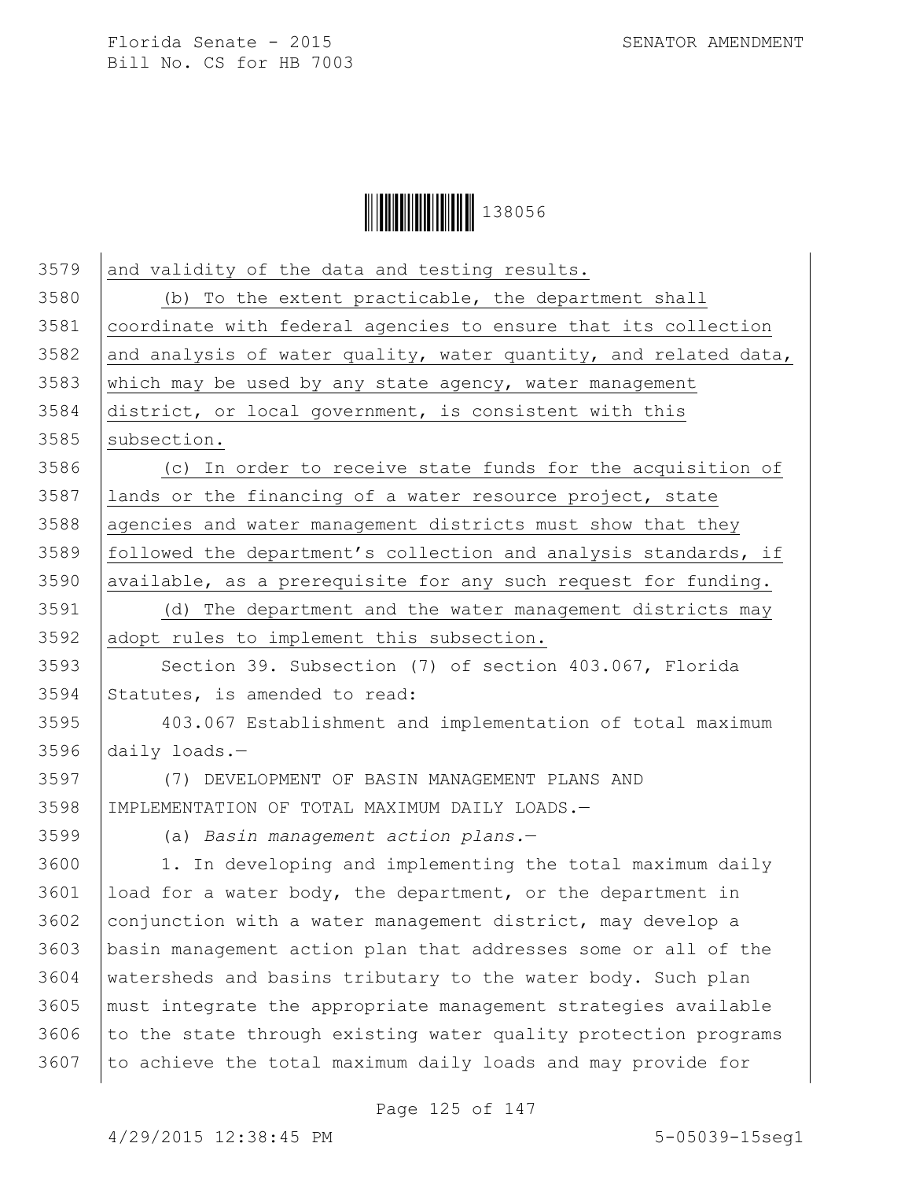and validity of the data and testing results.

(b) To the extent practicable, the department shall coordinate with federal agencies to ensure that its collection and analysis of water quality, water quantity, and related data, which may be used by any state agency, water management district, or local government, is consistent with this subsection.

(c) In order to receive state funds for the acquisition of lands or the financing of a water resource project, state agencies and water management districts must show that they followed the department's collection and analysis standards, if available, as a prerequisite for any such request for funding.

(d) The department and the water management districts may adopt rules to implement this subsection.

Section 39. Subsection (7) of section 403.067, Florida Statutes, is amended to read:

403.067 Establishment and implementation of total maximum daily loads.—

(7) DEVELOPMENT OF BASIN MANAGEMENT PLANS AND IMPLEMENTATION OF TOTAL MAXIMUM DAILY LOADS.—

(a) *Basin management action plans.*—

1. In developing and implementing the total maximum daily load for a water body, the department, or the department in conjunction with a water management district, may develop a basin management action plan that addresses some or all of the watersheds and basins tributary to the water body. Such plan must integrate the appropriate management strategies available to the state through existing water quality protection programs to achieve the total maximum daily loads and may provide for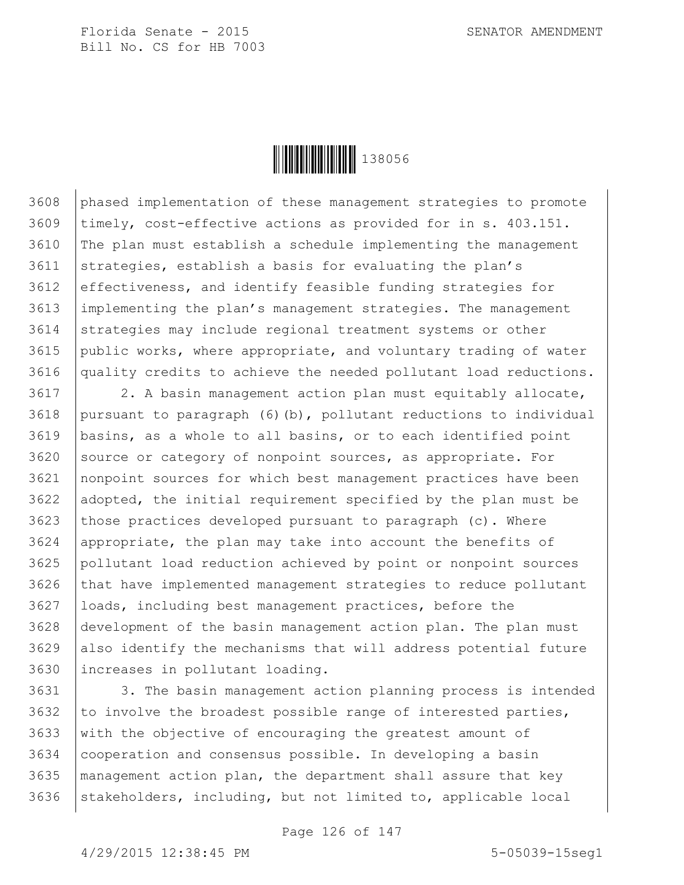phased implementation of these management strategies to promote timely, cost-effective actions as provided for in s. 403.151. The plan must establish a schedule implementing the management strategies, establish a basis for evaluating the plan's effectiveness, and identify feasible funding strategies for implementing the plan's management strategies. The management strategies may include regional treatment systems or other public works, where appropriate, and voluntary trading of water quality credits to achieve the needed pollutant load reductions.

2. A basin management action plan must equitably allocate, pursuant to paragraph (6)(b), pollutant reductions to individual basins, as a whole to all basins, or to each identified point source or category of nonpoint sources, as appropriate. For nonpoint sources for which best management practices have been adopted, the initial requirement specified by the plan must be those practices developed pursuant to paragraph (c). Where appropriate, the plan may take into account the benefits of pollutant load reduction achieved by point or nonpoint sources that have implemented management strategies to reduce pollutant loads, including best management practices, before the development of the basin management action plan. The plan must also identify the mechanisms that will address potential future increases in pollutant loading.

3. The basin management action planning process is intended to involve the broadest possible range of interested parties, with the objective of encouraging the greatest amount of cooperation and consensus possible. In developing a basin management action plan, the department shall assure that key stakeholders, including, but not limited to, applicable local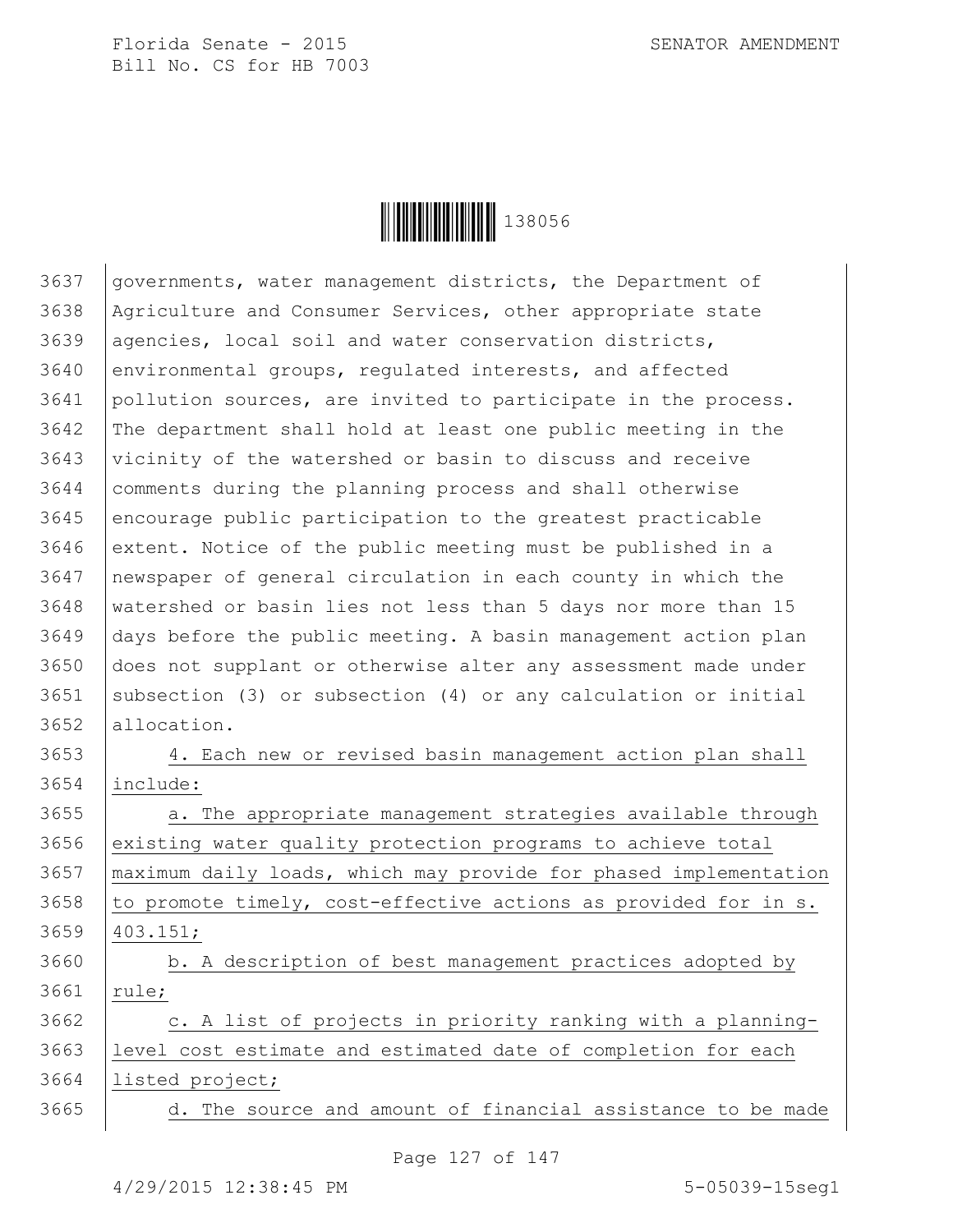governments, water management districts, the Department of Agriculture and Consumer Services, other appropriate state agencies, local soil and water conservation districts, environmental groups, regulated interests, and affected pollution sources, are invited to participate in the process. The department shall hold at least one public meeting in the vicinity of the watershed or basin to discuss and receive comments during the planning process and shall otherwise encourage public participation to the greatest practicable extent. Notice of the public meeting must be published in a newspaper of general circulation in each county in which the watershed or basin lies not less than 5 days nor more than 15 days before the public meeting. A basin management action plan does not supplant or otherwise alter any assessment made under subsection (3) or subsection (4) or any calculation or initial allocation.

4. Each new or revised basin management action plan shall include:

a. The appropriate management strategies available through existing water quality protection programs to achieve total maximum daily loads, which may provide for phased implementation to promote timely, cost-effective actions as provided for in s. 403.151;

b. A description of best management practices adopted by rule;

c. A list of projects in priority ranking with a planning-level cost estimate and estimated date of completion for each listed project;

d. The source and amount of financial assistance to be made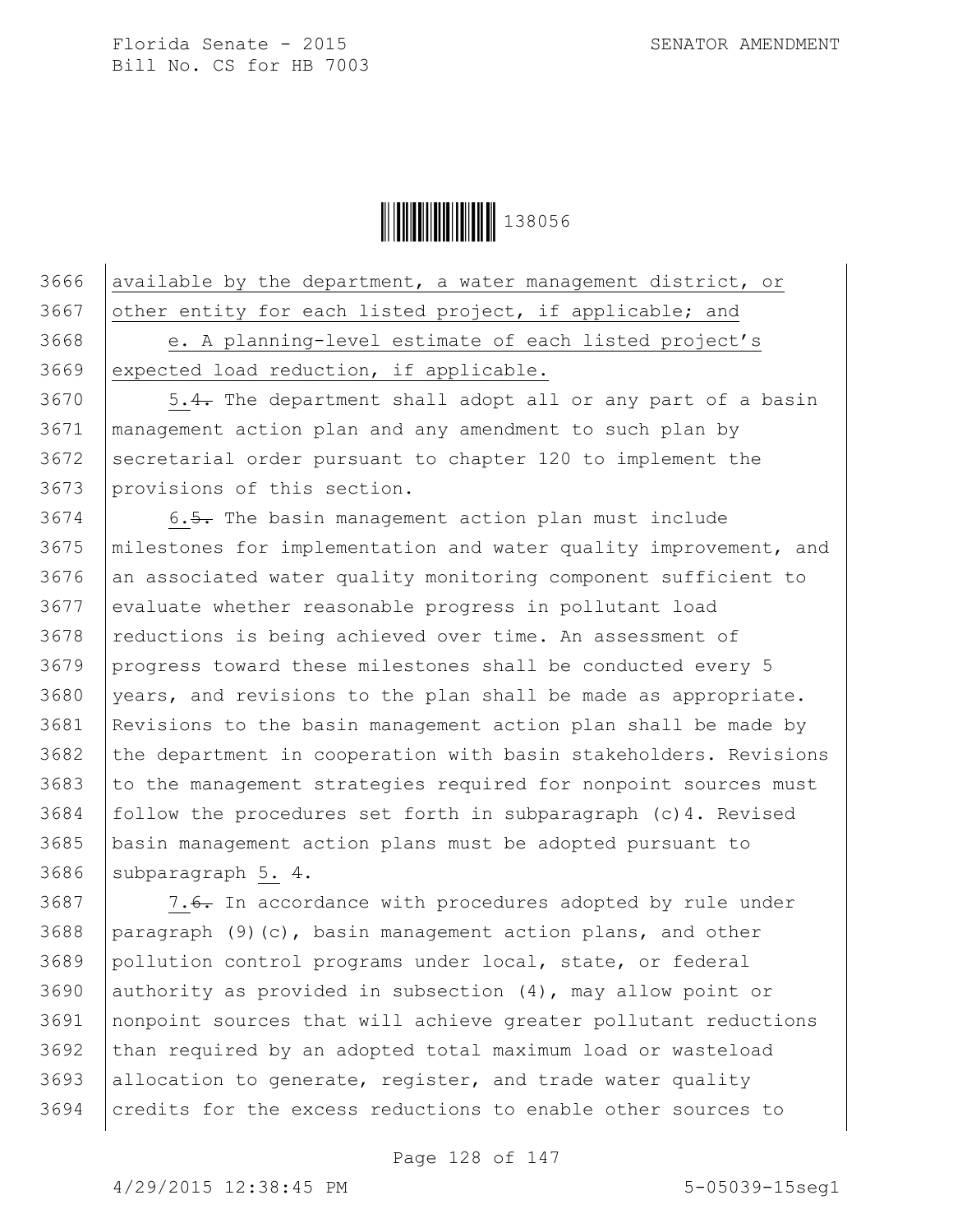available by the department, a water management district, or other entity for each listed project, if applicable; and

e. A planning-level estimate of each listed project's expected load reduction, if applicable.

5.~~4.~~ The department shall adopt all or any part of a basin management action plan and any amendment to such plan by secretarial order pursuant to chapter 120 to implement the provisions of this section.

6.~~5.~~ The basin management action plan must include milestones for implementation and water quality improvement, and an associated water quality monitoring component sufficient to evaluate whether reasonable progress in pollutant load reductions is being achieved over time. An assessment of progress toward these milestones shall be conducted every 5 years, and revisions to the plan shall be made as appropriate. Revisions to the basin management action plan shall be made by the department in cooperation with basin stakeholders. Revisions to the management strategies required for nonpoint sources must follow the procedures set forth in subparagraph (c)4. Revised basin management action plans must be adopted pursuant to subparagraph 5. ~~4.~~

7.~~6.~~ In accordance with procedures adopted by rule under paragraph (9)(c), basin management action plans, and other pollution control programs under local, state, or federal authority as provided in subsection (4), may allow point or nonpoint sources that will achieve greater pollutant reductions than required by an adopted total maximum load or wasteload allocation to generate, register, and trade water quality credits for the excess reductions to enable other sources to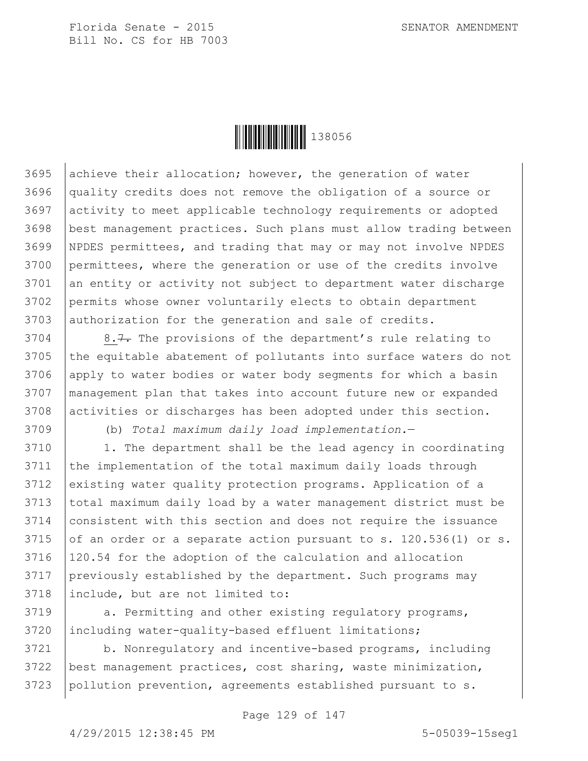achieve their allocation; however, the generation of water quality credits does not remove the obligation of a source or activity to meet applicable technology requirements or adopted best management practices. Such plans must allow trading between NPDES permittees, and trading that may or may not involve NPDES permittees, where the generation or use of the credits involve an entity or activity not subject to department water discharge permits whose owner voluntarily elects to obtain department authorization for the generation and sale of credits.

8.~~7.~~ The provisions of the department's rule relating to the equitable abatement of pollutants into surface waters do not apply to water bodies or water body segments for which a basin management plan that takes into account future new or expanded activities or discharges has been adopted under this section.

(b) *Total maximum daily load implementation.*—

1. The department shall be the lead agency in coordinating the implementation of the total maximum daily loads through existing water quality protection programs. Application of a total maximum daily load by a water management district must be consistent with this section and does not require the issuance of an order or a separate action pursuant to s. 120.536(1) or s. 120.54 for the adoption of the calculation and allocation previously established by the department. Such programs may include, but are not limited to:

a. Permitting and other existing regulatory programs, including water-quality-based effluent limitations;

b. Nonregulatory and incentive-based programs, including best management practices, cost sharing, waste minimization, pollution prevention, agreements established pursuant to s.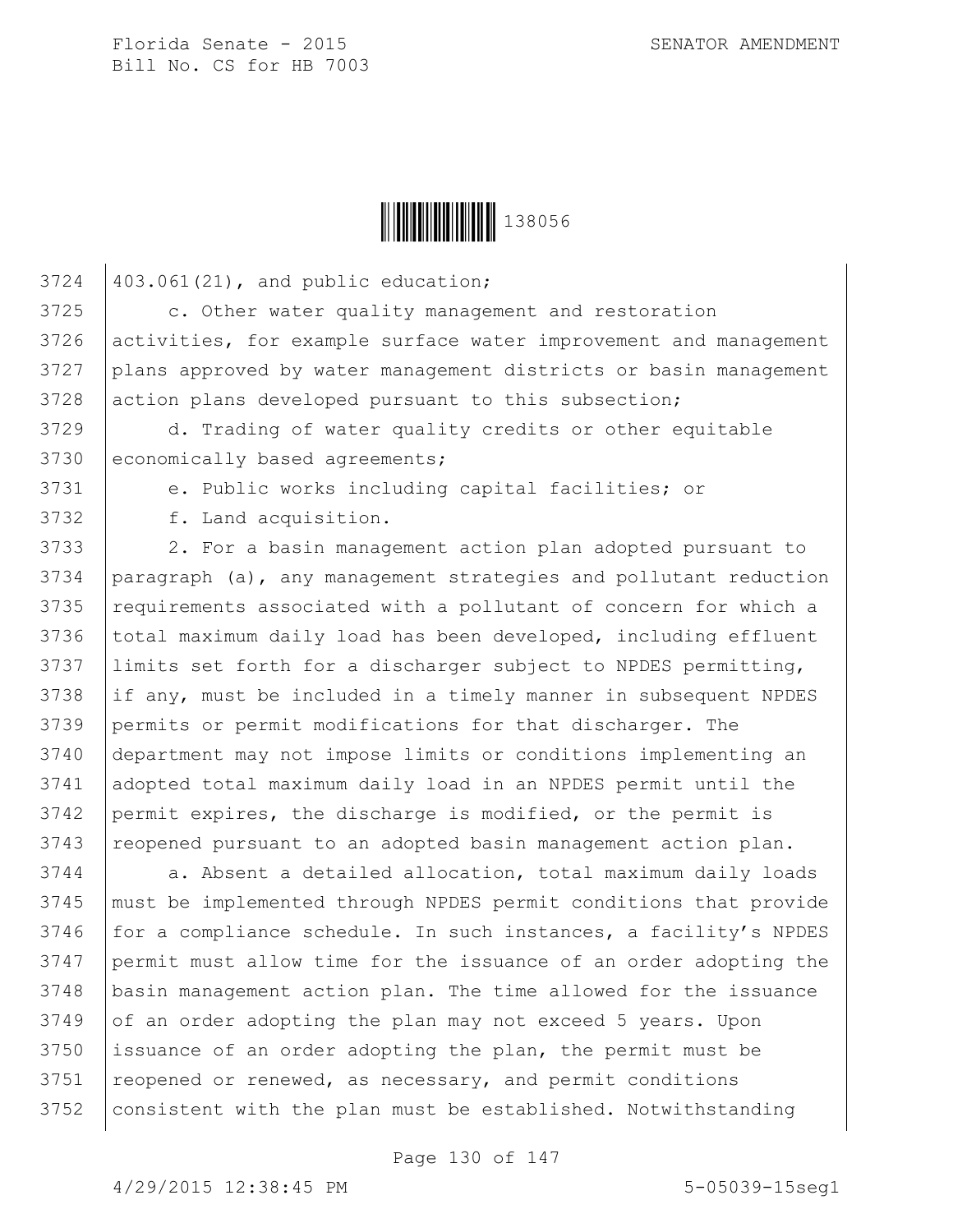403.061(21), and public education;

c. Other water quality management and restoration activities, for example surface water improvement and management plans approved by water management districts or basin management action plans developed pursuant to this subsection;

d. Trading of water quality credits or other equitable economically based agreements;

e. Public works including capital facilities; or

f. Land acquisition.

2. For a basin management action plan adopted pursuant to paragraph (a), any management strategies and pollutant reduction requirements associated with a pollutant of concern for which a total maximum daily load has been developed, including effluent limits set forth for a discharger subject to NPDES permitting, if any, must be included in a timely manner in subsequent NPDES permits or permit modifications for that discharger. The department may not impose limits or conditions implementing an adopted total maximum daily load in an NPDES permit until the permit expires, the discharge is modified, or the permit is reopened pursuant to an adopted basin management action plan.

a. Absent a detailed allocation, total maximum daily loads must be implemented through NPDES permit conditions that provide for a compliance schedule. In such instances, a facility's NPDES permit must allow time for the issuance of an order adopting the basin management action plan. The time allowed for the issuance of an order adopting the plan may not exceed 5 years. Upon issuance of an order adopting the plan, the permit must be reopened or renewed, as necessary, and permit conditions consistent with the plan must be established. Notwithstanding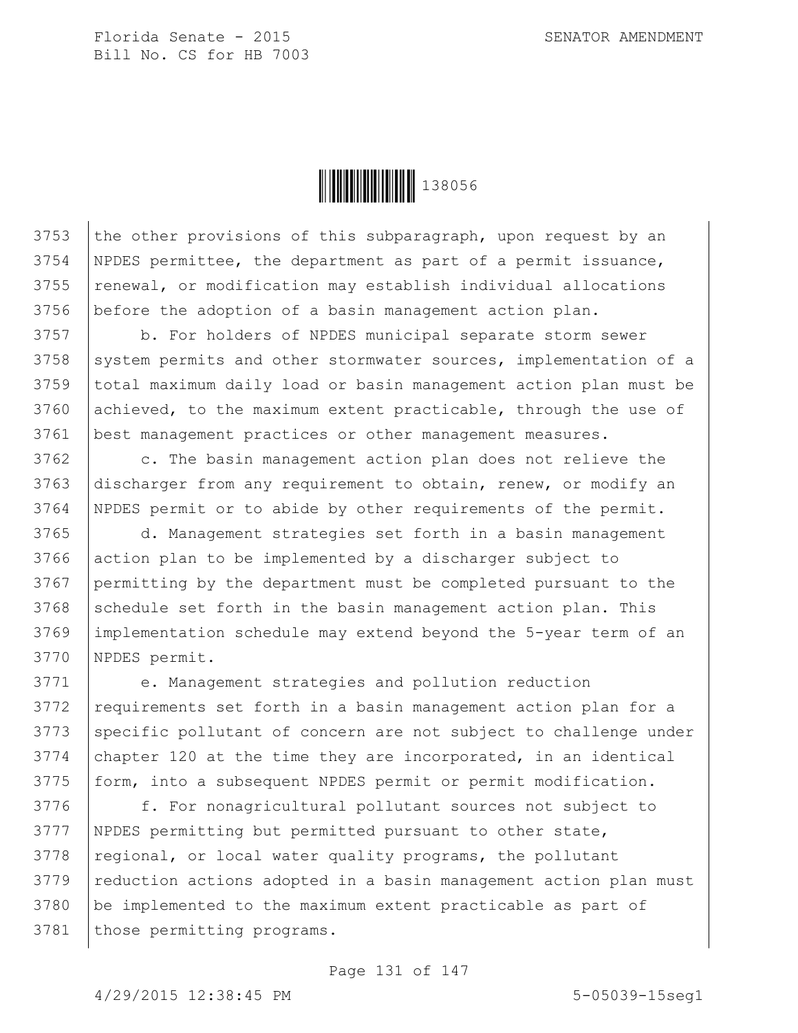the other provisions of this subparagraph, upon request by an NPDES permittee, the department as part of a permit issuance, renewal, or modification may establish individual allocations before the adoption of a basin management action plan.

b. For holders of NPDES municipal separate storm sewer system permits and other stormwater sources, implementation of a total maximum daily load or basin management action plan must be achieved, to the maximum extent practicable, through the use of best management practices or other management measures.

c. The basin management action plan does not relieve the discharger from any requirement to obtain, renew, or modify an NPDES permit or to abide by other requirements of the permit.

d. Management strategies set forth in a basin management action plan to be implemented by a discharger subject to permitting by the department must be completed pursuant to the schedule set forth in the basin management action plan. This implementation schedule may extend beyond the 5-year term of an NPDES permit.

e. Management strategies and pollution reduction requirements set forth in a basin management action plan for a specific pollutant of concern are not subject to challenge under chapter 120 at the time they are incorporated, in an identical form, into a subsequent NPDES permit or permit modification.

f. For nonagricultural pollutant sources not subject to NPDES permitting but permitted pursuant to other state, regional, or local water quality programs, the pollutant reduction actions adopted in a basin management action plan must be implemented to the maximum extent practicable as part of those permitting programs.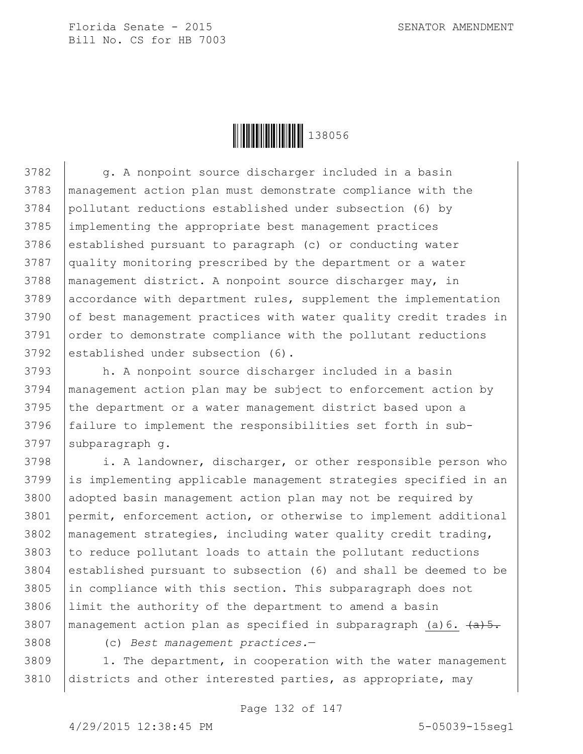g. A nonpoint source discharger included in a basin management action plan must demonstrate compliance with the pollutant reductions established under subsection (6) by implementing the appropriate best management practices established pursuant to paragraph (c) or conducting water quality monitoring prescribed by the department or a water management district. A nonpoint source discharger may, in accordance with department rules, supplement the implementation of best management practices with water quality credit trades in order to demonstrate compliance with the pollutant reductions established under subsection (6).

h. A nonpoint source discharger included in a basin management action plan may be subject to enforcement action by the department or a water management district based upon a failure to implement the responsibilities set forth in sub-subparagraph g.

i. A landowner, discharger, or other responsible person who is implementing applicable management strategies specified in an adopted basin management action plan may not be required by permit, enforcement action, or otherwise to implement additional management strategies, including water quality credit trading, to reduce pollutant loads to attain the pollutant reductions established pursuant to subsection (6) and shall be deemed to be in compliance with this section. This subparagraph does not limit the authority of the department to amend a basin management action plan as specified in subparagraph (a)6. ~~(a)5.~~

(c) *Best management practices.*—

1. The department, in cooperation with the water management districts and other interested parties, as appropriate, may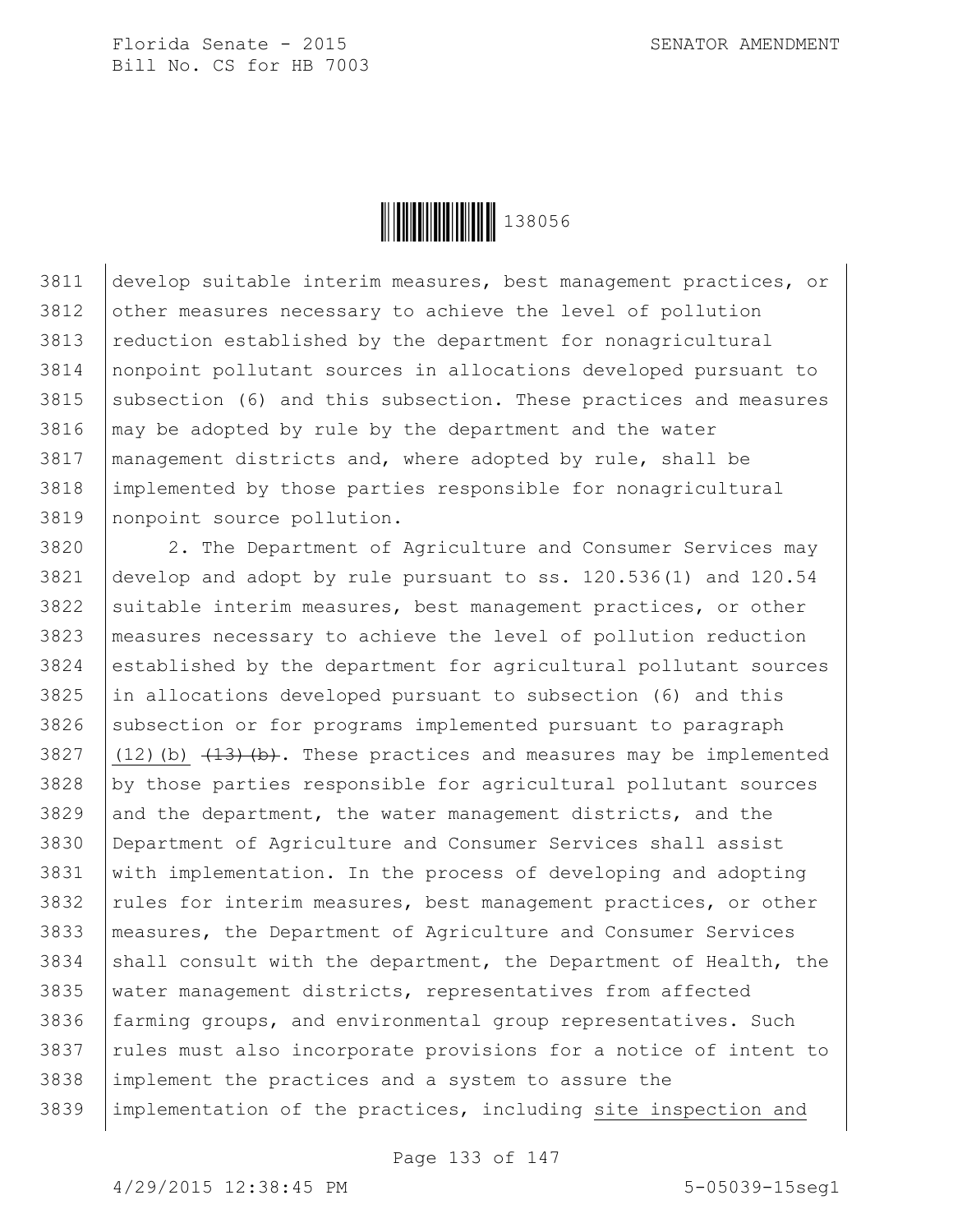develop suitable interim measures, best management practices, or other measures necessary to achieve the level of pollution reduction established by the department for nonagricultural nonpoint pollutant sources in allocations developed pursuant to subsection (6) and this subsection. These practices and measures may be adopted by rule by the department and the water management districts and, where adopted by rule, shall be implemented by those parties responsible for nonagricultural nonpoint source pollution.

2. The Department of Agriculture and Consumer Services may develop and adopt by rule pursuant to ss. 120.536(1) and 120.54 suitable interim measures, best management practices, or other measures necessary to achieve the level of pollution reduction established by the department for agricultural pollutant sources in allocations developed pursuant to subsection (6) and this subsection or for programs implemented pursuant to paragraph (12)(b) ~~(13)(b)~~. These practices and measures may be implemented by those parties responsible for agricultural pollutant sources and the department, the water management districts, and the Department of Agriculture and Consumer Services shall assist with implementation. In the process of developing and adopting rules for interim measures, best management practices, or other measures, the Department of Agriculture and Consumer Services shall consult with the department, the Department of Health, the water management districts, representatives from affected farming groups, and environmental group representatives. Such rules must also incorporate provisions for a notice of intent to implement the practices and a system to assure the implementation of the practices, including <u>site inspection and</u>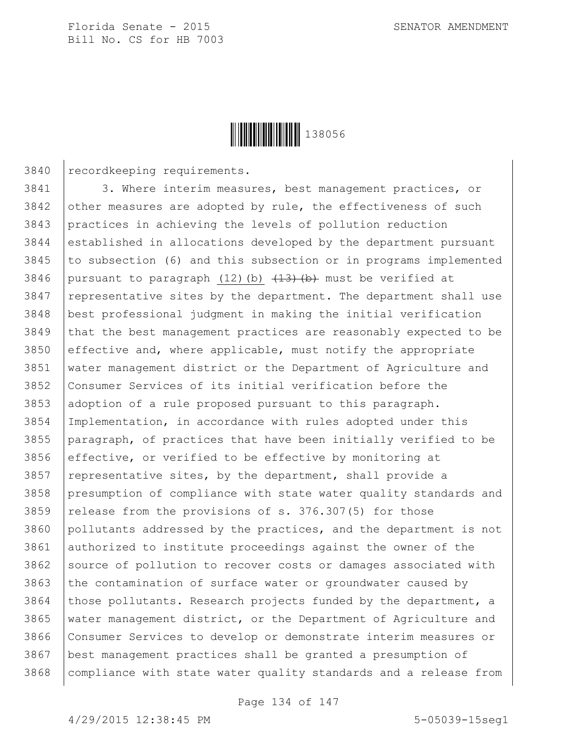recordkeeping requirements.

3. Where interim measures, best management practices, or other measures are adopted by rule, the effectiveness of such practices in achieving the levels of pollution reduction established in allocations developed by the department pursuant to subsection (6) and this subsection or in programs implemented pursuant to paragraph (12)(b) ~~(13)(b)~~ must be verified at representative sites by the department. The department shall use best professional judgment in making the initial verification that the best management practices are reasonably expected to be effective and, where applicable, must notify the appropriate water management district or the Department of Agriculture and Consumer Services of its initial verification before the adoption of a rule proposed pursuant to this paragraph. Implementation, in accordance with rules adopted under this paragraph, of practices that have been initially verified to be effective, or verified to be effective by monitoring at representative sites, by the department, shall provide a presumption of compliance with state water quality standards and release from the provisions of s. 376.307(5) for those pollutants addressed by the practices, and the department is not authorized to institute proceedings against the owner of the source of pollution to recover costs or damages associated with the contamination of surface water or groundwater caused by those pollutants. Research projects funded by the department, a water management district, or the Department of Agriculture and Consumer Services to develop or demonstrate interim measures or best management practices shall be granted a presumption of compliance with state water quality standards and a release from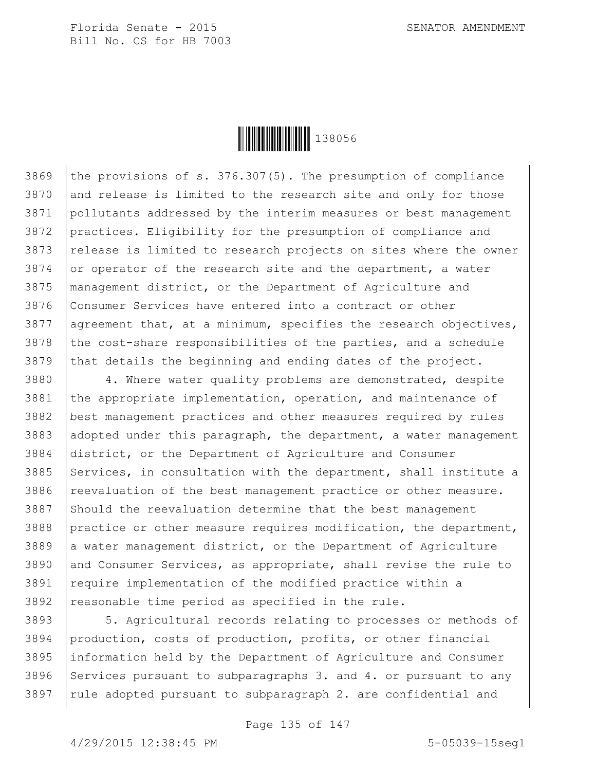the provisions of s. 376.307(5). The presumption of compliance and release is limited to the research site and only for those pollutants addressed by the interim measures or best management practices. Eligibility for the presumption of compliance and release is limited to research projects on sites where the owner or operator of the research site and the department, a water management district, or the Department of Agriculture and Consumer Services have entered into a contract or other agreement that, at a minimum, specifies the research objectives, the cost-share responsibilities of the parties, and a schedule that details the beginning and ending dates of the project.

4. Where water quality problems are demonstrated, despite the appropriate implementation, operation, and maintenance of best management practices and other measures required by rules adopted under this paragraph, the department, a water management district, or the Department of Agriculture and Consumer Services, in consultation with the department, shall institute a reevaluation of the best management practice or other measure. Should the reevaluation determine that the best management practice or other measure requires modification, the department, a water management district, or the Department of Agriculture and Consumer Services, as appropriate, shall revise the rule to require implementation of the modified practice within a reasonable time period as specified in the rule.

5. Agricultural records relating to processes or methods of production, costs of production, profits, or other financial information held by the Department of Agriculture and Consumer Services pursuant to subparagraphs 3. and 4. or pursuant to any rule adopted pursuant to subparagraph 2. are confidential and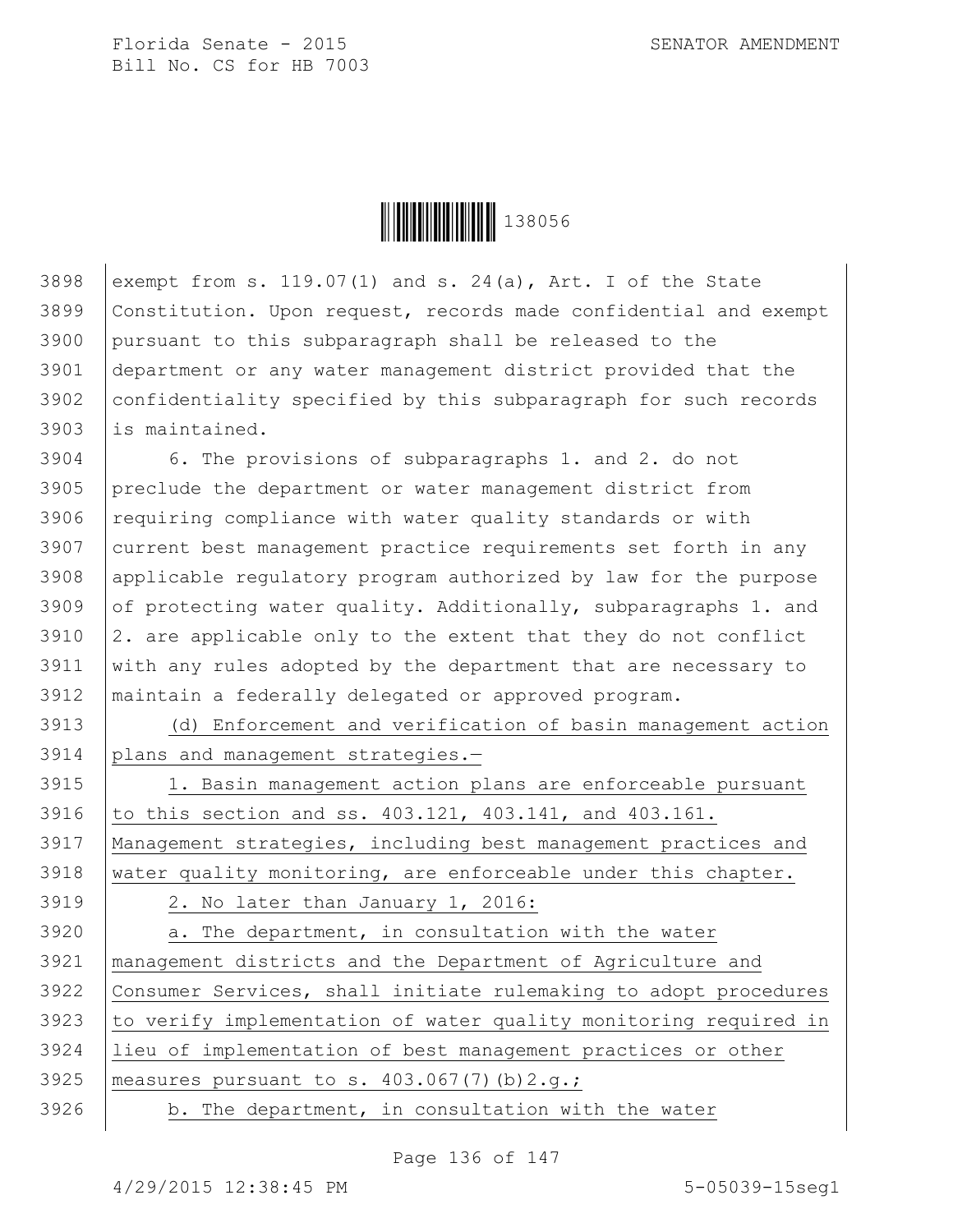exempt from s. 119.07(1) and s. 24(a), Art. I of the State Constitution. Upon request, records made confidential and exempt pursuant to this subparagraph shall be released to the department or any water management district provided that the confidentiality specified by this subparagraph for such records is maintained.

6. The provisions of subparagraphs 1. and 2. do not preclude the department or water management district from requiring compliance with water quality standards or with current best management practice requirements set forth in any applicable regulatory program authorized by law for the purpose of protecting water quality. Additionally, subparagraphs 1. and 2. are applicable only to the extent that they do not conflict with any rules adopted by the department that are necessary to maintain a federally delegated or approved program.

(d) Enforcement and verification of basin management action plans and management strategies.—

1. Basin management action plans are enforceable pursuant to this section and ss. 403.121, 403.141, and 403.161. Management strategies, including best management practices and water quality monitoring, are enforceable under this chapter.

2. No later than January 1, 2016:

a. The department, in consultation with the water management districts and the Department of Agriculture and Consumer Services, shall initiate rulemaking to adopt procedures to verify implementation of water quality monitoring required in lieu of implementation of best management practices or other measures pursuant to s. 403.067(7)(b)2.g.;

b. The department, in consultation with the water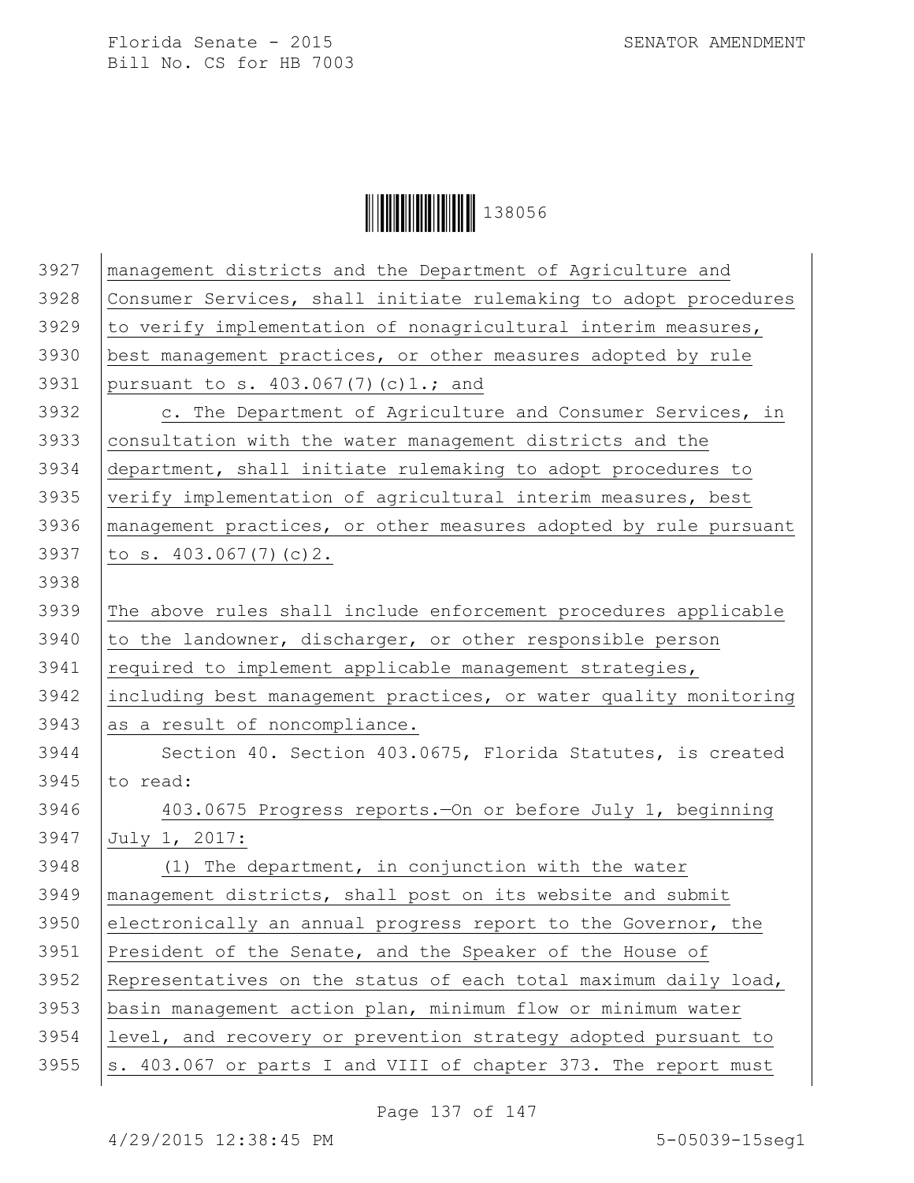management districts and the Department of Agriculture and Consumer Services, shall initiate rulemaking to adopt procedures to verify implementation of nonagricultural interim measures, best management practices, or other measures adopted by rule pursuant to s. 403.067(7)(c)1.; and

c. The Department of Agriculture and Consumer Services, in consultation with the water management districts and the department, shall initiate rulemaking to adopt procedures to verify implementation of agricultural interim measures, best management practices, or other measures adopted by rule pursuant to s. 403.067(7)(c)2.

The above rules shall include enforcement procedures applicable to the landowner, discharger, or other responsible person required to implement applicable management strategies, including best management practices, or water quality monitoring as a result of noncompliance.

Section 40. Section 403.0675, Florida Statutes, is created to read:

403.0675 Progress reports.—On or before July 1, beginning July 1, 2017:

(1) The department, in conjunction with the water management districts, shall post on its website and submit electronically an annual progress report to the Governor, the President of the Senate, and the Speaker of the House of Representatives on the status of each total maximum daily load, basin management action plan, minimum flow or minimum water level, and recovery or prevention strategy adopted pursuant to s. 403.067 or parts I and VIII of chapter 373. The report must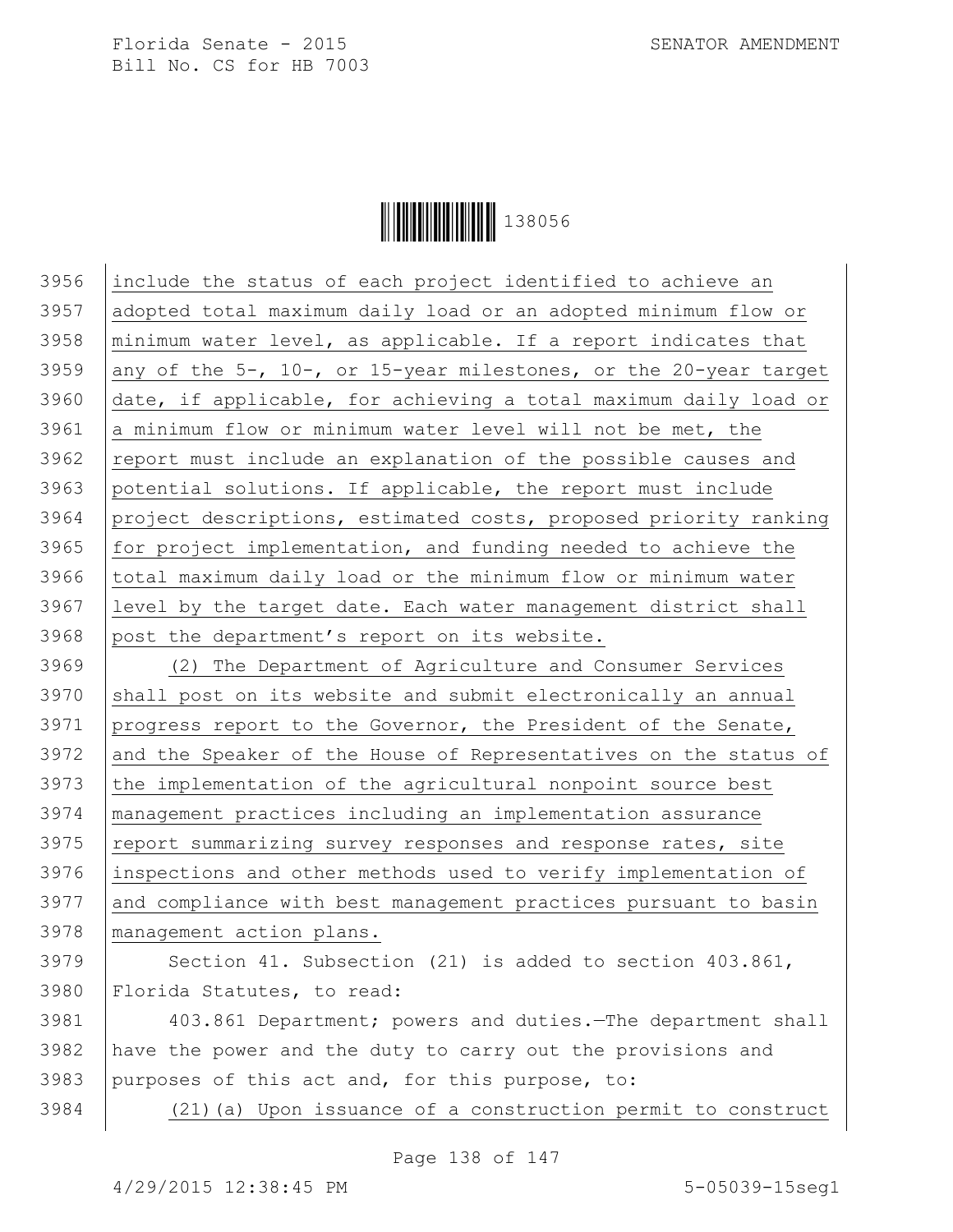include the status of each project identified to achieve an adopted total maximum daily load or an adopted minimum flow or minimum water level, as applicable. If a report indicates that any of the 5-, 10-, or 15-year milestones, or the 20-year target date, if applicable, for achieving a total maximum daily load or a minimum flow or minimum water level will not be met, the report must include an explanation of the possible causes and potential solutions. If applicable, the report must include project descriptions, estimated costs, proposed priority ranking for project implementation, and funding needed to achieve the total maximum daily load or the minimum flow or minimum water level by the target date. Each water management district shall post the department's report on its website.

(2) The Department of Agriculture and Consumer Services shall post on its website and submit electronically an annual progress report to the Governor, the President of the Senate, and the Speaker of the House of Representatives on the status of the implementation of the agricultural nonpoint source best management practices including an implementation assurance report summarizing survey responses and response rates, site inspections and other methods used to verify implementation of and compliance with best management practices pursuant to basin management action plans.

Section 41. Subsection (21) is added to section 403.861, Florida Statutes, to read:

403.861 Department; powers and duties.—The department shall have the power and the duty to carry out the provisions and purposes of this act and, for this purpose, to:

(21)(a) Upon issuance of a construction permit to construct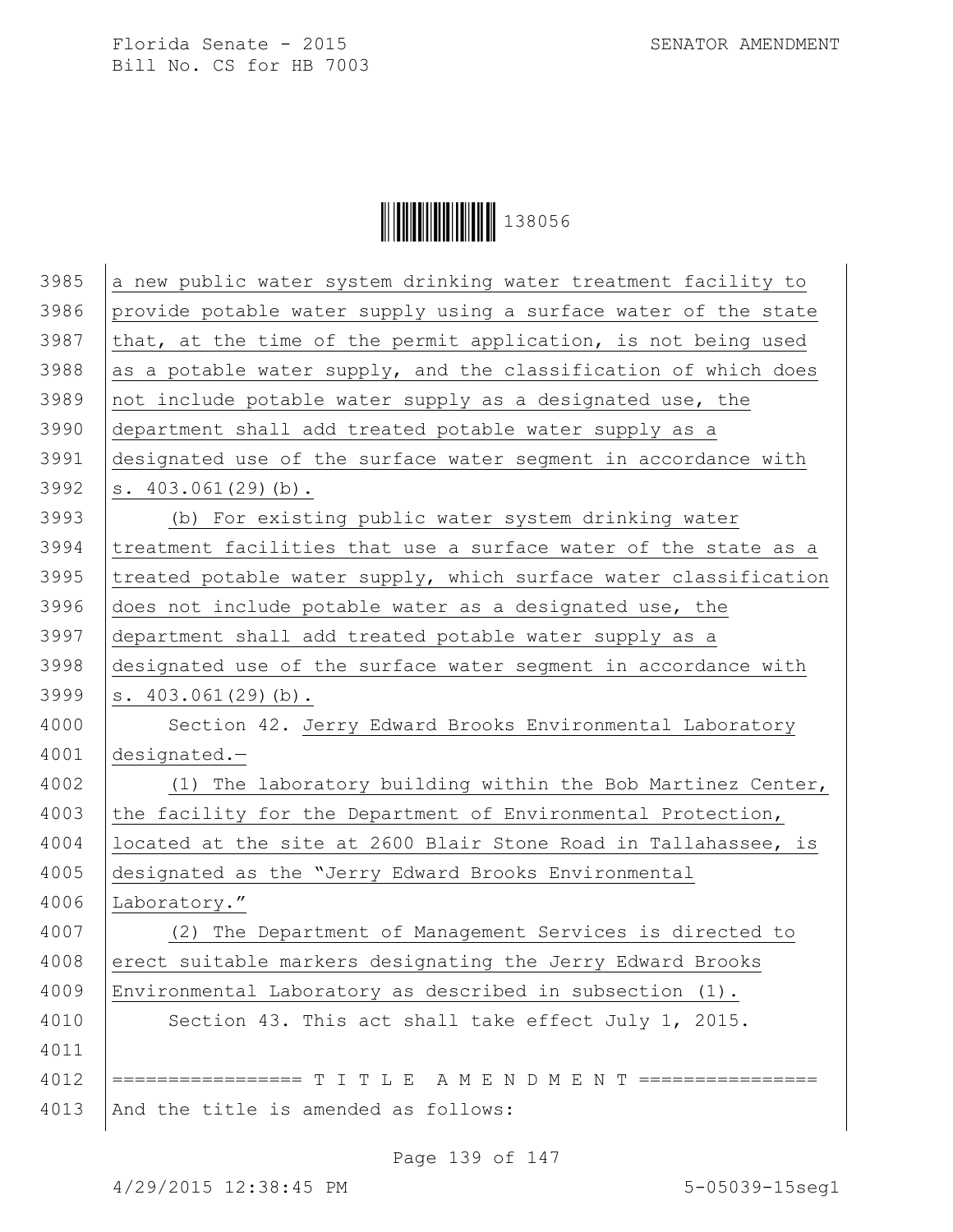a new public water system drinking water treatment facility to provide potable water supply using a surface water of the state that, at the time of the permit application, is not being used as a potable water supply, and the classification of which does not include potable water supply as a designated use, the department shall add treated potable water supply as a designated use of the surface water segment in accordance with s. 403.061(29)(b).

(b) For existing public water system drinking water treatment facilities that use a surface water of the state as a treated potable water supply, which surface water classification does not include potable water as a designated use, the department shall add treated potable water supply as a designated use of the surface water segment in accordance with s. 403.061(29)(b).

Section 42. Jerry Edward Brooks Environmental Laboratory designated.—

(1) The laboratory building within the Bob Martinez Center, the facility for the Department of Environmental Protection, located at the site at 2600 Blair Stone Road in Tallahassee, is designated as the "Jerry Edward Brooks Environmental Laboratory."

(2) The Department of Management Services is directed to erect suitable markers designating the Jerry Edward Brooks Environmental Laboratory as described in subsection (1).

Section 43. This act shall take effect July 1, 2015.

================= T I T L E A M E N D M E N T ================

And the title is amended as follows: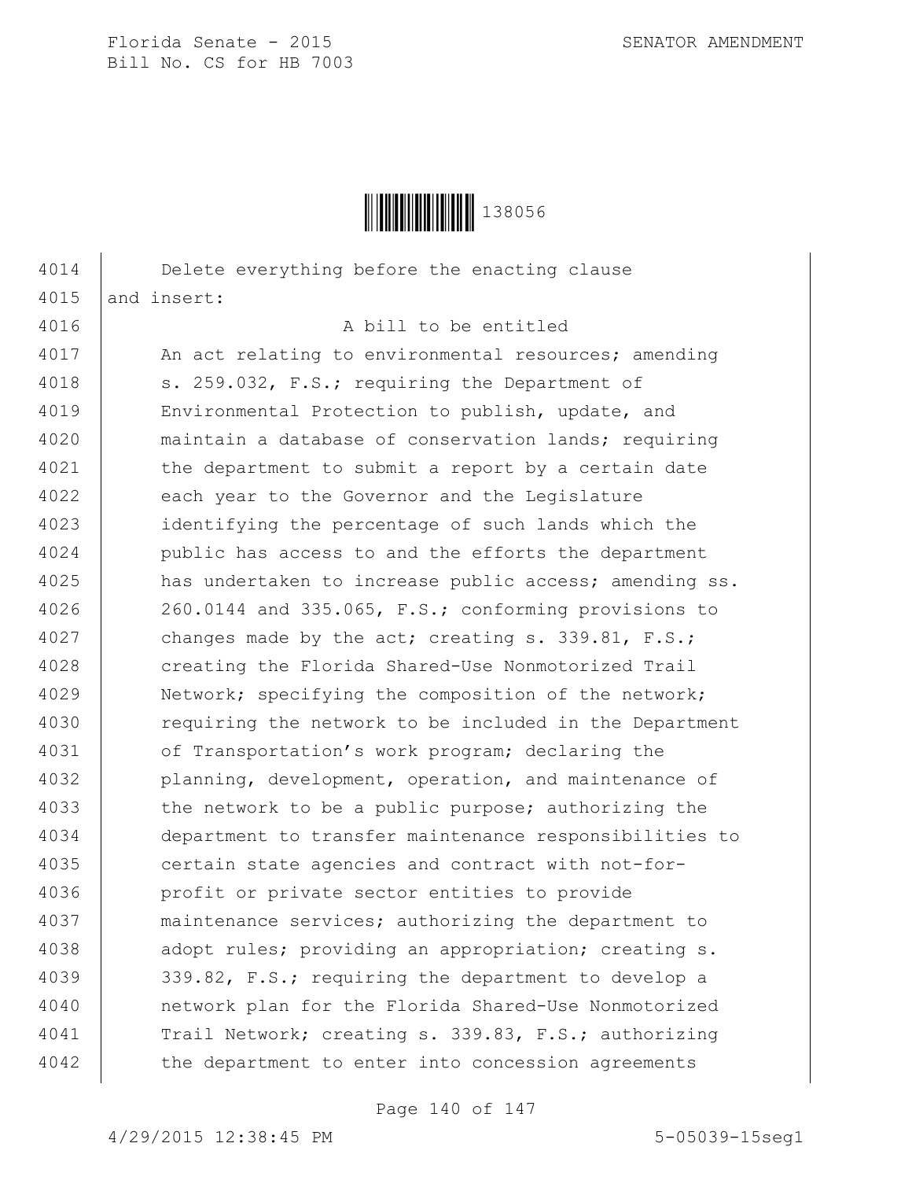Delete everything before the enacting clause
and insert:

A bill to be entitled

An act relating to environmental resources; amending s. 259.032, F.S.; requiring the Department of Environmental Protection to publish, update, and maintain a database of conservation lands; requiring the department to submit a report by a certain date each year to the Governor and the Legislature identifying the percentage of such lands which the public has access to and the efforts the department has undertaken to increase public access; amending ss. 260.0144 and 335.065, F.S.; conforming provisions to changes made by the act; creating s. 339.81, F.S.; creating the Florida Shared-Use Nonmotorized Trail Network; specifying the composition of the network; requiring the network to be included in the Department of Transportation's work program; declaring the planning, development, operation, and maintenance of the network to be a public purpose; authorizing the department to transfer maintenance responsibilities to certain state agencies and contract with not-for-profit or private sector entities to provide maintenance services; authorizing the department to adopt rules; providing an appropriation; creating s. 339.82, F.S.; requiring the department to develop a network plan for the Florida Shared-Use Nonmotorized Trail Network; creating s. 339.83, F.S.; authorizing the department to enter into concession agreements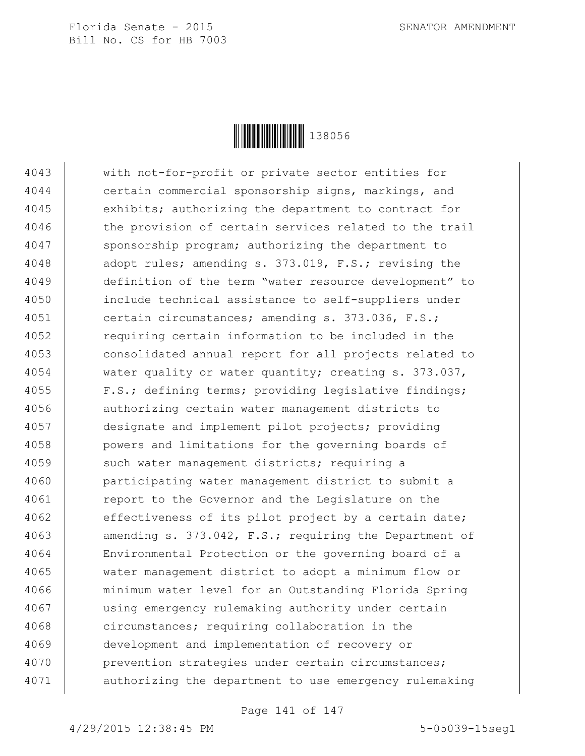with not-for-profit or private sector entities for certain commercial sponsorship signs, markings, and exhibits; authorizing the department to contract for the provision of certain services related to the trail sponsorship program; authorizing the department to adopt rules; amending s. 373.019, F.S.; revising the definition of the term "water resource development" to include technical assistance to self-suppliers under certain circumstances; amending s. 373.036, F.S.; requiring certain information to be included in the consolidated annual report for all projects related to water quality or water quantity; creating s. 373.037, F.S.; defining terms; providing legislative findings; authorizing certain water management districts to designate and implement pilot projects; providing powers and limitations for the governing boards of such water management districts; requiring a participating water management district to submit a report to the Governor and the Legislature on the effectiveness of its pilot project by a certain date; amending s. 373.042, F.S.; requiring the Department of Environmental Protection or the governing board of a water management district to adopt a minimum flow or minimum water level for an Outstanding Florida Spring using emergency rulemaking authority under certain circumstances; requiring collaboration in the development and implementation of recovery or prevention strategies under certain circumstances; authorizing the department to use emergency rulemaking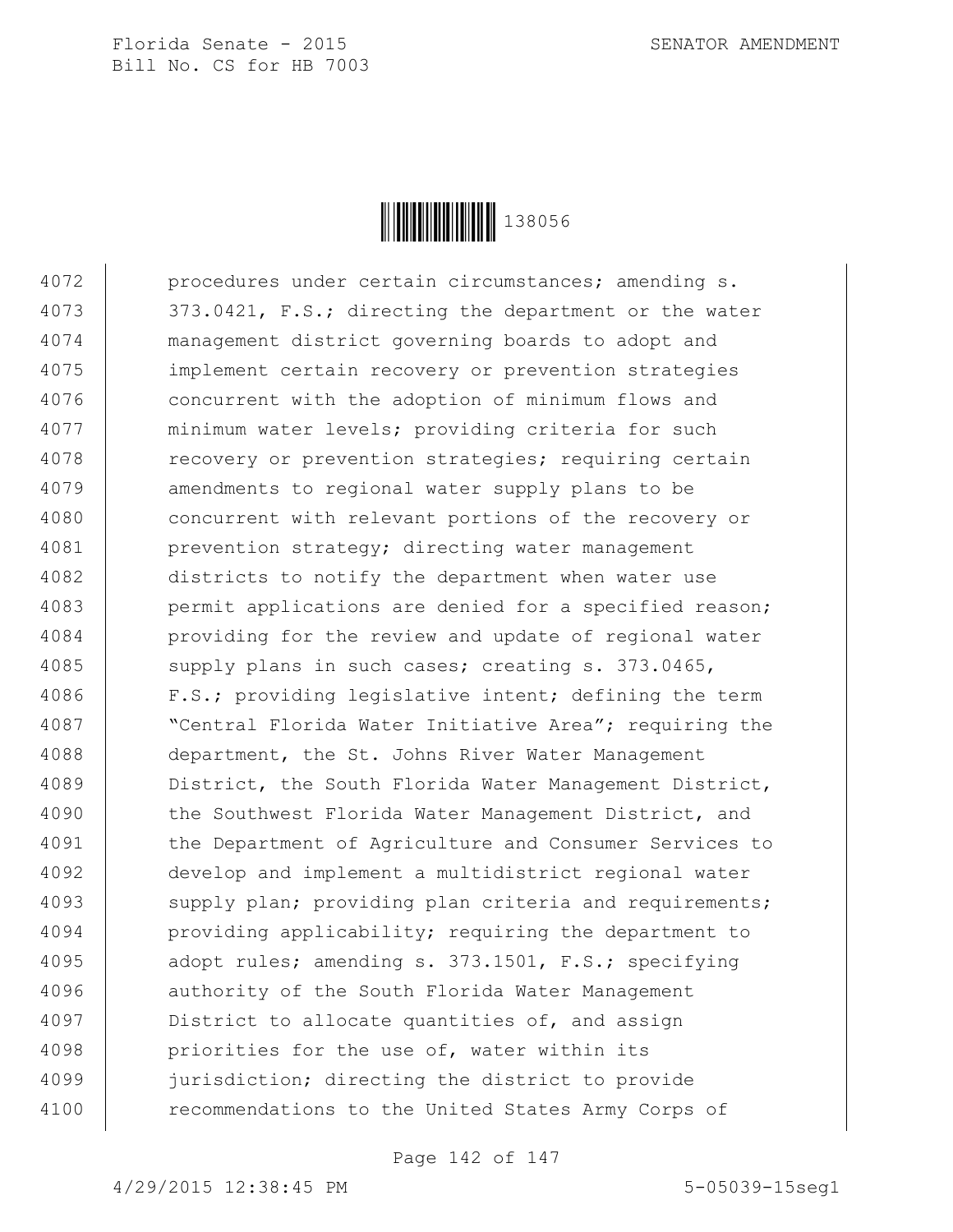4072 procedures under certain circumstances; amending s.
4073 373.0421, F.S.; directing the department or the water
4074 management district governing boards to adopt and
4075 implement certain recovery or prevention strategies
4076 concurrent with the adoption of minimum flows and
4077 minimum water levels; providing criteria for such
4078 recovery or prevention strategies; requiring certain
4079 amendments to regional water supply plans to be
4080 concurrent with relevant portions of the recovery or
4081 prevention strategy; directing water management
4082 districts to notify the department when water use
4083 permit applications are denied for a specified reason;
4084 providing for the review and update of regional water
4085 supply plans in such cases; creating s. 373.0465,
4086 F.S.; providing legislative intent; defining the term
4087 "Central Florida Water Initiative Area"; requiring the
4088 department, the St. Johns River Water Management
4089 District, the South Florida Water Management District,
4090 the Southwest Florida Water Management District, and
4091 the Department of Agriculture and Consumer Services to
4092 develop and implement a multidistrict regional water
4093 supply plan; providing plan criteria and requirements;
4094 providing applicability; requiring the department to
4095 adopt rules; amending s. 373.1501, F.S.; specifying
4096 authority of the South Florida Water Management
4097 District to allocate quantities of, and assign
4098 priorities for the use of, water within its
4099 jurisdiction; directing the district to provide
4100 recommendations to the United States Army Corps of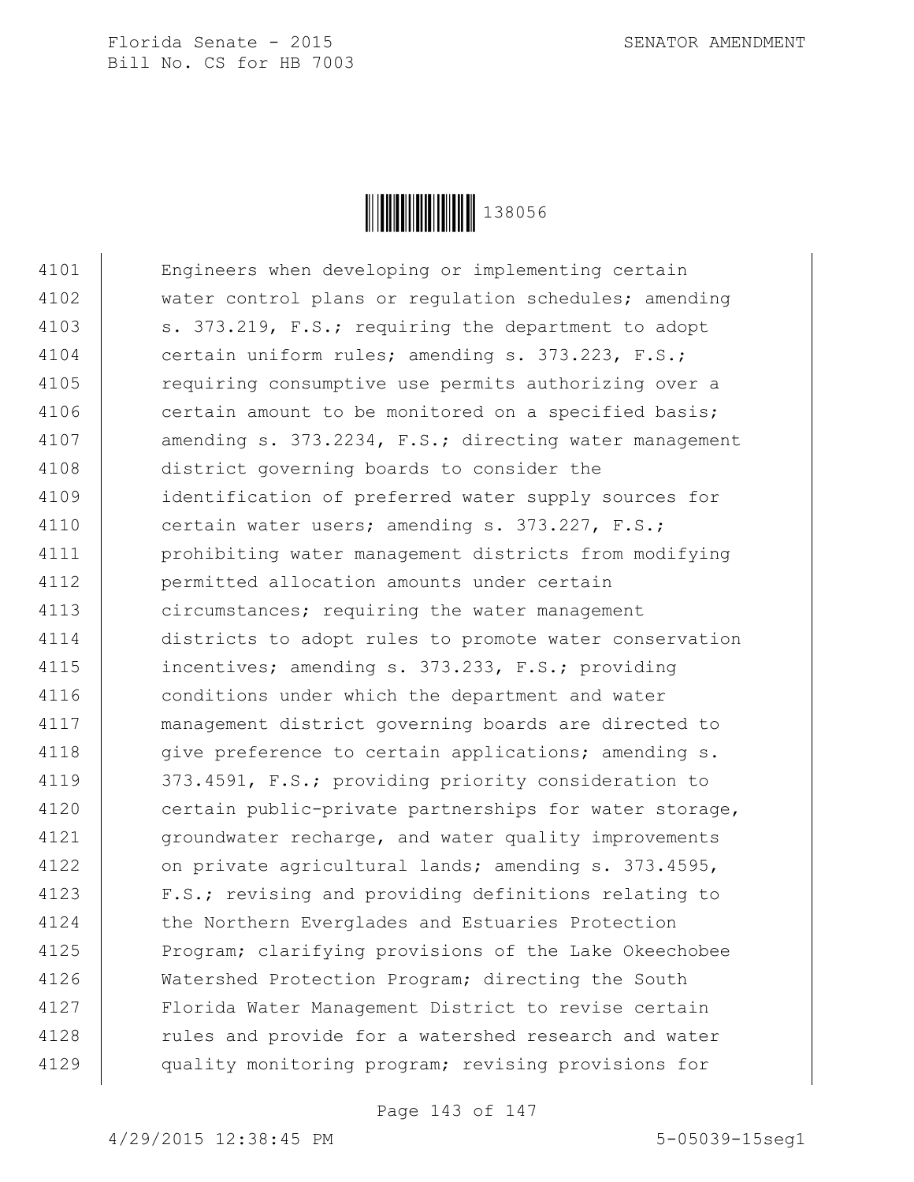Engineers when developing or implementing certain water control plans or regulation schedules; amending s. 373.219, F.S.; requiring the department to adopt certain uniform rules; amending s. 373.223, F.S.; requiring consumptive use permits authorizing over a certain amount to be monitored on a specified basis; amending s. 373.2234, F.S.; directing water management district governing boards to consider the identification of preferred water supply sources for certain water users; amending s. 373.227, F.S.; prohibiting water management districts from modifying permitted allocation amounts under certain circumstances; requiring the water management districts to adopt rules to promote water conservation incentives; amending s. 373.233, F.S.; providing conditions under which the department and water management district governing boards are directed to give preference to certain applications; amending s. 373.4591, F.S.; providing priority consideration to certain public-private partnerships for water storage, groundwater recharge, and water quality improvements on private agricultural lands; amending s. 373.4595, F.S.; revising and providing definitions relating to the Northern Everglades and Estuaries Protection Program; clarifying provisions of the Lake Okeechobee Watershed Protection Program; directing the South Florida Water Management District to revise certain rules and provide for a watershed research and water quality monitoring program; revising provisions for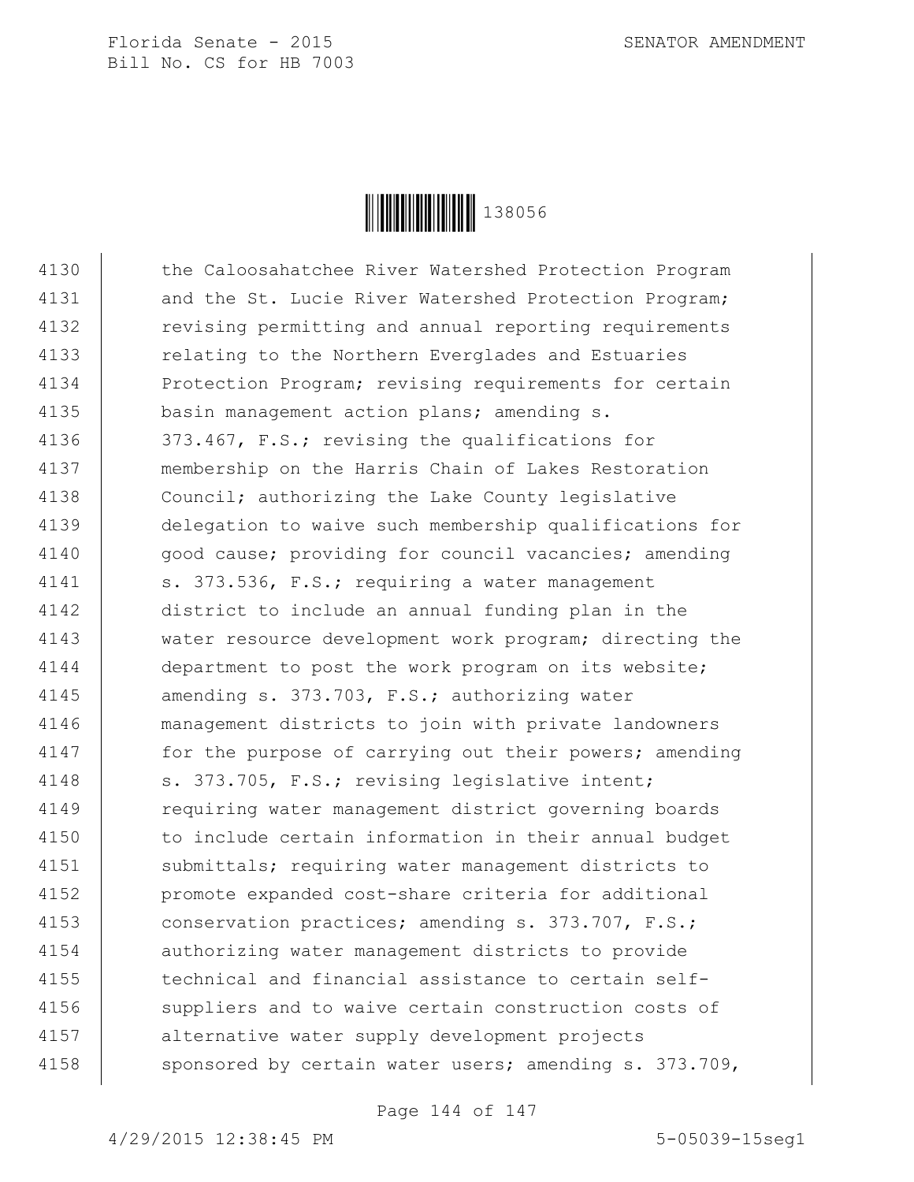the Caloosahatchee River Watershed Protection Program and the St. Lucie River Watershed Protection Program; revising permitting and annual reporting requirements relating to the Northern Everglades and Estuaries Protection Program; revising requirements for certain basin management action plans; amending s. 373.467, F.S.; revising the qualifications for membership on the Harris Chain of Lakes Restoration Council; authorizing the Lake County legislative delegation to waive such membership qualifications for good cause; providing for council vacancies; amending s. 373.536, F.S.; requiring a water management district to include an annual funding plan in the water resource development work program; directing the department to post the work program on its website; amending s. 373.703, F.S.; authorizing water management districts to join with private landowners for the purpose of carrying out their powers; amending s. 373.705, F.S.; revising legislative intent; requiring water management district governing boards to include certain information in their annual budget submittals; requiring water management districts to promote expanded cost-share criteria for additional conservation practices; amending s. 373.707, F.S.; authorizing water management districts to provide technical and financial assistance to certain self-suppliers and to waive certain construction costs of alternative water supply development projects sponsored by certain water users; amending s. 373.709,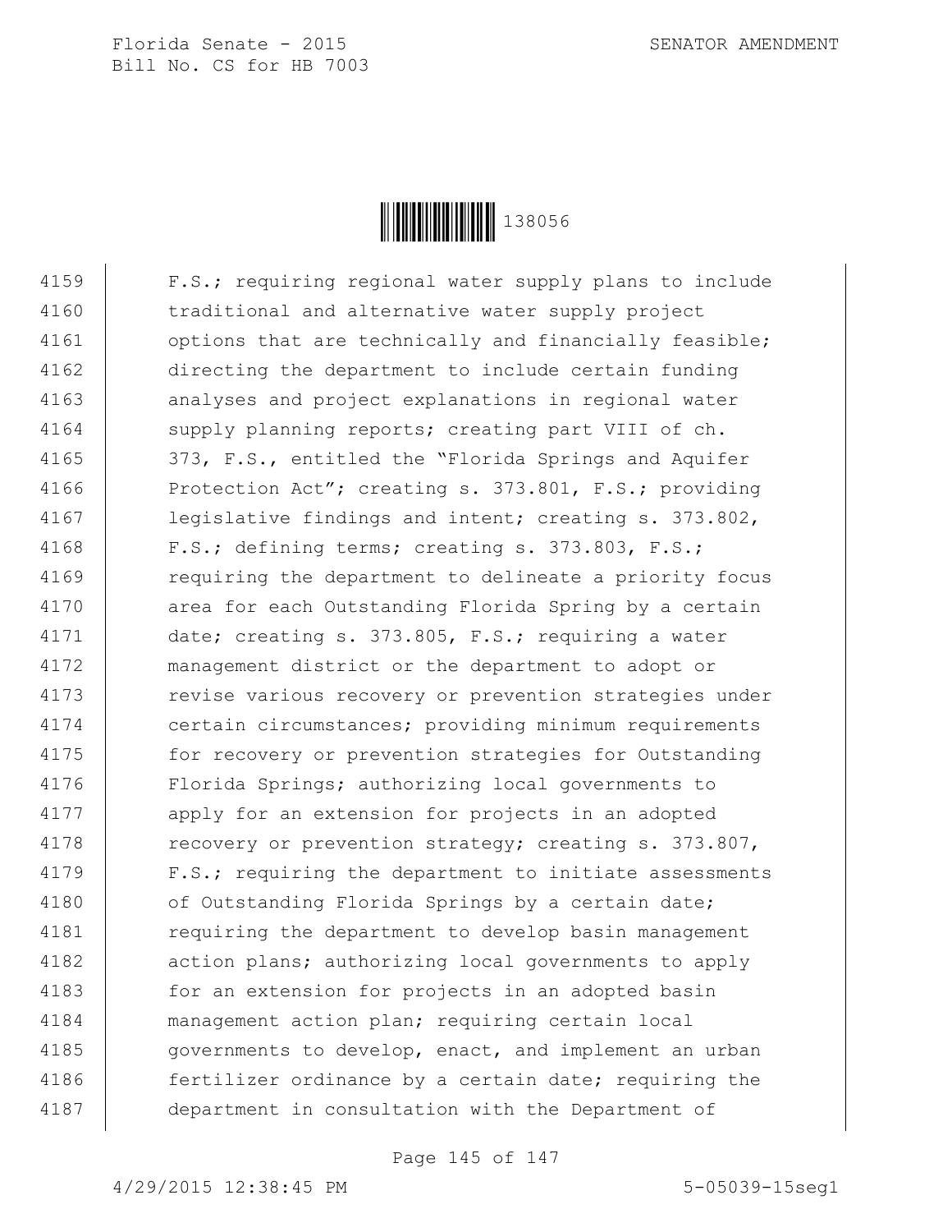4159 F.S.; requiring regional water supply plans to include
4160 traditional and alternative water supply project
4161 options that are technically and financially feasible;
4162 directing the department to include certain funding
4163 analyses and project explanations in regional water
4164 supply planning reports; creating part VIII of ch.
4165 373, F.S., entitled the "Florida Springs and Aquifer
4166 Protection Act"; creating s. 373.801, F.S.; providing
4167 legislative findings and intent; creating s. 373.802,
4168 F.S.; defining terms; creating s. 373.803, F.S.;
4169 requiring the department to delineate a priority focus
4170 area for each Outstanding Florida Spring by a certain
4171 date; creating s. 373.805, F.S.; requiring a water
4172 management district or the department to adopt or
4173 revise various recovery or prevention strategies under
4174 certain circumstances; providing minimum requirements
4175 for recovery or prevention strategies for Outstanding
4176 Florida Springs; authorizing local governments to
4177 apply for an extension for projects in an adopted
4178 recovery or prevention strategy; creating s. 373.807,
4179 F.S.; requiring the department to initiate assessments
4180 of Outstanding Florida Springs by a certain date;
4181 requiring the department to develop basin management
4182 action plans; authorizing local governments to apply
4183 for an extension for projects in an adopted basin
4184 management action plan; requiring certain local
4185 governments to develop, enact, and implement an urban
4186 fertilizer ordinance by a certain date; requiring the
4187 department in consultation with the Department of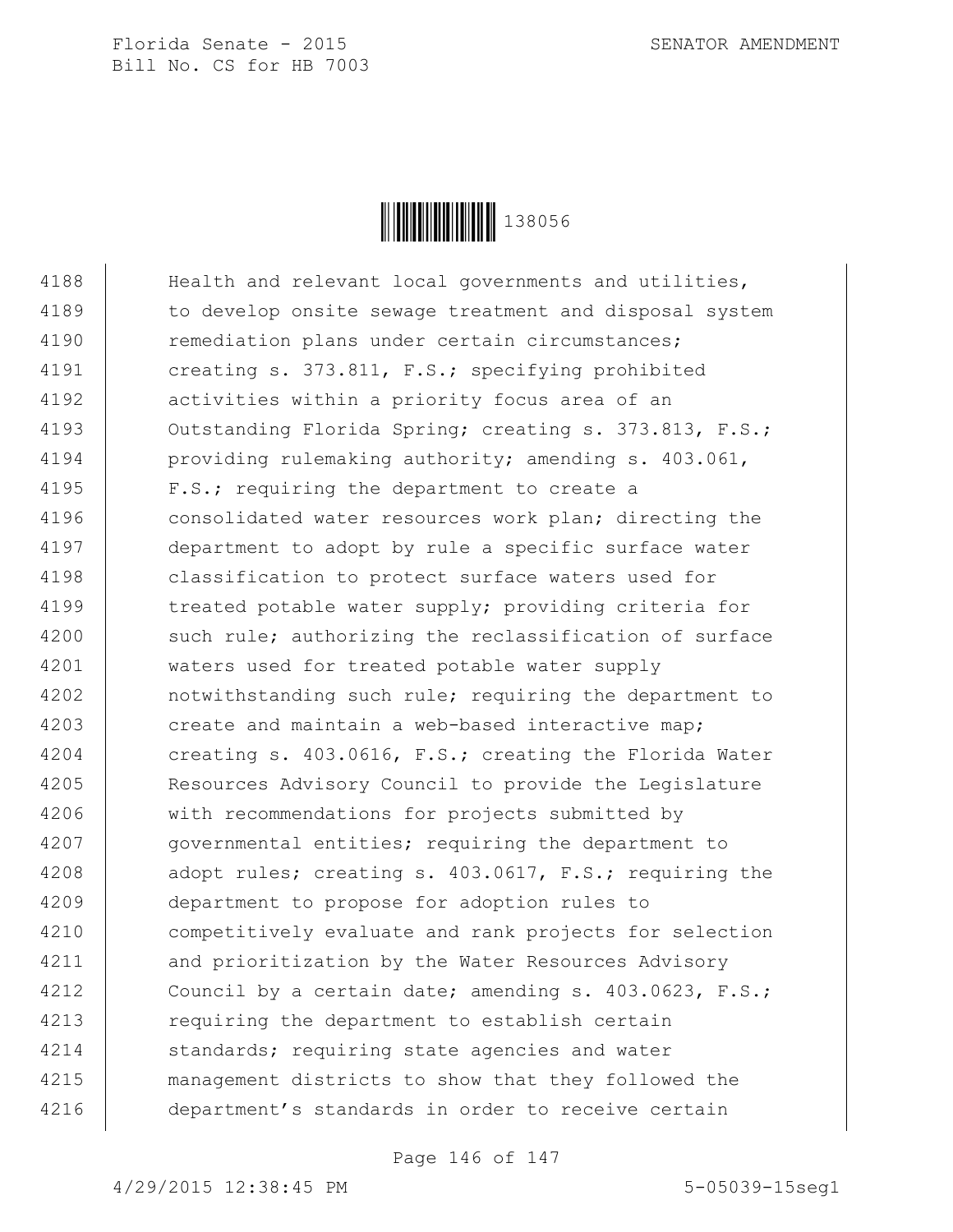4188 Health and relevant local governments and utilities,
4189 to develop onsite sewage treatment and disposal system
4190 remediation plans under certain circumstances;
4191 creating s. 373.811, F.S.; specifying prohibited
4192 activities within a priority focus area of an
4193 Outstanding Florida Spring; creating s. 373.813, F.S.;
4194 providing rulemaking authority; amending s. 403.061,
4195 F.S.; requiring the department to create a
4196 consolidated water resources work plan; directing the
4197 department to adopt by rule a specific surface water
4198 classification to protect surface waters used for
4199 treated potable water supply; providing criteria for
4200 such rule; authorizing the reclassification of surface
4201 waters used for treated potable water supply
4202 notwithstanding such rule; requiring the department to
4203 create and maintain a web-based interactive map;
4204 creating s. 403.0616, F.S.; creating the Florida Water
4205 Resources Advisory Council to provide the Legislature
4206 with recommendations for projects submitted by
4207 governmental entities; requiring the department to
4208 adopt rules; creating s. 403.0617, F.S.; requiring the
4209 department to propose for adoption rules to
4210 competitively evaluate and rank projects for selection
4211 and prioritization by the Water Resources Advisory
4212 Council by a certain date; amending s. 403.0623, F.S.;
4213 requiring the department to establish certain
4214 standards; requiring state agencies and water
4215 management districts to show that they followed the
4216 department's standards in order to receive certain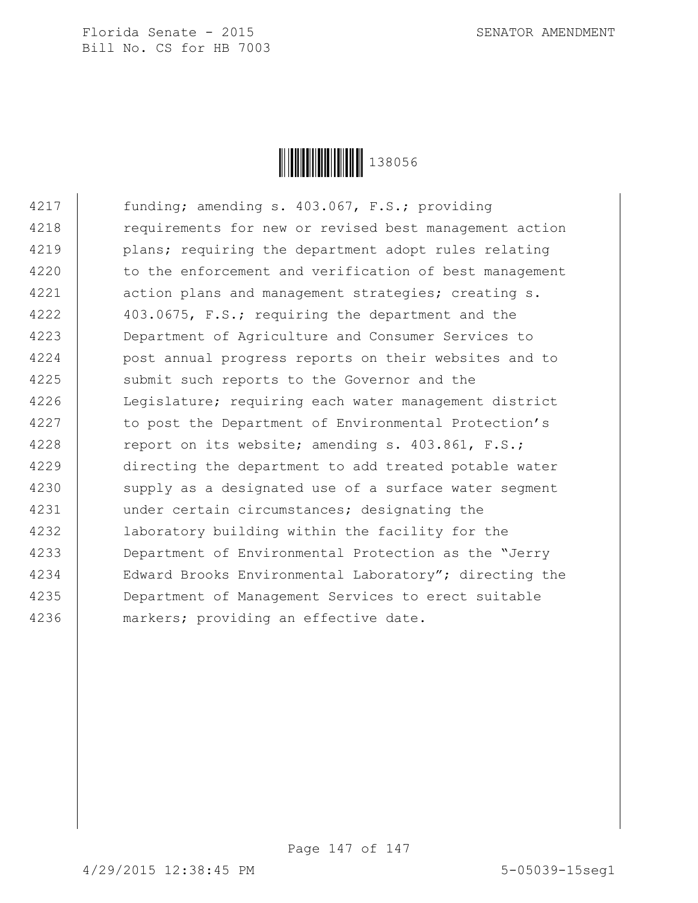4217 funding; amending s. 403.067, F.S.; providing
4218 requirements for new or revised best management action
4219 plans; requiring the department adopt rules relating
4220 to the enforcement and verification of best management
4221 action plans and management strategies; creating s.
4222 403.0675, F.S.; requiring the department and the
4223 Department of Agriculture and Consumer Services to
4224 post annual progress reports on their websites and to
4225 submit such reports to the Governor and the
4226 Legislature; requiring each water management district
4227 to post the Department of Environmental Protection's
4228 report on its website; amending s. 403.861, F.S.;
4229 directing the department to add treated potable water
4230 supply as a designated use of a surface water segment
4231 under certain circumstances; designating the
4232 laboratory building within the facility for the
4233 Department of Environmental Protection as the "Jerry
4234 Edward Brooks Environmental Laboratory"; directing the
4235 Department of Management Services to erect suitable
4236 markers; providing an effective date.